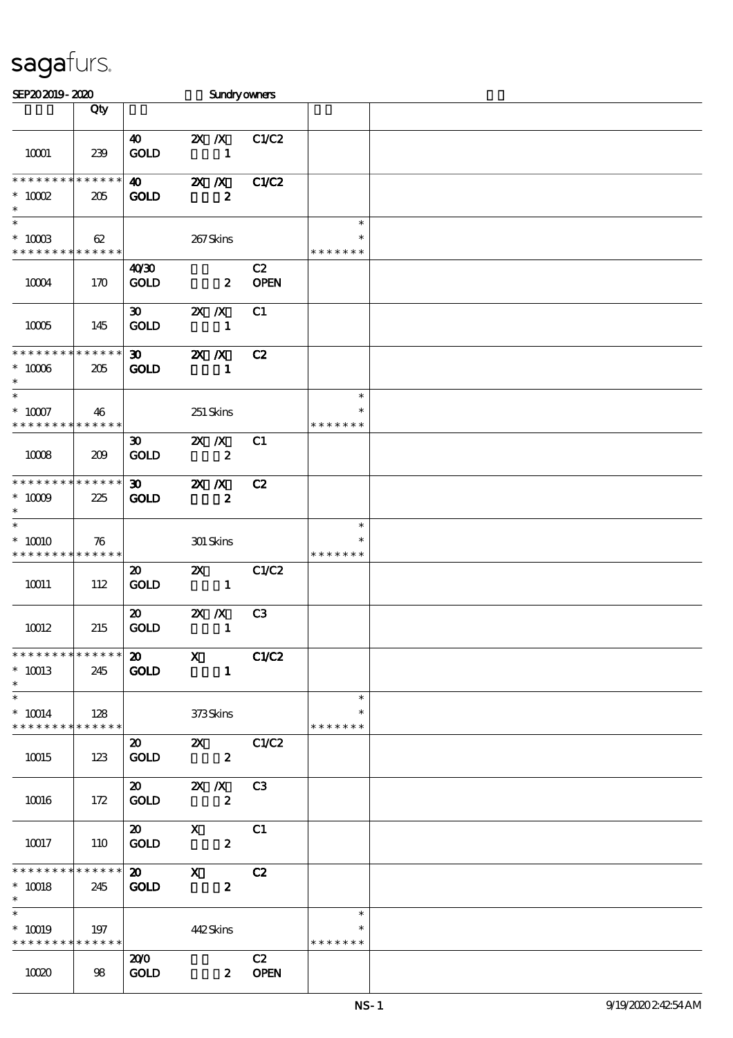sagafurs.

SEP20 2019 - 2020 Sundry owners

| | Qty | | | | | |
|---|---|---|---|---|---|---|
| 10001 | 239 | 40 GOLD | 2X /X 1 | C1/C2 | | |
| * * * * * * * * * * * * * * 10002 * | 205 | 40 GOLD | 2X /X 2 | C1/C2 | | |
| * * 10003 * * * * * * * * * * * * * | 62 | | 267 Skins | | * * * * * * * * * | |
| 10004 | 170 | 40/30 GOLD | 2 | C2 OPEN | | |
| 10005 | 145 | 30 GOLD | 2X /X 1 | C1 | | |
| * * * * * * * * * * * * * * 10006 * | 205 | 30 GOLD | 2X /X 1 | C2 | | |
| * * 10007 * * * * * * * * * * * * * | 46 | | 251 Skins | | * * * * * * * * * | |
| 10008 | 209 | 30 GOLD | 2X /X 2 | C1 | | |
| * * * * * * * * * * * * * * 10009 * | 225 | 30 GOLD | 2X /X 2 | C2 | | |
| * * 10010 * * * * * * * * * * * * * | 76 | | 301 Skins | | * * * * * * * * * | |
| 10011 | 112 | 20 GOLD | 2X 1 | C1/C2 | | |
| 10012 | 215 | 20 GOLD | 2X /X 1 | C3 | | |
| * * * * * * * * * * * * * * 10013 * | 245 | 20 GOLD | X 1 | C1/C2 | | |
| * * 10014 * * * * * * * * * * * * * | 128 | | 373 Skins | | * * * * * * * * * | |
| 10015 | 123 | 20 GOLD | 2X 2 | C1/C2 | | |
| 10016 | 172 | 20 GOLD | 2X /X 2 | C3 | | |
| 10017 | 110 | 20 GOLD | X 2 | C1 | | |
| * * * * * * * * * * * * * * 10018 * | 245 | 20 GOLD | X 2 | C2 | | |
| * * 10019 * * * * * * * * * * * * * | 197 | | 442 Skins | | * * * * * * * * * | |
| 10020 | 98 | 20/0 GOLD | 2 | C2 OPEN | | |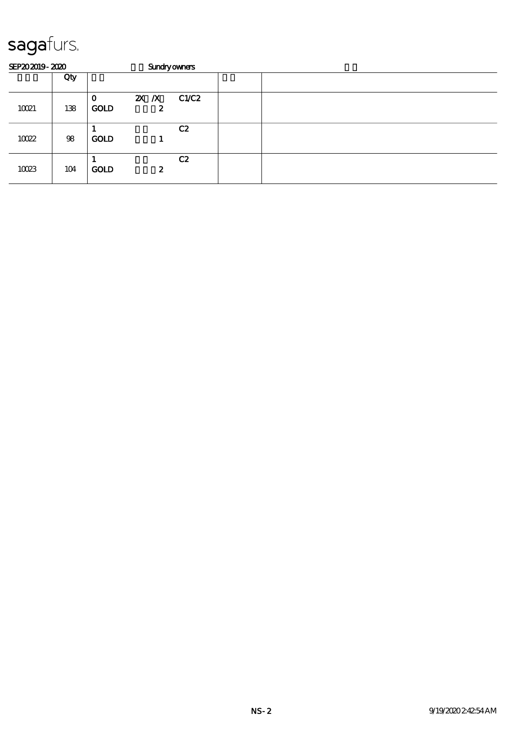sagafurs.

SEP20 2019 - 2020 Sundry owners

| | Qty | | | |
|---|---|---|---|---|
| 10021 | 138 | 0<br>GOLD | 2X /X<br>2 | C1/C2 |
| 10022 | 98 | 1<br>GOLD | <br>1 | C2 |
| 10023 | 104 | 1<br>GOLD | <br>2 | C2 |

9/19/2020 2:42:54 AM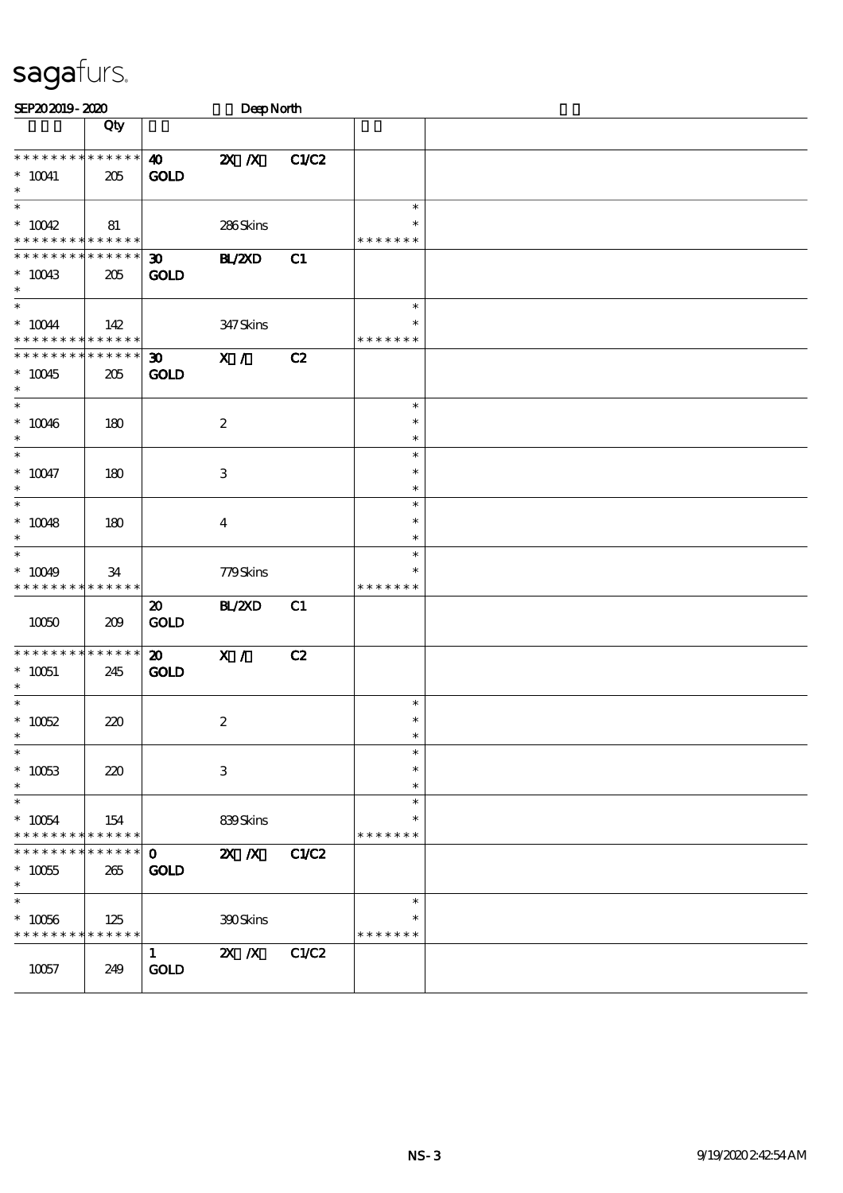sagafurs.

SEP20 2019 - 2020 Deep North

| | Qty | | | | | |
|---|---|---|---|---|---|---|
| * * * * * * * * * * * * * * | 40 | 2X /X | C1/C2 | | |
| * 10041 | 205 | GOLD | | | | |
| * | | | | | | |
| * | | | | | * | |
| * 10042 | 81 | | 286 Skins | | * | |
| * * * * * * * * * * * * * * | | | | | * * * * * * * | |
| * * * * * * * * * * * * * * | 30 | BL/2XD | C1 | | |
| * 10043 | 205 | GOLD | | | | |
| * | | | | | | |
| * | | | | | * | |
| * 10044 | 142 | | 347 Skins | | * | |
| * * * * * * * * * * * * * * | | | | | * * * * * * * | |
| * * * * * * * * * * * * * * | 30 | X / | C2 | | |
| * 10045 | 205 | GOLD | | | | |
| * | | | | | | |
| * | | | | | * | |
| * 10046 | 180 | | 2 | | * | |
| * | | | | | * | |
| * | | | | | * | |
| * 10047 | 180 | | 3 | | * | |
| * | | | | | * | |
| * | | | | | * | |
| * 10048 | 180 | | 4 | | * | |
| * | | | | | * | |
| * | | | | | * | |
| * 10049 | 34 | | 779 Skins | | * | |
| * * * * * * * * * * * * * * | | | | | * * * * * * * | |
| | | 20 | BL/2XD | C1 | | |
| 10050 | 209 | GOLD | | | | |
| * * * * * * * * * * * * * * | 20 | X / | C2 | | |
| * 10051 | 245 | GOLD | | | | |
| * | | | | | | |
| * | | | | | * | |
| * 10052 | 220 | | 2 | | * | |
| * | | | | | * | |
| * | | | | | * | |
| * 10053 | 220 | | 3 | | * | |
| * | | | | | * | |
| * | | | | | * | |
| * 10054 | 154 | | 839 Skins | | * | |
| * * * * * * * * * * * * * * | | | | | * * * * * * * | |
| * * * * * * * * * * * * * * | 0 | 2X /X | C1/C2 | | |
| * 10055 | 265 | GOLD | | | | |
| * | | | | | | |
| * | | | | | * | |
| * 10056 | 125 | | 390 Skins | | * | |
| * * * * * * * * * * * * * * | | | | | * * * * * * * | |
| | | 1 | 2X /X | C1/C2 | | |
| 10057 | 249 | GOLD | | | | |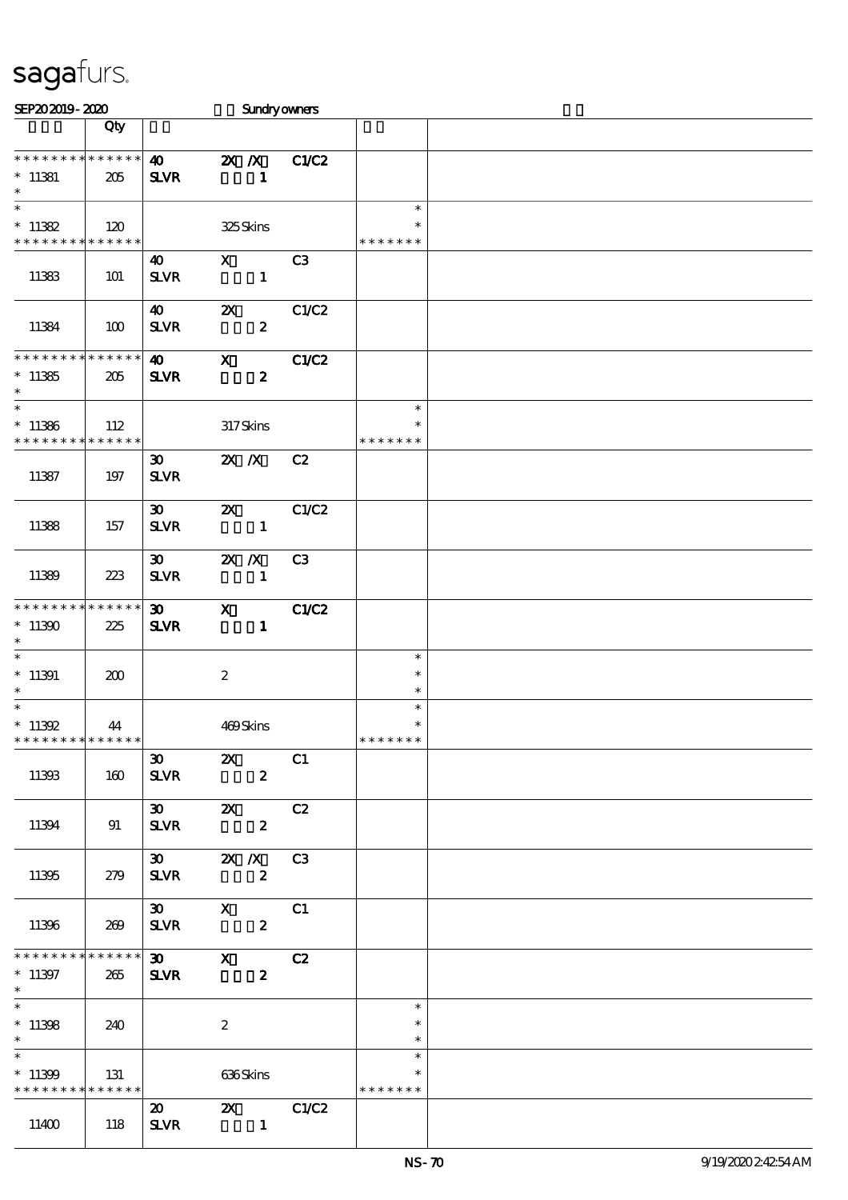# sagafurs.

SEP20 2019 - 2020 Sundry owners

| | Qty | | | | | |
|---|---|---|---|---|---|---|
| * * * * * * * * * * * * * * | | 40 | 2X /X | C1/C2 | | |
| * 11381 | 205 | SLVR | 1 | | | |
| * | | | | | | |
| * | | | | | * | |
| * 11382 | 120 | | 325 Skins | | * | |
| * * * * * * * * * * * * * * | | | | | * * * * * * * | |
| | | 40 | X | C3 | | |
| 11383 | 101 | SLVR | 1 | | | |
| | | 40 | 2X | C1/C2 | | |
| 11384 | 100 | SLVR | 2 | | | |
| * * * * * * * * * * * * * * | | 40 | X | C1/C2 | | |
| * 11385 | 205 | SLVR | 2 | | | |
| * | | | | | | |
| * | | | | | * | |
| * 11386 | 112 | | 317 Skins | | * | |
| * * * * * * * * * * * * * * | | | | | * * * * * * * | |
| | | 30 | 2X /X | C2 | | |
| 11387 | 197 | SLVR | | | | |
| | | 30 | 2X | C1/C2 | | |
| 11388 | 157 | SLVR | 1 | | | |
| | | 30 | 2X /X | C3 | | |
| 11389 | 223 | SLVR | 1 | | | |
| * * * * * * * * * * * * * * | | 30 | X | C1/C2 | | |
| * 11390 | 225 | SLVR | 1 | | | |
| * | | | | | | |
| * | | | | | * | |
| * 11391 | 200 | | 2 | | * | |
| * | | | | | * | |
| * | | | | | * | |
| * 11392 | 44 | | 469 Skins | | * | |
| * * * * * * * * * * * * * * | | | | | * * * * * * * | |
| | | 30 | 2X | C1 | | |
| 11393 | 160 | SLVR | 2 | | | |
| | | 30 | 2X | C2 | | |
| 11394 | 91 | SLVR | 2 | | | |
| | | 30 | 2X /X | C3 | | |
| 11395 | 279 | SLVR | 2 | | | |
| | | 30 | X | C1 | | |
| 11396 | 269 | SLVR | 2 | | | |
| * * * * * * * * * * * * * * | | 30 | X | C2 | | |
| * 11397 | 265 | SLVR | 2 | | | |
| * | | | | | | |
| * | | | | | * | |
| * 11398 | 240 | | 2 | | * | |
| * | | | | | * | |
| * | | | | | * | |
| * 11399 | 131 | | 636 Skins | | * | |
| * * * * * * * * * * * * * * | | | | | * * * * * * * | |
| | | 20 | 2X | C1/C2 | | |
| 11400 | 118 | SLVR | 1 | | | |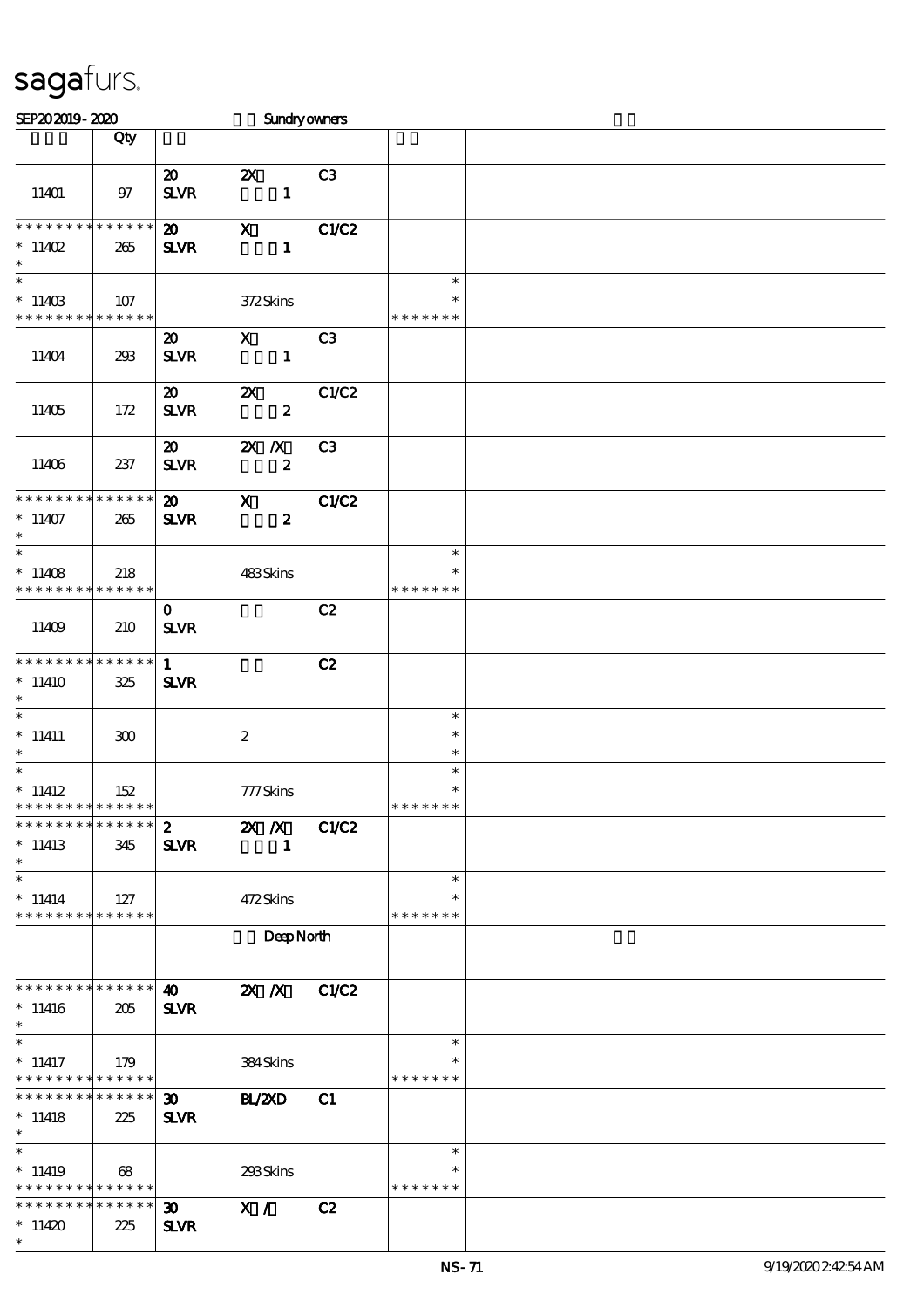sagafurs.

SEP20 2019 - 2020 Sundry owners

| | Qty | | | | | |
|---|---|---|---|---|---|---|
| 11401 | 97 | 20 SLVR | 2X 1 | C3 | | |
| * * * * * * * * * * * * * * 11402 * | 265 | 20 SLVR | X 1 | C1/C2 | | |
| * * 11403 * * * * * * * * * * * * * * | 107 | | 372 Skins | | * * * * * * * * * | |
| 11404 | 293 | 20 SLVR | X 1 | C3 | | |
| 11405 | 172 | 20 SLVR | 2X 2 | C1/C2 | | |
| 11406 | 237 | 20 SLVR | 2X /X 2 | C3 | | |
| * * * * * * * * * * * * * * 11407 * | 265 | 20 SLVR | X 2 | C1/C2 | | |
| * * 11408 * * * * * * * * * * * * * * | 218 | | 483 Skins | | * * * * * * * * * | |
| 11409 | 210 | 0 SLVR | | C2 | | |
| * * * * * * * * * * * * * * 11410 * | 325 | 1 SLVR | | C2 | | |
| * * 11411 * | 300 | | 2 | | * * * | |
| * * 11412 * * * * * * * * * * * * * * | 152 | | 777 Skins | | * * * * * * * * * | |
| * * * * * * * * * * * * * * 11413 * | 345 | 2 SLVR | 2X /X 1 | C1/C2 | | |
| * * 11414 * * * * * * * * * * * * * * | 127 | | 472 Skins | | * * * * * * * * * | |
| | | | Deep North | | | |
| * * * * * * * * * * * * * * 11416 * | 205 | 40 SLVR | 2X /X | C1/C2 | | |
| * * 11417 * * * * * * * * * * * * * * | 179 | | 384 Skins | | * * * * * * * * * | |
| * * * * * * * * * * * * * * 11418 * | 225 | 30 SLVR | BL/2XD | C1 | | |
| * * 11419 * * * * * * * * * * * * * * | 68 | | 293 Skins | | * * * * * * * * * | |
| * * * * * * * * * * * * * * 11420 * | 225 | 30 SLVR | X / | C2 | | |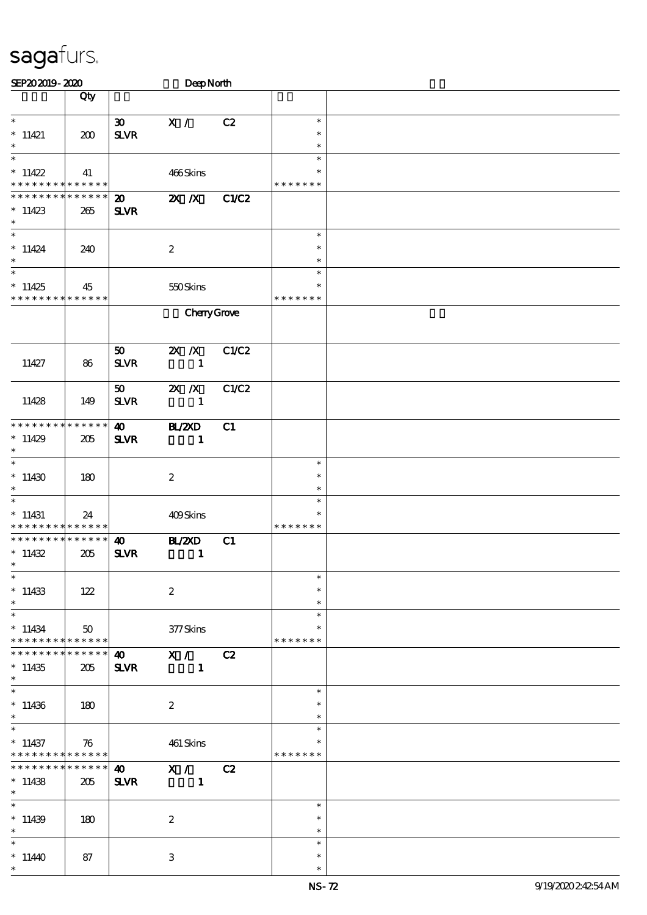sagafurs.

SEP20 2019 - 2020 Deep North

| | Qty | | | | | |
|---|---|---|---|---|---|---|
| * | | 30 | X / | C2 | * | |
| * 11421 | 200 | SLVR | | | * | |
| * | | | | | * | |
| * | | | | | * | |
| * 11422 | 41 | | 466 Skins | | * | |
| * * * * * * * * * * * * * * | | | | | * * * * * * * | |
| * * * * * * * * * * * * * * | | 20 | 2X /X | C1/C2 | | |
| * 11423 | 265 | SLVR | | | | |
| * | | | | | | |
| * | | | | | * | |
| * 11424 | 240 | | 2 | | * | |
| * | | | | | * | |
| * | | | | | * | |
| * 11425 | 45 | | 550 Skins | | * | |
| * * * * * * * * * * * * * * | | | | | * * * * * * * | |
| | | | Cherry Grove | | | |
| | | 50 | 2X /X | C1/C2 | | |
| 11427 | 86 | SLVR | 1 | | | |
| | | 50 | 2X /X | C1/C2 | | |
| 11428 | 149 | SLVR | 1 | | | |
| * * * * * * * * * * * * * * | | 40 | BL/2XD | C1 | | |
| * 11429 | 205 | SLVR | 1 | | | |
| * | | | | | | |
| * | | | | | * | |
| * 11430 | 180 | | 2 | | * | |
| * | | | | | * | |
| * | | | | | * | |
| * 11431 | 24 | | 409 Skins | | * | |
| * * * * * * * * * * * * * * | | | | | * * * * * * * | |
| * * * * * * * * * * * * * * | | 40 | BL/2XD | C1 | | |
| * 11432 | 205 | SLVR | 1 | | | |
| * | | | | | | |
| * | | | | | * | |
| * 11433 | 122 | | 2 | | * | |
| * | | | | | * | |
| * | | | | | * | |
| * 11434 | 50 | | 377 Skins | | * | |
| * * * * * * * * * * * * * * | | | | | * * * * * * * | |
| * * * * * * * * * * * * * * | | 40 | X / | C2 | | |
| * 11435 | 205 | SLVR | 1 | | | |
| * | | | | | | |
| * | | | | | * | |
| * 11436 | 180 | | 2 | | * | |
| * | | | | | * | |
| * | | | | | * | |
| * 11437 | 76 | | 461 Skins | | * | |
| * * * * * * * * * * * * * * | | | | | * * * * * * * | |
| * * * * * * * * * * * * * * | | 40 | X / | C2 | | |
| * 11438 | 205 | SLVR | 1 | | | |
| * | | | | | | |
| * | | | | | * | |
| * 11439 | 180 | | 2 | | * | |
| * | | | | | * | |
| * | | | | | * | |
| * 11440 | 87 | | 3 | | * | |
| * | | | | | * | |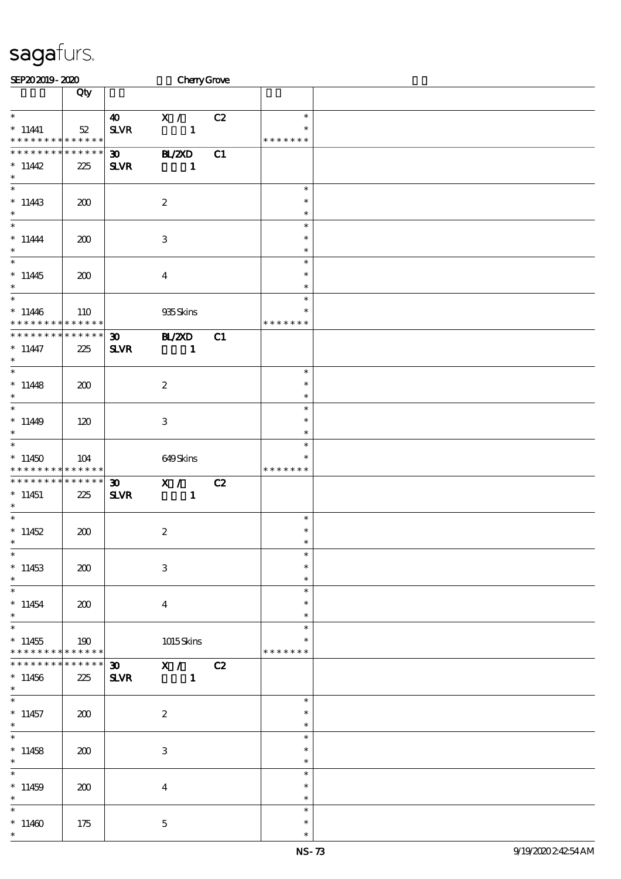# sagafurs.

SEP20 2019 - 2020 Cherry Grove

| | Qty | | | | | |
|---|---|---|---|---|---|---|
| * | | 40 | X / | C2 | * | |
| * 11441 | 52 | SLVR | 1 | | * | |
| * * * * * * * * * * * * * * | | | | | * * * * * * * | |
| * * * * * * * * * * * * * * | | 30 | BL/2XD | C1 | | |
| * 11442 | 225 | SLVR | 1 | | | |
| * | | | | | | |
| * | | | | | * | |
| * 11443 | 200 | | 2 | | * | |
| * | | | | | * | |
| * | | | | | * | |
| * 11444 | 200 | | 3 | | * | |
| * | | | | | * | |
| * | | | | | * | |
| * 11445 | 200 | | 4 | | * | |
| * | | | | | * | |
| * | | | | | * | |
| * 11446 | 110 | | 935 Skins | | * | |
| * * * * * * * * * * * * * * | | | | | * * * * * * * | |
| * * * * * * * * * * * * * * | | 30 | BL/2XD | C1 | | |
| * 11447 | 225 | SLVR | 1 | | | |
| * | | | | | | |
| * | | | | | * | |
| * 11448 | 200 | | 2 | | * | |
| * | | | | | * | |
| * | | | | | * | |
| * 11449 | 120 | | 3 | | * | |
| * | | | | | * | |
| * | | | | | * | |
| * 11450 | 104 | | 649 Skins | | * | |
| * * * * * * * * * * * * * * | | | | | * * * * * * * | |
| * * * * * * * * * * * * * * | | 30 | X / | C2 | | |
| * 11451 | 225 | SLVR | 1 | | | |
| * | | | | | | |
| * | | | | | * | |
| * 11452 | 200 | | 2 | | * | |
| * | | | | | * | |
| * | | | | | * | |
| * 11453 | 200 | | 3 | | * | |
| * | | | | | * | |
| * | | | | | * | |
| * 11454 | 200 | | 4 | | * | |
| * | | | | | * | |
| * | | | | | * | |
| * 11455 | 190 | | 1015 Skins | | * | |
| * * * * * * * * * * * * * * | | | | | * * * * * * * | |
| * * * * * * * * * * * * * * | | 30 | X / | C2 | | |
| * 11456 | 225 | SLVR | 1 | | | |
| * | | | | | | |
| * | | | | | * | |
| * 11457 | 200 | | 2 | | * | |
| * | | | | | * | |
| * | | | | | * | |
| * 11458 | 200 | | 3 | | * | |
| * | | | | | * | |
| * | | | | | * | |
| * 11459 | 200 | | 4 | | * | |
| * | | | | | * | |
| * | | | | | * | |
| * 11460 | 175 | | 5 | | * | |
| * | | | | | * | |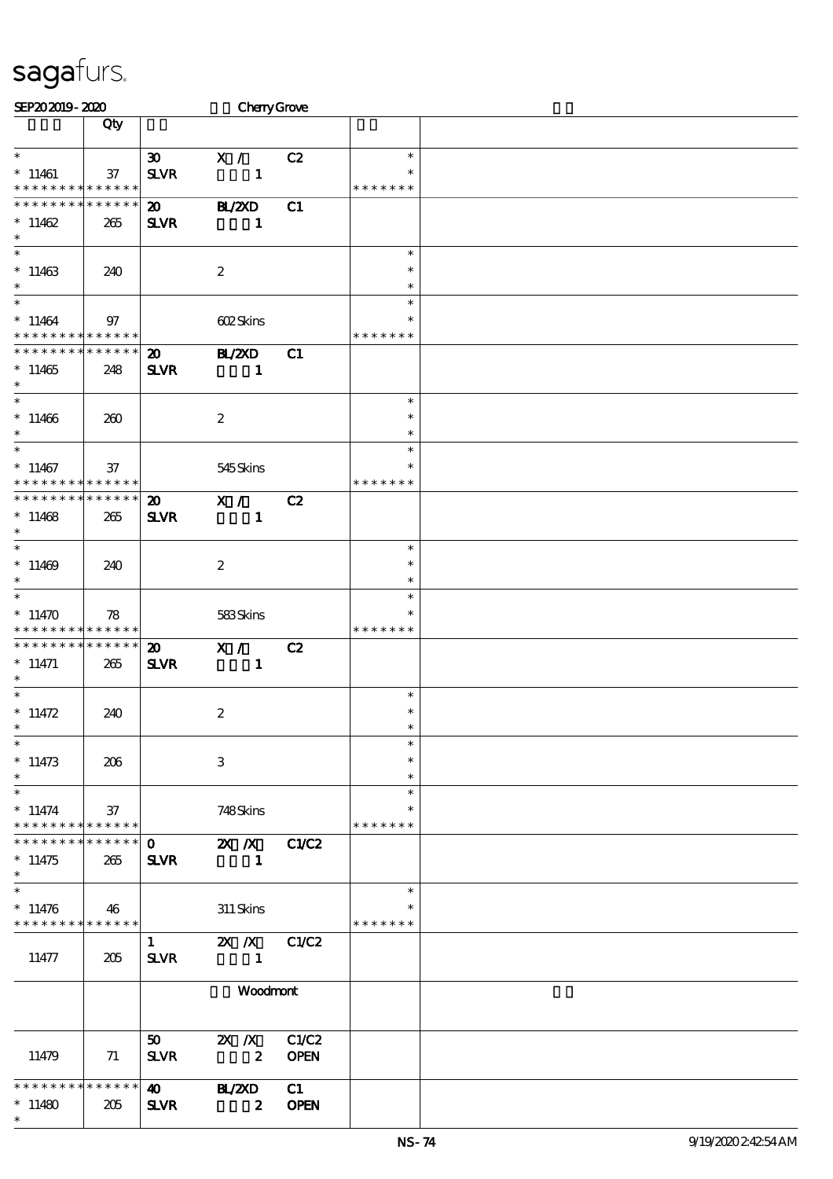# sagafurs.

SEP20 2019 - 2020 Cherry Grove

| | Qty | | | | | |
|---|---|---|---|---|---|---|
| * | | 30 | X / | C2 | * | |
| * 11461 | 37 | SLVR | 1 | | * | |
| * * * * * * * * * * * * * * | | | | | * * * * * * * | |
| * * * * * * * * * * * * * * | | 20 | BL/2XD | C1 | | |
| * 11462 | 265 | SLVR | 1 | | | |
| * | | | | | | |
| * | | | | | * | |
| * 11463 | 240 | | 2 | | * | |
| * | | | | | * | |
| * | | | | | * | |
| * 11464 | 97 | | 602 Skins | | * | |
| * * * * * * * * * * * * * * | | | | | * * * * * * * | |
| * * * * * * * * * * * * * * | | 20 | BL/2XD | C1 | | |
| * 11465 | 248 | SLVR | 1 | | | |
| * | | | | | | |
| * | | | | | * | |
| * 11466 | 260 | | 2 | | * | |
| * | | | | | * | |
| * | | | | | * | |
| * 11467 | 37 | | 545 Skins | | * | |
| * * * * * * * * * * * * * * | | | | | * * * * * * * | |
| * * * * * * * * * * * * * * | | 20 | X / | C2 | | |
| * 11468 | 265 | SLVR | 1 | | | |
| * | | | | | | |
| * | | | | | * | |
| * 11469 | 240 | | 2 | | * | |
| * | | | | | * | |
| * | | | | | * | |
| * 11470 | 78 | | 583 Skins | | * | |
| * * * * * * * * * * * * * * | | | | | * * * * * * * | |
| * * * * * * * * * * * * * * | | 20 | X / | C2 | | |
| * 11471 | 265 | SLVR | 1 | | | |
| * | | | | | | |
| * | | | | | * | |
| * 11472 | 240 | | 2 | | * | |
| * | | | | | * | |
| * | | | | | * | |
| * 11473 | 206 | | 3 | | * | |
| * | | | | | * | |
| * | | | | | * | |
| * 11474 | 37 | | 748 Skins | | * | |
| * * * * * * * * * * * * * * | | | | | * * * * * * * | |
| * * * * * * * * * * * * * * | | 0 | 2X /X | C1/C2 | | |
| * 11475 | 265 | SLVR | 1 | | | |
| * | | | | | | |
| * | | | | | * | |
| * 11476 | 46 | | 311 Skins | | * | |
| * * * * * * * * * * * * * * | | | | | * * * * * * * | |
| | | 1 | 2X /X | C1/C2 | | |
| 11477 | 205 | SLVR | 1 | | | |
| | | | Woodmont | | | |
| | | 50 | 2X /X | C1/C2 | | |
| 11479 | 71 | SLVR | 2 | OPEN | | |
| * * * * * * * * * * * * * * | | 40 | BL/2XD | C1 | | |
| * 11480 | 205 | SLVR | 2 | OPEN | | |
| * | | | | | | |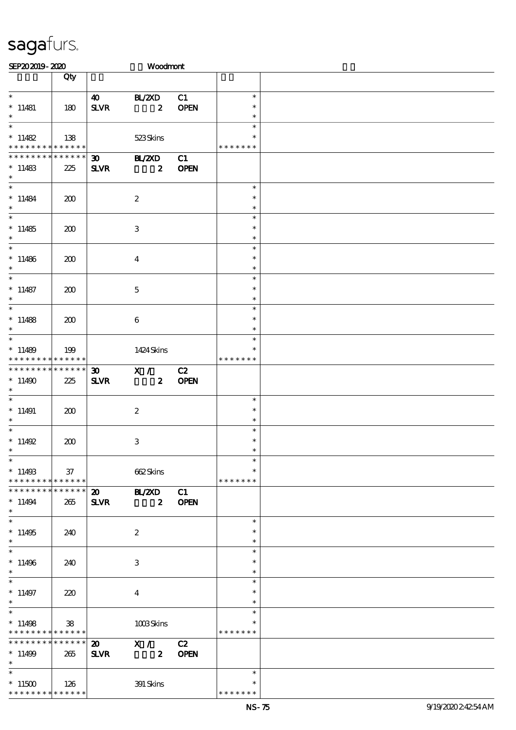**SEP20 2019 - 2020** Woodmont

| | Qty | | | | | |
|---|---|---|---|---|---|---|
| * <br> * 11481 <br> * | 180 | 40 <br> **SLVR** | **BL/2XD** <br> **2** | C1 <br> **OPEN** | * <br> * <br> * | |
| * <br> * 11482 <br> * * * * * * * * * * * * * * | 138 | | 523 Skins | | * <br> * <br> * * * * * * * | |
| * * * * * * * * * * * * * * <br> * 11483 <br> * | 225 | **30** <br> **SLVR** | **BL/2XD** <br> **2** | C1 <br> **OPEN** | | |
| * <br> * 11484 <br> * | 200 | | 2 | | * <br> * <br> * | |
| * <br> * 11485 <br> * | 200 | | 3 | | * <br> * <br> * | |
| * <br> * 11486 <br> * | 200 | | 4 | | * <br> * <br> * | |
| * <br> * 11487 <br> * | 200 | | 5 | | * <br> * <br> * | |
| * <br> * 11488 <br> * | 200 | | 6 | | * <br> * <br> * | |
| * <br> * 11489 <br> * * * * * * * * * * * * * * | 199 | | 1424 Skins | | * <br> * <br> * * * * * * * | |
| * * * * * * * * * * * * * * <br> * 11490 <br> * | 225 | **30** <br> **SLVR** | **X /** <br> **2** | C2 <br> **OPEN** | | |
| * <br> * 11491 <br> * | 200 | | 2 | | * <br> * <br> * | |
| * <br> * 11492 <br> * | 200 | | 3 | | * <br> * <br> * | |
| * <br> * 11493 <br> * * * * * * * * * * * * * * | 37 | | 662 Skins | | * <br> * <br> * * * * * * * | |
| * * * * * * * * * * * * * * <br> * 11494 <br> * | 265 | **20** <br> **SLVR** | **BL/2XD** <br> **2** | C1 <br> **OPEN** | | |
| * <br> * 11495 <br> * | 240 | | 2 | | * <br> * <br> * | |
| * <br> * 11496 <br> * | 240 | | 3 | | * <br> * <br> * | |
| * <br> * 11497 <br> * | 220 | | 4 | | * <br> * <br> * | |
| * <br> * 11498 <br> * * * * * * * * * * * * * * | 38 | | 1003 Skins | | * <br> * <br> * * * * * * * | |
| * * * * * * * * * * * * * * <br> * 11499 <br> * | 265 | **20** <br> **SLVR** | **X /** <br> **2** | C2 <br> **OPEN** | | |
| * <br> * 11500 <br> * * * * * * * * * * * * * * | 126 | | 391 Skins | | * <br> * <br> * * * * * * * | |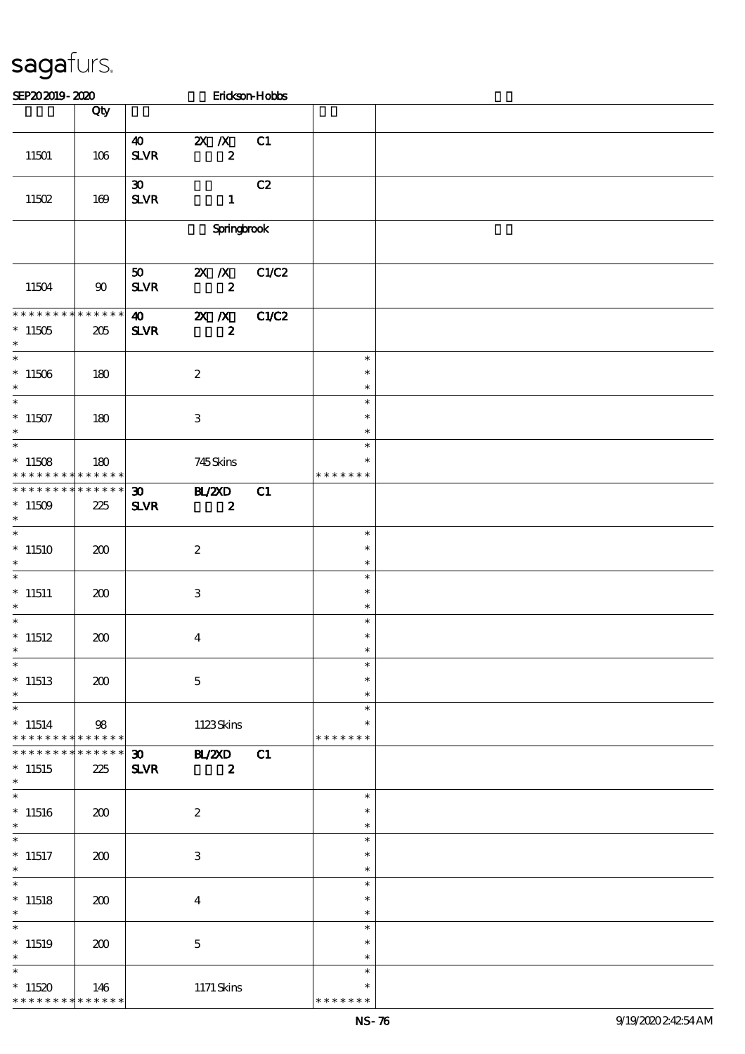| | Qty | | | | | |
|---|---|---|---|---|---|---|
| 11501 | 106 | 40 SLVR | 2X /X 2 | C1 | | |
| 11502 | 169 | 30 SLVR | 1 | C2 | | |
| | | | Springbrook | | | |
| 11504 | 90 | 50 SLVR | 2X /X 2 | C1/C2 | | |
| * * * * * * * * * * * * * * 11505 * | 205 | 40 SLVR | 2X /X 2 | C1/C2 | | |
| * 11506 * | 180 | | 2 | | * * * | |
| * 11507 * | 180 | | 3 | | * * * | |
| * 11508 * * * * * * * * * * * * * * | 180 | | 745 Skins | | * * * * * * * * | |
| * * * * * * * * * * * * * * 11509 * | 225 | 30 SLVR | BL/2XD 2 | C1 | | |
| * 11510 * | 200 | | 2 | | * * * | |
| * 11511 * | 200 | | 3 | | * * * | |
| * 11512 * | 200 | | 4 | | * * * | |
| * 11513 * | 200 | | 5 | | * * * | |
| * 11514 * * * * * * * * * * * * * * | 98 | | 1123 Skins | | * * * * * * * * | |
| * * * * * * * * * * * * * * 11515 * | 225 | 30 SLVR | BL/2XD 2 | C1 | | |
| * 11516 * | 200 | | 2 | | * * * | |
| * 11517 * | 200 | | 3 | | * * * | |
| * 11518 * | 200 | | 4 | | * * * | |
| * 11519 * | 200 | | 5 | | * * * | |
| * 11520 * * * * * * * * * * * * * * | 146 | | 1171 Skins | | * * * * * * * * | |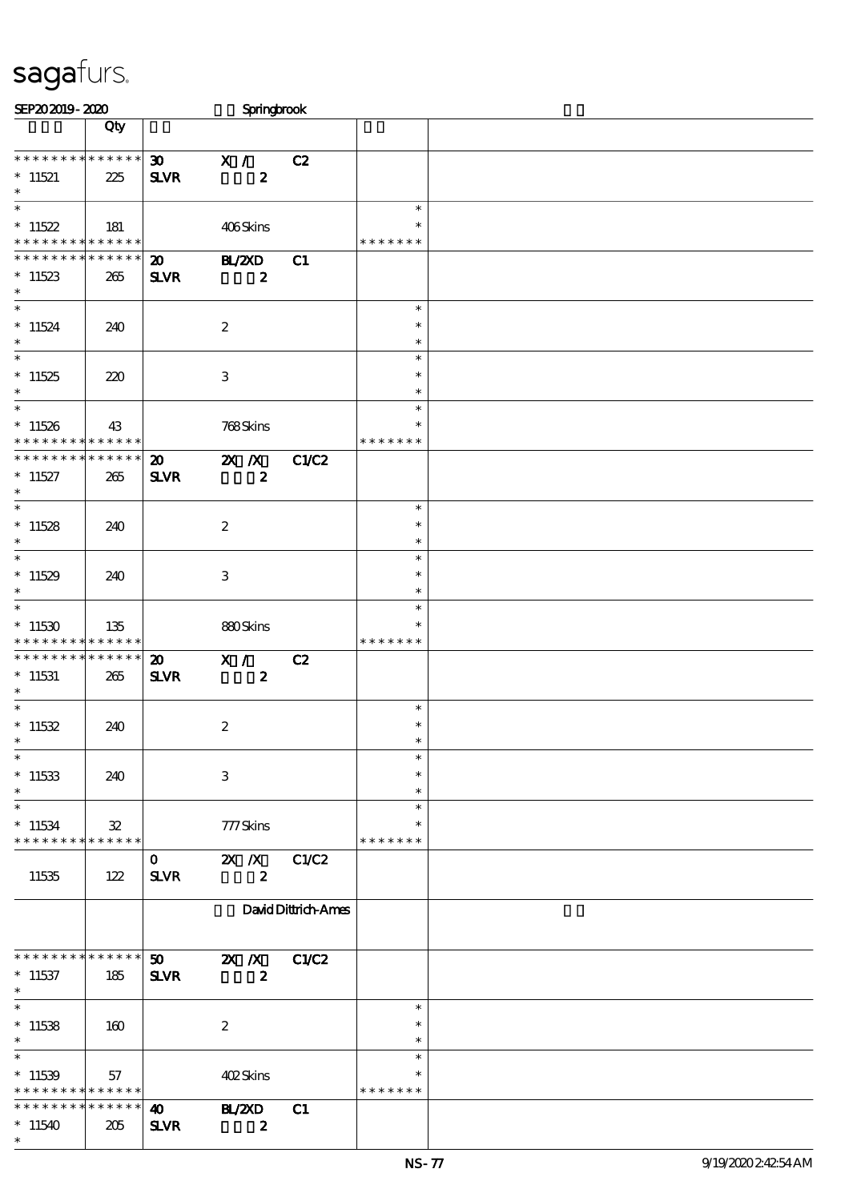# sagafurs.

SEP20 2019 - 2020 Springbrook

| | Qty | | | | | |
|---|---|---|---|---|---|---|
| * * * * * * * * * * * * * * | | 30 | X / | C2 | | |
| * 11521 | 225 | SLVR | 2 | | | |
| * | | | | | | |
| * | | | | | * | |
| * 11522 | 181 | | 406 Skins | | * | |
| * * * * * * * * * * * * * * | | | | | * * * * * * * | |
| * * * * * * * * * * * * * * | | 20 | BL/2XD | C1 | | |
| * 11523 | 265 | SLVR | 2 | | | |
| * | | | | | | |
| * | | | | | * | |
| * 11524 | 240 | | 2 | | * | |
| * | | | | | * | |
| * | | | | | * | |
| * 11525 | 220 | | 3 | | * | |
| * | | | | | * | |
| * | | | | | * | |
| * 11526 | 43 | | 768 Skins | | * | |
| * * * * * * * * * * * * * * | | | | | * * * * * * * | |
| * * * * * * * * * * * * * * | | 20 | 2X /X | C1/C2 | | |
| * 11527 | 265 | SLVR | 2 | | | |
| * | | | | | | |
| * | | | | | * | |
| * 11528 | 240 | | 2 | | * | |
| * | | | | | * | |
| * | | | | | * | |
| * 11529 | 240 | | 3 | | * | |
| * | | | | | * | |
| * | | | | | * | |
| * 11530 | 135 | | 880 Skins | | * | |
| * * * * * * * * * * * * * * | | | | | * * * * * * * | |
| * * * * * * * * * * * * * * | | 20 | X / | C2 | | |
| * 11531 | 265 | SLVR | 2 | | | |
| * | | | | | | |
| * | | | | | * | |
| * 11532 | 240 | | 2 | | * | |
| * | | | | | * | |
| * | | | | | * | |
| * 11533 | 240 | | 3 | | * | |
| * | | | | | * | |
| * | | | | | * | |
| * 11534 | 32 | | 777 Skins | | * | |
| * * * * * * * * * * * * * * | | | | | * * * * * * * | |
| | | 0 | 2X /X | C1/C2 | | |
| 11535 | 122 | SLVR | 2 | | | |
| | | | David Dittrich-Ames | | | |
| * * * * * * * * * * * * * * | | 50 | 2X /X | C1/C2 | | |
| * 11537 | 185 | SLVR | 2 | | | |
| * | | | | | | |
| * | | | | | * | |
| * 11538 | 160 | | 2 | | * | |
| * | | | | | * | |
| * | | | | | * | |
| * 11539 | 57 | | 402 Skins | | * | |
| * * * * * * * * * * * * * * | | | | | * * * * * * * | |
| * * * * * * * * * * * * * * | | 40 | BL/2XD | C1 | | |
| * 11540 | 205 | SLVR | 2 | | | |
| * | | | | | | |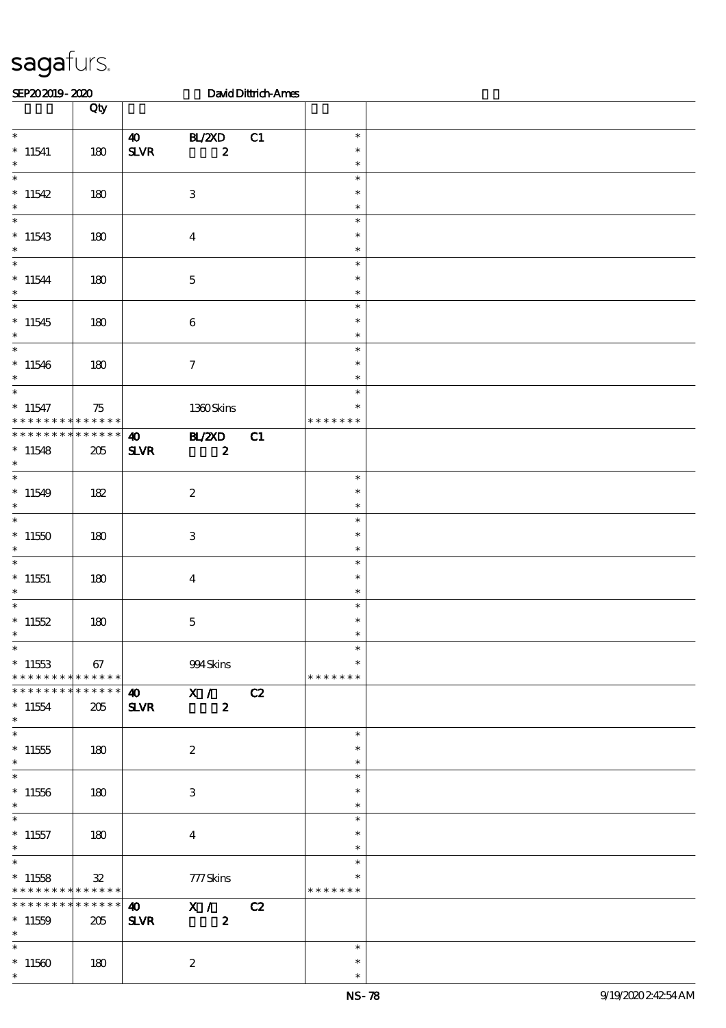sagafurs.

SEP20 2019 - 2020 David Dittrich-Ames

| | Qty | | | | | |
|---|---|---|---|---|---|---|
| * <br> * 11541 <br> * | 180 | 40 <br> SLVR | BL/2XD <br> 2 | C1 | * <br> * <br> * | |
| * <br> * 11542 <br> * | 180 | | 3 | | * <br> * <br> * | |
| * <br> * 11543 <br> * | 180 | | 4 | | * <br> * <br> * | |
| * <br> * 11544 <br> * | 180 | | 5 | | * <br> * <br> * | |
| * <br> * 11545 <br> * | 180 | | 6 | | * <br> * <br> * | |
| * <br> * 11546 <br> * | 180 | | 7 | | * <br> * <br> * | |
| * <br> * 11547 <br> * * * * * * * * * * * * * * | 75 | | 1360 Skins | | * <br> * <br> * * * * * * * | |
| * * * * * * * * * * * * * * <br> * 11548 <br> * | 205 | 40 <br> SLVR | BL/2XD <br> 2 | C1 | | |
| * <br> * 11549 <br> * | 182 | | 2 | | * <br> * <br> * | |
| * <br> * 11550 <br> * | 180 | | 3 | | * <br> * <br> * | |
| * <br> * 11551 <br> * | 180 | | 4 | | * <br> * <br> * | |
| * <br> * 11552 <br> * | 180 | | 5 | | * <br> * <br> * | |
| * <br> * 11553 <br> * * * * * * * * * * * * * * | 67 | | 994 Skins | | * <br> * <br> * * * * * * * | |
| * * * * * * * * * * * * * * <br> * 11554 <br> * | 205 | 40 <br> SLVR | X / <br> 2 | C2 | | |
| * <br> * 11555 <br> * | 180 | | 2 | | * <br> * <br> * | |
| * <br> * 11556 <br> * | 180 | | 3 | | * <br> * <br> * | |
| * <br> * 11557 <br> * | 180 | | 4 | | * <br> * <br> * | |
| * <br> * 11558 <br> * * * * * * * * * * * * * * | 32 | | 777 Skins | | * <br> * <br> * * * * * * * | |
| * * * * * * * * * * * * * * <br> * 11559 <br> * | 205 | 40 <br> SLVR | X / <br> 2 | C2 | | |
| * <br> * 11560 <br> * | 180 | | 2 | | * <br> * <br> * | |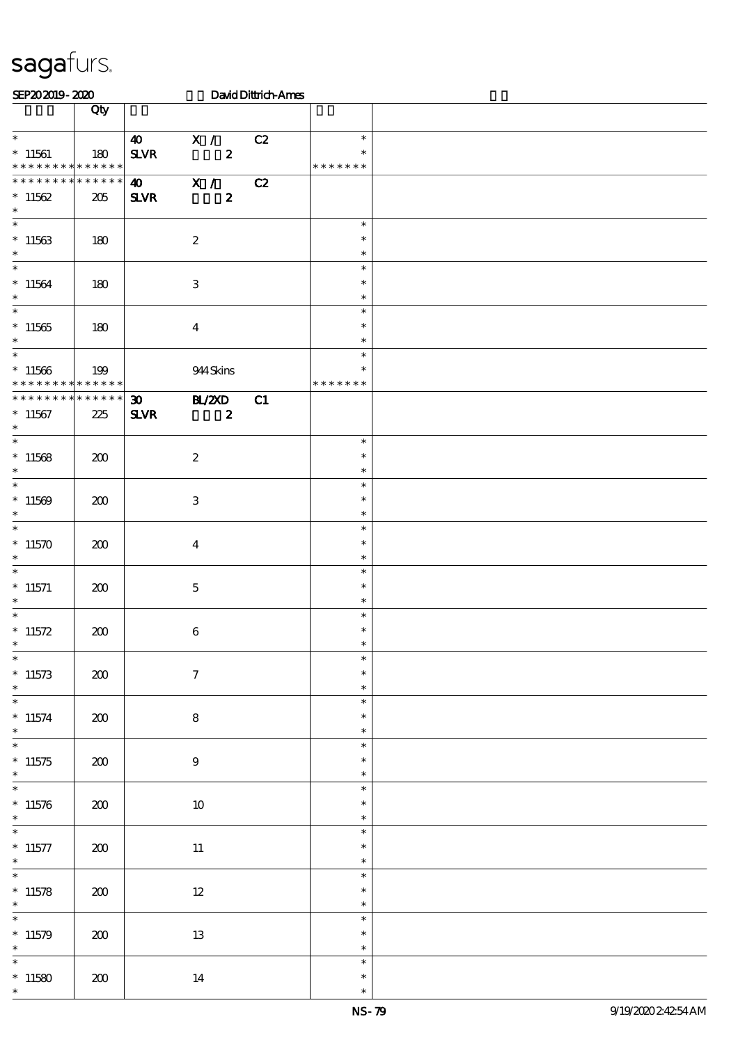# sagafurs.

SEP202019 - 2020 David Dittrich-Ames

| | Qty | | | | | |
|---|---|---|---|---|---|---|
| * | | 40 | X / | C2 | * | |
| * 11561 | 180 | SLVR | 2 | | * | |
| * * * * * * * * * * * * * * | | | | | * * * * * * * | |
| * * * * * * * * * * * * * * | | 40 | X / | C2 | | |
| * 11562 | 205 | SLVR | 2 | | | |
| * | | | | | | |
| * | | | | | * | |
| * 11563 | 180 | | 2 | | * | |
| * | | | | | * | |
| * | | | | | * | |
| * 11564 | 180 | | 3 | | * | |
| * | | | | | * | |
| * | | | | | * | |
| * 11565 | 180 | | 4 | | * | |
| * | | | | | * | |
| * | | | | | * | |
| * 11566 | 199 | | 944 Skins | | * | |
| * * * * * * * * * * * * * * | | | | | * * * * * * * | |
| * * * * * * * * * * * * * * | | 30 | BL/2XD | C1 | | |
| * 11567 | 225 | SLVR | 2 | | | |
| * | | | | | | |
| * | | | | | * | |
| * 11568 | 200 | | 2 | | * | |
| * | | | | | * | |
| * | | | | | * | |
| * 11569 | 200 | | 3 | | * | |
| * | | | | | * | |
| * | | | | | * | |
| * 11570 | 200 | | 4 | | * | |
| * | | | | | * | |
| * | | | | | * | |
| * 11571 | 200 | | 5 | | * | |
| * | | | | | * | |
| * | | | | | * | |
| * 11572 | 200 | | 6 | | * | |
| * | | | | | * | |
| * | | | | | * | |
| * 11573 | 200 | | 7 | | * | |
| * | | | | | * | |
| * | | | | | * | |
| * 11574 | 200 | | 8 | | * | |
| * | | | | | * | |
| * | | | | | * | |
| * 11575 | 200 | | 9 | | * | |
| * | | | | | * | |
| * | | | | | * | |
| * 11576 | 200 | | 10 | | * | |
| * | | | | | * | |
| * | | | | | * | |
| * 11577 | 200 | | 11 | | * | |
| * | | | | | * | |
| * | | | | | * | |
| * 11578 | 200 | | 12 | | * | |
| * | | | | | * | |
| * | | | | | * | |
| * 11579 | 200 | | 13 | | * | |
| * | | | | | * | |
| * | | | | | * | |
| * 11580 | 200 | | 14 | | * | |
| * | | | | | * | |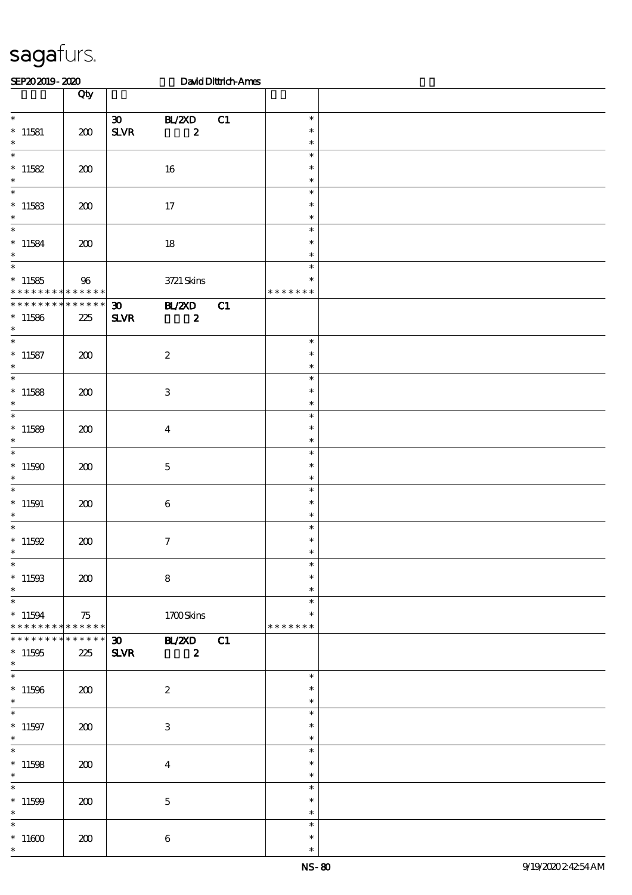sagafurs.

SEP20 2019 - 2020 David Dittrich-Ames

| | Qty | | | |
|---|---|---|---|---|
| * <br> * 11581 <br> * | 200 | 30 BL/2XD C1 <br> SLVR 2 | * <br> * <br> * | |
| * <br> * 11582 <br> * | 200 | 16 | * <br> * <br> * | |
| * <br> * 11583 <br> * | 200 | 17 | * <br> * <br> * | |
| * <br> * 11584 <br> * | 200 | 18 | * <br> * <br> * | |
| * <br> * 11585 <br> * * * * * * * * * * * * * | 96 | 3721 Skins | * <br> * <br> * * * * * * * | |
| * * * * * * * * * * * * * <br> * 11586 <br> * | 225 | 30 BL/2XD C1 <br> SLVR 2 | | |
| * <br> * 11587 <br> * | 200 | 2 | * <br> * <br> * | |
| * <br> * 11588 <br> * | 200 | 3 | * <br> * <br> * | |
| * <br> * 11589 <br> * | 200 | 4 | * <br> * <br> * | |
| * <br> * 11590 <br> * | 200 | 5 | * <br> * <br> * | |
| * <br> * 11591 <br> * | 200 | 6 | * <br> * <br> * | |
| * <br> * 11592 <br> * | 200 | 7 | * <br> * <br> * | |
| * <br> * 11593 <br> * | 200 | 8 | * <br> * <br> * | |
| * <br> * 11594 <br> * * * * * * * * * * * * * | 75 | 1700 Skins | * <br> * <br> * * * * * * * | |
| * * * * * * * * * * * * * <br> * 11595 <br> * | 225 | 30 BL/2XD C1 <br> SLVR 2 | | |
| * <br> * 11596 <br> * | 200 | 2 | * <br> * <br> * | |
| * <br> * 11597 <br> * | 200 | 3 | * <br> * <br> * | |
| * <br> * 11598 <br> * | 200 | 4 | * <br> * <br> * | |
| * <br> * 11599 <br> * | 200 | 5 | * <br> * <br> * | |
| * <br> * 11600 <br> * | 200 | 6 | * <br> * <br> * | |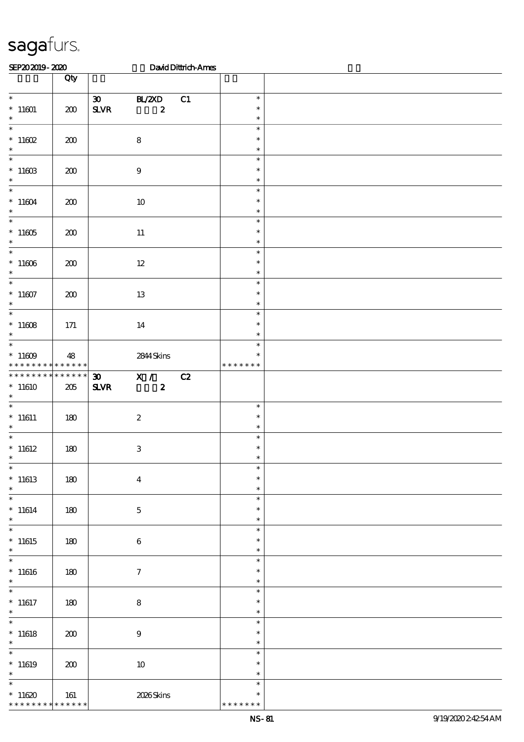sagafurs.

SEP20 2019 - 2020 David Dittrich-Ames

| | Qty | | |
|---|---|---|---|
| * 11601 * | 200 | 30 BL/2XD C1 SLVR 2 | * * * |
| * 11602 * | 200 | 8 | * * * |
| * 11603 * | 200 | 9 | * * * |
| * 11604 * | 200 | 10 | * * * |
| * 11605 * | 200 | 11 | * * * |
| * 11606 * | 200 | 12 | * * * |
| * 11607 * | 200 | 13 | * * * |
| * 11608 * | 171 | 14 | * * * |
| * 11609 * * * * * * * * * * * * * | 48 | 2844 Skins | * * * * * * * * * |
| * * * * * * * * * * * * * 11610 * | 205 | 30 X / C2 SLVR 2 | |
| * 11611 * | 180 | 2 | * * * |
| * 11612 * | 180 | 3 | * * * |
| * 11613 * | 180 | 4 | * * * |
| * 11614 * | 180 | 5 | * * * |
| * 11615 * | 180 | 6 | * * * |
| * 11616 * | 180 | 7 | * * * |
| * 11617 * | 180 | 8 | * * * |
| * 11618 * | 200 | 9 | * * * |
| * 11619 * | 200 | 10 | * * * |
| * 11620 * * * * * * * * * * * * * | 161 | 2026 Skins | * * * * * * * * * |

NS-81 9/19/2020 2:42:54 AM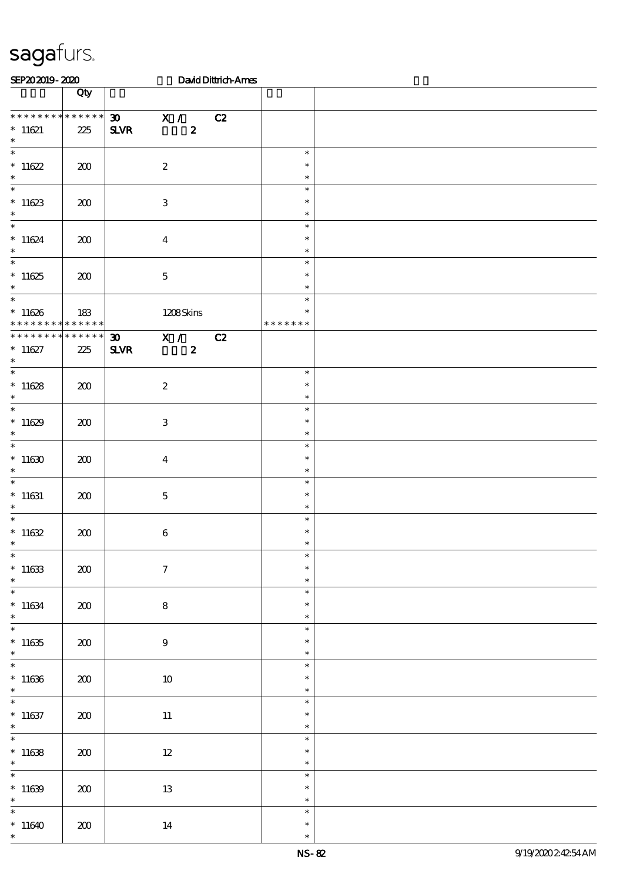# sagafurs.

SEP20 2019 - 2020 David Dittrich-Ames

| | Qty | | |
|---|---|---|---|
| * * * * * * * * * * * * * * | 30 X / C2 | | |
| * 11621 | 225 | SLVR 2 | |
| * 11622 | 200 | 2 | * |
| * 11623 | 200 | 3 | * |
| * 11624 | 200 | 4 | * |
| * 11625 | 200 | 5 | * |
| * 11626 | 183 | 1208 Skins | * * * * * * * |
| * * * * * * * * * * * * * * | 30 X / C2 | | |
| * 11627 | 225 | SLVR 2 | |
| * 11628 | 200 | 2 | * |
| * 11629 | 200 | 3 | * |
| * 11630 | 200 | 4 | * |
| * 11631 | 200 | 5 | * |
| * 11632 | 200 | 6 | * |
| * 11633 | 200 | 7 | * |
| * 11634 | 200 | 8 | * |
| * 11635 | 200 | 9 | * |
| * 11636 | 200 | 10 | * |
| * 11637 | 200 | 11 | * |
| * 11638 | 200 | 12 | * |
| * 11639 | 200 | 13 | * |
| * 11640 | 200 | 14 | * |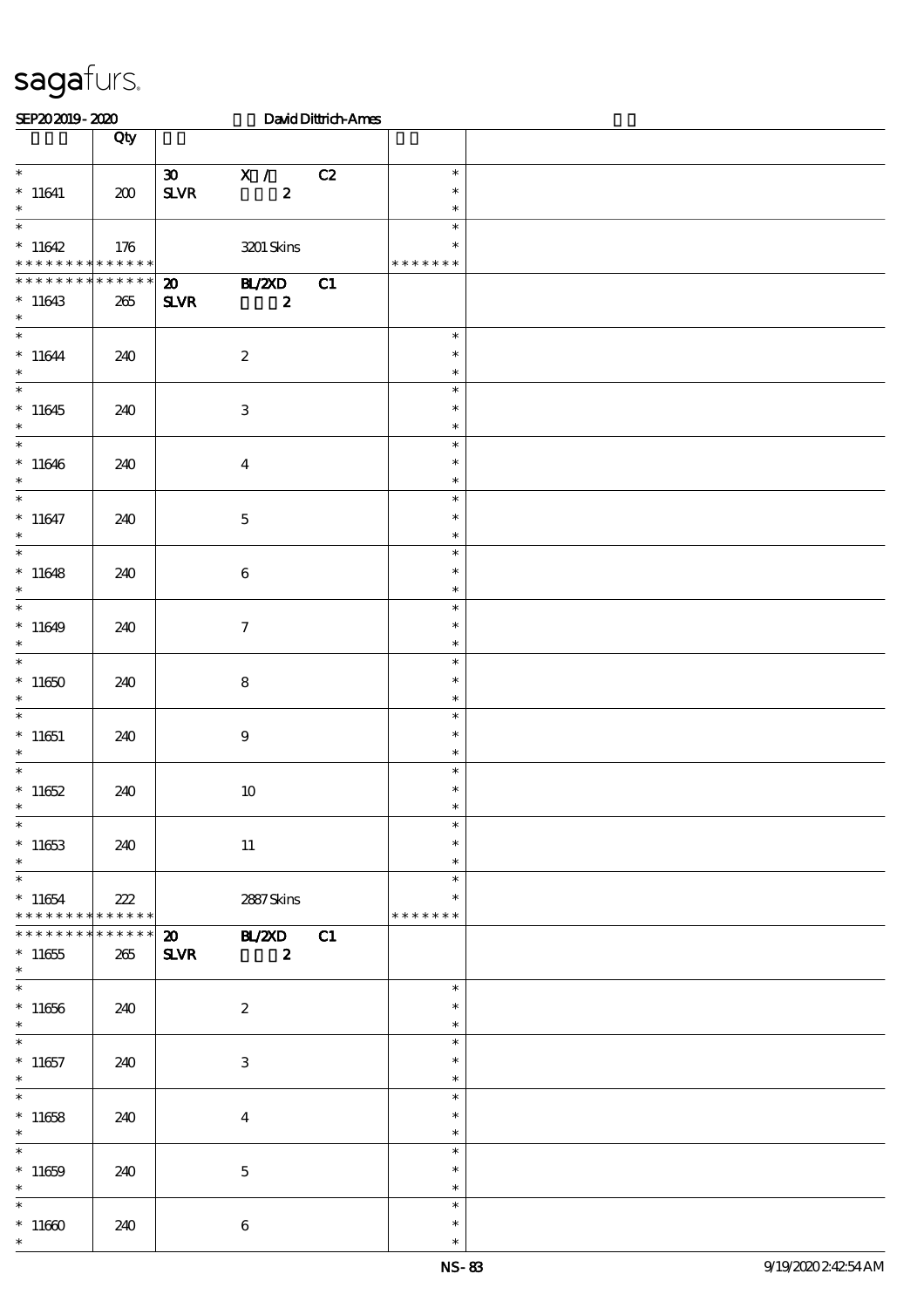# sagafurs.

SEP20 2019 - 2020 David Dittrich-Ames

| | Qty | | | |
|---|---|---|---|---|
| * 11641 * | 200 | 30 SLVR | X / 2 C2 | * * * |
| * 11642 * * * * * * * * * * * * * * | 176 | | 3201 Skins | * * * * * * * * * |
| * * * * * * * * * * * * * * 11643 * | 265 | 20 SLVR | BL/2XD 2 C1 | |
| * 11644 * | 240 | | 2 | * * * |
| * 11645 * | 240 | | 3 | * * * |
| * 11646 * | 240 | | 4 | * * * |
| * 11647 * | 240 | | 5 | * * * |
| * 11648 * | 240 | | 6 | * * * |
| * 11649 * | 240 | | 7 | * * * |
| * 11650 * | 240 | | 8 | * * * |
| * 11651 * | 240 | | 9 | * * * |
| * 11652 * | 240 | | 10 | * * * |
| * 11653 * | 240 | | 11 | * * * |
| * 11654 * * * * * * * * * * * * * * | 222 | | 2887 Skins | * * * * * * * * * |
| * * * * * * * * * * * * * * 11655 * | 265 | 20 SLVR | BL/2XD 2 C1 | |
| * 11656 * | 240 | | 2 | * * * |
| * 11657 * | 240 | | 3 | * * * |
| * 11658 * | 240 | | 4 | * * * |
| * 11659 * | 240 | | 5 | * * * |
| * 11660 * | 240 | | 6 | * * * |

NS-83 9/19/2020 2:42:54 AM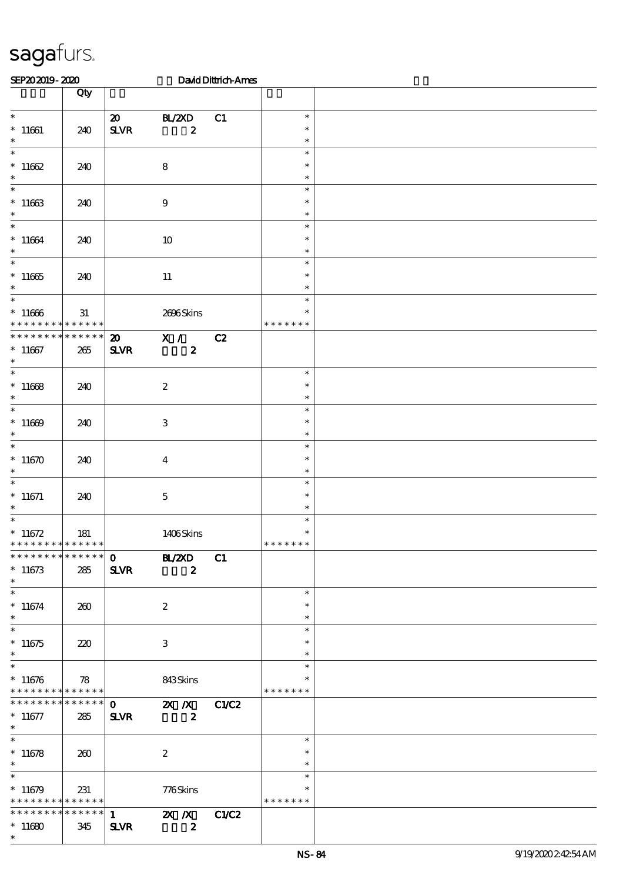sagafurs.

SEP20 2019 - 2020 David Dittrich-Ames

| | Qty | | | | | |
|---|---|---|---|---|---|---|
| *<br>* 11661<br>* | 240 | 20<br>SLVR | BL/2XD<br>2 | C1 | *<br>*<br>* | |
| *<br>* 11662<br>* | 240 | | 8 | | *<br>*<br>* | |
| *<br>* 11663<br>* | 240 | | 9 | | *<br>*<br>* | |
| *<br>* 11664<br>* | 240 | | 10 | | *<br>*<br>* | |
| *<br>* 11665<br>* | 240 | | 11 | | *<br>*<br>* | |
| *<br>* 11666<br>* * * * * * * * * * * * * | 31 | | 2696 Skins | | *<br>*<br>* * * * * * * | |
| * * * * * * * * * * * * * *<br>* 11667<br>* | 265 | 20<br>SLVR | X /<br>2 | C2 | | |
| *<br>* 11668<br>* | 240 | | 2 | | *<br>*<br>* | |
| *<br>* 11669<br>* | 240 | | 3 | | *<br>*<br>* | |
| *<br>* 11670<br>* | 240 | | 4 | | *<br>*<br>* | |
| *<br>* 11671<br>* | 240 | | 5 | | *<br>*<br>* | |
| *<br>* 11672<br>* * * * * * * * * * * * * | 181 | | 1406 Skins | | *<br>*<br>* * * * * * * | |
| * * * * * * * * * * * * * *<br>* 11673<br>* | 285 | 0<br>SLVR | BL/2XD<br>2 | C1 | | |
| *<br>* 11674<br>* | 260 | | 2 | | *<br>*<br>* | |
| *<br>* 11675<br>* | 220 | | 3 | | *<br>*<br>* | |
| *<br>* 11676<br>* * * * * * * * * * * * * | 78 | | 843 Skins | | *<br>*<br>* * * * * * * | |
| * * * * * * * * * * * * * *<br>* 11677<br>* | 285 | 0<br>SLVR | 2X /X<br>2 | C1/C2 | | |
| *<br>* 11678<br>* | 260 | | 2 | | *<br>*<br>* | |
| *<br>* 11679<br>* * * * * * * * * * * * * | 231 | | 776 Skins | | *<br>*<br>* * * * * * * | |
| * * * * * * * * * * * * * *<br>* 11680<br>* | 345 | 1<br>SLVR | 2X /X<br>2 | C1/C2 | | |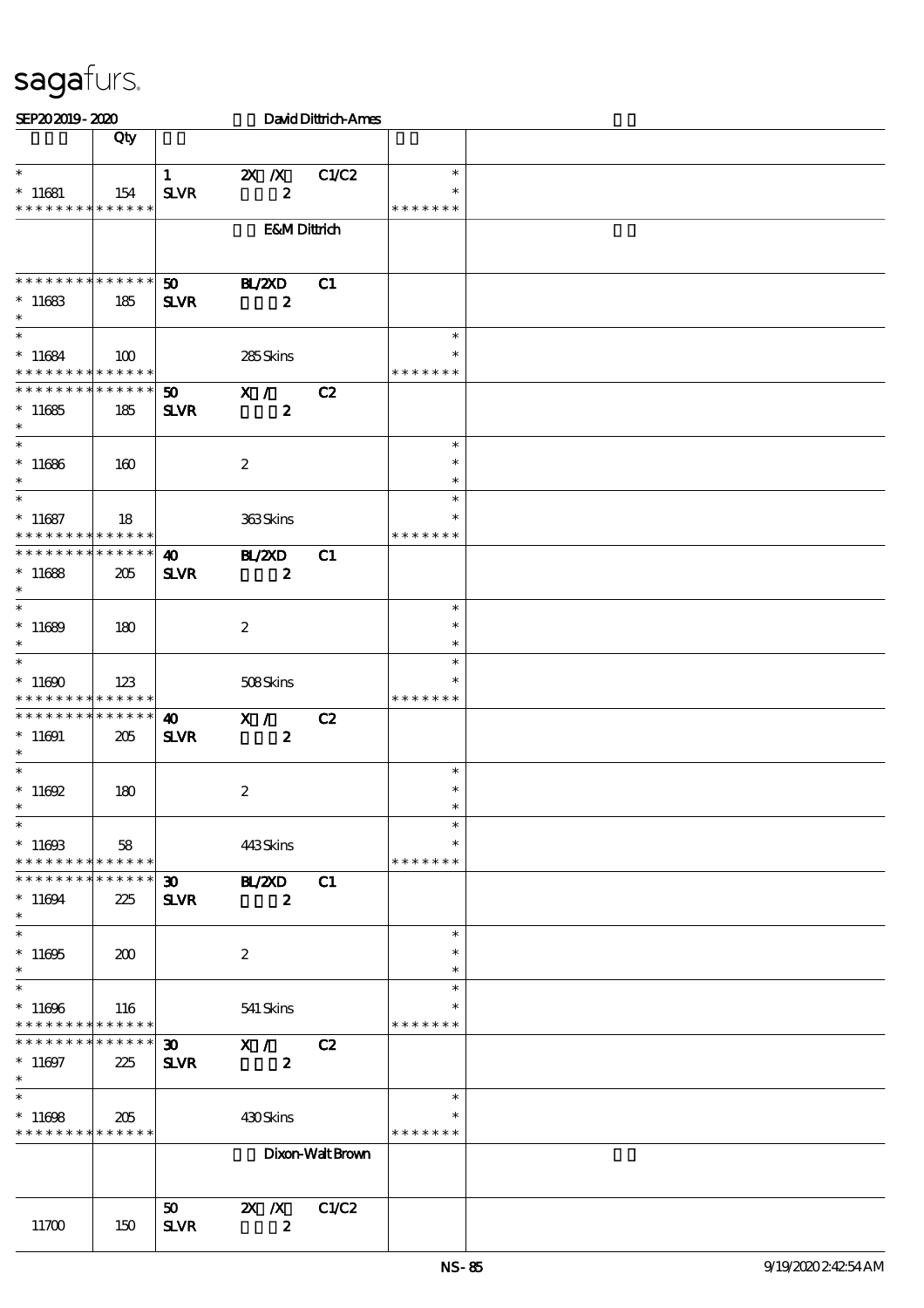sagafurs.

SEP202019 - 2020 David Dittrich-Ames

| | Qty | | | | | |
|---|---|---|---|---|---|---|
| * | | 1 | 2X /X | C1/C2 | * | |
| * 11681 | 154 | SLVR | 2 | | * | |
| * * * * * * * * * * * * * * | | | | | * * * * * * * | |
| | | | E&M Dittrich | | | |
| * * * * * * * * * * * * * * | | 50 | BL/2XD | C1 | | |
| * 11683 | 185 | SLVR | 2 | | | |
| * | | | | | | |
| * | | | | | * | |
| * 11684 | 100 | | 285 Skins | | * | |
| * * * * * * * * * * * * * * | | | | | * * * * * * * | |
| * * * * * * * * * * * * * * | | 50 | X / | C2 | | |
| * 11685 | 185 | SLVR | 2 | | | |
| * | | | | | | |
| * | | | | | * | |
| * 11686 | 160 | | 2 | | * | |
| * | | | | | * | |
| * | | | | | * | |
| * 11687 | 18 | | 363 Skins | | * | |
| * * * * * * * * * * * * * * | | | | | * * * * * * * | |
| * * * * * * * * * * * * * * | | 40 | BL/2XD | C1 | | |
| * 11688 | 205 | SLVR | 2 | | | |
| * | | | | | | |
| * | | | | | * | |
| * 11689 | 180 | | 2 | | * | |
| * | | | | | * | |
| * | | | | | * | |
| * 11690 | 123 | | 508 Skins | | * | |
| * * * * * * * * * * * * * * | | | | | * * * * * * * | |
| * * * * * * * * * * * * * * | | 40 | X / | C2 | | |
| * 11691 | 205 | SLVR | 2 | | | |
| * | | | | | | |
| * | | | | | * | |
| * 11692 | 180 | | 2 | | * | |
| * | | | | | * | |
| * | | | | | * | |
| * 11693 | 58 | | 443 Skins | | * | |
| * * * * * * * * * * * * * * | | | | | * * * * * * * | |
| * * * * * * * * * * * * * * | | 30 | BL/2XD | C1 | | |
| * 11694 | 225 | SLVR | 2 | | | |
| * | | | | | | |
| * | | | | | * | |
| * 11695 | 200 | | 2 | | * | |
| * | | | | | * | |
| * | | | | | * | |
| * 11696 | 116 | | 541 Skins | | * | |
| * * * * * * * * * * * * * * | | | | | * * * * * * * | |
| * * * * * * * * * * * * * * | | 30 | X / | C2 | | |
| * 11697 | 225 | SLVR | 2 | | | |
| * | | | | | | |
| * | | | | | * | |
| * 11698 | 205 | | 430 Skins | | * | |
| * * * * * * * * * * * * * * | | | | | * * * * * * * | |
| | | | Dixon-Walt Brown | | | |
| | | 50 | 2X /X | C1/C2 | | |
| 11700 | 150 | SLVR | 2 | | | |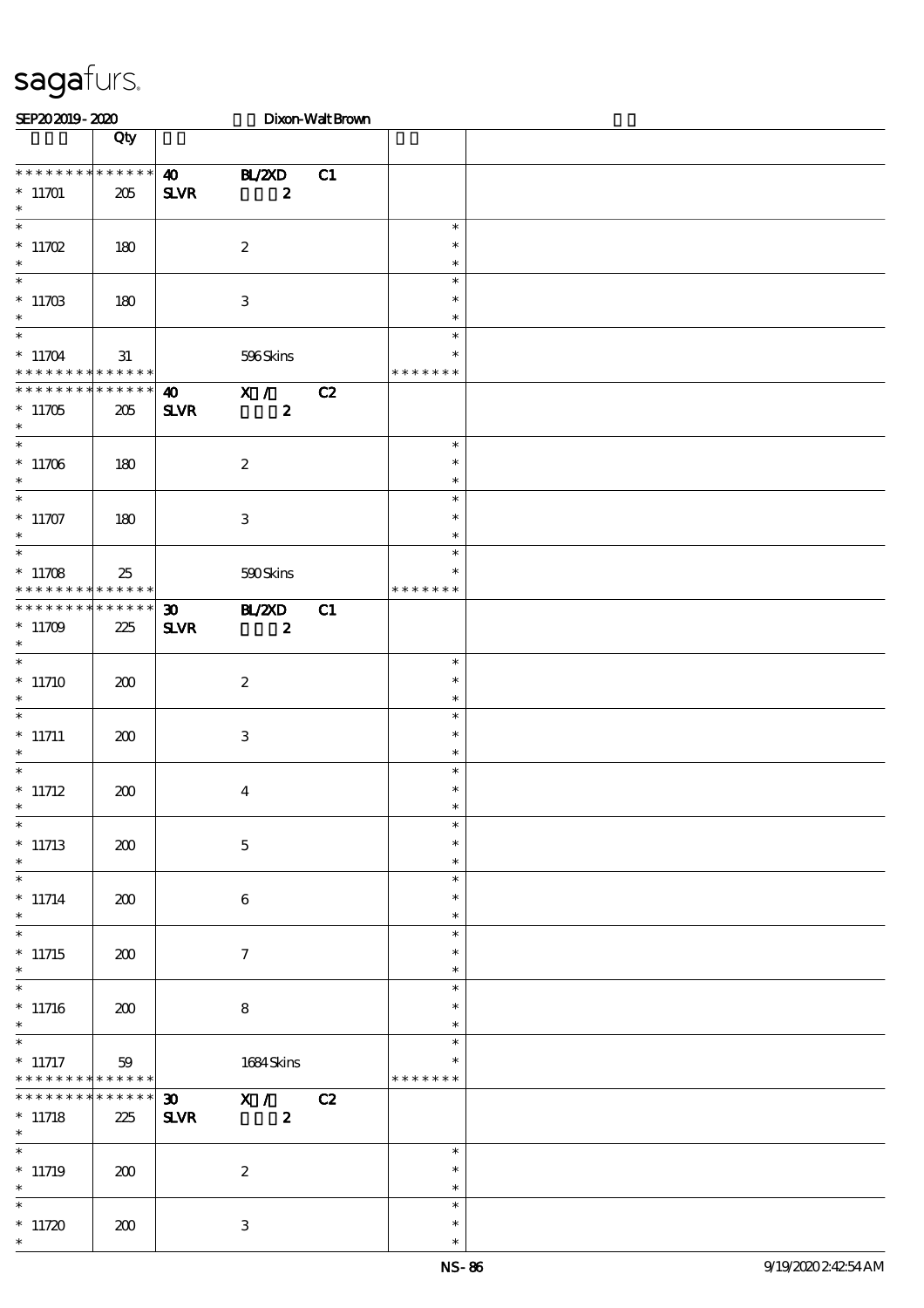# sagafurs.

SEP20 2019 - 2020 Dixon-Walt Brown

| | Qty | | | | | |
|---|---|---|---|---|---|---|
| * * * * * * * * * * * * * * | 40 | BL/2XD | C1 | | | |
| * 11701 | 205 | SLVR | 2 | | | |
| * 11702 | 180 | | 2 | | * | |
| * 11703 | 180 | | 3 | | * | |
| * 11704 | 31 | | 596 Skins | | * * * * * * * | |
| * * * * * * * * * * * * * * | 40 | X / | C2 | | | |
| * 11705 | 205 | SLVR | 2 | | | |
| * 11706 | 180 | | 2 | | * | |
| * 11707 | 180 | | 3 | | * | |
| * 11708 | 25 | | 590 Skins | | * * * * * * * | |
| * * * * * * * * * * * * * * | 30 | BL/2XD | C1 | | | |
| * 11709 | 225 | SLVR | 2 | | | |
| * 11710 | 200 | | 2 | | * | |
| * 11711 | 200 | | 3 | | * | |
| * 11712 | 200 | | 4 | | * | |
| * 11713 | 200 | | 5 | | * | |
| * 11714 | 200 | | 6 | | * | |
| * 11715 | 200 | | 7 | | * | |
| * 11716 | 200 | | 8 | | * | |
| * 11717 | 59 | | 1684 Skins | | * * * * * * * | |
| * * * * * * * * * * * * * * | 30 | X / | C2 | | | |
| * 11718 | 225 | SLVR | 2 | | | |
| * 11719 | 200 | | 2 | | * | |
| * 11720 | 200 | | 3 | | * | |

NS-86 9/19/2020 2:42:54 AM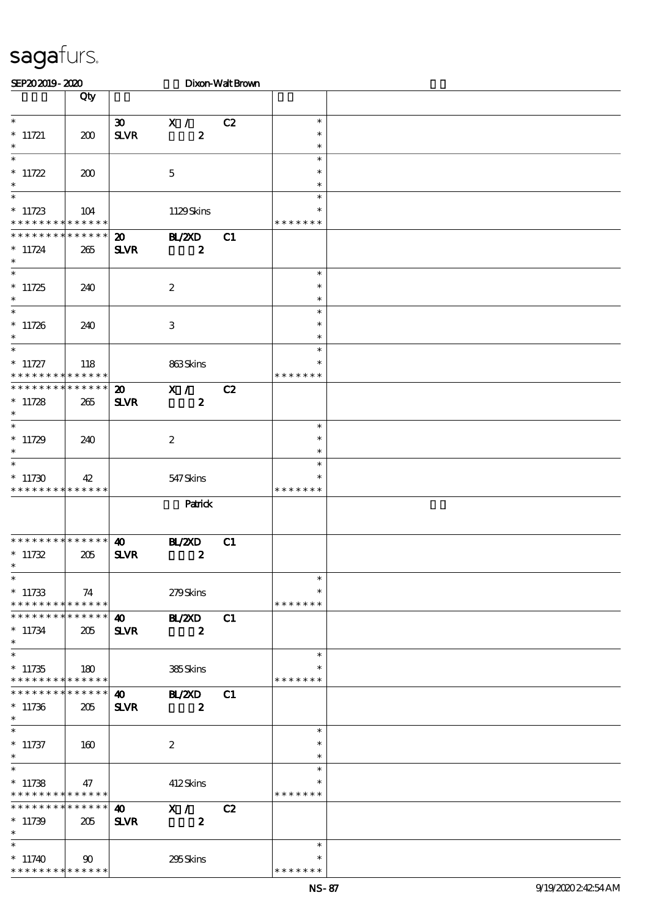sagafurs.

SEP20 2019 - 2020 Dixon-Walt Brown

| | Qty | | | | | |
|---|---|---|---|---|---|---|
| * | | 30 | X / | C2 | * | |
| * 11721 | 200 | SLVR | 2 | | * | |
| * | | | | | * | |
| * | | | | | * | |
| * 11722 | 200 | | 5 | | * | |
| * | | | | | * | |
| * | | | | | * | |
| * 11723 | 104 | | 1129 Skins | | * | |
| * * * * * * * * * * * * * * | | | | | * * * * * * * | |
| * * * * * * * * * * * * * * | | 20 | BL/2XD | C1 | | |
| * 11724 | 265 | SLVR | 2 | | | |
| * | | | | | | |
| * | | | | | * | |
| * 11725 | 240 | | 2 | | * | |
| * | | | | | * | |
| * | | | | | * | |
| * 11726 | 240 | | 3 | | * | |
| * | | | | | * | |
| * | | | | | * | |
| * 11727 | 118 | | 863 Skins | | * | |
| * * * * * * * * * * * * * * | | | | | * * * * * * * | |
| * * * * * * * * * * * * * * | | 20 | X / | C2 | | |
| * 11728 | 265 | SLVR | 2 | | | |
| * | | | | | | |
| * | | | | | * | |
| * 11729 | 240 | | 2 | | * | |
| * | | | | | * | |
| * | | | | | * | |
| * 11730 | 42 | | 547 Skins | | * | |
| * * * * * * * * * * * * * * | | | | | * * * * * * * | |
| | | | Patrick | | | |
| * * * * * * * * * * * * * * | | 40 | BL/2XD | C1 | | |
| * 11732 | 205 | SLVR | 2 | | | |
| * | | | | | | |
| * | | | | | * | |
| * 11733 | 74 | | 279 Skins | | * | |
| * * * * * * * * * * * * * * | | | | | * * * * * * * | |
| * * * * * * * * * * * * * * | | 40 | BL/2XD | C1 | | |
| * 11734 | 205 | SLVR | 2 | | | |
| * | | | | | | |
| * | | | | | * | |
| * 11735 | 180 | | 385 Skins | | * | |
| * * * * * * * * * * * * * * | | | | | * * * * * * * | |
| * * * * * * * * * * * * * * | | 40 | BL/2XD | C1 | | |
| * 11736 | 205 | SLVR | 2 | | | |
| * | | | | | | |
| * | | | | | * | |
| * 11737 | 160 | | 2 | | * | |
| * | | | | | * | |
| * | | | | | * | |
| * 11738 | 47 | | 412 Skins | | * | |
| * * * * * * * * * * * * * * | | | | | * * * * * * * | |
| * * * * * * * * * * * * * * | | 40 | X / | C2 | | |
| * 11739 | 205 | SLVR | 2 | | | |
| * | | | | | | |
| * | | | | | * | |
| * 11740 | 90 | | 295 Skins | | * | |
| * * * * * * * * * * * * * * | | | | | * * * * * * * | |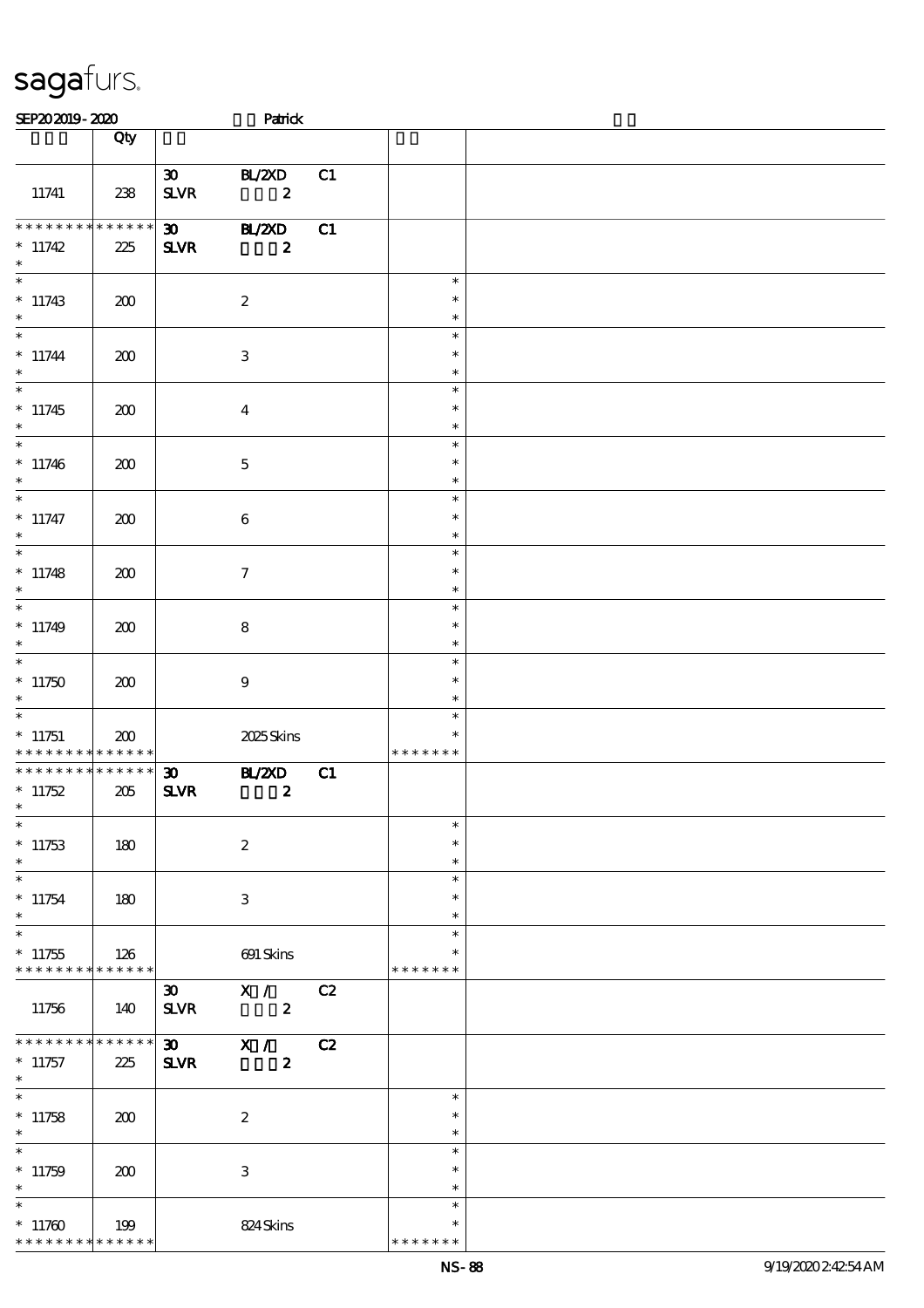sagafurs.

SEP20 2019 - 2020 Patrick

| | Qty | | | | | |
|---|---|---|---|---|---|---|
| 11741 | 238 | 30 SLVR | BL/2XD 2 | C1 | | |
| * * * * * * * * * * * * * * 11742 * | 225 | 30 SLVR | BL/2XD 2 | C1 | | |
| * 11743 * | 200 | | 2 | | * * * | |
| * 11744 * | 200 | | 3 | | * * * | |
| * 11745 * | 200 | | 4 | | * * * | |
| * 11746 * | 200 | | 5 | | * * * | |
| * 11747 * | 200 | | 6 | | * * * | |
| * 11748 * | 200 | | 7 | | * * * | |
| * 11749 * | 200 | | 8 | | * * * | |
| * 11750 * | 200 | | 9 | | * * * | |
| * 11751 * * * * * * * * * * * * * | 200 | | 2025 Skins | | * * * * * * * * * | |
| * * * * * * * * * * * * * * 11752 * | 205 | 30 SLVR | BL/2XD 2 | C1 | | |
| * 11753 * | 180 | | 2 | | * * * | |
| * 11754 * | 180 | | 3 | | * * * | |
| * 11755 * * * * * * * * * * * * * | 126 | | 691 Skins | | * * * * * * * * * | |
| 11756 | 140 | 30 SLVR | X / 2 | C2 | | |
| * * * * * * * * * * * * * * 11757 * | 225 | 30 SLVR | X / 2 | C2 | | |
| * 11758 * | 200 | | 2 | | * * * | |
| * 11759 * | 200 | | 3 | | * * * | |
| * 11760 * * * * * * * * * * * * * | 199 | | 824 Skins | | * * * * * * * * * | |

NS-88 9/19/2020 2:42:54 AM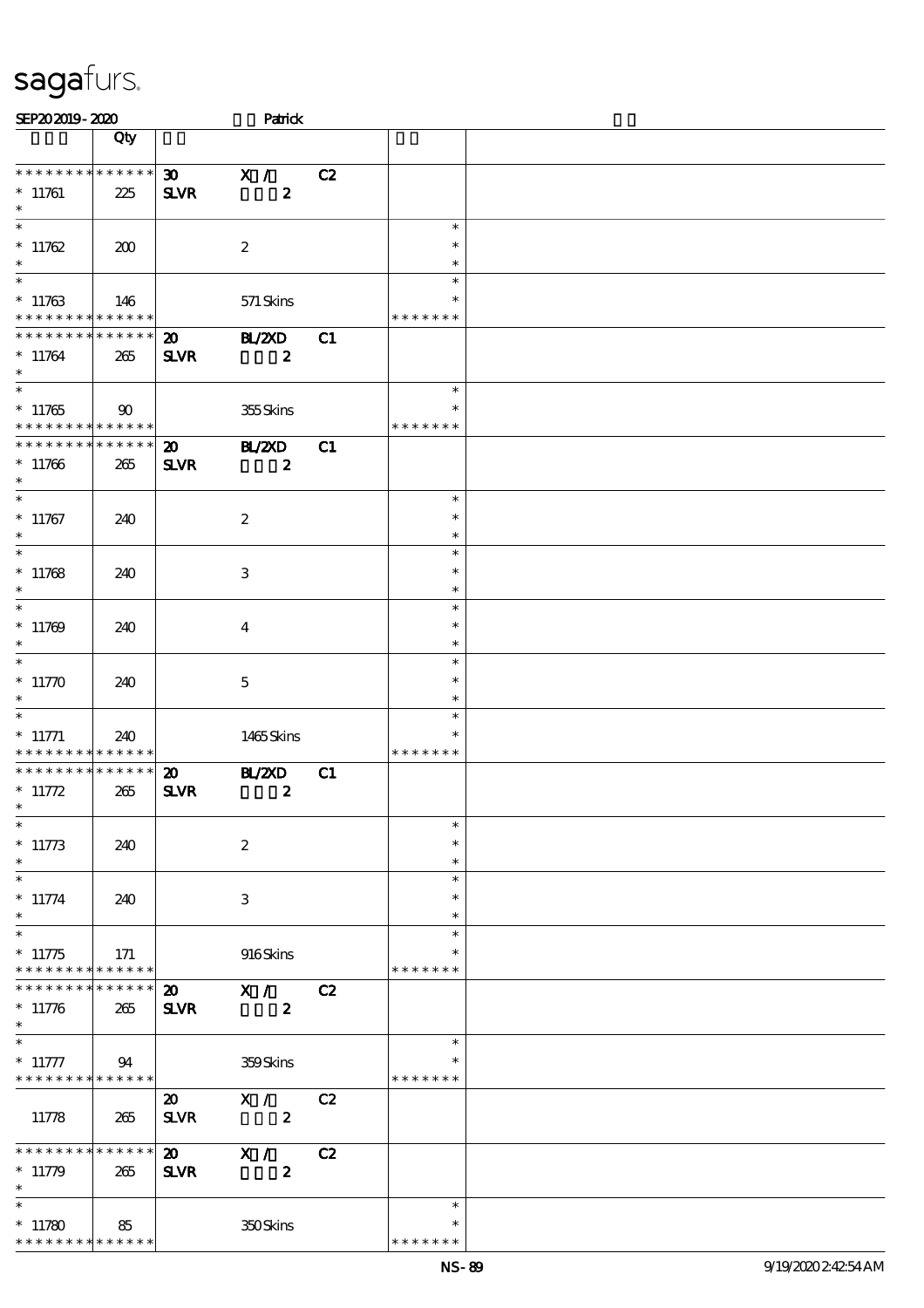# sagafurs.

SEP20 2019 - 2020 Patrick

| | Qty | | |
|---|---|---|---|
| * * * * * * * * * * * * * *<br>* 11761<br>* | 225 | 30 X / C2<br>SLVR 2 | |
| *<br>* 11762<br>* | 200 | 2 | *<br>*<br>* |
| *<br>* 11763<br>* * * * * * * * * * * * * * | 146 | 571 Skins | *<br>*<br>* * * * * * * |
| * * * * * * * * * * * * * *<br>* 11764<br>* | 265 | 20 BL/2XD C1<br>SLVR 2 | |
| *<br>* 11765<br>* * * * * * * * * * * * * * | 90 | 355 Skins | *<br>*<br>* * * * * * * |
| * * * * * * * * * * * * * *<br>* 11766<br>* | 265 | 20 BL/2XD C1<br>SLVR 2 | |
| *<br>* 11767<br>* | 240 | 2 | *<br>*<br>* |
| *<br>* 11768<br>* | 240 | 3 | *<br>*<br>* |
| *<br>* 11769<br>* | 240 | 4 | *<br>*<br>* |
| *<br>* 11770<br>* | 240 | 5 | *<br>*<br>* |
| *<br>* 11771<br>* * * * * * * * * * * * * * | 240 | 1465 Skins | *<br>*<br>* * * * * * * |
| * * * * * * * * * * * * * *<br>* 11772<br>* | 265 | 20 BL/2XD C1<br>SLVR 2 | |
| *<br>* 11773<br>* | 240 | 2 | *<br>*<br>* |
| *<br>* 11774<br>* | 240 | 3 | *<br>*<br>* |
| *<br>* 11775<br>* * * * * * * * * * * * * * | 171 | 916 Skins | *<br>*<br>* * * * * * * |
| * * * * * * * * * * * * * *<br>* 11776<br>* | 265 | 20 X / C2<br>SLVR 2 | |
| *<br>* 11777<br>* * * * * * * * * * * * * * | 94 | 359 Skins | *<br>*<br>* * * * * * * |
| 11778 | 265 | 20 X / C2<br>SLVR 2 | |
| * * * * * * * * * * * * * *<br>* 11779<br>* | 265 | 20 X / C2<br>SLVR 2 | |
| *<br>* 11780<br>* * * * * * * * * * * * * * | 85 | 350 Skins | *<br>*<br>* * * * * * * |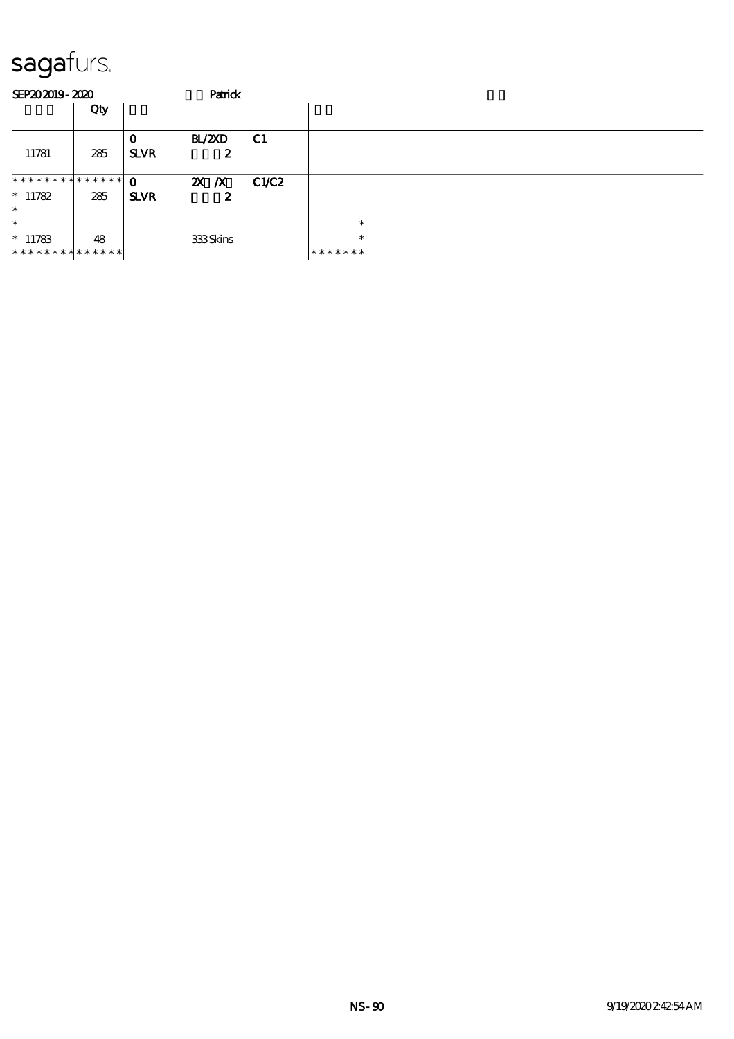sagafurs.

SEP20 2019 - 2020 Patrick

| | Qty | | | | | |
|---|---|---|---|---|---|---|
| 11781 | 285 | 0<br>**SLVR** | BL/2XD<br>2 | C1 | | |
| ************** <br>* 11782<br>* | 285 | 0<br>**SLVR** | 2X /X<br>2 | C1/C2 | | |
| *<br>* 11783<br>************** | 48 | | 333 Skins | | *<br>*<br>******* | |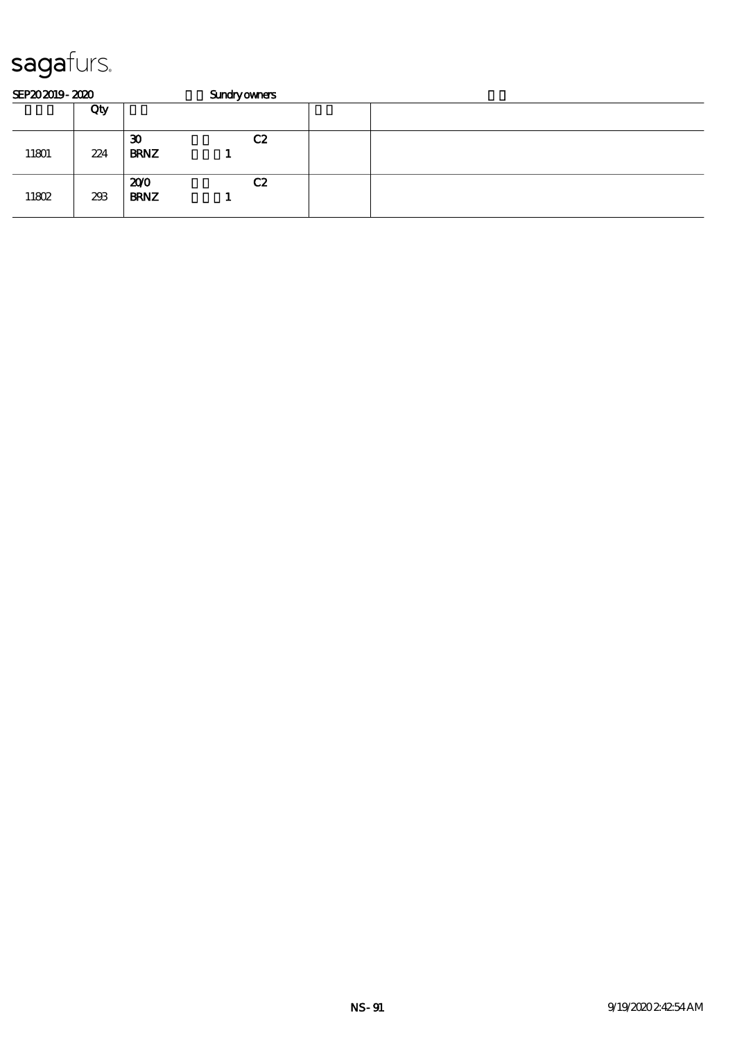# sagafurs.

SEP20 2019 - 2020 Sundry owners

| | Qty | | | |
|---|---|---|---|---|
| 11801 | 224 | 30 C2<br>BRNZ 1 | | |
| 11802 | 293 | 20/0 C2<br>BRNZ 1 | | |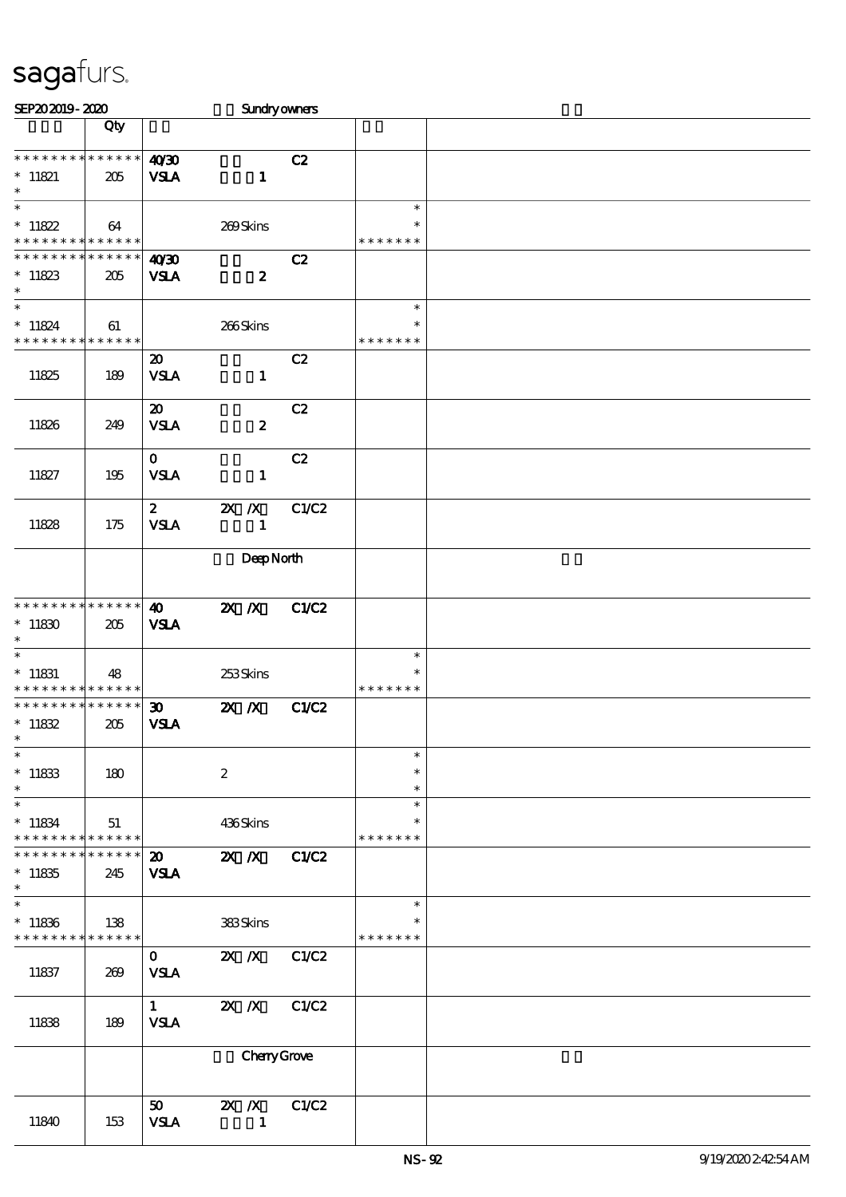sagafurs.

SEP20 2019 - 2020 Sundry owners

| | Qty | | | |
|---|---|---|---|---|
| * * * * * * * * * * * * * * | 40/30 C2 | | | |
| * 11821 | 205 | VSLA 1 | | |
| * | | | | |
| * | | | * | |
| * 11822 | 64 | 269 Skins | * | |
| * * * * * * * * * * * * * * | | | * * * * * * * | |
| * * * * * * * * * * * * * * | 40/30 C2 | | | |
| * 11823 | 205 | VSLA 2 | | |
| * | | | | |
| * | | | * | |
| * 11824 | 61 | 266 Skins | * | |
| * * * * * * * * * * * * * * | | | * * * * * * * | |
| 11825 | 189 | 20 C2 VSLA 1 | | |
| 11826 | 249 | 20 C2 VSLA 2 | | |
| 11827 | 195 | 0 C2 VSLA 1 | | |
| 11828 | 175 | 2 2X /X C1/C2 VSLA 1 | | |
| | | Deep North | | |
| * * * * * * * * * * * * * * | | 40 2X /X C1/C2 | | |
| * 11830 | 205 | VSLA | | |
| * | | | | |
| * | | | * | |
| * 11831 | 48 | 253 Skins | * | |
| * * * * * * * * * * * * * * | | | * * * * * * * | |
| * * * * * * * * * * * * * * | | 30 2X /X C1/C2 | | |
| * 11832 | 205 | VSLA | | |
| * | | | | |
| * | | | * | |
| * 11833 | 180 | 2 | * | |
| * | | | * | |
| * | | | * | |
| * 11834 | 51 | 436 Skins | * | |
| * * * * * * * * * * * * * * | | | * * * * * * * | |
| * * * * * * * * * * * * * * | | 20 2X /X C1/C2 | | |
| * 11835 | 245 | VSLA | | |
| * | | | | |
| * | | | * | |
| * 11836 | 138 | 383 Skins | * | |
| * * * * * * * * * * * * * * | | | * * * * * * * | |
| 11837 | 269 | 0 2X /X C1/C2 VSLA | | |
| 11838 | 189 | 1 2X /X C1/C2 VSLA | | |
| | | Cherry Grove | | |
| 11840 | 153 | 50 2X /X C1/C2 VSLA 1 | | |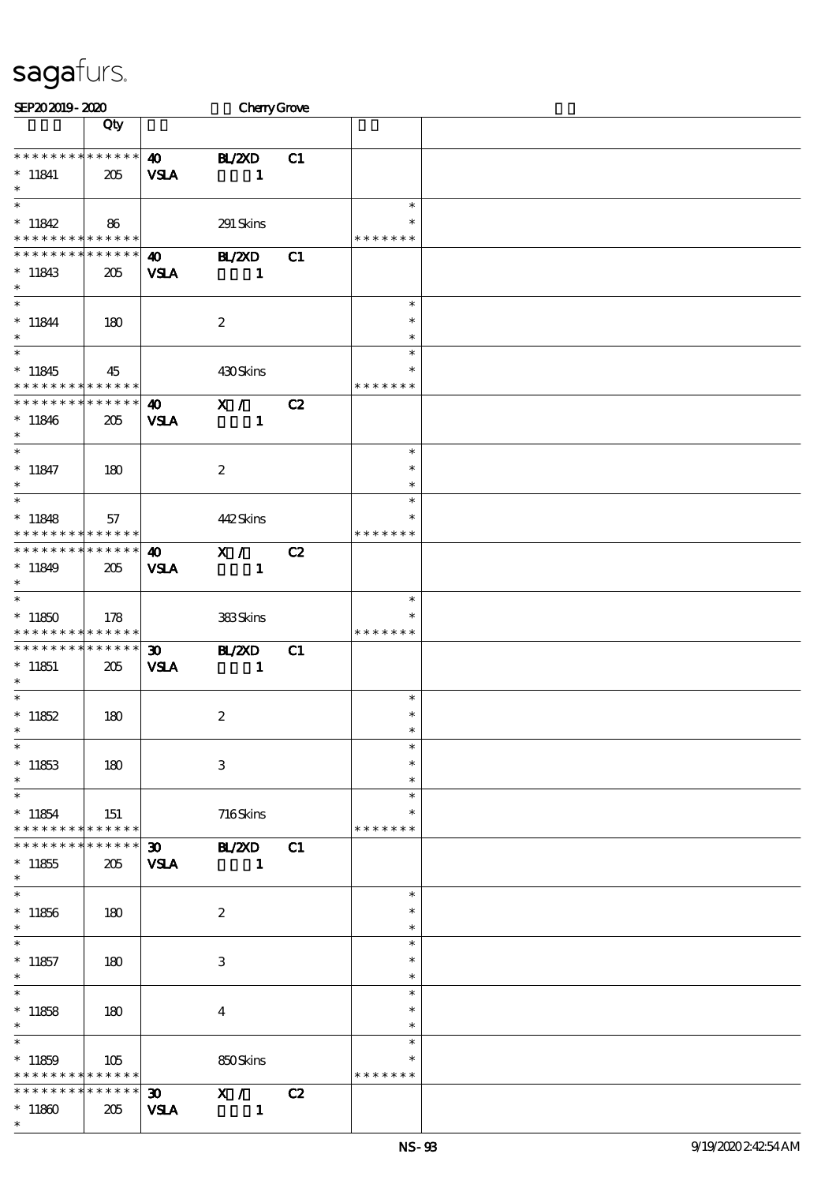sagafurs.

SEP20 2019 - 2020 Cherry Grove

| | Qty | | | | | |
|---|---|---|---|---|---|---|
| * * * * * * * * * * * * * * | 40 | BL/2XD | C1 | | | |
| * 11841 | 205 | VSLA | 1 | | | |
| * 11842 | 86 | | 291 Skins | | * * * * * * * | |
| * * * * * * * * * * * * * * | 40 | BL/2XD | C1 | | | |
| * 11843 | 205 | VSLA | 1 | | | |
| * 11844 | 180 | | 2 | | * | |
| * 11845 | 45 | | 430 Skins | | * * * * * * * | |
| * * * * * * * * * * * * * * | 40 | X / | C2 | | | |
| * 11846 | 205 | VSLA | 1 | | | |
| * 11847 | 180 | | 2 | | * | |
| * 11848 | 57 | | 442 Skins | | * * * * * * * | |
| * * * * * * * * * * * * * * | 40 | X / | C2 | | | |
| * 11849 | 205 | VSLA | 1 | | | |
| * 11850 | 178 | | 383 Skins | | * * * * * * * | |
| * * * * * * * * * * * * * * | 30 | BL/2XD | C1 | | | |
| * 11851 | 205 | VSLA | 1 | | | |
| * 11852 | 180 | | 2 | | * | |
| * 11853 | 180 | | 3 | | * | |
| * 11854 | 151 | | 716 Skins | | * * * * * * * | |
| * * * * * * * * * * * * * * | 30 | BL/2XD | C1 | | | |
| * 11855 | 205 | VSLA | 1 | | | |
| * 11856 | 180 | | 2 | | * | |
| * 11857 | 180 | | 3 | | * | |
| * 11858 | 180 | | 4 | | * | |
| * 11859 | 105 | | 850 Skins | | * * * * * * * | |
| * * * * * * * * * * * * * * | 30 | X / | C2 | | | |
| * 11860 | 205 | VSLA | 1 | | | |

NS-93 9/19/2020 2:42:54 AM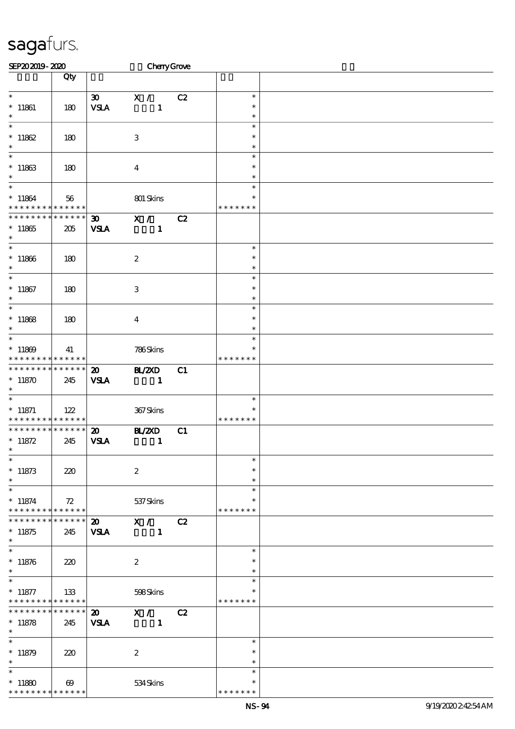# sagafurs.

SEP20 2019 - 2020 Cherry Grove

| | Qty | | | | | |
|---|---|---|---|---|---|---|
| * <br> * 11861 <br> * | 180 | 30 <br> VSLA | X / <br> 1 | C2 | * <br> * <br> * | |
| * <br> * 11862 <br> * | 180 | | 3 | | * <br> * <br> * | |
| * <br> * 11863 <br> * | 180 | | 4 | | * <br> * <br> * | |
| * <br> * 11864 <br> * * * * * * * * * * * * * * | 56 | | 801 Skins | | * <br> * <br> * * * * * * * | |
| * * * * * * * * * * * * * * <br> * 11865 <br> * | 205 | 30 <br> VSLA | X / <br> 1 | C2 | | |
| * <br> * 11866 <br> * | 180 | | 2 | | * <br> * <br> * | |
| * <br> * 11867 <br> * | 180 | | 3 | | * <br> * <br> * | |
| * <br> * 11868 <br> * | 180 | | 4 | | * <br> * <br> * | |
| * <br> * 11869 <br> * * * * * * * * * * * * * * | 41 | | 786 Skins | | * <br> * <br> * * * * * * * | |
| * * * * * * * * * * * * * * <br> * 11870 <br> * | 245 | 20 <br> VSLA | BL/2XD <br> 1 | C1 | | |
| * <br> * 11871 <br> * * * * * * * * * * * * * * | 122 | | 367 Skins | | * <br> * <br> * * * * * * * | |
| * * * * * * * * * * * * * * <br> * 11872 <br> * | 245 | 20 <br> VSLA | BL/2XD <br> 1 | C1 | | |
| * <br> * 11873 <br> * | 220 | | 2 | | * <br> * <br> * | |
| * <br> * 11874 <br> * * * * * * * * * * * * * * | 72 | | 537 Skins | | * <br> * <br> * * * * * * * | |
| * * * * * * * * * * * * * * <br> * 11875 <br> * | 245 | 20 <br> VSLA | X / <br> 1 | C2 | | |
| * <br> * 11876 <br> * | 220 | | 2 | | * <br> * <br> * | |
| * <br> * 11877 <br> * * * * * * * * * * * * * * | 133 | | 598 Skins | | * <br> * <br> * * * * * * * | |
| * * * * * * * * * * * * * * <br> * 11878 <br> * | 245 | 20 <br> VSLA | X / <br> 1 | C2 | | |
| * <br> * 11879 <br> * | 220 | | 2 | | * <br> * <br> * | |
| * <br> * 11880 <br> * * * * * * * * * * * * * * | 69 | | 534 Skins | | * <br> * <br> * * * * * * * | |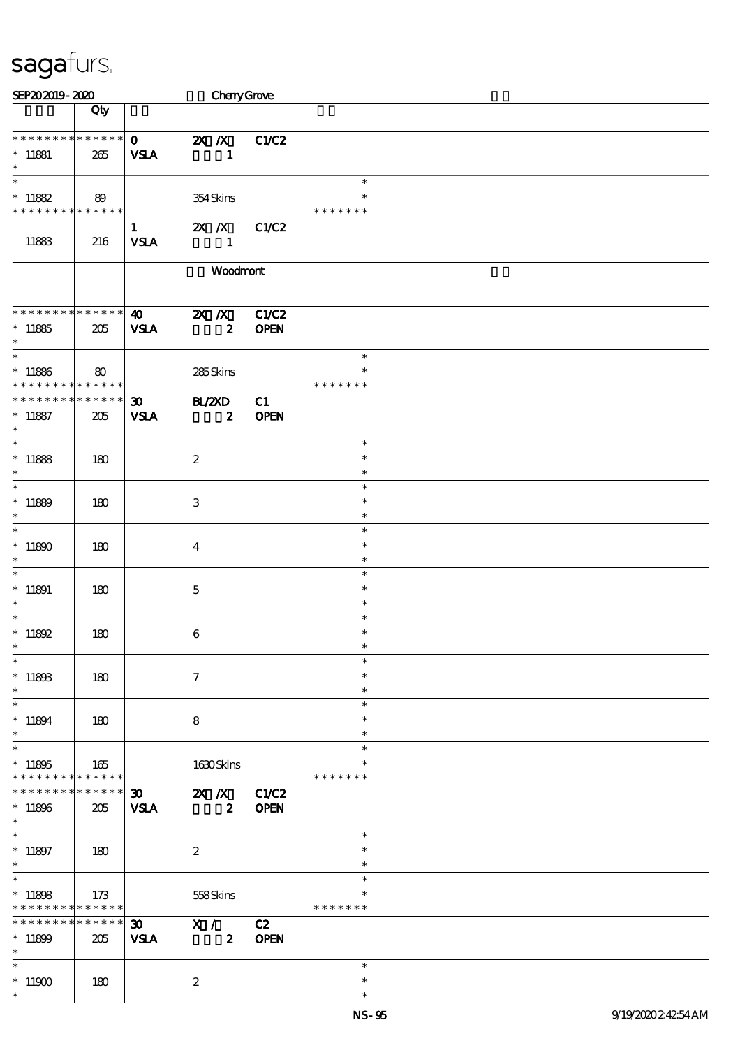sagafurs.

SEP20 2019 - 2020 Cherry Grove

| | Qty | | | | | |
|---|---|---|---|---|---|---|
| * * * * * * * * * * * * * * | | 0 | 2X /X | C1/C2 | | |
| * 11881 | 265 | VSLA | 1 | | | |
| * | | | | | | |
| * | | | | | * | |
| * 11882 | 89 | | 354 Skins | | * | |
| * * * * * * * * * * * * * * | | | | | * * * * * * * | |
| | | 1 | 2X /X | C1/C2 | | |
| 11883 | 216 | VSLA | 1 | | | |
| | | | Woodmont | | | |
| * * * * * * * * * * * * * * | | 40 | 2X /X | C1/C2 | | |
| * 11885 | 205 | VSLA | 2 | OPEN | | |
| * | | | | | | |
| * | | | | | * | |
| * 11886 | 80 | | 285 Skins | | * | |
| * * * * * * * * * * * * * * | | | | | * * * * * * * | |
| * * * * * * * * * * * * * * | | 30 | BL/2XD | C1 | | |
| * 11887 | 205 | VSLA | 2 | OPEN | | |
| * | | | | | | |
| * 11888 | 180 | | 2 | | * | |
| * 11889 | 180 | | 3 | | * | |
| * 11890 | 180 | | 4 | | * | |
| * 11891 | 180 | | 5 | | * | |
| * 11892 | 180 | | 6 | | * | |
| * 11893 | 180 | | 7 | | * | |
| * 11894 | 180 | | 8 | | * | |
| * 11895 | 165 | | 1630 Skins | | * | |
| * * * * * * * * * * * * * * | | | | | * * * * * * * | |
| * * * * * * * * * * * * * * | | 30 | 2X /X | C1/C2 | | |
| * 11896 | 205 | VSLA | 2 | OPEN | | |
| * | | | | | | |
| * 11897 | 180 | | 2 | | * | |
| * 11898 | 173 | | 558 Skins | | * | |
| * * * * * * * * * * * * * * | | | | | * * * * * * * | |
| * * * * * * * * * * * * * * | | 30 | X / | C2 | | |
| * 11899 | 205 | VSLA | 2 | OPEN | | |
| * | | | | | | |
| * 11900 | 180 | | 2 | | * | |
| * | | | | | * | |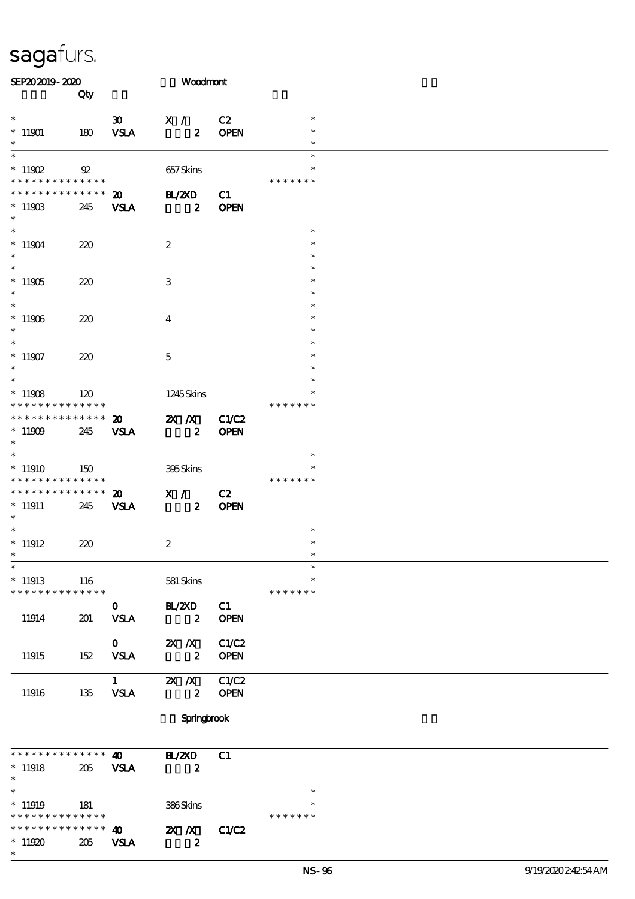# sagafurs.

SEP20 2019 - 2020 Woodmont

| | Qty | | | | | |
|---|---|---|---|---|---|---|
| * <br> * 11901 <br> * | 180 | 30 <br> VSLA | X / <br> 2 | C2 <br> OPEN | * <br> * <br> * | |
| * <br> * 11902 <br> * * * * * * * * * * * * * * | 92 | | 657 Skins | | * <br> * <br> * * * * * * * | |
| * * * * * * * * * * * * * * <br> * 11903 <br> * | 245 | 20 <br> VSLA | BL/2XD <br> 2 | C1 <br> OPEN | | |
| * <br> * 11904 <br> * | 220 | | 2 | | * <br> * <br> * | |
| * <br> * 11905 <br> * | 220 | | 3 | | * <br> * <br> * | |
| * <br> * 11906 <br> * | 220 | | 4 | | * <br> * <br> * | |
| * <br> * 11907 <br> * | 220 | | 5 | | * <br> * <br> * | |
| * <br> * 11908 <br> * * * * * * * * * * * * * * | 120 | | 1245 Skins | | * <br> * <br> * * * * * * * | |
| * * * * * * * * * * * * * * <br> * 11909 <br> * | 245 | 20 <br> VSLA | 2X /X <br> 2 | C1/C2 <br> OPEN | | |
| * <br> * 11910 <br> * * * * * * * * * * * * * * | 150 | | 395 Skins | | * <br> * <br> * * * * * * * | |
| * * * * * * * * * * * * * * <br> * 11911 <br> * | 245 | 20 <br> VSLA | X / <br> 2 | C2 <br> OPEN | | |
| * <br> * 11912 <br> * | 220 | | 2 | | * <br> * <br> * | |
| * <br> * 11913 <br> * * * * * * * * * * * * * * | 116 | | 581 Skins | | * <br> * <br> * * * * * * * | |
| 11914 | 201 | 0 <br> VSLA | BL/2XD <br> 2 | C1 <br> OPEN | | |
| 11915 | 152 | 0 <br> VSLA | 2X /X <br> 2 | C1/C2 <br> OPEN | | |
| 11916 | 135 | 1 <br> VSLA | 2X /X <br> 2 | C1/C2 <br> OPEN | | |
| | | | Springbrook | | | |
| * * * * * * * * * * * * * * <br> * 11918 <br> * | 205 | 40 <br> VSLA | BL/2XD <br> 2 | C1 | | |
| * <br> * 11919 <br> * * * * * * * * * * * * * * | 181 | | 386 Skins | | * <br> * <br> * * * * * * * | |
| * * * * * * * * * * * * * * <br> * 11920 <br> * | 205 | 40 <br> VSLA | 2X /X <br> 2 | C1/C2 | | |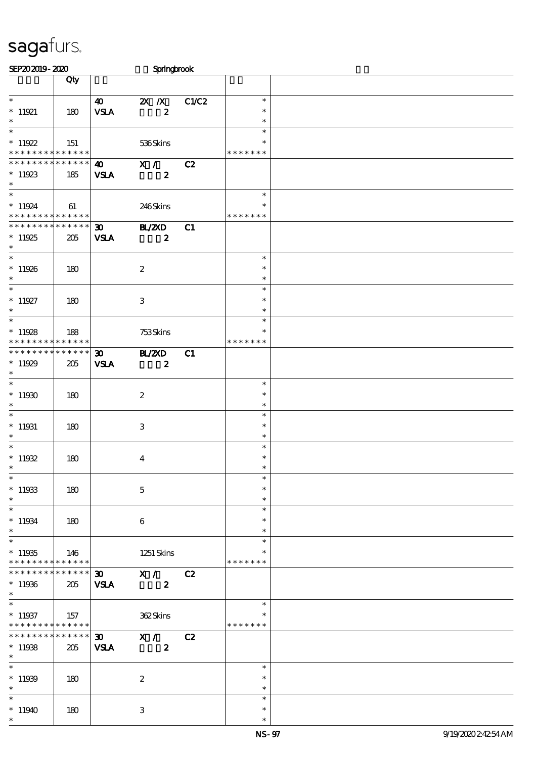# sagafurs.

SEP20 2019 - 2020 Springbrook

| | Qty | | | | | |
|---|---|---|---|---|---|---|
| * <br> * 11921 <br> * | 180 | 40 <br> VSLA | 2X /X <br> 2 | C1/C2 | * <br> * <br> * | |
| * <br> * 11922 <br> * * * * * * * * * * * * * * | 151 | | 536 Skins | | * <br> * <br> * * * * * * * | |
| * * * * * * * * * * * * * * <br> * 11923 <br> * | 185 | 40 <br> VSLA | X / <br> 2 | C2 | | |
| * <br> * 11924 <br> * * * * * * * * * * * * * * | 61 | | 246 Skins | | * <br> * <br> * * * * * * * | |
| * * * * * * * * * * * * * * <br> * 11925 <br> * | 205 | 30 <br> VSLA | BL/2XD <br> 2 | C1 | | |
| * <br> * 11926 <br> * | 180 | | 2 | | * <br> * <br> * | |
| * <br> * 11927 <br> * | 180 | | 3 | | * <br> * <br> * | |
| * <br> * 11928 <br> * * * * * * * * * * * * * * | 188 | | 753 Skins | | * <br> * <br> * * * * * * * | |
| * * * * * * * * * * * * * * <br> * 11929 <br> * | 205 | 30 <br> VSLA | BL/2XD <br> 2 | C1 | | |
| * <br> * 11930 <br> * | 180 | | 2 | | * <br> * <br> * | |
| * <br> * 11931 <br> * | 180 | | 3 | | * <br> * <br> * | |
| * <br> * 11932 <br> * | 180 | | 4 | | * <br> * <br> * | |
| * <br> * 11933 <br> * | 180 | | 5 | | * <br> * <br> * | |
| * <br> * 11934 <br> * | 180 | | 6 | | * <br> * <br> * | |
| * <br> * 11935 <br> * * * * * * * * * * * * * * | 146 | | 1251 Skins | | * <br> * <br> * * * * * * * | |
| * * * * * * * * * * * * * * <br> * 11936 <br> * | 205 | 30 <br> VSLA | X / <br> 2 | C2 | | |
| * <br> * 11937 <br> * * * * * * * * * * * * * * | 157 | | 362 Skins | | * <br> * <br> * * * * * * * | |
| * * * * * * * * * * * * * * <br> * 11938 <br> * | 205 | 30 <br> VSLA | X / <br> 2 | C2 | | |
| * <br> * 11939 <br> * | 180 | | 2 | | * <br> * <br> * | |
| * <br> * 11940 <br> * | 180 | | 3 | | * <br> * <br> * | |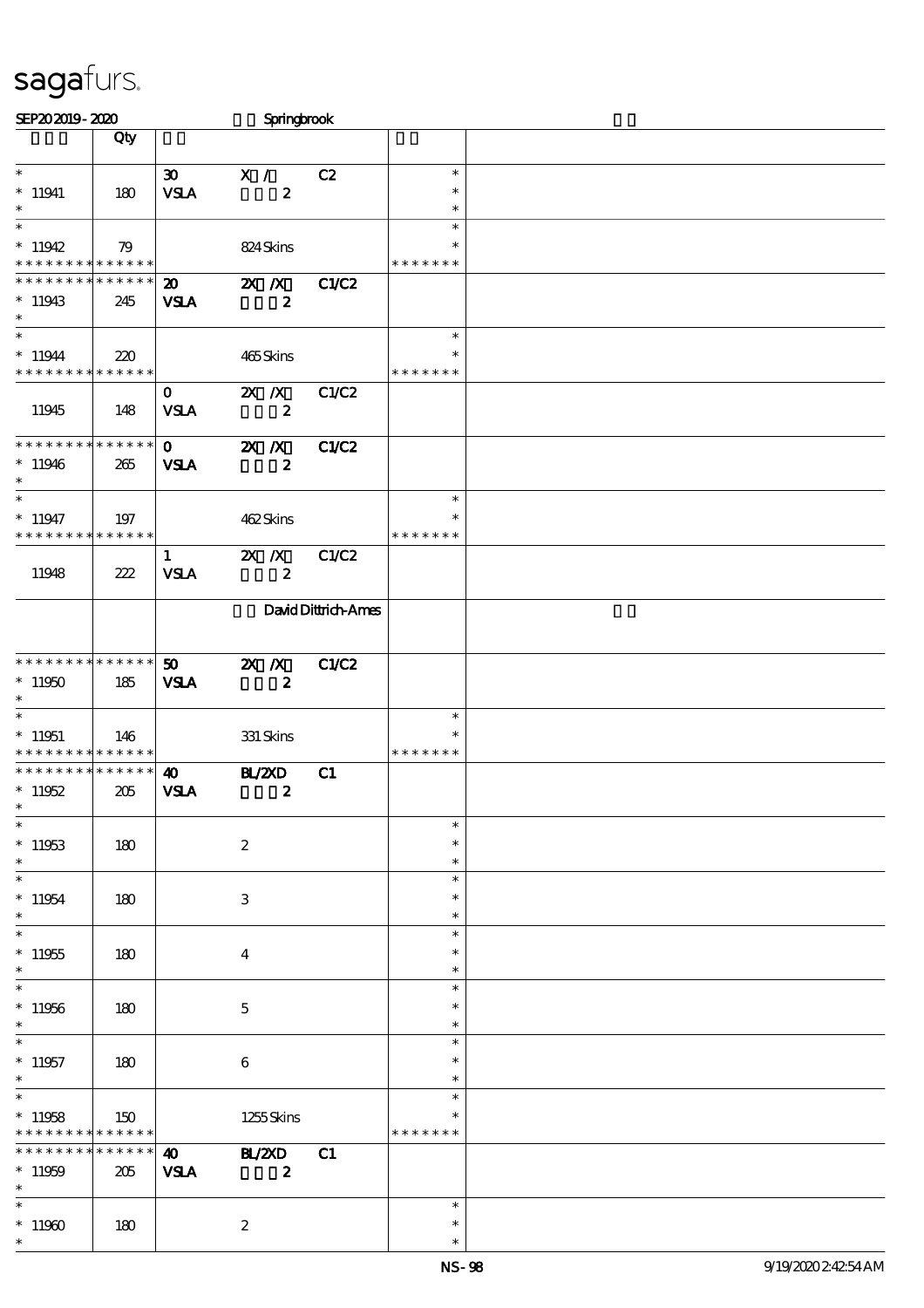sagafurs.

SEP20 2019 - 2020 Springbrook

| | Qty | | | | | |
|---|---|---|---|---|---|---|
| * | | 30 | X / | C2 | * | |
| * 11941 | 180 | VSLA | 2 | | * | |
| * | | | | | * | |
| * | | | | | * | |
| * 11942 | 79 | | 824 Skins | | * | |
| * * * * * * * * * * * * * * | | | | | * * * * * * * | |
| * * * * * * * * * * * * * * | | 20 | 2X /X | C1/C2 | | |
| * 11943 | 245 | VSLA | 2 | | | |
| * | | | | | | |
| * | | | | | * | |
| * 11944 | 220 | | 465 Skins | | * | |
| * * * * * * * * * * * * * * | | | | | * * * * * * * | |
| | | 0 | 2X /X | C1/C2 | | |
| 11945 | 148 | VSLA | 2 | | | |
| * * * * * * * * * * * * * * | | 0 | 2X /X | C1/C2 | | |
| * 11946 | 265 | VSLA | 2 | | | |
| * | | | | | | |
| * | | | | | * | |
| * 11947 | 197 | | 462 Skins | | * | |
| * * * * * * * * * * * * * * | | | | | * * * * * * * | |
| | | 1 | 2X /X | C1/C2 | | |
| 11948 | 222 | VSLA | 2 | | | |
| | | | David Dittrich-Ames | | | |
| * * * * * * * * * * * * * * | | 50 | 2X /X | C1/C2 | | |
| * 11950 | 185 | VSLA | 2 | | | |
| * | | | | | | |
| * | | | | | * | |
| * 11951 | 146 | | 331 Skins | | * | |
| * * * * * * * * * * * * * * | | | | | * * * * * * * | |
| * * * * * * * * * * * * * * | | 40 | BL/2XD | C1 | | |
| * 11952 | 205 | VSLA | 2 | | | |
| * | | | | | | |
| * | | | | | * | |
| * 11953 | 180 | | 2 | | * | |
| * | | | | | * | |
| * | | | | | * | |
| * 11954 | 180 | | 3 | | * | |
| * | | | | | * | |
| * | | | | | * | |
| * 11955 | 180 | | 4 | | * | |
| * | | | | | * | |
| * | | | | | * | |
| * 11956 | 180 | | 5 | | * | |
| * | | | | | * | |
| * | | | | | * | |
| * 11957 | 180 | | 6 | | * | |
| * | | | | | * | |
| * | | | | | * | |
| * 11958 | 150 | | 1255 Skins | | * | |
| * * * * * * * * * * * * * * | | | | | * * * * * * * | |
| * * * * * * * * * * * * * * | | 40 | BL/2XD | C1 | | |
| * 11959 | 205 | VSLA | 2 | | | |
| * | | | | | | |
| * | | | | | * | |
| * 11960 | 180 | | 2 | | * | |
| * | | | | | * | |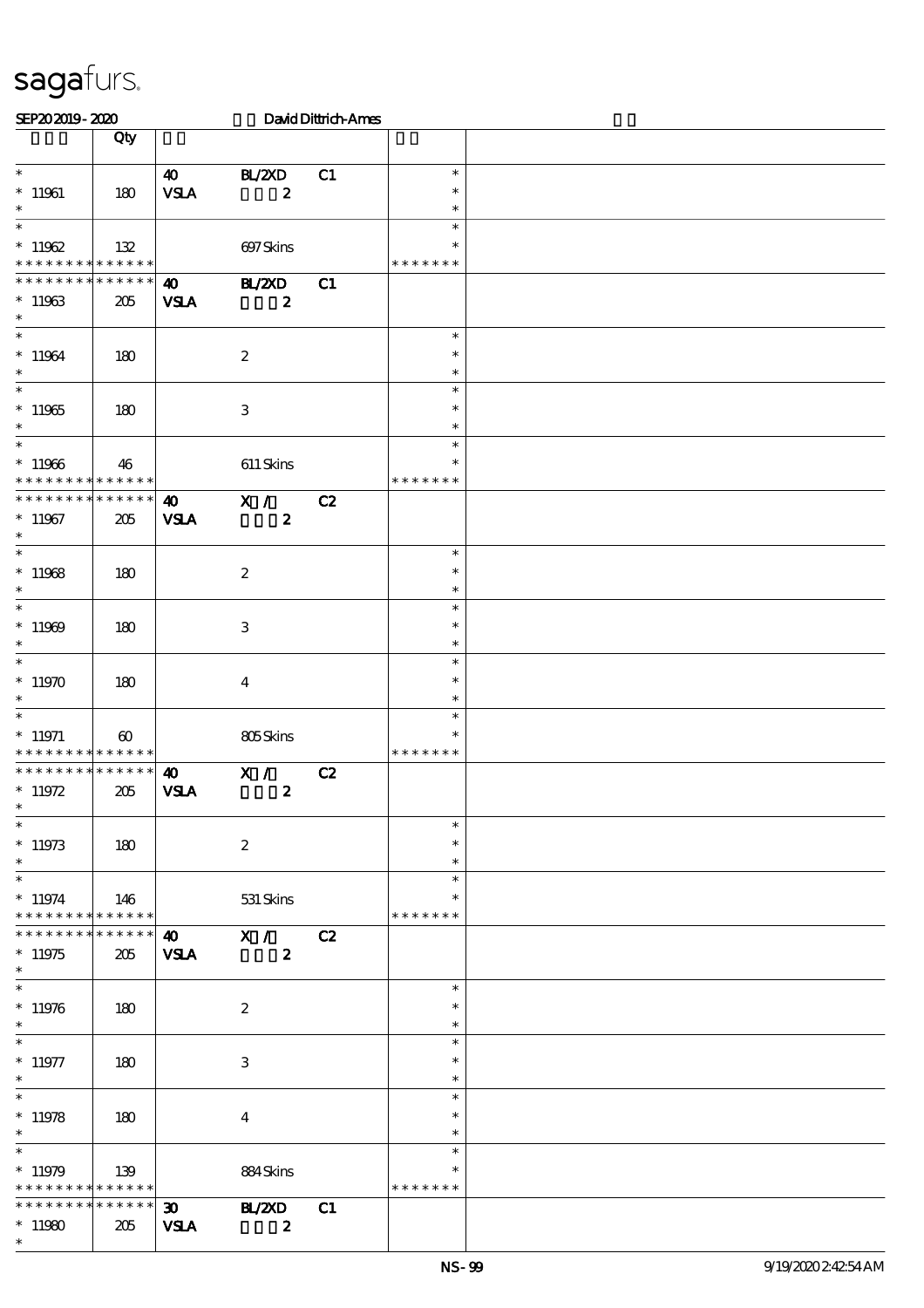sagafurs.

SEP20 2019 - 2020 David Dittrich-Ames

| | Qty | | | | | |
|---|---|---|---|---|---|---|
| * <br> * 11961 <br> * | 180 | 40 <br> VSLA | BL/2XD <br> 2 | C1 | * <br> * <br> * | |
| * <br> * 11962 <br> * * * * * * * * * * * * * * | 132 | | 697 Skins | | * <br> * <br> * * * * * * * | |
| * * * * * * * * * * * * * * <br> * 11963 <br> * | 205 | 40 <br> VSLA | BL/2XD <br> 2 | C1 | | |
| * <br> * 11964 <br> * | 180 | | 2 | | * <br> * <br> * | |
| * <br> * 11965 <br> * | 180 | | 3 | | * <br> * <br> * | |
| * <br> * 11966 <br> * * * * * * * * * * * * * * | 46 | | 611 Skins | | * <br> * <br> * * * * * * * | |
| * * * * * * * * * * * * * * <br> * 11967 <br> * | 205 | 40 <br> VSLA | X / <br> 2 | C2 | | |
| * <br> * 11968 <br> * | 180 | | 2 | | * <br> * <br> * | |
| * <br> * 11969 <br> * | 180 | | 3 | | * <br> * <br> * | |
| * <br> * 11970 <br> * | 180 | | 4 | | * <br> * <br> * | |
| * <br> * 11971 <br> * * * * * * * * * * * * * * | 60 | | 805 Skins | | * <br> * <br> * * * * * * * | |
| * * * * * * * * * * * * * * <br> * 11972 <br> * | 205 | 40 <br> VSLA | X / <br> 2 | C2 | | |
| * <br> * 11973 <br> * | 180 | | 2 | | * <br> * <br> * | |
| * <br> * 11974 <br> * * * * * * * * * * * * * * | 146 | | 531 Skins | | * <br> * <br> * * * * * * * | |
| * * * * * * * * * * * * * * <br> * 11975 <br> * | 205 | 40 <br> VSLA | X / <br> 2 | C2 | | |
| * <br> * 11976 <br> * | 180 | | 2 | | * <br> * <br> * | |
| * <br> * 11977 <br> * | 180 | | 3 | | * <br> * <br> * | |
| * <br> * 11978 <br> * | 180 | | 4 | | * <br> * <br> * | |
| * <br> * 11979 <br> * * * * * * * * * * * * * * | 139 | | 884 Skins | | * <br> * <br> * * * * * * * | |
| * * * * * * * * * * * * * * <br> * 11980 <br> * | 205 | 30 <br> VSLA | BL/2XD <br> 2 | C1 | | |

NS-99 9/19/2020 2:42:54 AM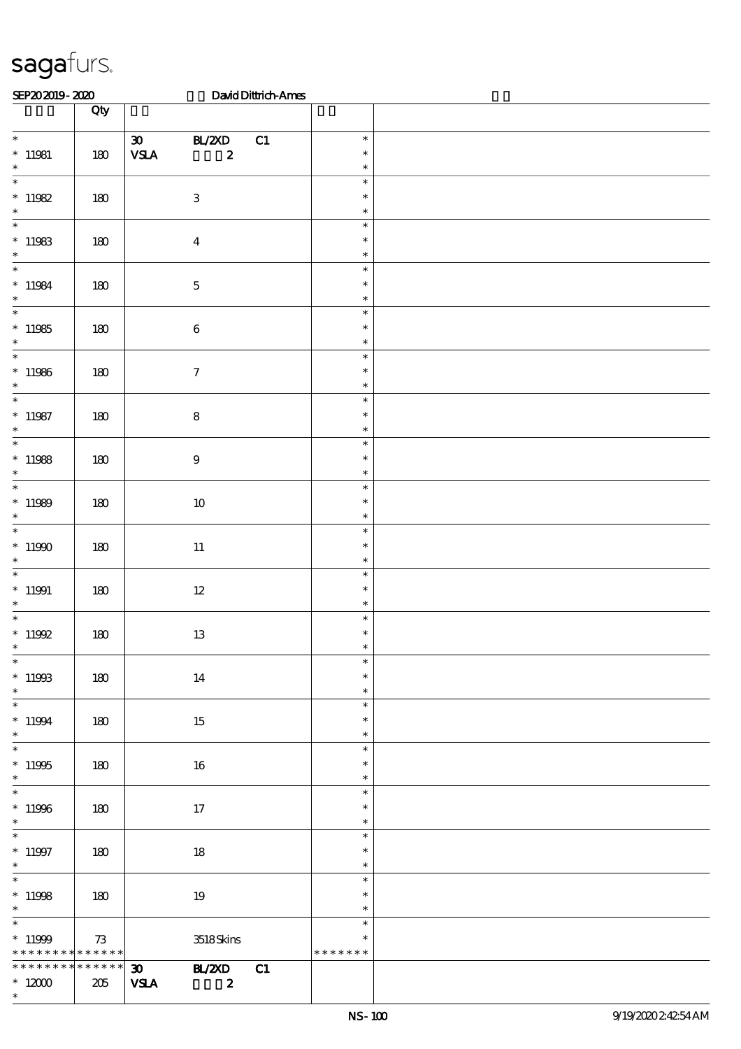**saga**furs.

SEP20 2019 - 2020 David Dittrich-Ames

| | Qty | | |
|---|---|---|---|
| * 11981 * | 180 | 30 BL/2XD C1 VSLA 2 | * * * |
| * 11982 * | 180 | 3 | * * * |
| * 11983 * | 180 | 4 | * * * |
| * 11984 * | 180 | 5 | * * * |
| * 11985 * | 180 | 6 | * * * |
| * 11986 * | 180 | 7 | * * * |
| * 11987 * | 180 | 8 | * * * |
| * 11988 * | 180 | 9 | * * * |
| * 11989 * | 180 | 10 | * * * |
| * 11990 * | 180 | 11 | * * * |
| * 11991 * | 180 | 12 | * * * |
| * 11992 * | 180 | 13 | * * * |
| * 11993 * | 180 | 14 | * * * |
| * 11994 * | 180 | 15 | * * * |
| * 11995 * | 180 | 16 | * * * |
| * 11996 * | 180 | 17 | * * * |
| * 11997 * | 180 | 18 | * * * |
| * 11998 * | 180 | 19 | * * * |
| * 11999 * * * * * * * * * * * * * * | 73 | 3518 Skins | * * * * * * * * * |
| * * * * * * * * * * * * * * 12000 * | 205 | 30 BL/2XD C1 VSLA 2 | |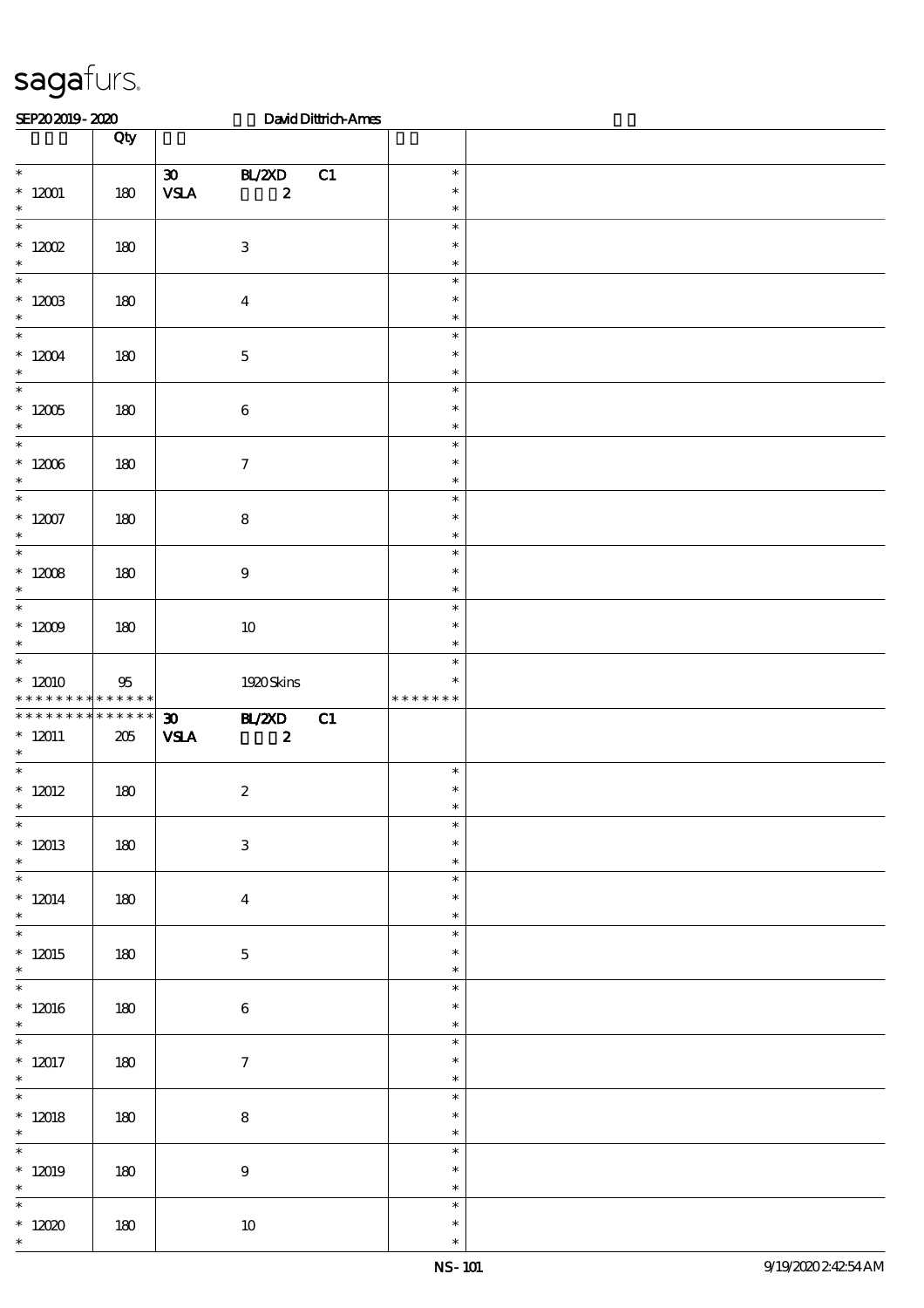# sagafurs.

SEP20 2019 - 2020 David Dittrich-Ames

| | Qty | | | |
|---|---|---|---|---|
| * 12001 * | 180 | 30 VSLA | BL/2XD C1 2 | * * * |
| * 12002 * | 180 | | 3 | * * * |
| * 12003 * | 180 | | 4 | * * * |
| * 12004 * | 180 | | 5 | * * * |
| * 12005 * | 180 | | 6 | * * * |
| * 12006 * | 180 | | 7 | * * * |
| * 12007 * | 180 | | 8 | * * * |
| * 12008 * | 180 | | 9 | * * * |
| * 12009 * | 180 | | 10 | * * * |
| * 12010 * * * * * * * * * * * * * | 95 | | 1920 Skins | * * * * * * * * * |
| * * * * * * * * * * * * * * 12011 * | 205 | 30 VSLA | BL/2XD C1 2 | |
| * 12012 * | 180 | | 2 | * * * |
| * 12013 * | 180 | | 3 | * * * |
| * 12014 * | 180 | | 4 | * * * |
| * 12015 * | 180 | | 5 | * * * |
| * 12016 * | 180 | | 6 | * * * |
| * 12017 * | 180 | | 7 | * * * |
| * 12018 * | 180 | | 8 | * * * |
| * 12019 * | 180 | | 9 | * * * |
| * 12020 * | 180 | | 10 | * * * |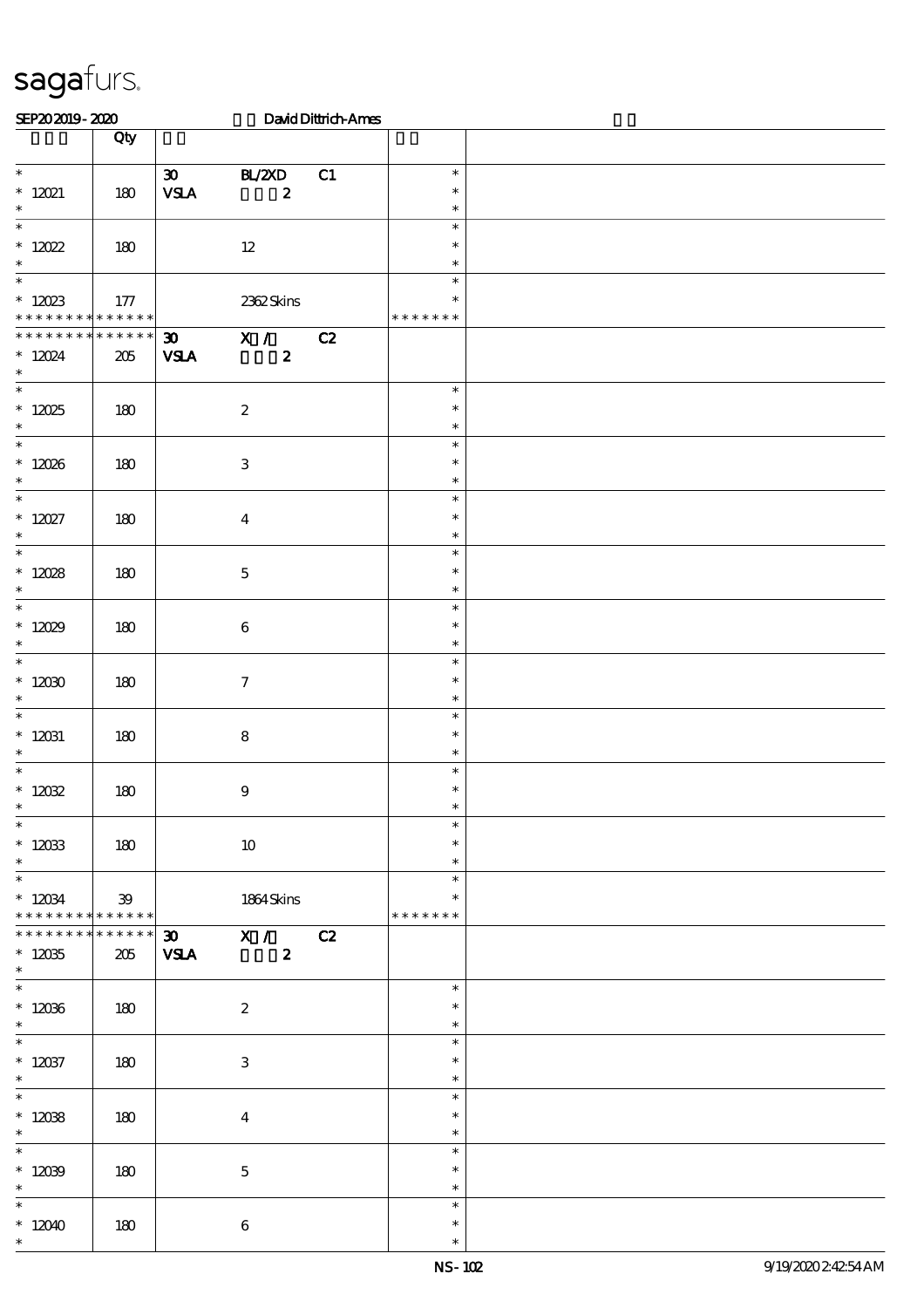sagafurs.

SEP20 2019 - 2020 David Dittrich-Ames

| | Qty | | | |
|---|---|---|---|---|
| * <br> * 12021 <br> * | 180 | 30 BL/2XD C1 <br> VSLA 2 | * <br> * <br> * | |
| * <br> * 12022 <br> * | 180 | 12 | * <br> * <br> * | |
| * <br> * 12023 <br> * * * * * * * * * * * * * | 177 | 2362 Skins | * <br> * <br> * * * * * * * | |
| * * * * * * * * * * * * * <br> * 12024 <br> * | 205 | 30 X / C2 <br> VSLA 2 | | |
| * <br> * 12025 <br> * | 180 | 2 | * <br> * <br> * | |
| * <br> * 12026 <br> * | 180 | 3 | * <br> * <br> * | |
| * <br> * 12027 <br> * | 180 | 4 | * <br> * <br> * | |
| * <br> * 12028 <br> * | 180 | 5 | * <br> * <br> * | |
| * <br> * 12029 <br> * | 180 | 6 | * <br> * <br> * | |
| * <br> * 12030 <br> * | 180 | 7 | * <br> * <br> * | |
| * <br> * 12031 <br> * | 180 | 8 | * <br> * <br> * | |
| * <br> * 12032 <br> * | 180 | 9 | * <br> * <br> * | |
| * <br> * 12033 <br> * | 180 | 10 | * <br> * <br> * | |
| * <br> * 12034 <br> * * * * * * * * * * * * * | 39 | 1864 Skins | * <br> * <br> * * * * * * * | |
| * * * * * * * * * * * * * <br> * 12035 <br> * | 205 | 30 X / C2 <br> VSLA 2 | | |
| * <br> * 12036 <br> * | 180 | 2 | * <br> * <br> * | |
| * <br> * 12037 <br> * | 180 | 3 | * <br> * <br> * | |
| * <br> * 12038 <br> * | 180 | 4 | * <br> * <br> * | |
| * <br> * 12039 <br> * | 180 | 5 | * <br> * <br> * | |
| * <br> * 12040 <br> * | 180 | 6 | * <br> * <br> * | |

NS-102 9/19/2020 2:42:54 AM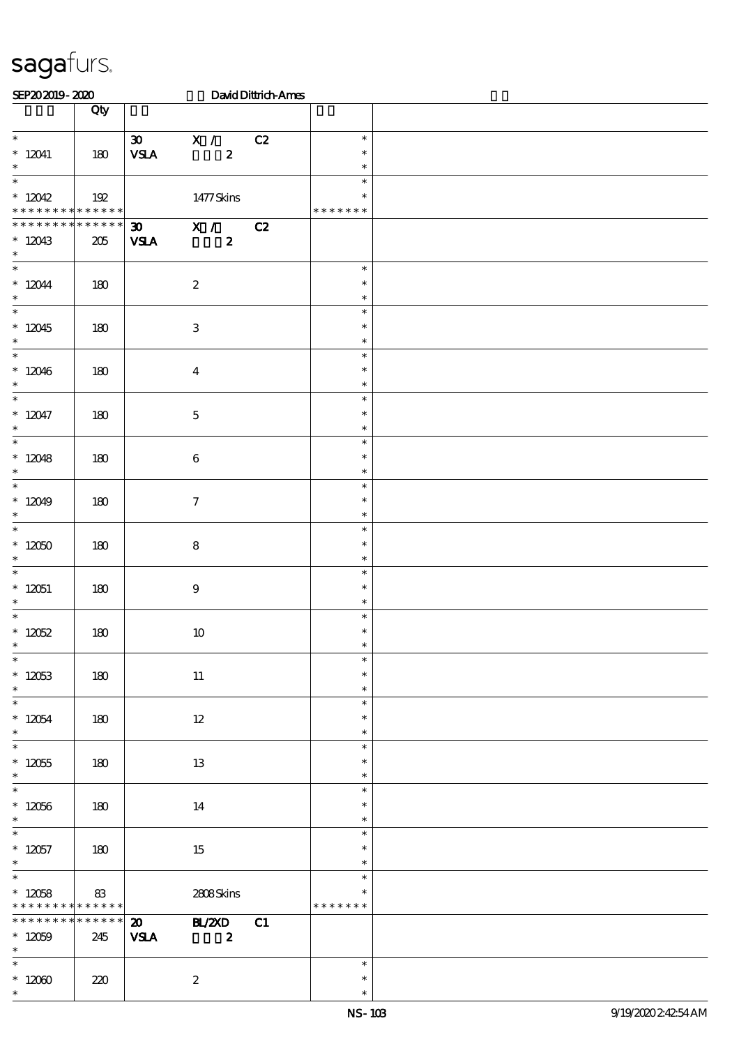sagafurs.

SEP20 2019 - 2020 David Dittrich-Ames

| | Qty | | |
|---|---|---|---|
| * <br> * 12041 <br> * | 180 | 30 X / C2 <br> VSLA 2 | * <br> * <br> * |
| * <br> * 12042 <br> * * * * * * * * * * * * * * | 192 | 1477 Skins | * <br> * <br> * * * * * * * |
| * * * * * * * * * * * * * * <br> * 12043 <br> * | 205 | 30 X / C2 <br> VSLA 2 | |
| * <br> * 12044 <br> * | 180 | 2 | * <br> * <br> * |
| * <br> * 12045 <br> * | 180 | 3 | * <br> * <br> * |
| * <br> * 12046 <br> * | 180 | 4 | * <br> * <br> * |
| * <br> * 12047 <br> * | 180 | 5 | * <br> * <br> * |
| * <br> * 12048 <br> * | 180 | 6 | * <br> * <br> * |
| * <br> * 12049 <br> * | 180 | 7 | * <br> * <br> * |
| * <br> * 12050 <br> * | 180 | 8 | * <br> * <br> * |
| * <br> * 12051 <br> * | 180 | 9 | * <br> * <br> * |
| * <br> * 12052 <br> * | 180 | 10 | * <br> * <br> * |
| * <br> * 12053 <br> * | 180 | 11 | * <br> * <br> * |
| * <br> * 12054 <br> * | 180 | 12 | * <br> * <br> * |
| * <br> * 12055 <br> * | 180 | 13 | * <br> * <br> * |
| * <br> * 12056 <br> * | 180 | 14 | * <br> * <br> * |
| * <br> * 12057 <br> * | 180 | 15 | * <br> * <br> * |
| * <br> * 12058 <br> * * * * * * * * * * * * * * | 83 | 2808 Skins | * <br> * <br> * * * * * * * |
| * * * * * * * * * * * * * * <br> * 12059 <br> * | 245 | 20 BL/2XD C1 <br> VSLA 2 | |
| * <br> * 12060 <br> * | 220 | 2 | * <br> * <br> * |

NS-103 9/19/2020 2:42:54 AM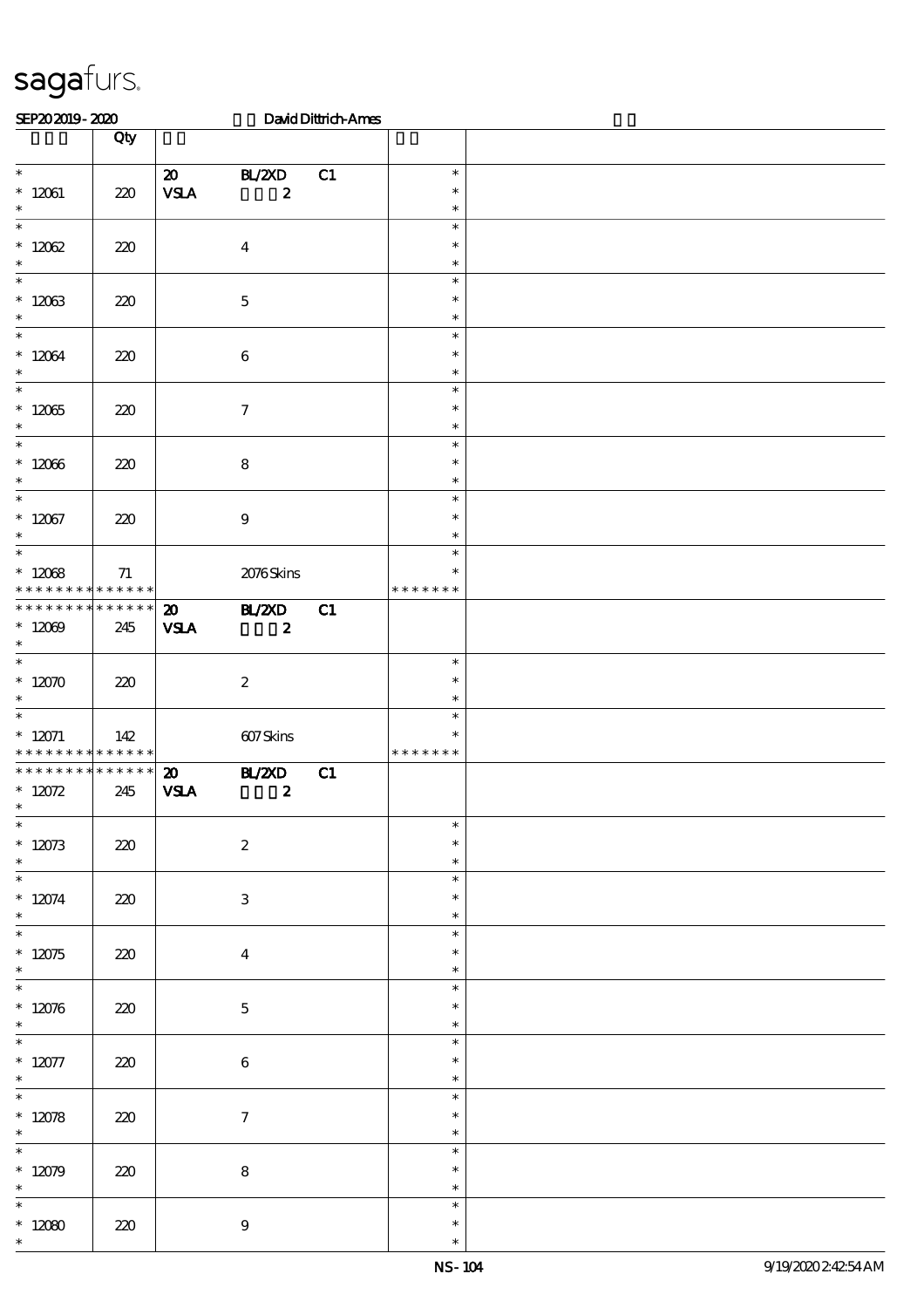sagafurs.

SEP20 2019 - 2020 David Dittrich-Ames

| | Qty | | | | | |
|---|---|---|---|---|---|---|
| * <br> * 12061 <br> * | 220 | 20 <br> VSLA | BL/2XD <br> 2 | C1 | * <br> * <br> * | |
| * <br> * 12062 <br> * | 220 | | 4 | | * <br> * <br> * | |
| * <br> * 12063 <br> * | 220 | | 5 | | * <br> * <br> * | |
| * <br> * 12064 <br> * | 220 | | 6 | | * <br> * <br> * | |
| * <br> * 12065 <br> * | 220 | | 7 | | * <br> * <br> * | |
| * <br> * 12066 <br> * | 220 | | 8 | | * <br> * <br> * | |
| * <br> * 12067 <br> * | 220 | | 9 | | * <br> * <br> * | |
| * <br> * 12068 <br> * * * * * * * * * * * * * * | 71 | | 2076 Skins | | * <br> * <br> * * * * * * * | |
| * * * * * * * * * * * * * * <br> * 12069 <br> * | 245 | 20 <br> VSLA | BL/2XD <br> 2 | C1 | | |
| * <br> * 12070 <br> * | 220 | | 2 | | * <br> * <br> * | |
| * <br> * 12071 <br> * * * * * * * * * * * * * * | 142 | | 607 Skins | | * <br> * <br> * * * * * * * | |
| * * * * * * * * * * * * * * <br> * 12072 <br> * | 245 | 20 <br> VSLA | BL/2XD <br> 2 | C1 | | |
| * <br> * 12073 <br> * | 220 | | 2 | | * <br> * <br> * | |
| * <br> * 12074 <br> * | 220 | | 3 | | * <br> * <br> * | |
| * <br> * 12075 <br> * | 220 | | 4 | | * <br> * <br> * | |
| * <br> * 12076 <br> * | 220 | | 5 | | * <br> * <br> * | |
| * <br> * 12077 <br> * | 220 | | 6 | | * <br> * <br> * | |
| * <br> * 12078 <br> * | 220 | | 7 | | * <br> * <br> * | |
| * <br> * 12079 <br> * | 220 | | 8 | | * <br> * <br> * | |
| * <br> * 12080 <br> * | 220 | | 9 | | * <br> * <br> * | |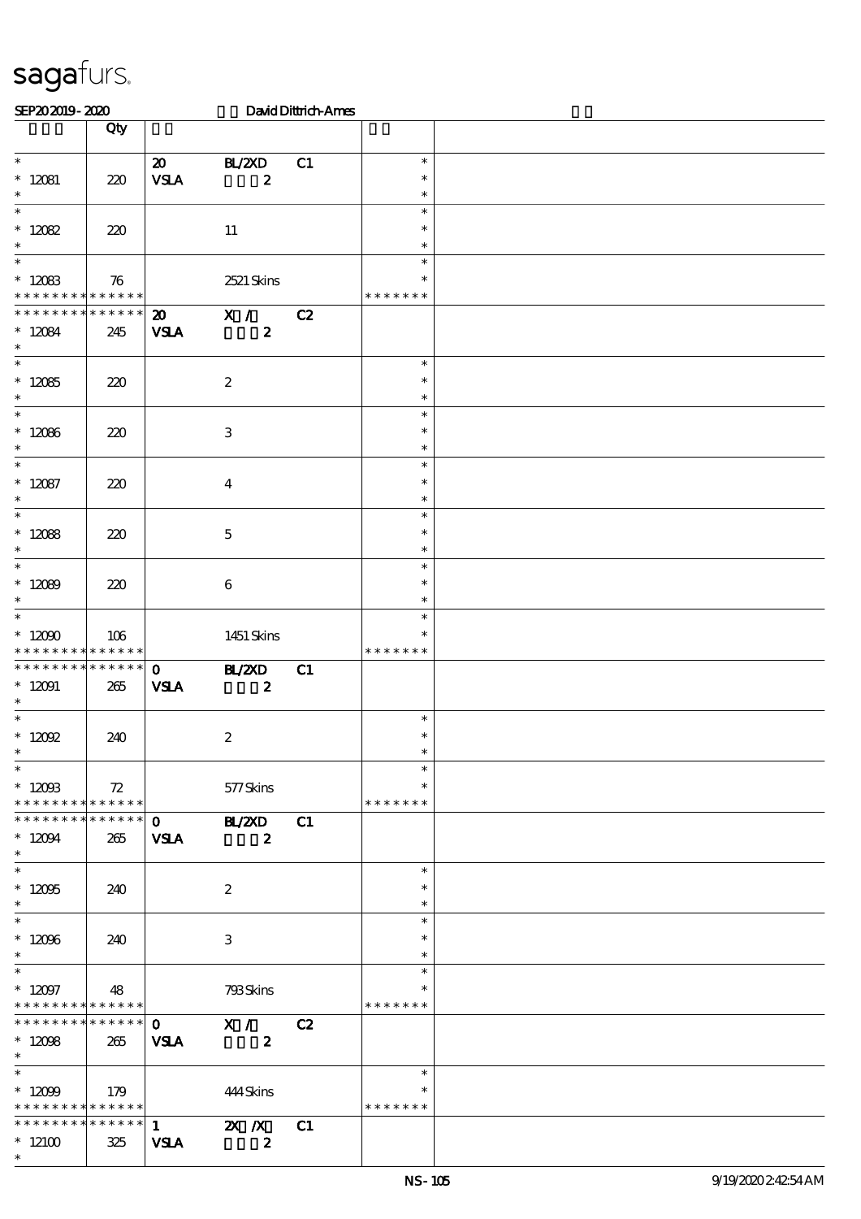sagafurs.

SEP20 2019 - 2020 David Dittrich-Ames

| | Qty | | | | | |
|---|---|---|---|---|---|---|
| * 12081 * | 220 | 20 VSLA | BL/2XD 2 | C1 | * * * | |
| * 12082 * | 220 | | 11 | | * * * | |
| * 12083 * * * * * * * * * * * * * | 76 | | 2521 Skins | | * * * * * * * * | |
| * * * * * * * * * * * * * * 12084 * | 245 | 20 VSLA | X / 2 | C2 | | |
| * 12085 * | 220 | | 2 | | * * * | |
| * 12086 * | 220 | | 3 | | * * * | |
| * 12087 * | 220 | | 4 | | * * * | |
| * 12088 * | 220 | | 5 | | * * * | |
| * 12089 * | 220 | | 6 | | * * * | |
| * 12090 * * * * * * * * * * * * * | 106 | | 1451 Skins | | * * * * * * * * | |
| * * * * * * * * * * * * * * 12091 * | 265 | 0 VSLA | BL/2XD 2 | C1 | | |
| * 12092 * | 240 | | 2 | | * * * | |
| * 12093 * * * * * * * * * * * * * | 72 | | 577 Skins | | * * * * * * * * | |
| * * * * * * * * * * * * * * 12094 * | 265 | 0 VSLA | BL/2XD 2 | C1 | | |
| * 12095 * | 240 | | 2 | | * * * | |
| * 12096 * | 240 | | 3 | | * * * | |
| * 12097 * * * * * * * * * * * * * | 48 | | 793 Skins | | * * * * * * * * | |
| * * * * * * * * * * * * * * 12098 * | 265 | 0 VSLA | X / 2 | C2 | | |
| * 12099 * * * * * * * * * * * * * | 179 | | 444 Skins | | * * * * * * * * | |
| * * * * * * * * * * * * * * 12100 * | 325 | 1 VSLA | 2X /X 2 | C1 | | |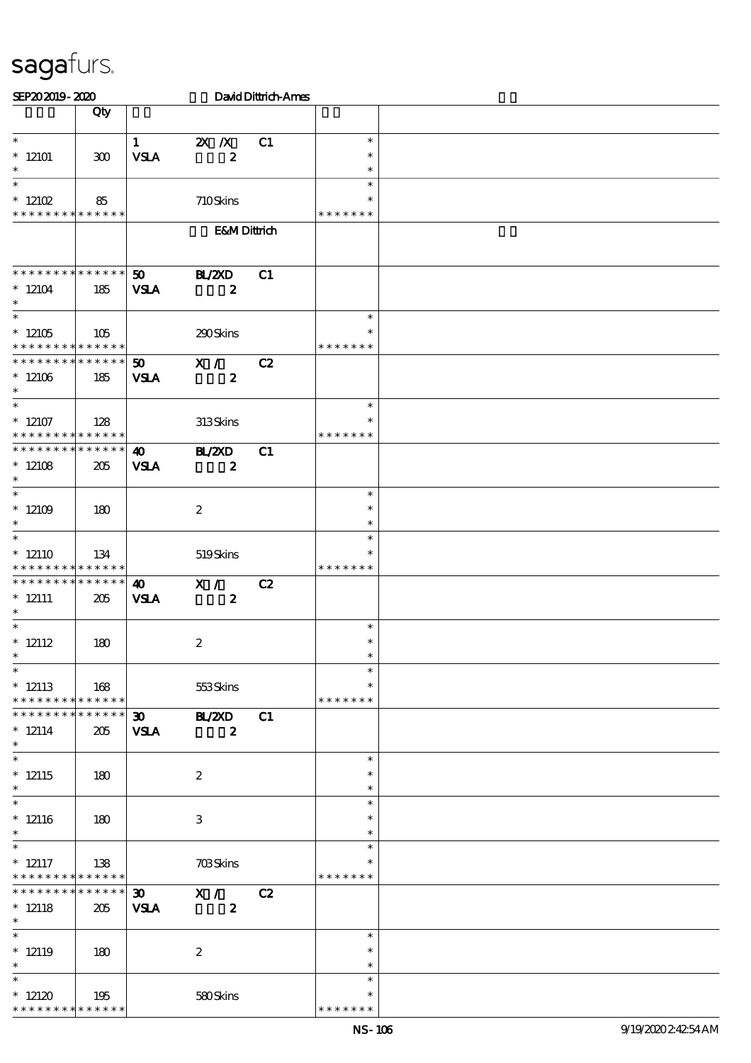sagafurs.

SEP20 2019 - 2020 David Dittrich-Ames

| | Qty | | | | | |
|---|---|---|---|---|---|---|
| * | | 1 | 2X /X | C1 | * | |
| * 12101 | 300 | VSLA | 2 | | * | |
| * | | | | | * | |
| * | | | | | * | |
| * 12102 | 85 | | 710 Skins | | * | |
| * * * * * * * * * * * * * * | | | | | * * * * * * * | |
| | | | E&M Dittrich | | | |
| * * * * * * * * * * * * * * | | 50 | BL/2XD | C1 | | |
| * 12104 | 185 | VSLA | 2 | | | |
| * | | | | | | |
| * | | | | | * | |
| * 12105 | 105 | | 290 Skins | | * | |
| * * * * * * * * * * * * * * | | | | | * * * * * * * | |
| * * * * * * * * * * * * * * | | 50 | X / | C2 | | |
| * 12106 | 185 | VSLA | 2 | | | |
| * | | | | | | |
| * | | | | | * | |
| * 12107 | 128 | | 313 Skins | | * | |
| * * * * * * * * * * * * * * | | | | | * * * * * * * | |
| * * * * * * * * * * * * * * | | 40 | BL/2XD | C1 | | |
| * 12108 | 205 | VSLA | 2 | | | |
| * | | | | | | |
| * | | | | | * | |
| * 12109 | 180 | | 2 | | * | |
| * | | | | | * | |
| * | | | | | * | |
| * 12110 | 134 | | 519 Skins | | * | |
| * * * * * * * * * * * * * * | | | | | * * * * * * * | |
| * * * * * * * * * * * * * * | | 40 | X / | C2 | | |
| * 12111 | 205 | VSLA | 2 | | | |
| * | | | | | | |
| * | | | | | * | |
| * 12112 | 180 | | 2 | | * | |
| * | | | | | * | |
| * | | | | | * | |
| * 12113 | 168 | | 553 Skins | | * | |
| * * * * * * * * * * * * * * | | | | | * * * * * * * | |
| * * * * * * * * * * * * * * | | 30 | BL/2XD | C1 | | |
| * 12114 | 205 | VSLA | 2 | | | |
| * | | | | | | |
| * | | | | | * | |
| * 12115 | 180 | | 2 | | * | |
| * | | | | | * | |
| * | | | | | * | |
| * 12116 | 180 | | 3 | | * | |
| * | | | | | * | |
| * | | | | | * | |
| * 12117 | 138 | | 703 Skins | | * | |
| * * * * * * * * * * * * * * | | | | | * * * * * * * | |
| * * * * * * * * * * * * * * | | 30 | X / | C2 | | |
| * 12118 | 205 | VSLA | 2 | | | |
| * | | | | | | |
| * | | | | | * | |
| * 12119 | 180 | | 2 | | * | |
| * | | | | | * | |
| * | | | | | * | |
| * 12120 | 195 | | 580 Skins | | * | |
| * * * * * * * * * * * * * * | | | | | * * * * * * * | |

NS-106 9/19/2020 2:42:54 AM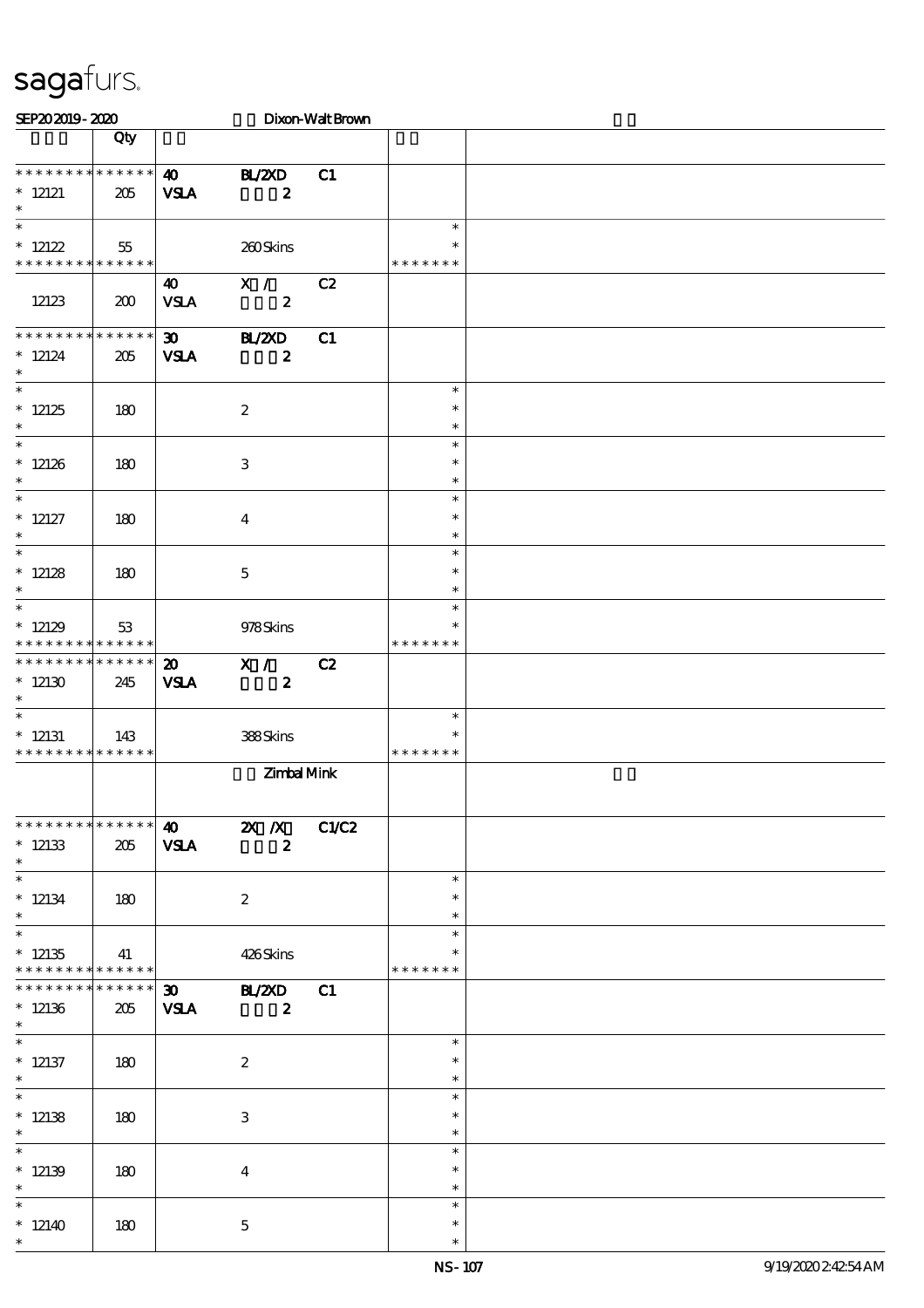sagafurs.

SEP20 2019 - 2020 Dixon-Walt Brown

| | Qty | | | | | |
|---|---|---|---|---|---|---|
| * * * * * * * * * * * * * * | | 40 | BL/2XD | C1 | | |
| * 12121 | 205 | VSLA | 2 | | | |
| * | | | | | | |
| * | | | | | * | |
| * 12122 | 55 | | 260 Skins | | * | |
| * * * * * * * * * * * * * * | | | | | * * * * * * * | |
| | | 40 | X / | C2 | | |
| 12123 | 200 | VSLA | 2 | | | |
| * * * * * * * * * * * * * * | | 30 | BL/2XD | C1 | | |
| * 12124 | 205 | VSLA | 2 | | | |
| * | | | | | | |
| * | | | | | * | |
| * 12125 | 180 | | 2 | | * | |
| * | | | | | * | |
| * | | | | | * | |
| * 12126 | 180 | | 3 | | * | |
| * | | | | | * | |
| * | | | | | * | |
| * 12127 | 180 | | 4 | | * | |
| * | | | | | * | |
| * | | | | | * | |
| * 12128 | 180 | | 5 | | * | |
| * | | | | | * | |
| * | | | | | * | |
| * 12129 | 53 | | 978 Skins | | * | |
| * * * * * * * * * * * * * * | | | | | * * * * * * * | |
| * * * * * * * * * * * * * * | | 20 | X / | C2 | | |
| * 12130 | 245 | VSLA | 2 | | | |
| * | | | | | | |
| * | | | | | * | |
| * 12131 | 143 | | 388 Skins | | * | |
| * * * * * * * * * * * * * * | | | | | * * * * * * * | |
| | | | Zimbal Mink | | | |
| * * * * * * * * * * * * * * | | 40 | 2X /X | C1/C2 | | |
| * 12133 | 205 | VSLA | 2 | | | |
| * | | | | | | |
| * | | | | | * | |
| * 12134 | 180 | | 2 | | * | |
| * | | | | | * | |
| * | | | | | * | |
| * 12135 | 41 | | 426 Skins | | * | |
| * * * * * * * * * * * * * * | | | | | * * * * * * * | |
| * * * * * * * * * * * * * * | | 30 | BL/2XD | C1 | | |
| * 12136 | 205 | VSLA | 2 | | | |
| * | | | | | | |
| * | | | | | * | |
| * 12137 | 180 | | 2 | | * | |
| * | | | | | * | |
| * | | | | | * | |
| * 12138 | 180 | | 3 | | * | |
| * | | | | | * | |
| * | | | | | * | |
| * 12139 | 180 | | 4 | | * | |
| * | | | | | * | |
| * | | | | | * | |
| * 12140 | 180 | | 5 | | * | |
| * | | | | | * | |

NS-107 9/19/2020 2:42:54 AM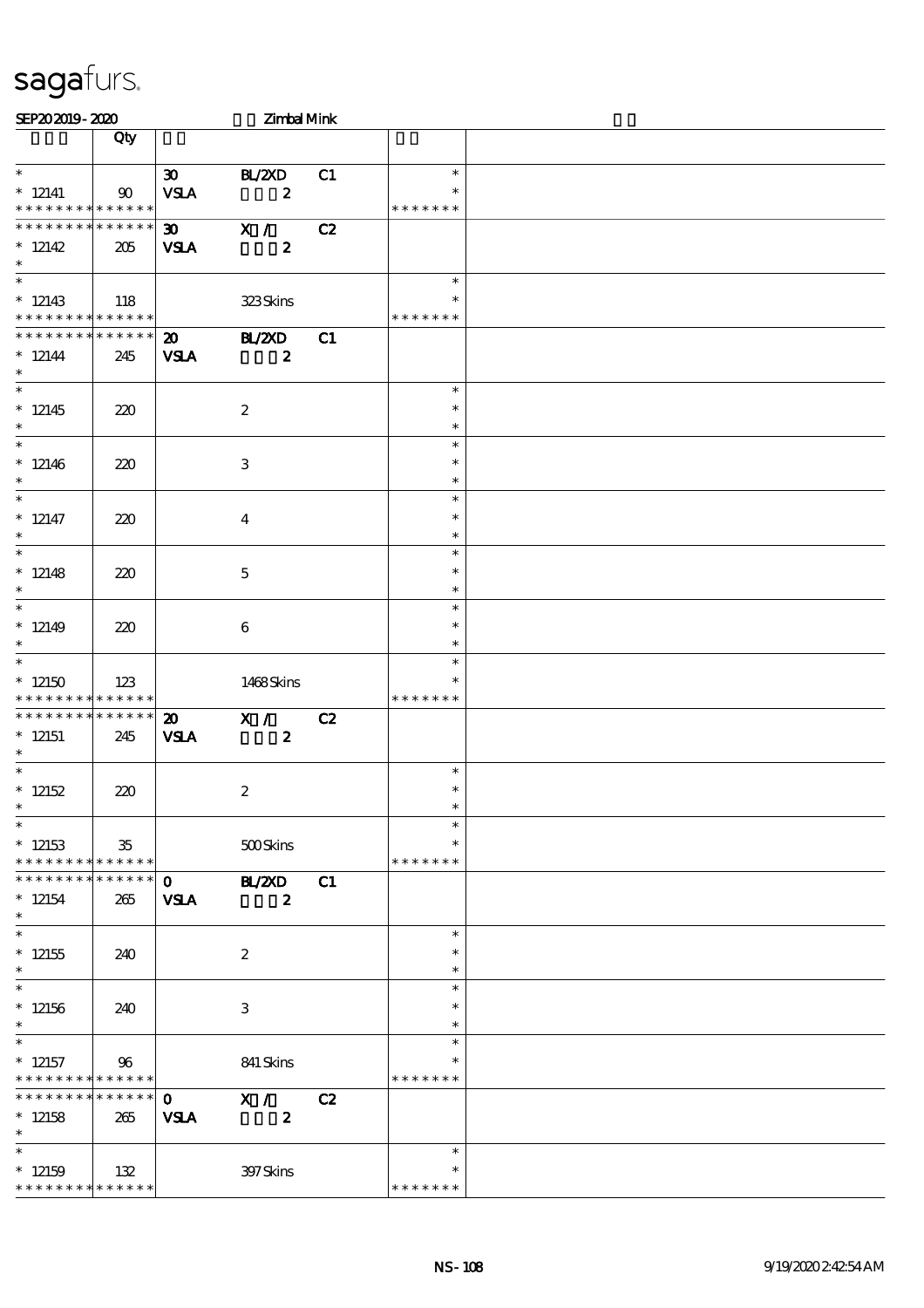# sagafurs.

SEP20 2019 - 2020 Zimbal Mink

| | Qty | | | | | |
|---|---|---|---|---|---|---|
| * | | 30 | BL/2XD | C1 | * | |
| * 12141 | 90 | VSLA | 2 | | * | |
| * * * * * * * * * * * * * * | | | | | * * * * * * * | |
| * * * * * * * * * * * * * * | | 30 | X /  | C2 | | |
| * 12142 | 205 | VSLA | 2 | | | |
| * | | | | | | |
| * | | | | | * | |
| * 12143 | 118 | | 323 Skins | | * | |
| * * * * * * * * * * * * * * | | | | | * * * * * * * | |
| * * * * * * * * * * * * * * | | 20 | BL/2XD | C1 | | |
| * 12144 | 245 | VSLA | 2 | | | |
| * | | | | | | |
| * | | | | | * | |
| * 12145 | 220 | | 2 | | * | |
| * | | | | | * | |
| * | | | | | * | |
| * 12146 | 220 | | 3 | | * | |
| * | | | | | * | |
| * | | | | | * | |
| * 12147 | 220 | | 4 | | * | |
| * | | | | | * | |
| * | | | | | * | |
| * 12148 | 220 | | 5 | | * | |
| * | | | | | * | |
| * | | | | | * | |
| * 12149 | 220 | | 6 | | * | |
| * | | | | | * | |
| * | | | | | * | |
| * 12150 | 123 | | 1468 Skins | | * | |
| * * * * * * * * * * * * * * | | | | | * * * * * * * | |
| * * * * * * * * * * * * * * | | 20 | X /  | C2 | | |
| * 12151 | 245 | VSLA | 2 | | | |
| * | | | | | | |
| * | | | | | * | |
| * 12152 | 220 | | 2 | | * | |
| * | | | | | * | |
| * | | | | | * | |
| * 12153 | 35 | | 500 Skins | | * | |
| * * * * * * * * * * * * * * | | | | | * * * * * * * | |
| * * * * * * * * * * * * * * | | 0 | BL/2XD | C1 | | |
| * 12154 | 265 | VSLA | 2 | | | |
| * | | | | | | |
| * | | | | | * | |
| * 12155 | 240 | | 2 | | * | |
| * | | | | | * | |
| * | | | | | * | |
| * 12156 | 240 | | 3 | | * | |
| * | | | | | * | |
| * | | | | | * | |
| * 12157 | 96 | | 841 Skins | | * | |
| * * * * * * * * * * * * * * | | | | | * * * * * * * | |
| * * * * * * * * * * * * * * | | 0 | X /  | C2 | | |
| * 12158 | 265 | VSLA | 2 | | | |
| * | | | | | | |
| * | | | | | * | |
| * 12159 | 132 | | 397 Skins | | * | |
| * * * * * * * * * * * * * * | | | | | * * * * * * * | |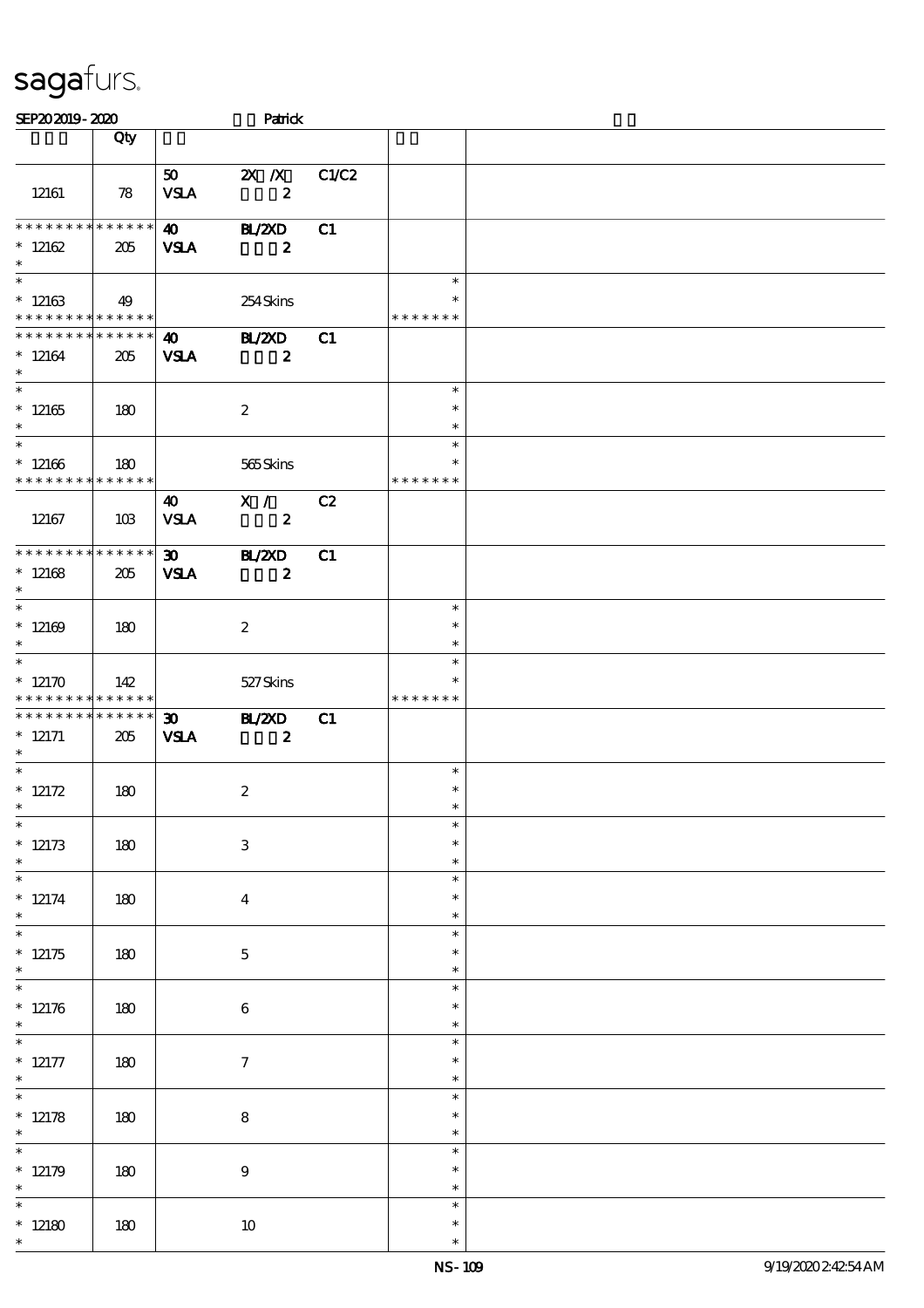sagafurs.

SEP20 2019 - 2020 Patrick

| | Qty | | | | | |
|---|---|---|---|---|---|---|
| 12161 | 78 | 50 VSLA | 2X /X 2 | C1/C2 | | |
| * * * * * * * * * * * * * * 12162 * | 205 | 40 VSLA | BL/2XD 2 | C1 | | |
| * * 12163 * * * * * * * * * * * * * | 49 | | 254 Skins | | * * * * * * * * * | |
| * * * * * * * * * * * * * * 12164 * | 205 | 40 VSLA | BL/2XD 2 | C1 | | |
| * * 12165 * | 180 | | 2 | | * * * | |
| * * 12166 * * * * * * * * * * * * * | 180 | | 565 Skins | | * * * * * * * * * | |
| 12167 | 103 | 40 VSLA | X / 2 | C2 | | |
| * * * * * * * * * * * * * * 12168 * | 205 | 30 VSLA | BL/2XD 2 | C1 | | |
| * * 12169 * | 180 | | 2 | | * * * | |
| * * 12170 * * * * * * * * * * * * * | 142 | | 527 Skins | | * * * * * * * * * | |
| * * * * * * * * * * * * * * 12171 * | 205 | 30 VSLA | BL/2XD 2 | C1 | | |
| * * 12172 * | 180 | | 2 | | * * * | |
| * * 12173 * | 180 | | 3 | | * * * | |
| * * 12174 * | 180 | | 4 | | * * * | |
| * * 12175 * | 180 | | 5 | | * * * | |
| * * 12176 * | 180 | | 6 | | * * * | |
| * * 12177 * | 180 | | 7 | | * * * | |
| * * 12178 * | 180 | | 8 | | * * * | |
| * * 12179 * | 180 | | 9 | | * * * | |
| * * 12180 * | 180 | | 10 | | * * * | |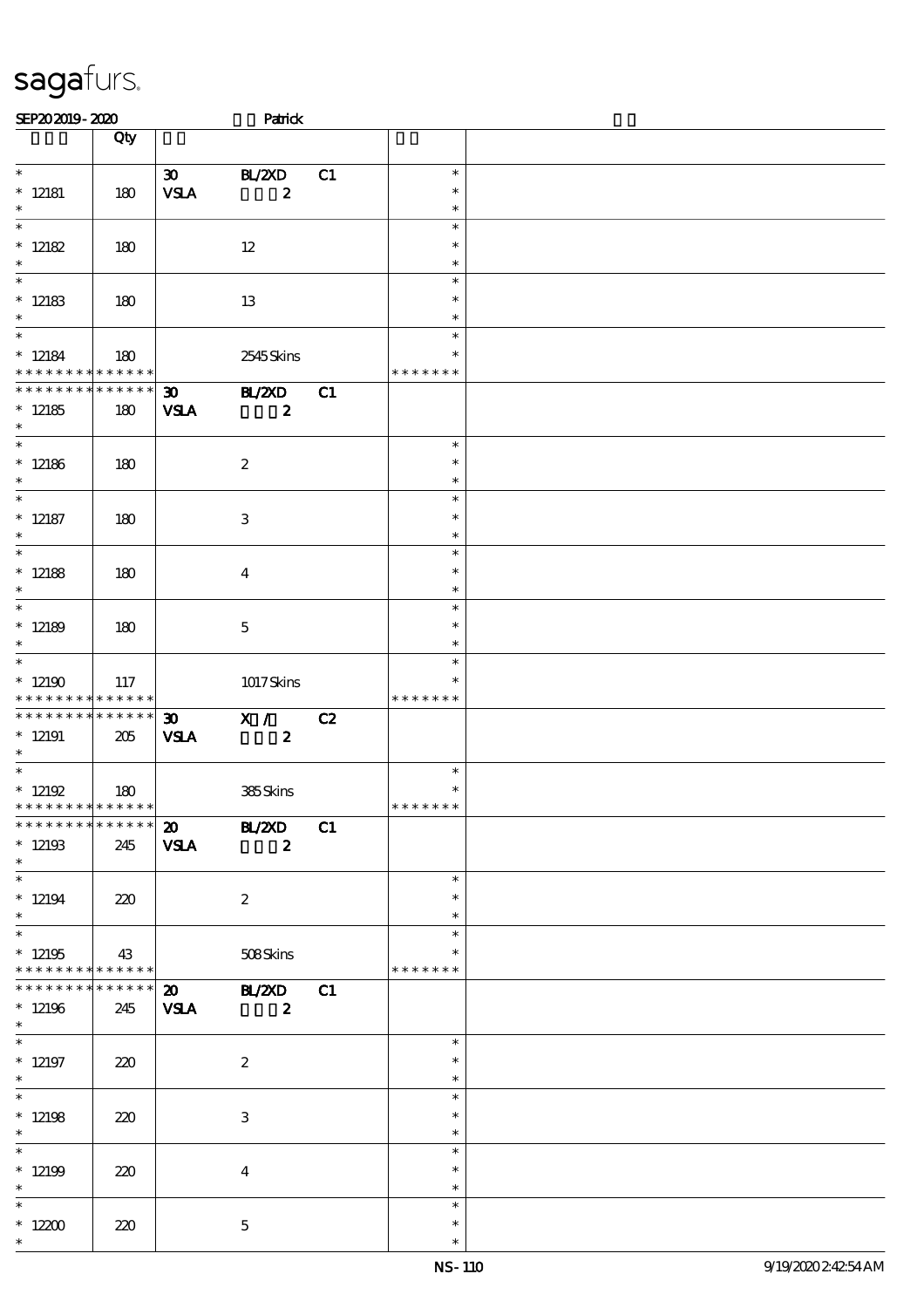# sagafurs.

SEP20 2019 - 2020 Patrick

| | Qty | | | | | |
|---|---|---|---|---|---|---|
| * 12181 * | 180 | 30 VSLA | BL/2XD 2 | C1 | * * * | |
| * 12182 * | 180 | | 12 | | * * * | |
| * 12183 * | 180 | | 13 | | * * * | |
| * 12184 * * * * * * * * * * * * * * | 180 | | 2545 Skins | | * * * * * * * * | |
| * * * * * * * * * * * * * * 12185 * | 180 | 30 VSLA | BL/2XD 2 | C1 | | |
| * 12186 * | 180 | | 2 | | * * * | |
| * 12187 * | 180 | | 3 | | * * * | |
| * 12188 * | 180 | | 4 | | * * * | |
| * 12189 * | 180 | | 5 | | * * * | |
| * 12190 * * * * * * * * * * * * * * | 117 | | 1017 Skins | | * * * * * * * * | |
| * * * * * * * * * * * * * * 12191 * | 205 | 30 VSLA | X / 2 | C2 | | |
| * 12192 * * * * * * * * * * * * * * | 180 | | 385 Skins | | * * * * * * * * | |
| * * * * * * * * * * * * * * 12193 * | 245 | 20 VSLA | BL/2XD 2 | C1 | | |
| * 12194 * | 220 | | 2 | | * * * | |
| * 12195 * * * * * * * * * * * * * * | 43 | | 508 Skins | | * * * * * * * * | |
| * * * * * * * * * * * * * * 12196 * | 245 | 20 VSLA | BL/2XD 2 | C1 | | |
| * 12197 * | 220 | | 2 | | * * * | |
| * 12198 * | 220 | | 3 | | * * * | |
| * 12199 * | 220 | | 4 | | * * * | |
| * 12200 * | 220 | | 5 | | * * * | |

NS-110 9/19/2020 2:42:54 AM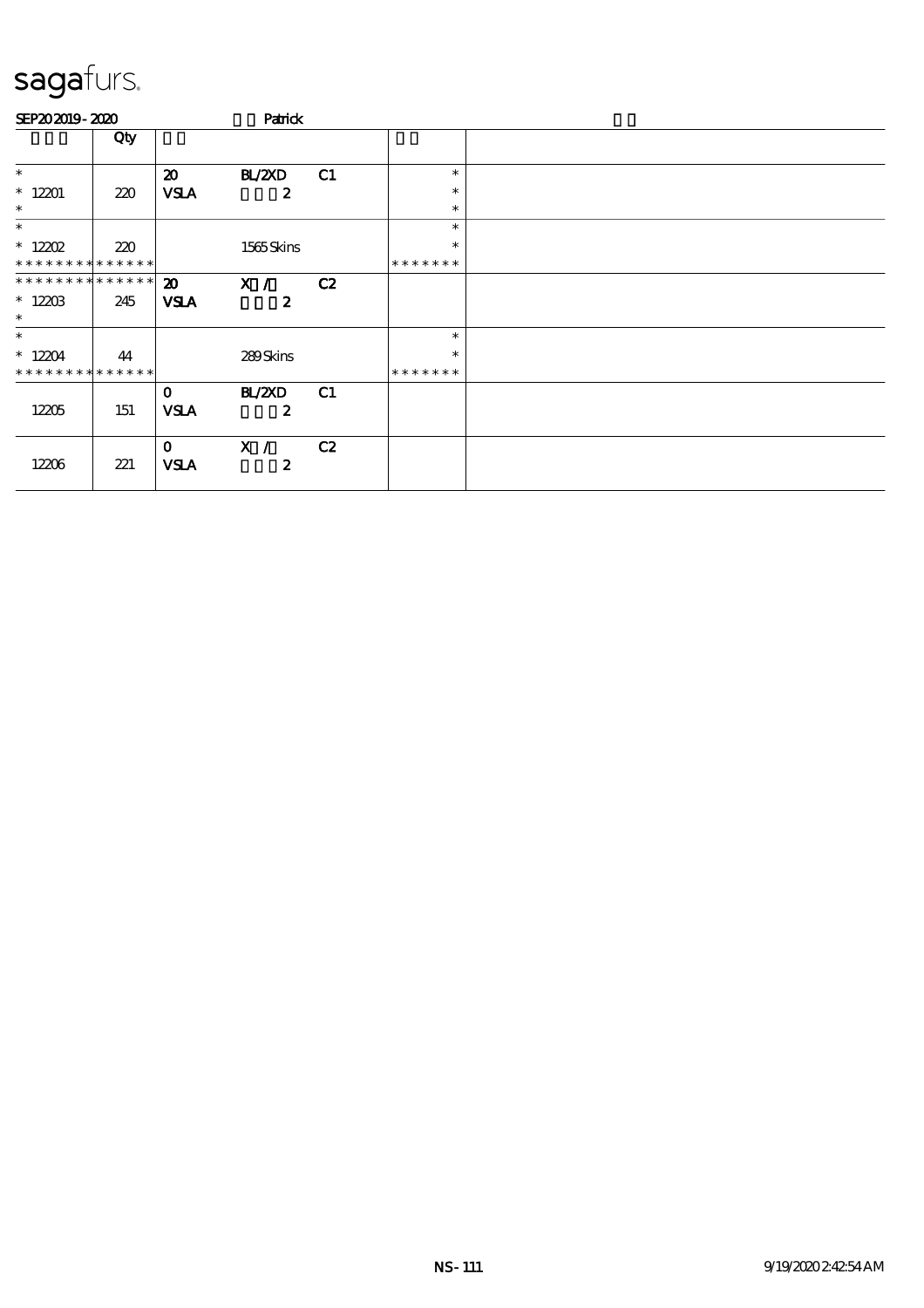# sagafurs.

SEP20 2019 - 2020 Patrick

| | Qty | | | | | |
|---|---|---|---|---|---|---|
| * <br> * 12201 <br> * | 220 | 20 <br> **VSLA** | BL/2XD <br> **2** | C1 | * <br> * <br> * | |
| * <br> * 12202 <br> * * * * * * * * * * * * * * | 220 | | 1565 Skins | | * <br> * <br> * * * * * * * | |
| * * * * * * * * * * * * * * <br> * 12203 <br> * | 245 | 20 <br> **VSLA** | X / <br> **2** | C2 | | |
| * <br> * 12204 <br> * * * * * * * * * * * * * * | 44 | | 289 Skins | | * <br> * <br> * * * * * * * | |
| 12205 | 151 | 0 <br> **VSLA** | BL/2XD <br> **2** | C1 | | |
| 12206 | 221 | 0 <br> **VSLA** | X / <br> **2** | C2 | | |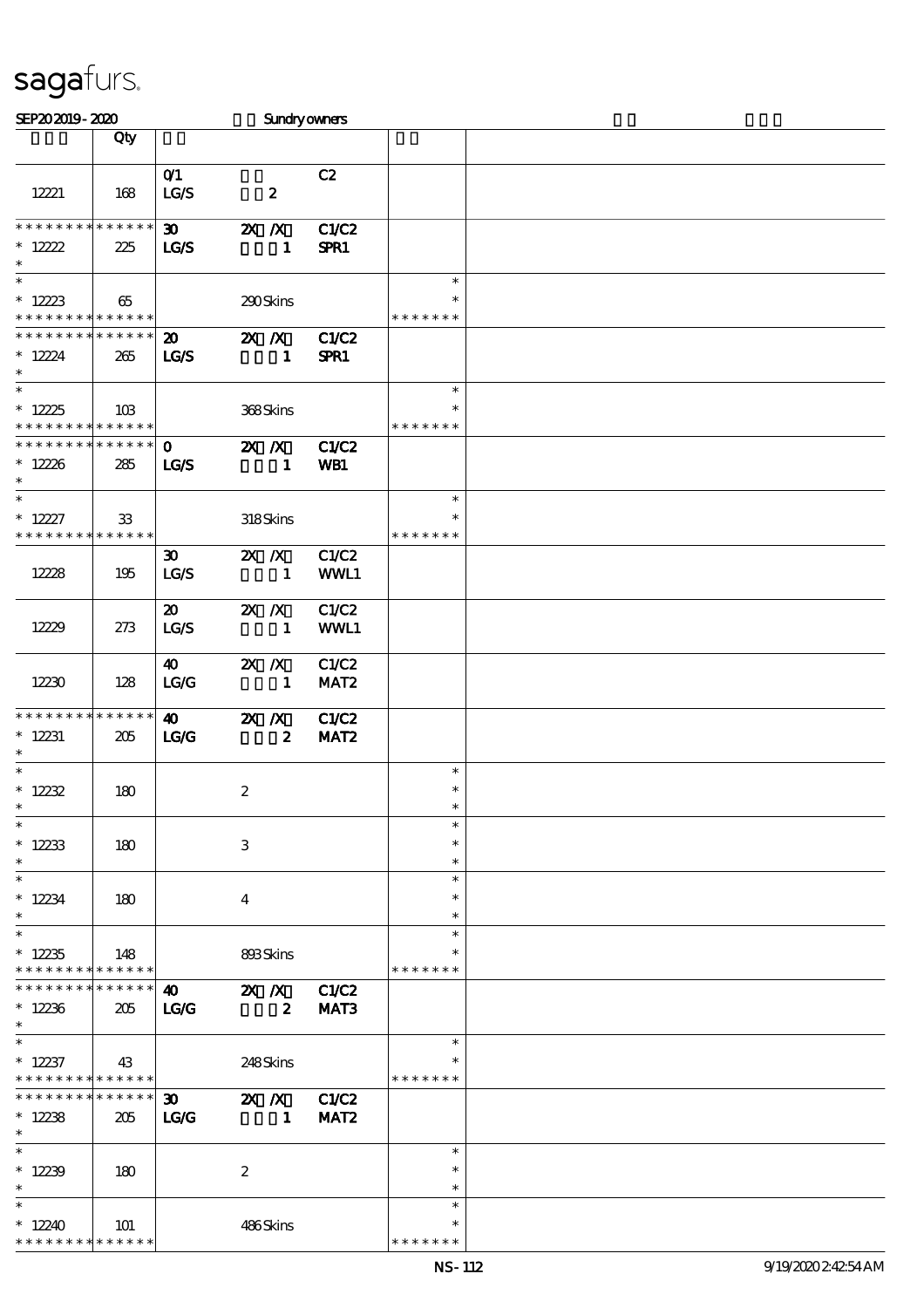sagafurs.

SEP20 2019 - 2020 Sundry owners

| | Qty | | | | | |
|---|---|---|---|---|---|---|
| 12221 | 168 | 0/1 LG/S | 2 | C2 | | |
| * * * * * * * * * * * * * * 12222 * | 225 | 30 LG/S | 2X /X 1 | C1/C2 SPR1 | | |
| * 12223 * * * * * * * * * * * * * * | 65 | | 290 Skins | | * * * * * * * * * | |
| * * * * * * * * * * * * * * 12224 * | 265 | 20 LG/S | 2X /X 1 | C1/C2 SPR1 | | |
| * 12225 * * * * * * * * * * * * * * | 103 | | 368 Skins | | * * * * * * * * * | |
| * * * * * * * * * * * * * * 12226 * | 285 | 0 LG/S | 2X /X 1 | C1/C2 WB1 | | |
| * 12227 * * * * * * * * * * * * * * | 33 | | 318 Skins | | * * * * * * * * * | |
| 12228 | 195 | 30 LG/S | 2X /X 1 | C1/C2 WWL1 | | |
| 12229 | 273 | 20 LG/S | 2X /X 1 | C1/C2 WWL1 | | |
| 12230 | 128 | 40 LG/G | 2X /X 1 | C1/C2 MAT2 | | |
| * * * * * * * * * * * * * * 12231 * | 205 | 40 LG/G | 2X /X 2 | C1/C2 MAT2 | | |
| * 12232 * | 180 | | 2 | | * * * | |
| * 12233 * | 180 | | 3 | | * * * | |
| * 12234 * | 180 | | 4 | | * * * | |
| * 12235 * * * * * * * * * * * * * * | 148 | | 893 Skins | | * * * * * * * * * | |
| * * * * * * * * * * * * * * 12236 * | 205 | 40 LG/G | 2X /X 2 | C1/C2 MAT3 | | |
| * 12237 * * * * * * * * * * * * * * | 43 | | 248 Skins | | * * * * * * * * * | |
| * * * * * * * * * * * * * * 12238 * | 205 | 30 LG/G | 2X /X 1 | C1/C2 MAT2 | | |
| * 12239 * | 180 | | 2 | | * * * | |
| * 12240 * * * * * * * * * * * * * * | 101 | | 486 Skins | | * * * * * * * * * | |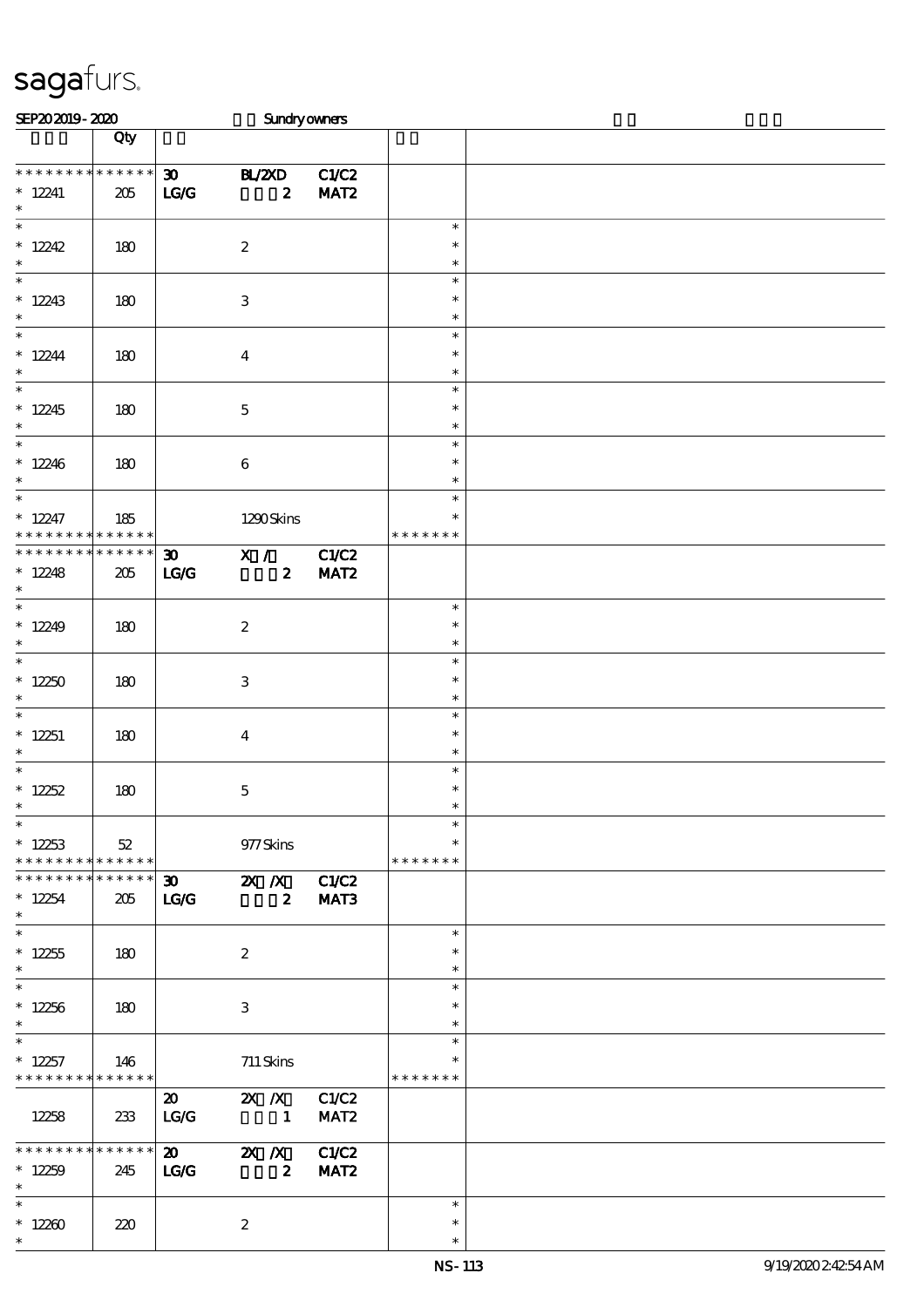# sagafurs.

SEP20 2019 - 2020 Sundry owners

| | Qty | | | | | |
|---|---|---|---|---|---|---|
| * * * * * * * * * * * * * * | | 30 | BL/2XD | C1/C2 | | |
| * 12241 | 205 | LG/G | 2 | MAT2 | | |
| * | | | | | | |
| * 12242 | 180 | | 2 | | * | |
| * 12243 | 180 | | 3 | | * | |
| * 12244 | 180 | | 4 | | * | |
| * 12245 | 180 | | 5 | | * | |
| * 12246 | 180 | | 6 | | * | |
| * 12247 | 185 | | 1290 Skins | | * | |
| * * * * * * * * * * * * * * | | | | | * * * * * * * | |
| * * * * * * * * * * * * * * | | 30 | X / | C1/C2 | | |
| * 12248 | 205 | LG/G | 2 | MAT2 | | |
| * 12249 | 180 | | 2 | | * | |
| * 12250 | 180 | | 3 | | * | |
| * 12251 | 180 | | 4 | | * | |
| * 12252 | 180 | | 5 | | * | |
| * 12253 | 52 | | 977 Skins | | * | |
| * * * * * * * * * * * * * * | | | | | * * * * * * * | |
| * * * * * * * * * * * * * * | | 30 | 2X /X | C1/C2 | | |
| * 12254 | 205 | LG/G | 2 | MAT3 | | |
| * 12255 | 180 | | 2 | | * | |
| * 12256 | 180 | | 3 | | * | |
| * 12257 | 146 | | 711 Skins | | * | |
| * * * * * * * * * * * * * * | | | | | * * * * * * * | |
| | | 20 | 2X /X | C1/C2 | | |
| 12258 | 233 | LG/G | 1 | MAT2 | | |
| * * * * * * * * * * * * * * | | 20 | 2X /X | C1/C2 | | |
| * 12259 | 245 | LG/G | 2 | MAT2 | | |
| * 12260 | 220 | | 2 | | * | |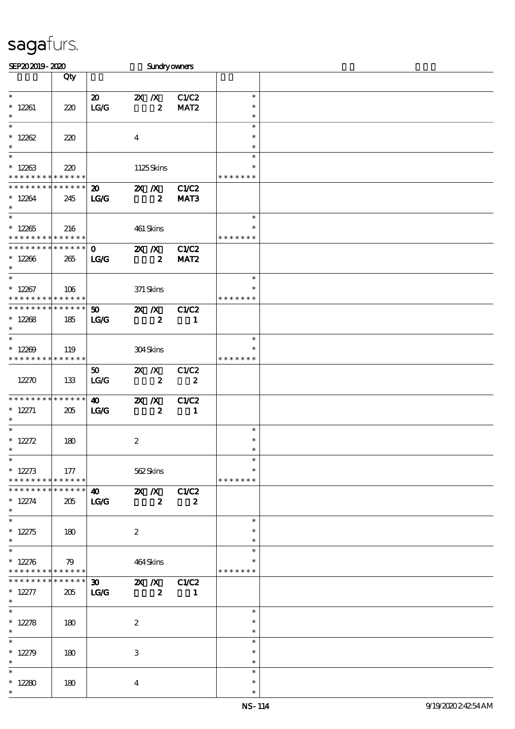sagafurs.

SEP20 2019 - 2020 Sundry owners

| | Qty | | | | | |
|---|---|---|---|---|---|---|
| * 12261 * | 220 | 20 LG/G | 2X /X 2 | C1/C2 MAT2 | * * * | |
| * 12262 * | 220 | | 4 | | * * * | |
| * 12263 * * * * * * * * * * * * * * | 220 | | 1125 Skins | | * * * * * * * * | |
| * * * * * * * * * * * * * * 12264 * | 245 | 20 LG/G | 2X /X 2 | C1/C2 MAT3 | | |
| * 12265 * * * * * * * * * * * * * * | 216 | | 461 Skins | | * * * * * * * * | |
| * * * * * * * * * * * * * * 12266 * | 265 | 0 LG/G | 2X /X 2 | C1/C2 MAT2 | | |
| * 12267 * * * * * * * * * * * * * * | 106 | | 371 Skins | | * * * * * * * * | |
| * * * * * * * * * * * * * * 12268 * | 185 | 50 LG/G | 2X /X 2 | C1/C2 1 | | |
| * 12269 * * * * * * * * * * * * * * | 119 | | 304 Skins | | * * * * * * * * | |
| 12270 | 133 | 50 LG/G | 2X /X 2 | C1/C2 2 | | |
| * * * * * * * * * * * * * * 12271 * | 205 | 40 LG/G | 2X /X 2 | C1/C2 1 | | |
| * 12272 * | 180 | | 2 | | * * * | |
| * 12273 * * * * * * * * * * * * * * | 177 | | 562 Skins | | * * * * * * * * | |
| * * * * * * * * * * * * * * 12274 * | 205 | 40 LG/G | 2X /X 2 | C1/C2 2 | | |
| * 12275 * | 180 | | 2 | | * * * | |
| * 12276 * * * * * * * * * * * * * * | 79 | | 464 Skins | | * * * * * * * * | |
| * * * * * * * * * * * * * * 12277 * | 205 | 30 LG/G | 2X /X 2 | C1/C2 1 | | |
| * 12278 * | 180 | | 2 | | * * * | |
| * 12279 * | 180 | | 3 | | * * * | |
| * 12280 * | 180 | | 4 | | * * * | |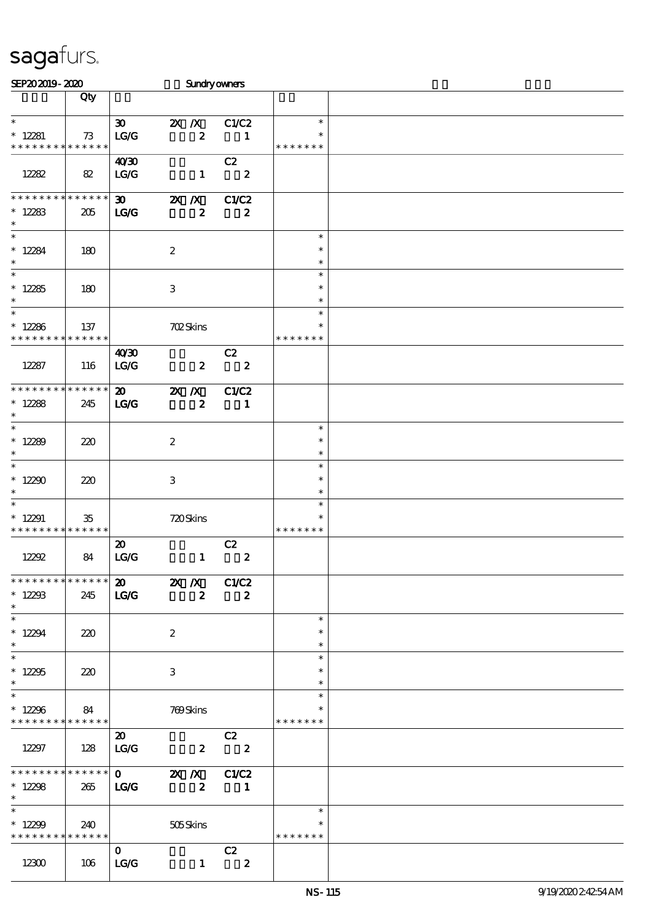sagafurs.

SEP20 2019 - 2020 Sundry owners

| | Qty | | | | | |
|---|---|---|---|---|---|---|
| * | | 30 | 2X /X | C1/C2 | * | |
| * 12281 | 73 | LG/G | 2 | 1 | * | |
| * * * * * * * * * * * * * * | | | | | * * * * * * * | |
| | | 40/30 | | C2 | | |
| 12282 | 82 | LG/G | 1 | 2 | | |
| * * * * * * * * * * * * * * | | **30** | **2X /X** | **C1/C2** | | |
| * 12283 | 205 | **LG/G** | **2** | **2** | | |
| * | | | | | | |
| * | | | | | * | |
| * 12284 | 180 | | 2 | | * | |
| * | | | | | * | |
| * | | | | | * | |
| * 12285 | 180 | | 3 | | * | |
| * | | | | | * | |
| * | | | | | * | |
| * 12286 | 137 | | 702 Skins | | * | |
| * * * * * * * * * * * * * * | | | | | * * * * * * * | |
| | | 40/30 | | C2 | | |
| 12287 | 116 | LG/G | 2 | 2 | | |
| * * * * * * * * * * * * * * | | **20** | **2X /X** | **C1/C2** | | |
| * 12288 | 245 | **LG/G** | **2** | **1** | | |
| * | | | | | | |
| * | | | | | * | |
| * 12289 | 220 | | 2 | | * | |
| * | | | | | * | |
| * | | | | | * | |
| * 12290 | 220 | | 3 | | * | |
| * | | | | | * | |
| * | | | | | * | |
| * 12291 | 35 | | 720 Skins | | * | |
| * * * * * * * * * * * * * * | | | | | * * * * * * * | |
| | | 20 | | C2 | | |
| 12292 | 84 | LG/G | 1 | 2 | | |
| * * * * * * * * * * * * * * | | **20** | **2X /X** | **C1/C2** | | |
| * 12293 | 245 | **LG/G** | **2** | **2** | | |
| * | | | | | | |
| * | | | | | * | |
| * 12294 | 220 | | 2 | | * | |
| * | | | | | * | |
| * | | | | | * | |
| * 12295 | 220 | | 3 | | * | |
| * | | | | | * | |
| * | | | | | * | |
| * 12296 | 84 | | 769 Skins | | * | |
| * * * * * * * * * * * * * * | | | | | * * * * * * * | |
| | | 20 | | C2 | | |
| 12297 | 128 | LG/G | 2 | 2 | | |
| * * * * * * * * * * * * * * | | **0** | **2X /X** | **C1/C2** | | |
| * 12298 | 265 | **LG/G** | **2** | **1** | | |
| * | | | | | | |
| * | | | | | * | |
| * 12299 | 240 | | 505 Skins | | * | |
| * * * * * * * * * * * * * * | | | | | * * * * * * * | |
| | | 0 | | C2 | | |
| 12300 | 106 | LG/G | 1 | 2 | | |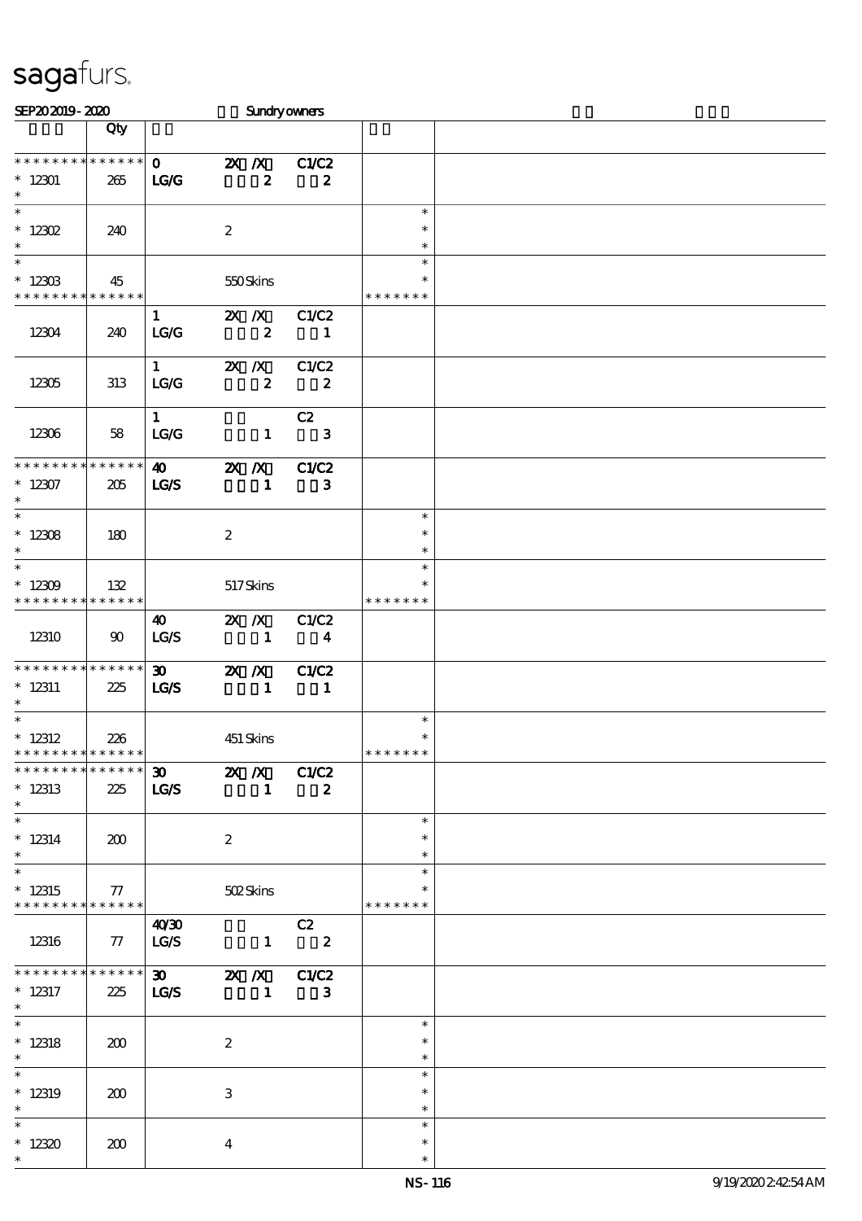# sagafurs.

SEP20 2019 - 2020 Sundry owners

| | Qty | | | | | |
|---|---|---|---|---|---|---|
| * * * * * * * * * * * * * * | 0 | 2X /X | C1/C2 | | | |
| * 12301 | 265 | LG/G | 2 | 2 | | |
| * | | | | | | |
| * 12302 | 240 | | 2 | | * * * | |
| * 12303 | 45 | | 550 Skins | | * * * * * * * * | |
| 12304 | 240 | 1 LG/G | 2X /X 2 | C1/C2 1 | | |
| 12305 | 313 | 1 LG/G | 2X /X 2 | C1/C2 2 | | |
| 12306 | 58 | 1 LG/G | 1 | C2 3 | | |
| * * * * * * * * * * * * * * | | 40 | 2X /X | C1/C2 | | |
| * 12307 | 205 | LG/S | 1 | 3 | | |
| * 12308 | 180 | | 2 | | * * * | |
| * 12309 | 132 | | 517 Skins | | * * * * * * * * | |
| 12310 | 90 | 40 LG/S | 2X /X 1 | C1/C2 4 | | |
| * * * * * * * * * * * * * * | | 30 | 2X /X | C1/C2 | | |
| * 12311 | 225 | LG/S | 1 | 1 | | |
| * 12312 | 226 | | 451 Skins | | * * * * * * * * | |
| * * * * * * * * * * * * * * | | 30 | 2X /X | C1/C2 | | |
| * 12313 | 225 | LG/S | 1 | 2 | | |
| * 12314 | 200 | | 2 | | * * * | |
| * 12315 | 77 | | 502 Skins | | * * * * * * * * | |
| 12316 | 77 | 40/30 LG/S | 1 | C2 2 | | |
| * * * * * * * * * * * * * * | | 30 | 2X /X | C1/C2 | | |
| * 12317 | 225 | LG/S | 1 | 3 | | |
| * 12318 | 200 | | 2 | | * * * | |
| * 12319 | 200 | | 3 | | * * * | |
| * 12320 | 200 | | 4 | | * * * | |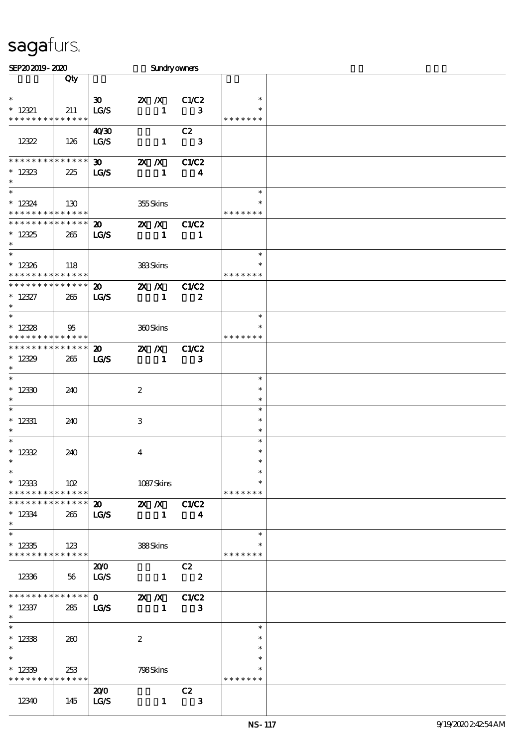sagafurs.

SEP20 2019 - 2020 Sundry owners

| | Qty | | | | | |
|---|---|---|---|---|---|---|
| * | | 30 | 2X /X | C1/C2 | * | |
| * 12321 | 211 | LG/S | 1 | 3 | * | |
| * * * * * * * * * * * * * * | | | | | * * * * * * * | |
| | | 40/30 | | C2 | | |
| 12322 | 126 | LG/S | 1 | 3 | | |
| * * * * * * * * * * * * * * | | 30 | 2X /X | C1/C2 | | |
| * 12323 | 225 | LG/S | 1 | 4 | | |
| * | | | | | | |
| * | | | | | * | |
| * 12324 | 130 | | 355 Skins | | * | |
| * * * * * * * * * * * * * * | | | | | * * * * * * * | |
| * * * * * * * * * * * * * * | | 20 | 2X /X | C1/C2 | | |
| * 12325 | 265 | LG/S | 1 | 1 | | |
| * | | | | | | |
| * | | | | | * | |
| * 12326 | 118 | | 383 Skins | | * | |
| * * * * * * * * * * * * * * | | | | | * * * * * * * | |
| * * * * * * * * * * * * * * | | 20 | 2X /X | C1/C2 | | |
| * 12327 | 265 | LG/S | 1 | 2 | | |
| * | | | | | | |
| * | | | | | * | |
| * 12328 | 95 | | 360 Skins | | * | |
| * * * * * * * * * * * * * * | | | | | * * * * * * * | |
| * * * * * * * * * * * * * * | | 20 | 2X /X | C1/C2 | | |
| * 12329 | 265 | LG/S | 1 | 3 | | |
| * | | | | | | |
| * | | | | | * | |
| * 12330 | 240 | | 2 | | * | |
| * | | | | | * | |
| * | | | | | * | |
| * 12331 | 240 | | 3 | | * | |
| * | | | | | * | |
| * | | | | | * | |
| * 12332 | 240 | | 4 | | * | |
| * | | | | | * | |
| * | | | | | * | |
| * 12333 | 102 | | 1087 Skins | | * | |
| * * * * * * * * * * * * * * | | | | | * * * * * * * | |
| * * * * * * * * * * * * * * | | 20 | 2X /X | C1/C2 | | |
| * 12334 | 265 | LG/S | 1 | 4 | | |
| * | | | | | | |
| * | | | | | * | |
| * 12335 | 123 | | 388 Skins | | * | |
| * * * * * * * * * * * * * * | | | | | * * * * * * * | |
| | | 20/0 | | C2 | | |
| 12336 | 56 | LG/S | 1 | 2 | | |
| * * * * * * * * * * * * * * | | 0 | 2X /X | C1/C2 | | |
| * 12337 | 285 | LG/S | 1 | 3 | | |
| * | | | | | | |
| * | | | | | * | |
| * 12338 | 260 | | 2 | | * | |
| * | | | | | * | |
| * | | | | | * | |
| * 12339 | 253 | | 798 Skins | | * | |
| * * * * * * * * * * * * * * | | | | | * * * * * * * | |
| | | 20/0 | | C2 | | |
| 12340 | 145 | LG/S | 1 | 3 | | |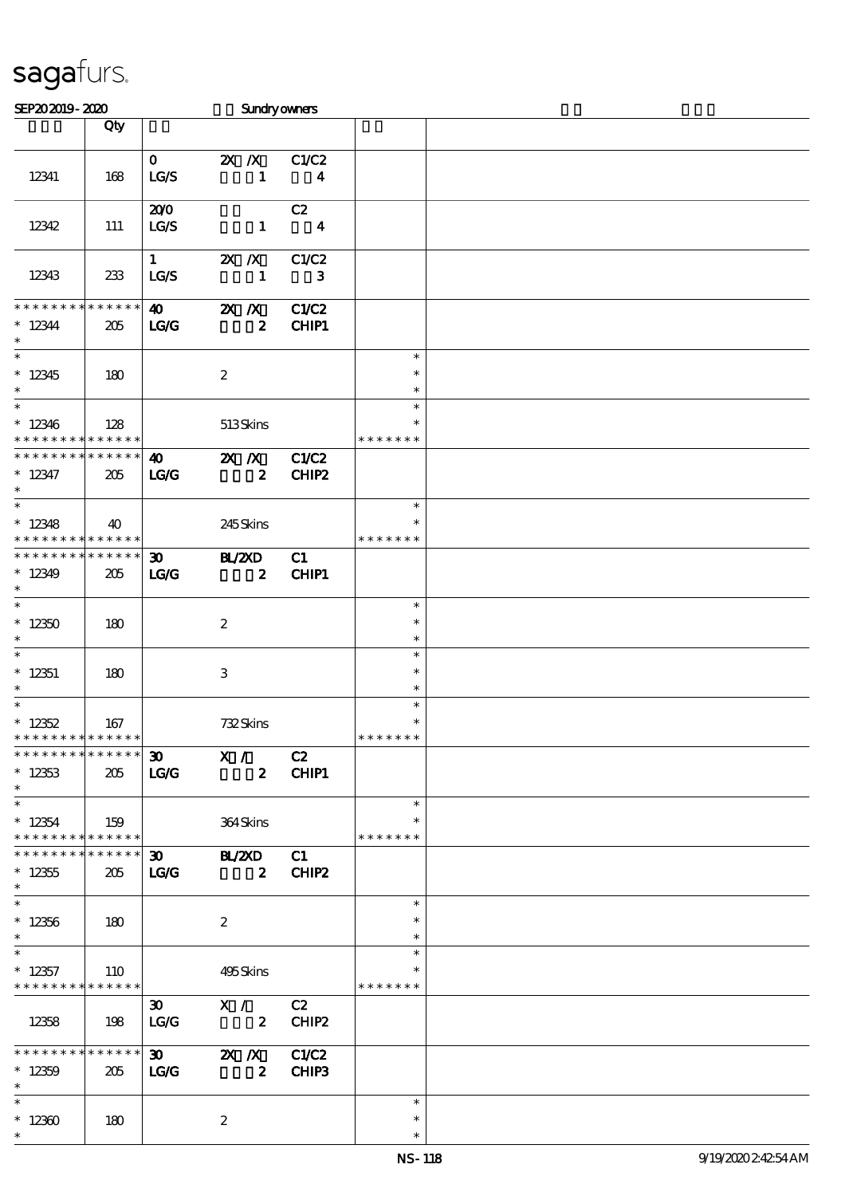sagafurs.

SEP20 2019 - 2020 Sundry owners

| | Qty | | | | | |
|---|---|---|---|---|---|---|
| 12341 | 168 | 0<br>LG/S | 2X /X<br>1 | C1/C2<br>4 | | |
| 12342 | 111 | 20/0<br>LG/S | <br>1 | C2<br>4 | | |
| 12343 | 233 | 1<br>LG/S | 2X /X<br>1 | C1/C2<br>3 | | |
| * * * * * * * * * * * * * *<br>* 12344<br>* | 205 | 40<br>LG/G | 2X /X<br>2 | C1/C2<br>CHIP1 | | |
| *<br>* 12345<br>* | 180 | | 2 | | *<br>*<br>* | |
| *<br>* 12346<br>* * * * * * * * * * * * * * | 128 | | 513 Skins | | *<br>*<br>* * * * * * * | |
| * * * * * * * * * * * * * *<br>* 12347<br>* | 205 | 40<br>LG/G | 2X /X<br>2 | C1/C2<br>CHIP2 | | |
| *<br>* 12348<br>* * * * * * * * * * * * * * | 40 | | 245 Skins | | *<br>*<br>* * * * * * * | |
| * * * * * * * * * * * * * *<br>* 12349<br>* | 205 | 30<br>LG/G | BL/2XD<br>2 | C1<br>CHIP1 | | |
| *<br>* 12350<br>* | 180 | | 2 | | *<br>*<br>* | |
| *<br>* 12351<br>* | 180 | | 3 | | *<br>*<br>* | |
| *<br>* 12352<br>* * * * * * * * * * * * * * | 167 | | 732 Skins | | *<br>*<br>* * * * * * * | |
| * * * * * * * * * * * * * *<br>* 12353<br>* | 205 | 30<br>LG/G | X /<br>2 | C2<br>CHIP1 | | |
| *<br>* 12354<br>* * * * * * * * * * * * * * | 159 | | 364 Skins | | *<br>*<br>* * * * * * * | |
| * * * * * * * * * * * * * *<br>* 12355<br>* | 205 | 30<br>LG/G | BL/2XD<br>2 | C1<br>CHIP2 | | |
| *<br>* 12356<br>* | 180 | | 2 | | *<br>*<br>* | |
| *<br>* 12357<br>* * * * * * * * * * * * * * | 110 | | 495 Skins | | *<br>*<br>* * * * * * * | |
| 12358 | 198 | 30<br>LG/G | X /<br>2 | C2<br>CHIP2 | | |
| * * * * * * * * * * * * * *<br>* 12359<br>* | 205 | 30<br>LG/G | 2X /X<br>2 | C1/C2<br>CHIP3 | | |
| *<br>* 12360<br>* | 180 | | 2 | | *<br>*<br>* | |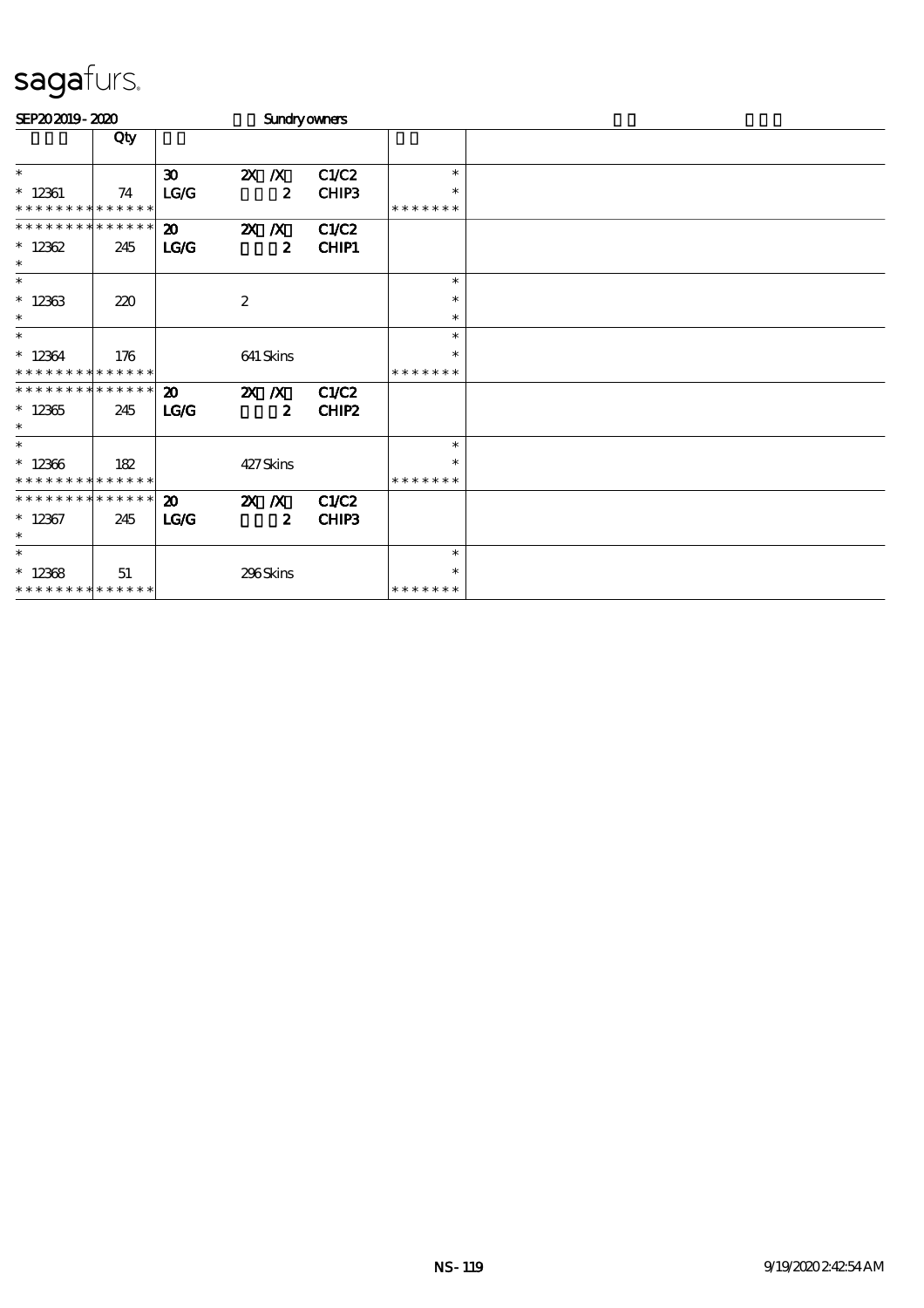# sagafurs.

SEP20 2019 - 2020 Sundry owners

| | Qty | | | | | |
|---|---|---|---|---|---|---|
| * | | 30 | 2X /X | C1/C2 | * | |
| * 12361 | 74 | LG/G | 2 | CHIP3 | * | |
| * * * * * * * * * * * * * * | | | | | * * * * * * * | |
| * * * * * * * * * * * * * * | | 20 | 2X /X | C1/C2 | | |
| * 12362 | 245 | LG/G | 2 | CHIP1 | | |
| * | | | | | | |
| * | | | | | * | |
| * 12363 | 220 | | 2 | | * | |
| * | | | | | * | |
| * | | | | | * | |
| * 12364 | 176 | | 641 Skins | | * | |
| * * * * * * * * * * * * * * | | | | | * * * * * * * | |
| * * * * * * * * * * * * * * | | 20 | 2X /X | C1/C2 | | |
| * 12365 | 245 | LG/G | 2 | CHIP2 | | |
| * | | | | | | |
| * | | | | | * | |
| * 12366 | 182 | | 427 Skins | | * | |
| * * * * * * * * * * * * * * | | | | | * * * * * * * | |
| * * * * * * * * * * * * * * | | 20 | 2X /X | C1/C2 | | |
| * 12367 | 245 | LG/G | 2 | CHIP3 | | |
| * | | | | | | |
| * | | | | | * | |
| * 12368 | 51 | | 296 Skins | | * | |
| * * * * * * * * * * * * * * | | | | | * * * * * * * | |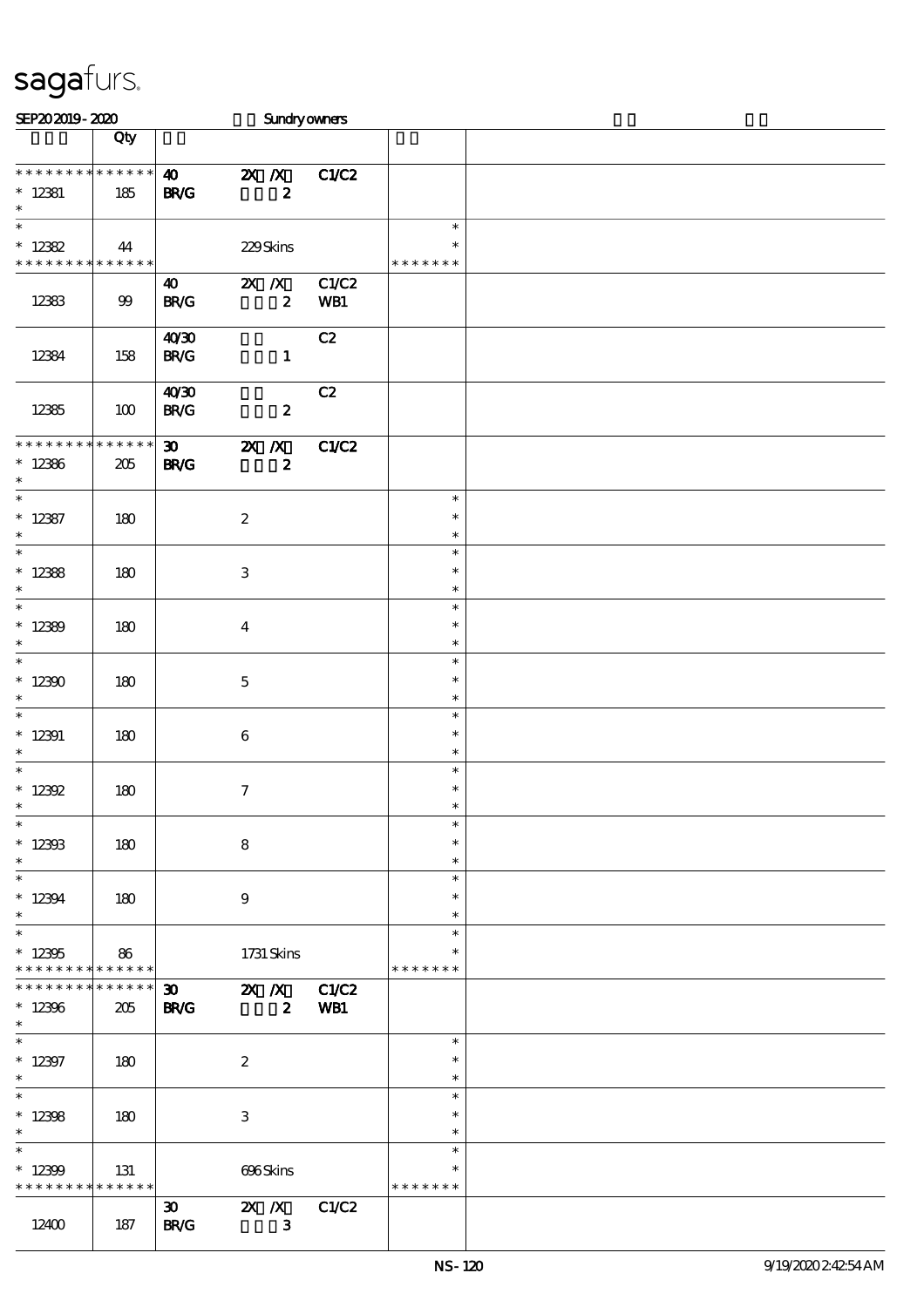# sagafurs.

SEP20 2019 - 2020 Sundry owners

| | Qty | | | | | |
|---|---|---|---|---|---|---|
| * * * * * * * * * * * * * * | | 40 | 2X /X | C1/C2 | | |
| * 12381 | 185 | BR/G | 2 | | | |
| * | | | | | | |
| * | | | | | * | |
| * 12382 | 44 | | 229 Skins | | * | |
| * * * * * * * * * * * * * * | | | | | * * * * * * * | |
| | | 40 | 2X /X | C1/C2 | | |
| 12383 | 99 | BR/G | 2 | WB1 | | |
| | | 40/30 | | C2 | | |
| 12384 | 158 | BR/G | 1 | | | |
| | | 40/30 | | C2 | | |
| 12385 | 100 | BR/G | 2 | | | |
| * * * * * * * * * * * * * * | | 30 | 2X /X | C1/C2 | | |
| * 12386 | 205 | BR/G | 2 | | | |
| * | | | | | | |
| * 12387 | 180 | | 2 | | * | |
| * 12388 | 180 | | 3 | | * | |
| * 12389 | 180 | | 4 | | * | |
| * 12390 | 180 | | 5 | | * | |
| * 12391 | 180 | | 6 | | * | |
| * 12392 | 180 | | 7 | | * | |
| * 12393 | 180 | | 8 | | * | |
| * 12394 | 180 | | 9 | | * | |
| * 12395 | 86 | | 1731 Skins | | * | |
| * * * * * * * * * * * * * * | | | | | * * * * * * * | |
| * * * * * * * * * * * * * * | | 30 | 2X /X | C1/C2 | | |
| * 12396 | 205 | BR/G | 2 | WB1 | | |
| * 12397 | 180 | | 2 | | * | |
| * 12398 | 180 | | 3 | | * | |
| * 12399 | 131 | | 696 Skins | | * | |
| * * * * * * * * * * * * * * | | | | | * * * * * * * | |
| | | 30 | 2X /X | C1/C2 | | |
| 12400 | 187 | BR/G | 3 | | | |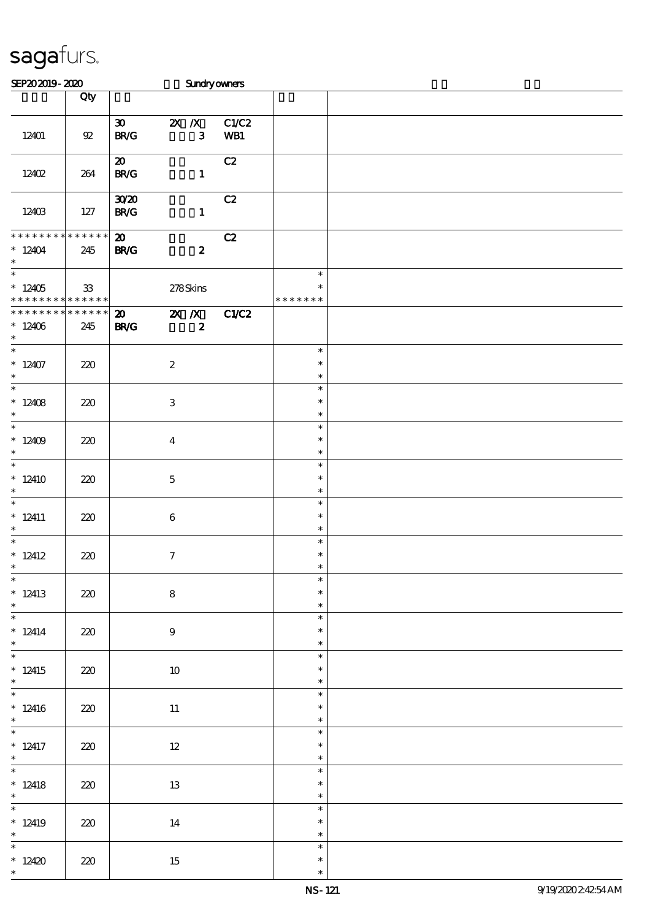sagafurs.

SEP20 2019 - 2020 Sundry owners

| | Qty | | |
|---|---|---|---|
| 12401 | 92 | 30 2X /X C1/C2<br>BR/G 3 WB1 | |
| 12402 | 264 | 20 C2<br>BR/G 1 | |
| 12403 | 127 | 30/20 C2<br>BR/G 1 | |
| * * * * * * * * * * * * * *<br>* 12404<br>* | 245 | 20 C2<br>BR/G 2 | |
| *<br>* 12405<br>* * * * * * * * * * * * * * | 33 | 278 Skins | *<br>*<br>* * * * * * * |
| * * * * * * * * * * * * * *<br>* 12406<br>* | 245 | 20 2X /X C1/C2<br>BR/G 2 | |
| *<br>* 12407<br>* | 220 | 2 | *<br>*<br>* |
| *<br>* 12408<br>* | 220 | 3 | *<br>*<br>* |
| *<br>* 12409<br>* | 220 | 4 | *<br>*<br>* |
| *<br>* 12410<br>* | 220 | 5 | *<br>*<br>* |
| *<br>* 12411<br>* | 220 | 6 | *<br>*<br>* |
| *<br>* 12412<br>* | 220 | 7 | *<br>*<br>* |
| *<br>* 12413<br>* | 220 | 8 | *<br>*<br>* |
| *<br>* 12414<br>* | 220 | 9 | *<br>*<br>* |
| *<br>* 12415<br>* | 220 | 10 | *<br>*<br>* |
| *<br>* 12416<br>* | 220 | 11 | *<br>*<br>* |
| *<br>* 12417<br>* | 220 | 12 | *<br>*<br>* |
| *<br>* 12418<br>* | 220 | 13 | *<br>*<br>* |
| *<br>* 12419<br>* | 220 | 14 | *<br>*<br>* |
| *<br>* 12420<br>* | 220 | 15 | *<br>*<br>* |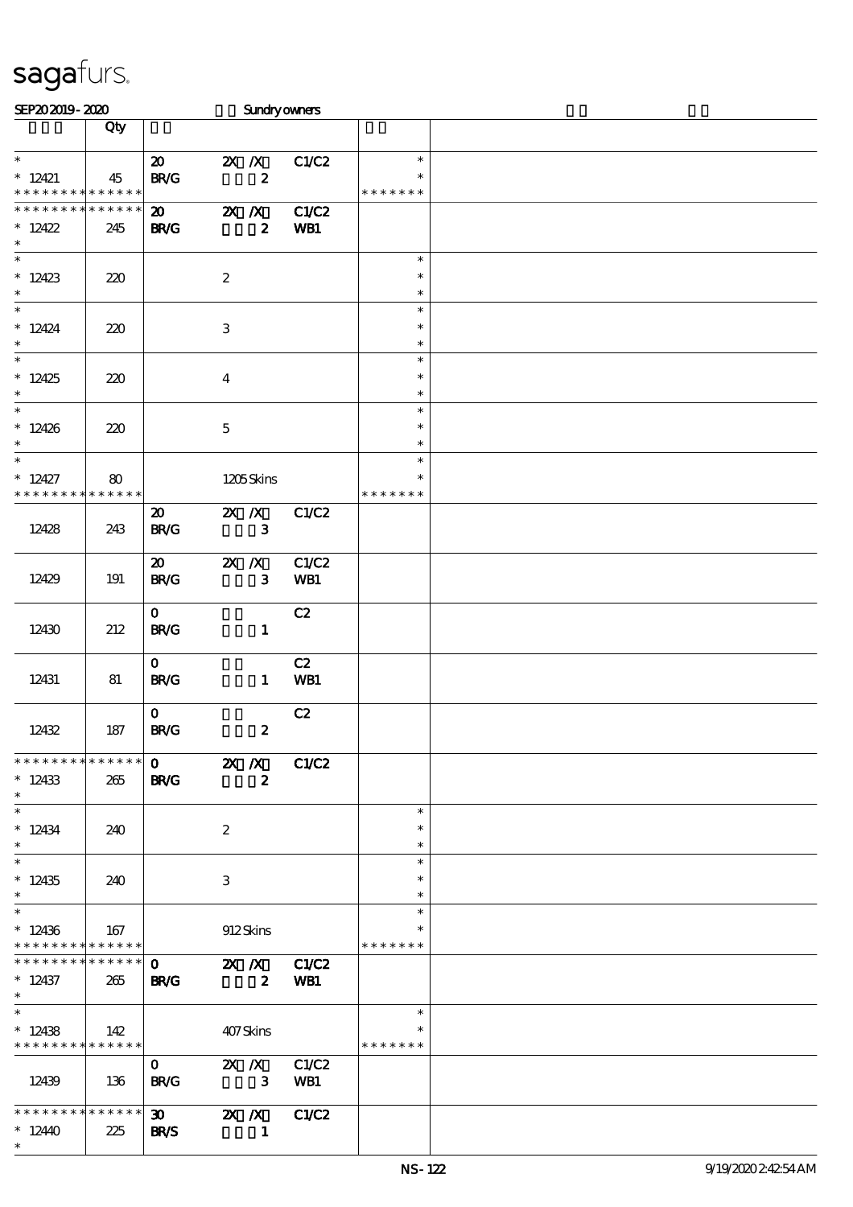sagafurs.

SEP20 2019 - 2020 Sundry owners

| | Qty | | | | | |
|---|---|---|---|---|---|---|
| * <br> * 12421 <br> * * * * * * * * * * * * * * | 45 | 20 <br> BR/G | 2X /X <br> 2 | C1/C2 | * <br> * <br> * * * * * * * | |
| * * * * * * * * * * * * * * <br> * 12422 <br> * | 245 | 20 <br> BR/G | 2X /X <br> 2 | C1/C2 <br> WB1 | | |
| * <br> * 12423 <br> * | 220 | | 2 | | * <br> * <br> * | |
| * <br> * 12424 <br> * | 220 | | 3 | | * <br> * <br> * | |
| * <br> * 12425 <br> * | 220 | | 4 | | * <br> * <br> * | |
| * <br> * 12426 <br> * | 220 | | 5 | | * <br> * <br> * | |
| * <br> * 12427 <br> * * * * * * * * * * * * * * | 80 | | 1205 Skins | | * <br> * <br> * * * * * * * | |
| 12428 | 243 | 20 <br> BR/G | 2X /X <br> 3 | C1/C2 | | |
| 12429 | 191 | 20 <br> BR/G | 2X /X <br> 3 | C1/C2 <br> WB1 | | |
| 12430 | 212 | 0 <br> BR/G | <br> 1 | C2 | | |
| 12431 | 81 | 0 <br> BR/G | <br> 1 | C2 <br> WB1 | | |
| 12432 | 187 | 0 <br> BR/G | <br> 2 | C2 | | |
| * * * * * * * * * * * * * * <br> * 12433 <br> * | 265 | 0 <br> BR/G | 2X /X <br> 2 | C1/C2 | | |
| * <br> * 12434 <br> * | 240 | | 2 | | * <br> * <br> * | |
| * <br> * 12435 <br> * | 240 | | 3 | | * <br> * <br> * | |
| * <br> * 12436 <br> * * * * * * * * * * * * * * | 167 | | 912 Skins | | * <br> * <br> * * * * * * * | |
| * * * * * * * * * * * * * * <br> * 12437 <br> * | 265 | 0 <br> BR/G | 2X /X <br> 2 | C1/C2 <br> WB1 | | |
| * <br> * 12438 <br> * * * * * * * * * * * * * * | 142 | | 407 Skins | | * <br> * <br> * * * * * * * | |
| 12439 | 136 | 0 <br> BR/G | 2X /X <br> 3 | C1/C2 <br> WB1 | | |
| * * * * * * * * * * * * * * <br> * 12440 <br> * | 225 | 30 <br> BR/S | 2X /X <br> 1 | C1/C2 | | |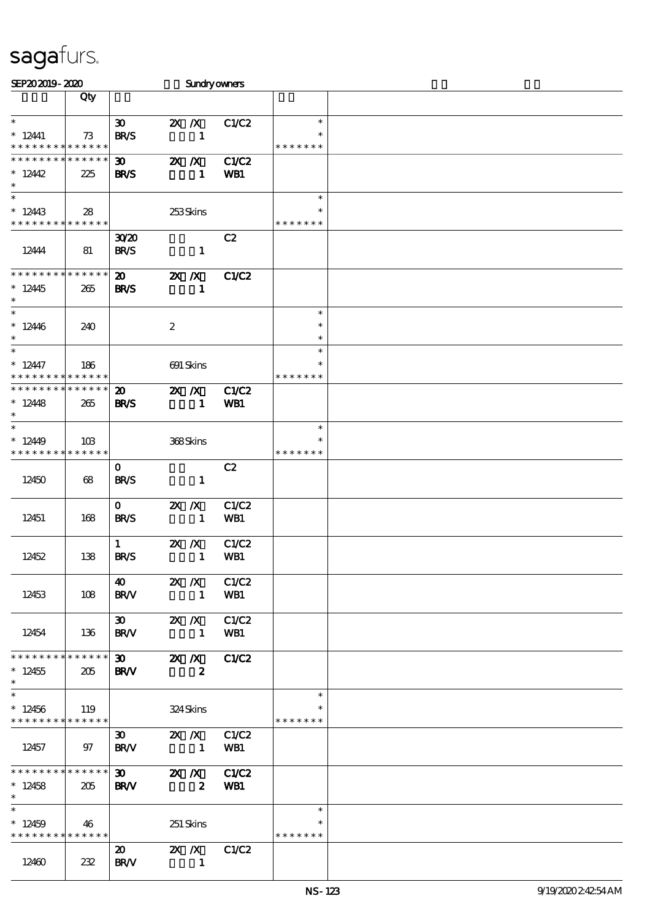sagafurs.

SEP20 2019 - 2020 Sundry owners

| | Qty | | | | | |
|---|---|---|---|---|---|---|
| * <br> * 12441 <br> * * * * * * * * * * * * * * | 73 | 30 <br> BR/S | 2X /X <br> 1 | C1/C2 | * <br> * <br> * * * * * * * | |
| * * * * * * * * * * * * * * <br> * 12442 <br> * | 225 | 30 <br> BR/S | 2X /X <br> 1 | C1/C2 <br> WB1 | | |
| * <br> * 12443 <br> * * * * * * * * * * * * * * | 28 | | 253 Skins | | * <br> * <br> * * * * * * * | |
| 12444 | 81 | 30/20 <br> BR/S | 1 | C2 | | |
| * * * * * * * * * * * * * * <br> * 12445 <br> * | 265 | 20 <br> BR/S | 2X /X <br> 1 | C1/C2 | | |
| * <br> * 12446 <br> * | 240 | | 2 | | * <br> * <br> * | |
| * <br> * 12447 <br> * * * * * * * * * * * * * * | 186 | | 691 Skins | | * <br> * <br> * * * * * * * | |
| * * * * * * * * * * * * * * <br> * 12448 <br> * | 265 | 20 <br> BR/S | 2X /X <br> 1 | C1/C2 <br> WB1 | | |
| * <br> * 12449 <br> * * * * * * * * * * * * * * | 103 | | 368 Skins | | * <br> * <br> * * * * * * * | |
| 12450 | 68 | 0 <br> BR/S | 1 | C2 | | |
| 12451 | 168 | 0 <br> BR/S | 2X /X <br> 1 | C1/C2 <br> WB1 | | |
| 12452 | 138 | 1 <br> BR/S | 2X /X <br> 1 | C1/C2 <br> WB1 | | |
| 12453 | 108 | 40 <br> BR/V | 2X /X <br> 1 | C1/C2 <br> WB1 | | |
| 12454 | 136 | 30 <br> BR/V | 2X /X <br> 1 | C1/C2 <br> WB1 | | |
| * * * * * * * * * * * * * * <br> * 12455 <br> * | 205 | 30 <br> BR/V | 2X /X <br> 2 | C1/C2 | | |
| * <br> * 12456 <br> * * * * * * * * * * * * * * | 119 | | 324 Skins | | * <br> * <br> * * * * * * * | |
| 12457 | 97 | 30 <br> BR/V | 2X /X <br> 1 | C1/C2 <br> WB1 | | |
| * * * * * * * * * * * * * * <br> * 12458 <br> * | 205 | 30 <br> BR/V | 2X /X <br> 2 | C1/C2 <br> WB1 | | |
| * <br> * 12459 <br> * * * * * * * * * * * * * * | 46 | | 251 Skins | | * <br> * <br> * * * * * * * | |
| 12460 | 232 | 20 <br> BR/V | 2X /X <br> 1 | C1/C2 | | |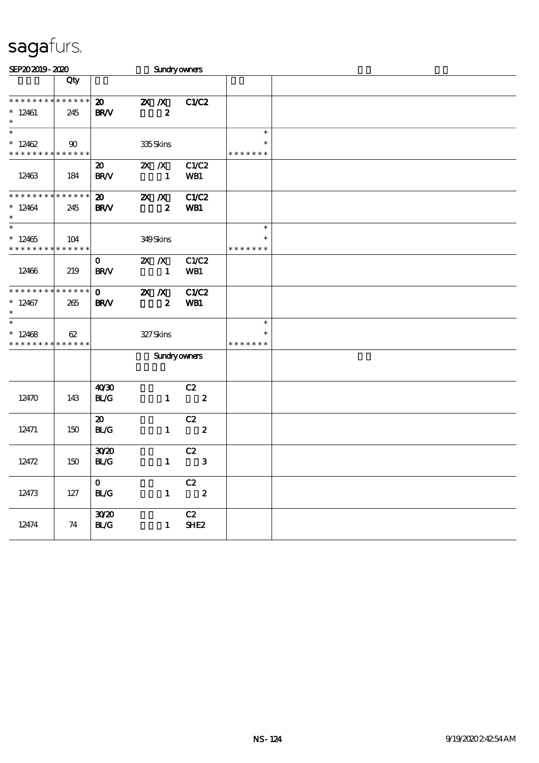sagafurs.

SEP20 2019 - 2020 Sundry owners

| | Qty | | | | | |
|---|---|---|---|---|---|---|
| * * * * * * * * * * * * * * | | 20 | 2X /X | C1/C2 | | |
| * 12461 | 245 | BR/V | 2 | | | |
| * | | | | | | |
| * | | | | | * | |
| * 12462 | 90 | | 335 Skins | | * | |
| * * * * * * * * * * * * * * | | | | | * * * * * * * | |
| | | 20 | 2X /X | C1/C2 | | |
| 12463 | 184 | BR/V | 1 | WB1 | | |
| * * * * * * * * * * * * * * | | 20 | 2X /X | C1/C2 | | |
| * 12464 | 245 | BR/V | 2 | WB1 | | |
| * | | | | | | |
| * | | | | | * | |
| * 12465 | 104 | | 349 Skins | | * | |
| * * * * * * * * * * * * * * | | | | | * * * * * * * | |
| | | 0 | 2X /X | C1/C2 | | |
| 12466 | 219 | BR/V | 1 | WB1 | | |
| * * * * * * * * * * * * * * | | 0 | 2X /X | C1/C2 | | |
| * 12467 | 265 | BR/V | 2 | WB1 | | |
| * | | | | | | |
| * | | | | | * | |
| * 12468 | 62 | | 327 Skins | | * | |
| * * * * * * * * * * * * * * | | | | | * * * * * * * | |
| | | | Sundry owners | | | |
| | | 40/30 | | C2 | | |
| 12470 | 143 | BL/G | 1 | 2 | | |
| | | 20 | | C2 | | |
| 12471 | 150 | BL/G | 1 | 2 | | |
| | | 30/20 | | C2 | | |
| 12472 | 150 | BL/G | 1 | 3 | | |
| | | 0 | | C2 | | |
| 12473 | 127 | BL/G | 1 | 2 | | |
| | | 30/20 | | C2 | | |
| 12474 | 74 | BL/G | 1 | SHE2 | | |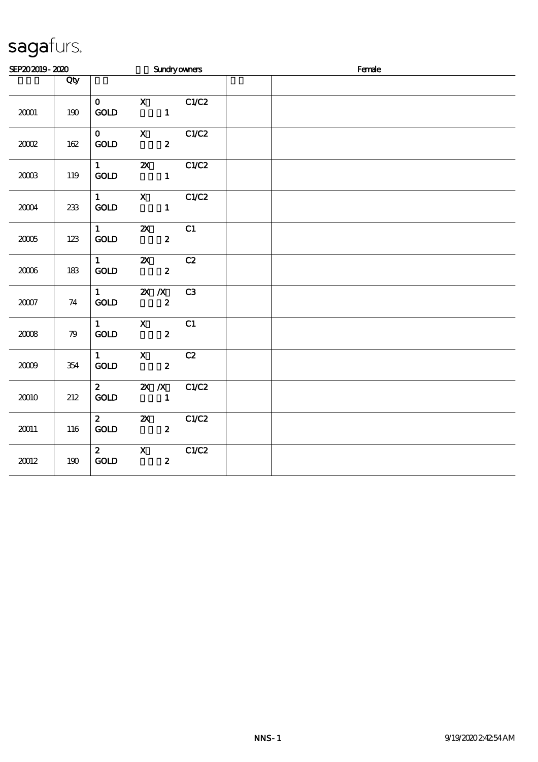sagafurs.

| SEP20 2019 - 2020 | | Sundry owners | | Female |
|---|---|---|---|---|
| | Qty | | | |
| 20001 | 190 | 0 X C1/C2<br>GOLD 1 | | |
| 20002 | 162 | 0 X C1/C2<br>GOLD 2 | | |
| 20003 | 119 | 1 2X C1/C2<br>GOLD 1 | | |
| 20004 | 233 | 1 X C1/C2<br>GOLD 1 | | |
| 20005 | 123 | 1 2X C1<br>GOLD 2 | | |
| 20006 | 183 | 1 2X C2<br>GOLD 2 | | |
| 20007 | 74 | 1 2X /X C3<br>GOLD 2 | | |
| 20008 | 79 | 1 X C1<br>GOLD 2 | | |
| 20009 | 354 | 1 X C2<br>GOLD 2 | | |
| 20010 | 212 | 2 2X /X C1/C2<br>GOLD 1 | | |
| 20011 | 116 | 2 2X C1/C2<br>GOLD 2 | | |
| 20012 | 190 | 2 X C1/C2<br>GOLD 2 | | |

NNS - 1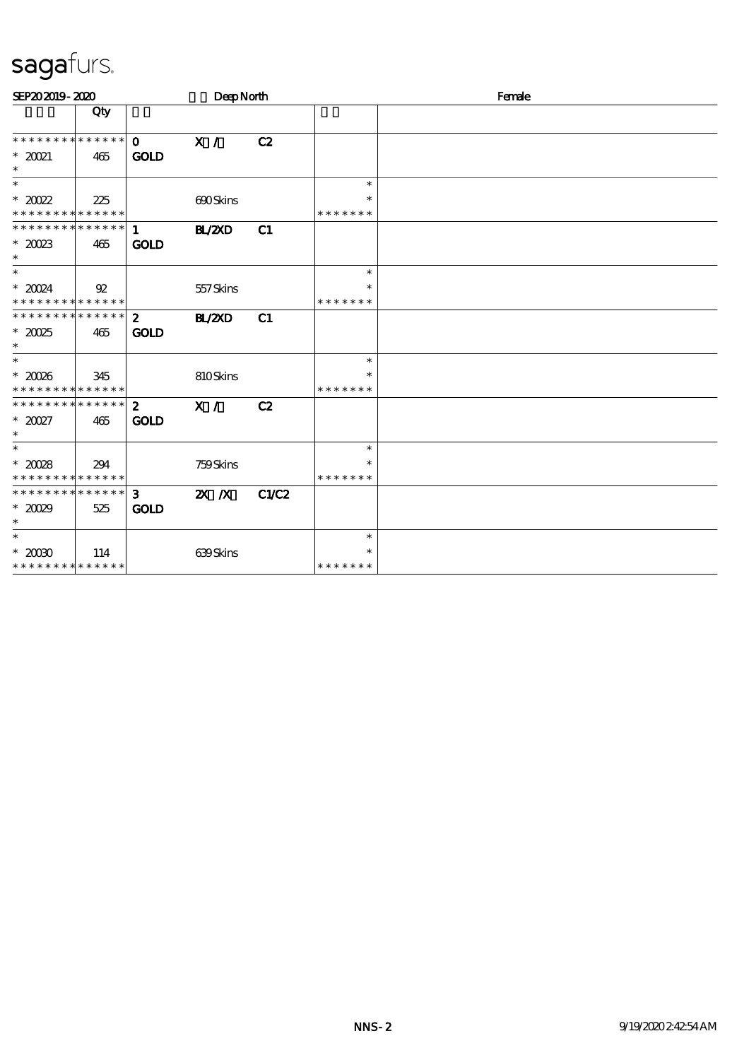sagafurs.

SEP20 2019 - 2020 Deep North Female

| | Qty | | | | | |
|---|---|---|---|---|---|---|
| * * * * * * * * * * * * * * | | 0 | X / | C2 | | |
| * 20021 | 465 | GOLD | | | | |
| * | | | | | | |
| * | | | | | * | |
| * 20022 | 225 | | 690 Skins | | * | |
| * * * * * * * * * * * * * * | | | | | * * * * * * * | |
| * * * * * * * * * * * * * * | | 1 | BL/2XD | C1 | | |
| * 20023 | 465 | GOLD | | | | |
| * | | | | | | |
| * | | | | | * | |
| * 20024 | 92 | | 557 Skins | | * | |
| * * * * * * * * * * * * * * | | | | | * * * * * * * | |
| * * * * * * * * * * * * * * | | 2 | BL/2XD | C1 | | |
| * 20025 | 465 | GOLD | | | | |
| * | | | | | | |
| * | | | | | * | |
| * 20026 | 345 | | 810 Skins | | * | |
| * * * * * * * * * * * * * * | | | | | * * * * * * * | |
| * * * * * * * * * * * * * * | | 2 | X / | C2 | | |
| * 20027 | 465 | GOLD | | | | |
| * | | | | | | |
| * | | | | | * | |
| * 20028 | 294 | | 759 Skins | | * | |
| * * * * * * * * * * * * * * | | | | | * * * * * * * | |
| * * * * * * * * * * * * * * | | 3 | 2X /X | C1/C2 | | |
| * 20029 | 525 | GOLD | | | | |
| * | | | | | | |
| * | | | | | * | |
| * 20030 | 114 | | 639 Skins | | * | |
| * * * * * * * * * * * * * * | | | | | * * * * * * * | |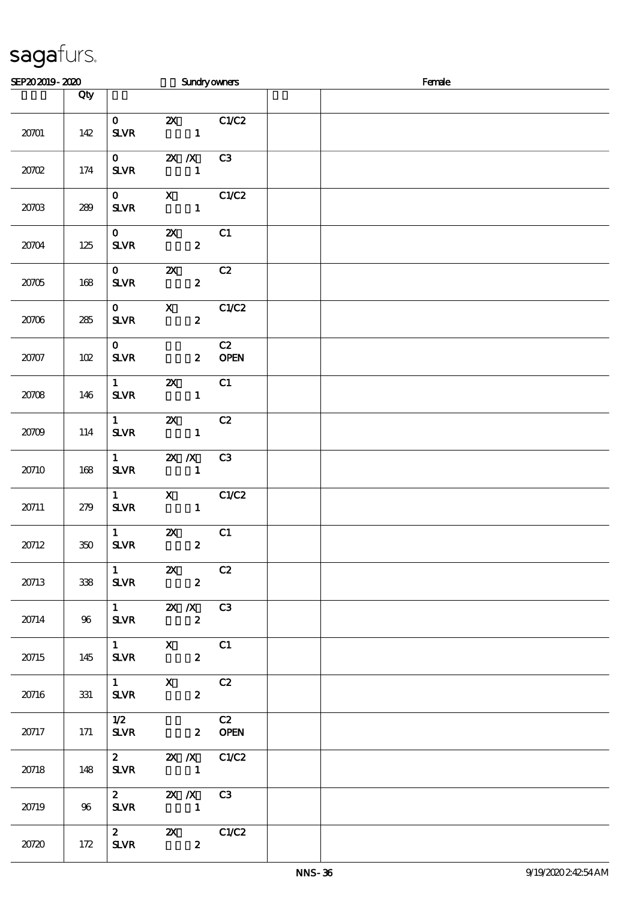**saga**furs.

SEP20 2019 - 2020 Sundry owners Female

| | Qty | | | | |
|---|---|---|---|---|---|
| 20701 | 142 | 0 SLVR | 2X 1 | C1/C2 | |
| 20702 | 174 | 0 SLVR | 2X /X 1 | C3 | |
| 20703 | 289 | 0 SLVR | X 1 | C1/C2 | |
| 20704 | 125 | 0 SLVR | 2X 2 | C1 | |
| 20705 | 168 | 0 SLVR | 2X 2 | C2 | |
| 20706 | 285 | 0 SLVR | X 2 | C1/C2 | |
| 20707 | 102 | 0 SLVR | 2 | C2 OPEN | |
| 20708 | 146 | 1 SLVR | 2X 1 | C1 | |
| 20709 | 114 | 1 SLVR | 2X 1 | C2 | |
| 20710 | 168 | 1 SLVR | 2X /X 1 | C3 | |
| 20711 | 279 | 1 SLVR | X 1 | C1/C2 | |
| 20712 | 350 | 1 SLVR | 2X 2 | C1 | |
| 20713 | 338 | 1 SLVR | 2X 2 | C2 | |
| 20714 | 96 | 1 SLVR | 2X /X 2 | C3 | |
| 20715 | 145 | 1 SLVR | X 2 | C1 | |
| 20716 | 331 | 1 SLVR | X 2 | C2 | |
| 20717 | 171 | 1/2 SLVR | 2 | C2 OPEN | |
| 20718 | 148 | 2 SLVR | 2X /X 1 | C1/C2 | |
| 20719 | 96 | 2 SLVR | 2X /X 1 | C3 | |
| 20720 | 172 | 2 SLVR | 2X 2 | C1/C2 | |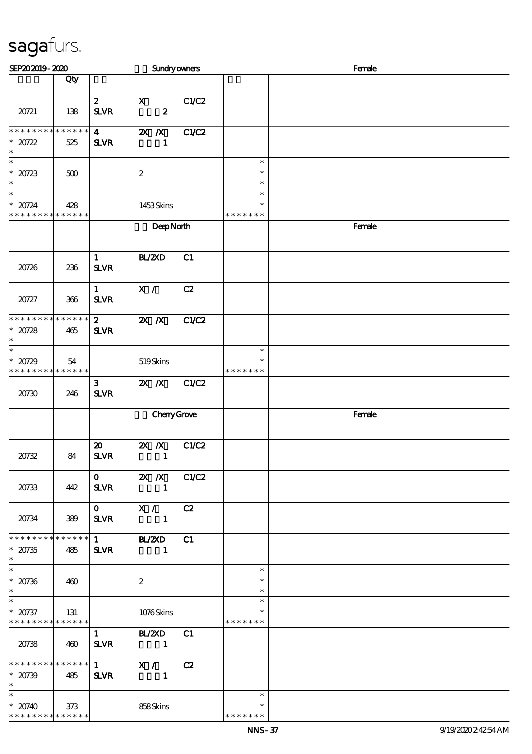sagafurs.

| SEP20 2019 - 2020 | | Sundry owners | | | | Female |
|---|---|---|---|---|---|---|
| | Qty | | | | | |
| 20721 | 138 | 2 SLVR | X 2 | C1/C2 | | |
| * * * * * * * * * * * * * * 20722 * | 525 | 4 SLVR | 2X /X 1 | C1/C2 | | |
| * * 20723 * | 500 | | 2 | | * * * | |
| * * 20724 * * * * * * * * * * * * * * | 428 | | 1453 Skins | | * * * * * * * * * | |
| | | | Deep North | | | Female |
| 20726 | 236 | 1 SLVR | BL/2XD | C1 | | |
| 20727 | 366 | 1 SLVR | X / | C2 | | |
| * * * * * * * * * * * * * * 20728 * | 465 | 2 SLVR | 2X /X | C1/C2 | | |
| * * 20729 * * * * * * * * * * * * * * | 54 | | 519 Skins | | * * * * * * * * | |
| 20730 | 246 | 3 SLVR | 2X /X | C1/C2 | | |
| | | | Cherry Grove | | | Female |
| 20732 | 84 | 20 SLVR | 2X /X 1 | C1/C2 | | |
| 20733 | 442 | 0 SLVR | 2X /X 1 | C1/C2 | | |
| 20734 | 389 | 0 SLVR | X / 1 | C2 | | |
| * * * * * * * * * * * * * * 20735 * | 485 | 1 SLVR | BL/2XD 1 | C1 | | |
| * * 20736 * | 460 | | 2 | | * * * | |
| * * 20737 * * * * * * * * * * * * * * | 131 | | 1076 Skins | | * * * * * * * * | |
| 20738 | 460 | 1 SLVR | BL/2XD 1 | C1 | | |
| * * * * * * * * * * * * * * 20739 * | 485 | 1 SLVR | X / 1 | C2 | | |
| * * 20740 * * * * * * * * * * * * * * | 373 | | 858 Skins | | * * * * * * * * | |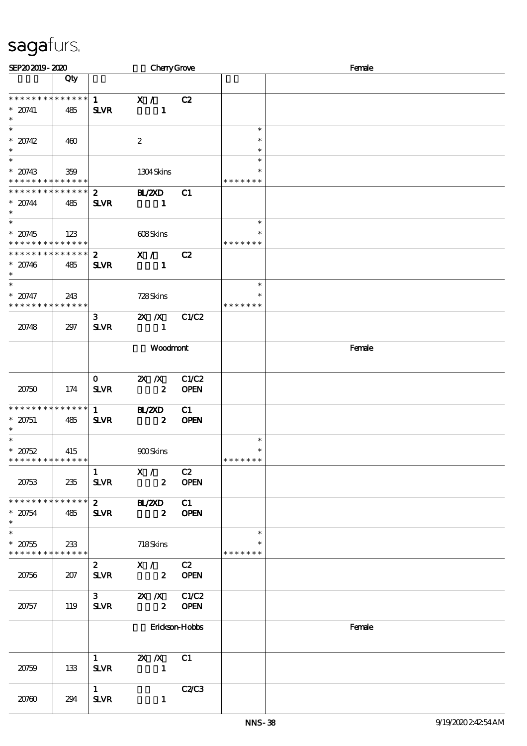sagafurs.

SEP20 2019 - 2020 Cherry Grove Female

| | Qty | | | | | |
|---|---|---|---|---|---|---|
| * * * * * * * * * * * * * * | | 1 | X / | C2 | | |
| * 20741 | 485 | SLVR | 1 | | | |
| * | | | | | | |
| * | | | | | * | |
| * 20742 | 460 | | 2 | | * | |
| * | | | | | * | |
| * | | | | | * | |
| * 20743 | 359 | | 1304 Skins | | * | |
| * * * * * * * * * * * * * * | | | | | * * * * * * * | |
| * * * * * * * * * * * * * * | | 2 | BL/2XD | C1 | | |
| * 20744 | 485 | SLVR | 1 | | | |
| * | | | | | | |
| * | | | | | * | |
| * 20745 | 123 | | 608 Skins | | * | |
| * * * * * * * * * * * * * * | | | | | * * * * * * * | |
| * * * * * * * * * * * * * * | | 2 | X / | C2 | | |
| * 20746 | 485 | SLVR | 1 | | | |
| * | | | | | | |
| * | | | | | * | |
| * 20747 | 243 | | 728 Skins | | * | |
| * * * * * * * * * * * * * * | | | | | * * * * * * * | |
| | | 3 | 2X /X | C1/C2 | | |
| 20748 | 297 | SLVR | 1 | | | |
| | | | Woodmont | | | Female |
| | | 0 | 2X /X | C1/C2 | | |
| 20750 | 174 | SLVR | 2 | OPEN | | |
| * * * * * * * * * * * * * * | | 1 | BL/2XD | C1 | | |
| * 20751 | 485 | SLVR | 2 | OPEN | | |
| * | | | | | | |
| * | | | | | * | |
| * 20752 | 415 | | 900 Skins | | * | |
| * * * * * * * * * * * * * * | | | | | * * * * * * * | |
| | | 1 | X / | C2 | | |
| 20753 | 235 | SLVR | 2 | OPEN | | |
| * * * * * * * * * * * * * * | | 2 | BL/2XD | C1 | | |
| * 20754 | 485 | SLVR | 2 | OPEN | | |
| * | | | | | | |
| * | | | | | * | |
| * 20755 | 233 | | 718 Skins | | * | |
| * * * * * * * * * * * * * * | | | | | * * * * * * * | |
| | | 2 | X / | C2 | | |
| 20756 | 207 | SLVR | 2 | OPEN | | |
| | | 3 | 2X /X | C1/C2 | | |
| 20757 | 119 | SLVR | 2 | OPEN | | |
| | | | Erickson-Hobbs | | | Female |
| | | 1 | 2X /X | C1 | | |
| 20759 | 133 | SLVR | 1 | | | |
| | | 1 | | C2/C3 | | |
| 20760 | 294 | SLVR | 1 | | | |

NNS-38 9/19/2020 2:42:54 AM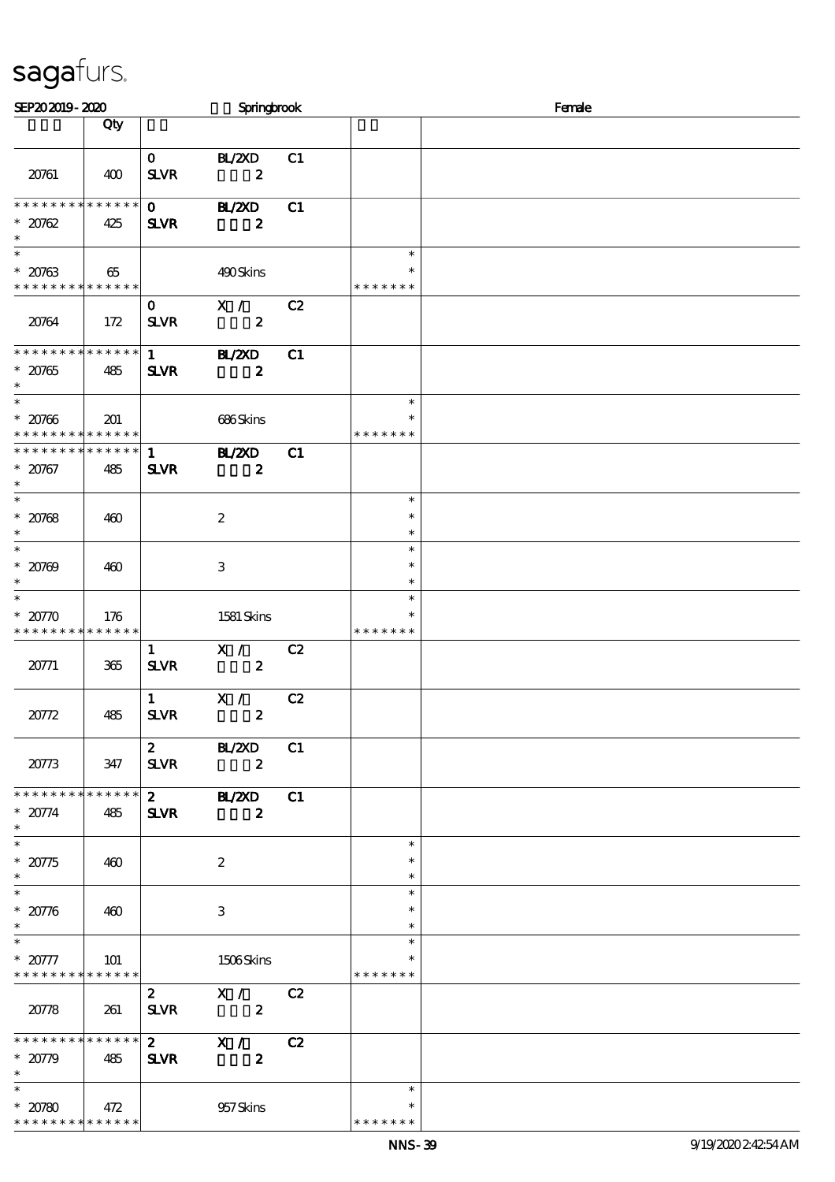sagafurs.

SEP20 2019 - 2020 Springbrook Female

| | Qty | | | |
|---|---|---|---|---|
| 20761 | 400 | 0 SLVR BL/2XD 2 C1 | | |
| * * * * * * * * * * * * * * 20762 * | 425 | 0 SLVR BL/2XD 2 C1 | | |
| * 20763 * * * * * * * * * * * * * * | 65 | 490 Skins | * * * * * * * * * | |
| 20764 | 172 | 0 SLVR X / 2 C2 | | |
| * * * * * * * * * * * * * * 20765 * | 485 | 1 SLVR BL/2XD 2 C1 | | |
| * 20766 * * * * * * * * * * * * * * | 201 | 686 Skins | * * * * * * * * * | |
| * * * * * * * * * * * * * * 20767 * | 485 | 1 SLVR BL/2XD 2 C1 | | |
| * 20768 * | 460 | 2 | * * * | |
| * 20769 * | 460 | 3 | * * * | |
| * 20770 * * * * * * * * * * * * * * | 176 | 1581 Skins | * * * * * * * * * | |
| 20771 | 365 | 1 SLVR X / 2 C2 | | |
| 20772 | 485 | 1 SLVR X / 2 C2 | | |
| 20773 | 347 | 2 SLVR BL/2XD 2 C1 | | |
| * * * * * * * * * * * * * * 20774 * | 485 | 2 SLVR BL/2XD 2 C1 | | |
| * 20775 * | 460 | 2 | * * * | |
| * 20776 * | 460 | 3 | * * * | |
| * 20777 * * * * * * * * * * * * * * | 101 | 1506 Skins | * * * * * * * * * | |
| 20778 | 261 | 2 SLVR X / 2 C2 | | |
| * * * * * * * * * * * * * * 20779 * | 485 | 2 SLVR X / 2 C2 | | |
| * 20780 * * * * * * * * * * * * * * | 472 | 957 Skins | * * * * * * * * * | |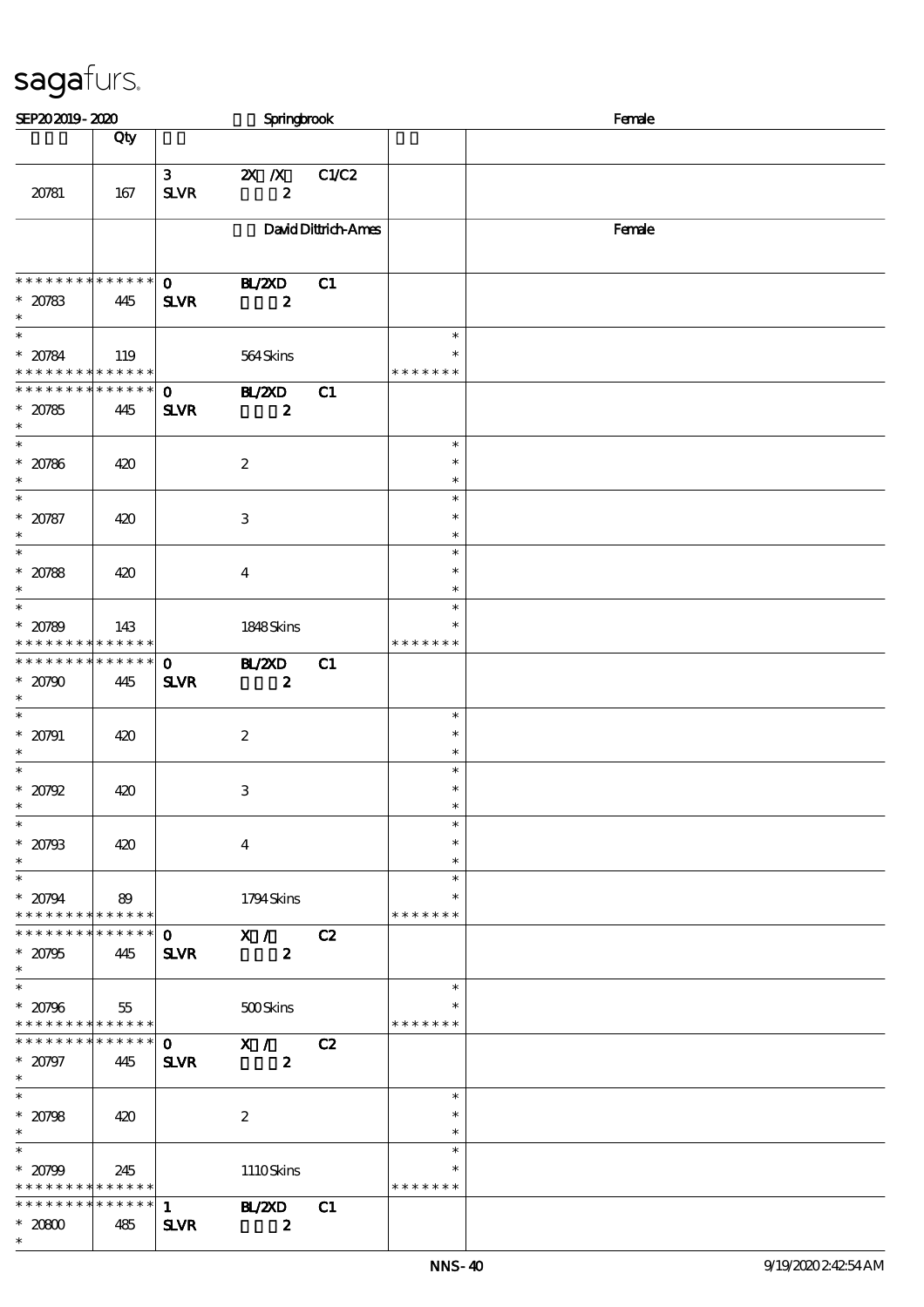sagafurs.

SEP20 2019 - 2020 Springbrook Female

| | Qty | | | | | |
|---|---|---|---|---|---|---|
| 20781 | 167 | 3 SLVR | 2X /X 2 | C1/C2 | | |
| | | | David Dittrich-Ames | | | Female |
| * * * * * * * * * * * * * * 20783 * | 445 | 0 SLVR | BL/2XD 2 | C1 | | |
| * * 20784 * * * * * * * * * * * * * | 119 | | 564 Skins | | * * * * * * * * * | |
| * * * * * * * * * * * * * * 20785 * | 445 | 0 SLVR | BL/2XD 2 | C1 | | |
| * * 20786 * | 420 | | 2 | | * * * | |
| * * 20787 * | 420 | | 3 | | * * * | |
| * * 20788 * | 420 | | 4 | | * * * | |
| * * 20789 * * * * * * * * * * * * * | 143 | | 1848 Skins | | * * * * * * * * * | |
| * * * * * * * * * * * * * * 20790 * | 445 | 0 SLVR | BL/2XD 2 | C1 | | |
| * * 20791 * | 420 | | 2 | | * * * | |
| * * 20792 * | 420 | | 3 | | * * * | |
| * * 20793 * | 420 | | 4 | | * * * | |
| * * 20794 * * * * * * * * * * * * * | 89 | | 1794 Skins | | * * * * * * * * * | |
| * * * * * * * * * * * * * * 20795 * | 445 | 0 SLVR | X / 2 | C2 | | |
| * * 20796 * * * * * * * * * * * * * | 55 | | 500 Skins | | * * * * * * * * * | |
| * * * * * * * * * * * * * * 20797 * | 445 | 0 SLVR | X / 2 | C2 | | |
| * * 20798 * | 420 | | 2 | | * * * | |
| * * 20799 * * * * * * * * * * * * * | 245 | | 1110 Skins | | * * * * * * * * * | |
| * * * * * * * * * * * * * * 20800 * | 485 | 1 SLVR | BL/2XD 2 | C1 | | |

NNS-40 9/19/2020 2:42:54 AM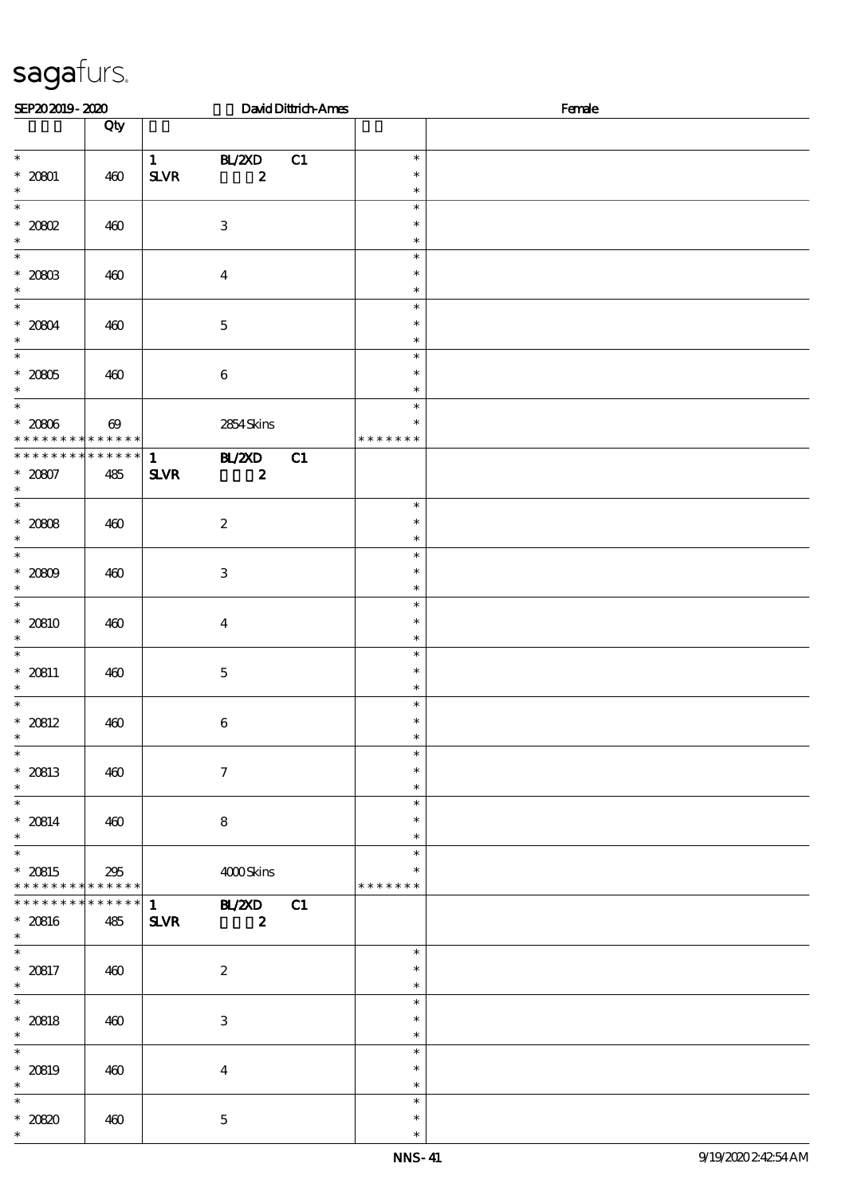sagafurs.

SEP20 2019 - 2020 David Dittrich-Ames Female

| | Qty | | |
|---|---|---|---|
| * 20801 * | 460 | 1 BL/2XD C1 SLVR 2 | * * * |
| * 20802 * | 460 | 3 | * * * |
| * 20803 * | 460 | 4 | * * * |
| * 20804 * | 460 | 5 | * * * |
| * 20805 * | 460 | 6 | * * * |
| * 20806 * * * * * * * * * * * * * * | 69 | 2854 Skins | * * * * * * * * * |
| * * * * * * * * * * * * * * 20807 * | 485 | 1 BL/2XD C1 SLVR 2 | |
| * 20808 * | 460 | 2 | * * * |
| * 20809 * | 460 | 3 | * * * |
| * 20810 * | 460 | 4 | * * * |
| * 20811 * | 460 | 5 | * * * |
| * 20812 * | 460 | 6 | * * * |
| * 20813 * | 460 | 7 | * * * |
| * 20814 * | 460 | 8 | * * * |
| * 20815 * * * * * * * * * * * * * * | 295 | 4000 Skins | * * * * * * * * * |
| * * * * * * * * * * * * * * 20816 * | 485 | 1 BL/2XD C1 SLVR 2 | |
| * 20817 * | 460 | 2 | * * * |
| * 20818 * | 460 | 3 | * * * |
| * 20819 * | 460 | 4 | * * * |
| * 20820 * | 460 | 5 | * * * |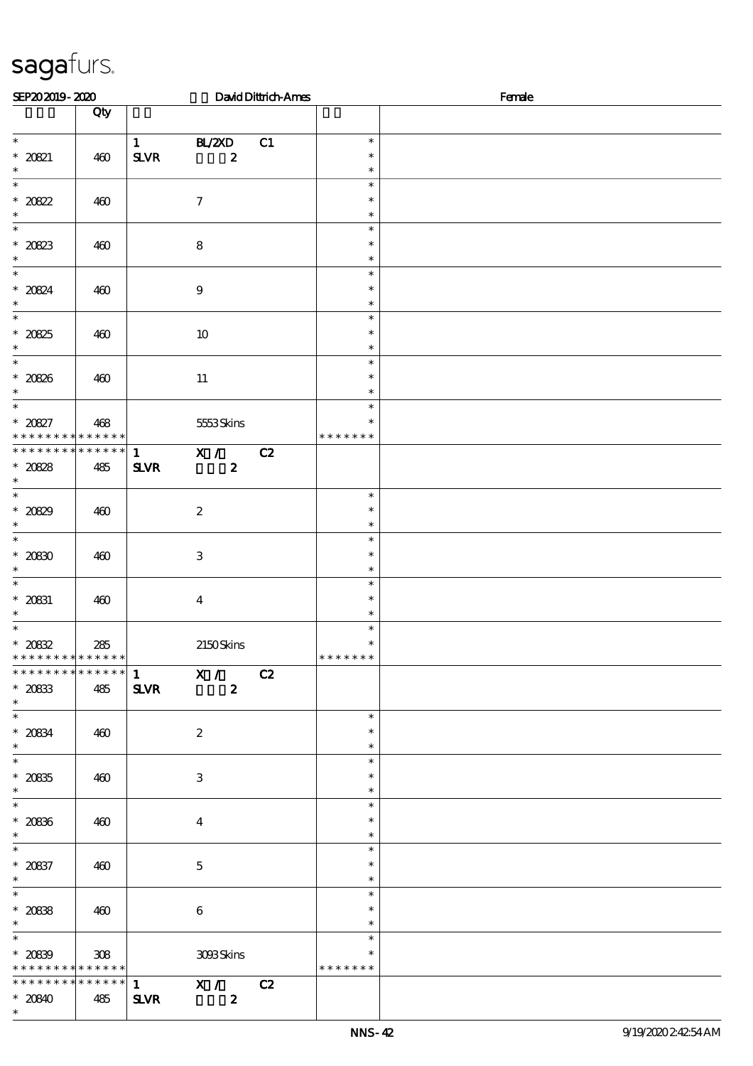SEP20 2019 - 2020 David Dittrich-Ames Female

| | Qty | | | | | |
|---|---|---|---|---|---|---|
| * | | 1 | BL/2XD | C1 | * | |
| * 20821 | 460 | SLVR | 2 | | * | |
| * | | | | | * | |
| * | | | | | * | |
| * 20822 | 460 | | 7 | | * | |
| * | | | | | * | |
| * | | | | | * | |
| * 20823 | 460 | | 8 | | * | |
| * | | | | | * | |
| * | | | | | * | |
| * 20824 | 460 | | 9 | | * | |
| * | | | | | * | |
| * | | | | | * | |
| * 20825 | 460 | | 10 | | * | |
| * | | | | | * | |
| * | | | | | * | |
| * 20826 | 460 | | 11 | | * | |
| * | | | | | * | |
| * | | | | | * | |
| * 20827 | 468 | | 5553 Skins | | * | |
| * * * * * * * * * * * * * * | | | | | * * * * * * * | |
| * * * * * * * * * * * * * * | | 1 | X / | C2 | | |
| * 20828 | 485 | SLVR | 2 | | | |
| * | | | | | | |
| * | | | | | * | |
| * 20829 | 460 | | 2 | | * | |
| * | | | | | * | |
| * | | | | | * | |
| * 20830 | 460 | | 3 | | * | |
| * | | | | | * | |
| * | | | | | * | |
| * 20831 | 460 | | 4 | | * | |
| * | | | | | * | |
| * | | | | | * | |
| * 20832 | 285 | | 2150 Skins | | * | |
| * * * * * * * * * * * * * * | | | | | * * * * * * * | |
| * * * * * * * * * * * * * * | | 1 | X / | C2 | | |
| * 20833 | 485 | SLVR | 2 | | | |
| * | | | | | | |
| * | | | | | * | |
| * 20834 | 460 | | 2 | | * | |
| * | | | | | * | |
| * | | | | | * | |
| * 20835 | 460 | | 3 | | * | |
| * | | | | | * | |
| * | | | | | * | |
| * 20836 | 460 | | 4 | | * | |
| * | | | | | * | |
| * | | | | | * | |
| * 20837 | 460 | | 5 | | * | |
| * | | | | | * | |
| * | | | | | * | |
| * 20838 | 460 | | 6 | | * | |
| * | | | | | * | |
| * | | | | | * | |
| * 20839 | 308 | | 3093 Skins | | * | |
| * * * * * * * * * * * * * * | | | | | * * * * * * * | |
| * * * * * * * * * * * * * * | | 1 | X / | C2 | | |
| * 20840 | 485 | SLVR | 2 | | | |
| * | | | | | | |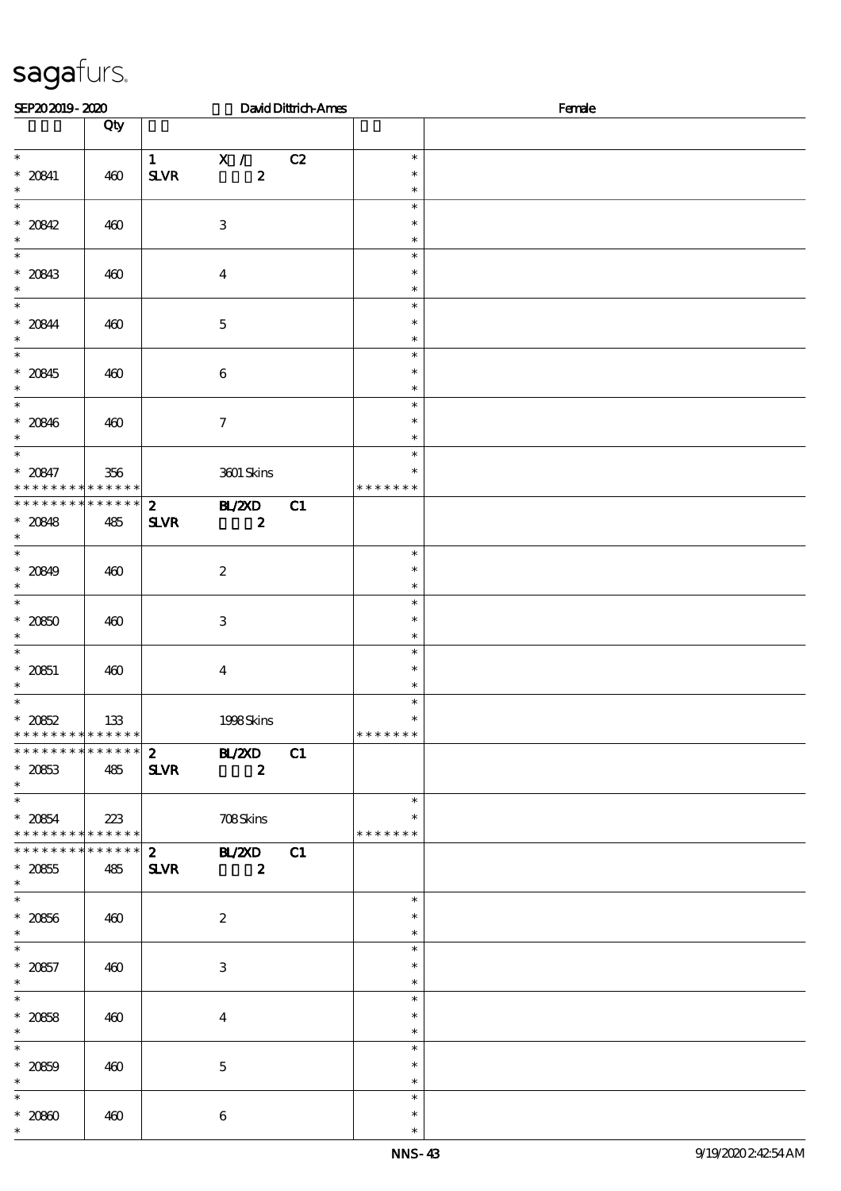# sagafurs.

SEP20 2019 - 2020 David Dittrich-Ames Female

| | Qty | | | |
|---|---|---|---|---|
| * <br> * 20841 <br> * | 460 | 1 X / C2 <br> SLVR 2 | * <br> * <br> * | |
| * <br> * 20842 <br> * | 460 | 3 | * <br> * <br> * | |
| * <br> * 20843 <br> * | 460 | 4 | * <br> * <br> * | |
| * <br> * 20844 <br> * | 460 | 5 | * <br> * <br> * | |
| * <br> * 20845 <br> * | 460 | 6 | * <br> * <br> * | |
| * <br> * 20846 <br> * | 460 | 7 | * <br> * <br> * | |
| * <br> * 20847 <br> * * * * * * * * * * * * * * | 356 | 3601 Skins | * <br> * <br> * * * * * * * | |
| * * * * * * * * * * * * * * <br> * 20848 <br> * | 485 | 2 BL/2XD C1 <br> SLVR 2 | | |
| * <br> * 20849 <br> * | 460 | 2 | * <br> * <br> * | |
| * <br> * 20850 <br> * | 460 | 3 | * <br> * <br> * | |
| * <br> * 20851 <br> * | 460 | 4 | * <br> * <br> * | |
| * <br> * 20852 <br> * * * * * * * * * * * * * * | 133 | 1998 Skins | * <br> * <br> * * * * * * * | |
| * * * * * * * * * * * * * * <br> * 20853 <br> * | 485 | 2 BL/2XD C1 <br> SLVR 2 | | |
| * <br> * 20854 <br> * * * * * * * * * * * * * * | 223 | 708 Skins | * <br> * <br> * * * * * * * | |
| * * * * * * * * * * * * * * <br> * 20855 <br> * | 485 | 2 BL/2XD C1 <br> SLVR 2 | | |
| * <br> * 20856 <br> * | 460 | 2 | * <br> * <br> * | |
| * <br> * 20857 <br> * | 460 | 3 | * <br> * <br> * | |
| * <br> * 20858 <br> * | 460 | 4 | * <br> * <br> * | |
| * <br> * 20859 <br> * | 460 | 5 | * <br> * <br> * | |
| * <br> * 20860 <br> * | 460 | 6 | * <br> * <br> * | |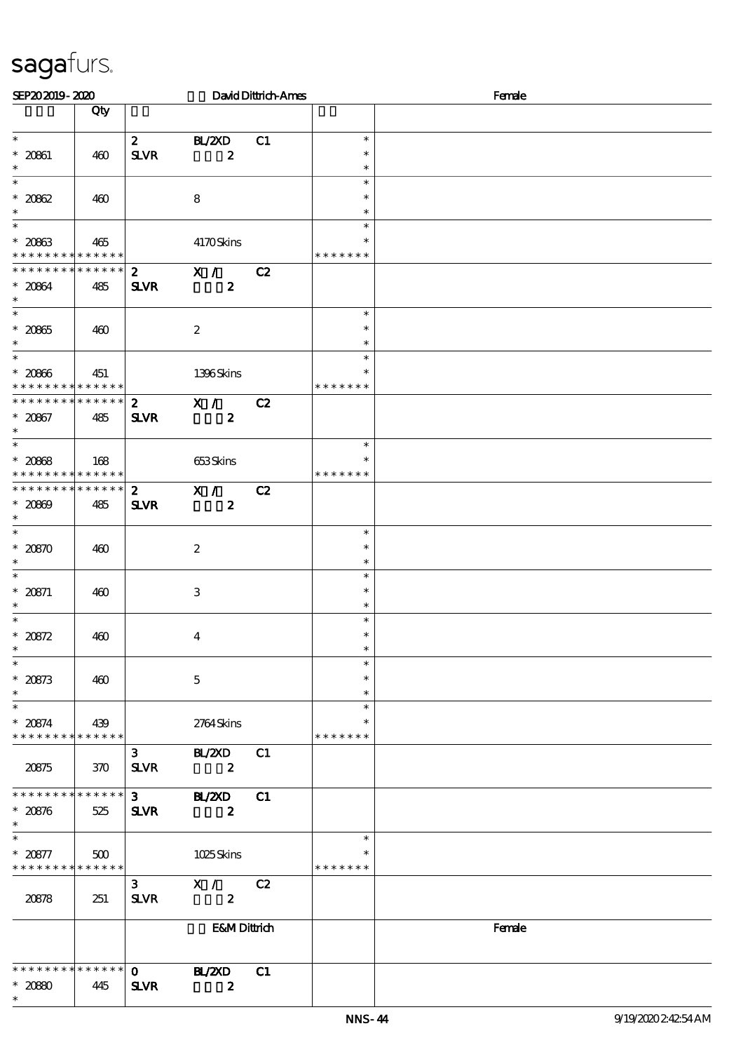sagafurs.

SEP20 2019 - 2020 David Dittrich-Ames Female

| | Qty | | | |
|---|---|---|---|---|
| * <br> * 20861 <br> * | 460 | 2 SLVR | BL/2XD C1 <br> 2 | * <br> * <br> * |
| * <br> * 20862 <br> * | 460 | | 8 | * <br> * <br> * |
| * <br> * 20863 <br> * * * * * * * * * * * * * | 465 | | 4170 Skins | * <br> * <br> * * * * * * * |
| * * * * * * * * * * * * * * <br> * 20864 <br> * | 485 | 2 SLVR | X / C2 <br> 2 | |
| * <br> * 20865 <br> * | 460 | | 2 | * <br> * <br> * |
| * <br> * 20866 <br> * * * * * * * * * * * * * | 451 | | 1396 Skins | * <br> * <br> * * * * * * * |
| * * * * * * * * * * * * * * <br> * 20867 <br> * | 485 | 2 SLVR | X / C2 <br> 2 | |
| * <br> * 20868 <br> * * * * * * * * * * * * * | 168 | | 653 Skins | * <br> * <br> * * * * * * * |
| * * * * * * * * * * * * * * <br> * 20869 <br> * | 485 | 2 SLVR | X / C2 <br> 2 | |
| * <br> * 20870 <br> * | 460 | | 2 | * <br> * <br> * |
| * <br> * 20871 <br> * | 460 | | 3 | * <br> * <br> * |
| * <br> * 20872 <br> * | 460 | | 4 | * <br> * <br> * |
| * <br> * 20873 <br> * | 460 | | 5 | * <br> * <br> * |
| * <br> * 20874 <br> * * * * * * * * * * * * * | 439 | | 2764 Skins | * <br> * <br> * * * * * * * |
| 20875 | 370 | 3 SLVR | BL/2XD C1 <br> 2 | |
| * * * * * * * * * * * * * * <br> * 20876 <br> * | 525 | 3 SLVR | BL/2XD C1 <br> 2 | |
| * <br> * 20877 <br> * * * * * * * * * * * * * | 500 | | 1025 Skins | * <br> * <br> * * * * * * * |
| 20878 | 251 | 3 SLVR | X / C2 <br> 2 | |
| | | | E&M Dittrich | Female |
| * * * * * * * * * * * * * * <br> * 20880 <br> * | 445 | 0 SLVR | BL/2XD C1 <br> 2 | |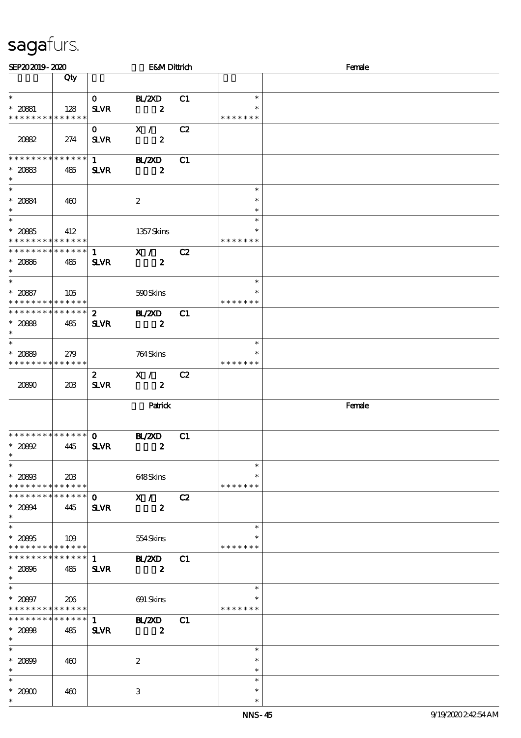sagafurs.

SEP20 2019 - 2020 | | E&M Dittrich | | Female

| | Qty | | | | | |
|---|---|---|---|---|---|---|
| * | | 0 | BL/2XD | C1 | * | |
| * 20881 | 128 | SLVR | 2 | | * | |
| * * * * * * * * * * * * * * | | | | | * * * * * * * | |
| | | 0 | X / | C2 | | |
| 20882 | 274 | SLVR | 2 | | | |
| * * * * * * * * * * * * * * | | 1 | BL/2XD | C1 | | |
| * 20883 | 485 | SLVR | 2 | | | |
| * | | | | | | |
| * | | | | | * | |
| * 20884 | 460 | | 2 | | * | |
| * | | | | | * | |
| * | | | | | * | |
| * 20885 | 412 | | 1357 Skins | | * | |
| * * * * * * * * * * * * * * | | | | | * * * * * * * | |
| * * * * * * * * * * * * * * | | 1 | X / | C2 | | |
| * 20886 | 485 | SLVR | 2 | | | |
| * | | | | | | |
| * | | | | | * | |
| * 20887 | 105 | | 590 Skins | | * | |
| * * * * * * * * * * * * * * | | | | | * * * * * * * | |
| * * * * * * * * * * * * * * | | 2 | BL/2XD | C1 | | |
| * 20888 | 485 | SLVR | 2 | | | |
| * | | | | | | |
| * | | | | | * | |
| * 20889 | 279 | | 764 Skins | | * | |
| * * * * * * * * * * * * * * | | | | | * * * * * * * | |
| | | 2 | X / | C2 | | |
| 20890 | 203 | SLVR | 2 | | | |
| | | | Patrick | | | Female |
| * * * * * * * * * * * * * * | | 0 | BL/2XD | C1 | | |
| * 20892 | 445 | SLVR | 2 | | | |
| * | | | | | | |
| * | | | | | * | |
| * 20893 | 203 | | 648 Skins | | * | |
| * * * * * * * * * * * * * * | | | | | * * * * * * * | |
| * * * * * * * * * * * * * * | | 0 | X / | C2 | | |
| * 20894 | 445 | SLVR | 2 | | | |
| * | | | | | | |
| * | | | | | * | |
| * 20895 | 109 | | 554 Skins | | * | |
| * * * * * * * * * * * * * * | | | | | * * * * * * * | |
| * * * * * * * * * * * * * * | | 1 | BL/2XD | C1 | | |
| * 20896 | 485 | SLVR | 2 | | | |
| * | | | | | | |
| * | | | | | * | |
| * 20897 | 206 | | 691 Skins | | * | |
| * * * * * * * * * * * * * * | | | | | * * * * * * * | |
| * * * * * * * * * * * * * * | | 1 | BL/2XD | C1 | | |
| * 20898 | 485 | SLVR | 2 | | | |
| * | | | | | | |
| * | | | | | * | |
| * 20899 | 460 | | 2 | | * | |
| * | | | | | * | |
| * | | | | | * | |
| * 20900 | 460 | | 3 | | * | |
| * | | | | | * | |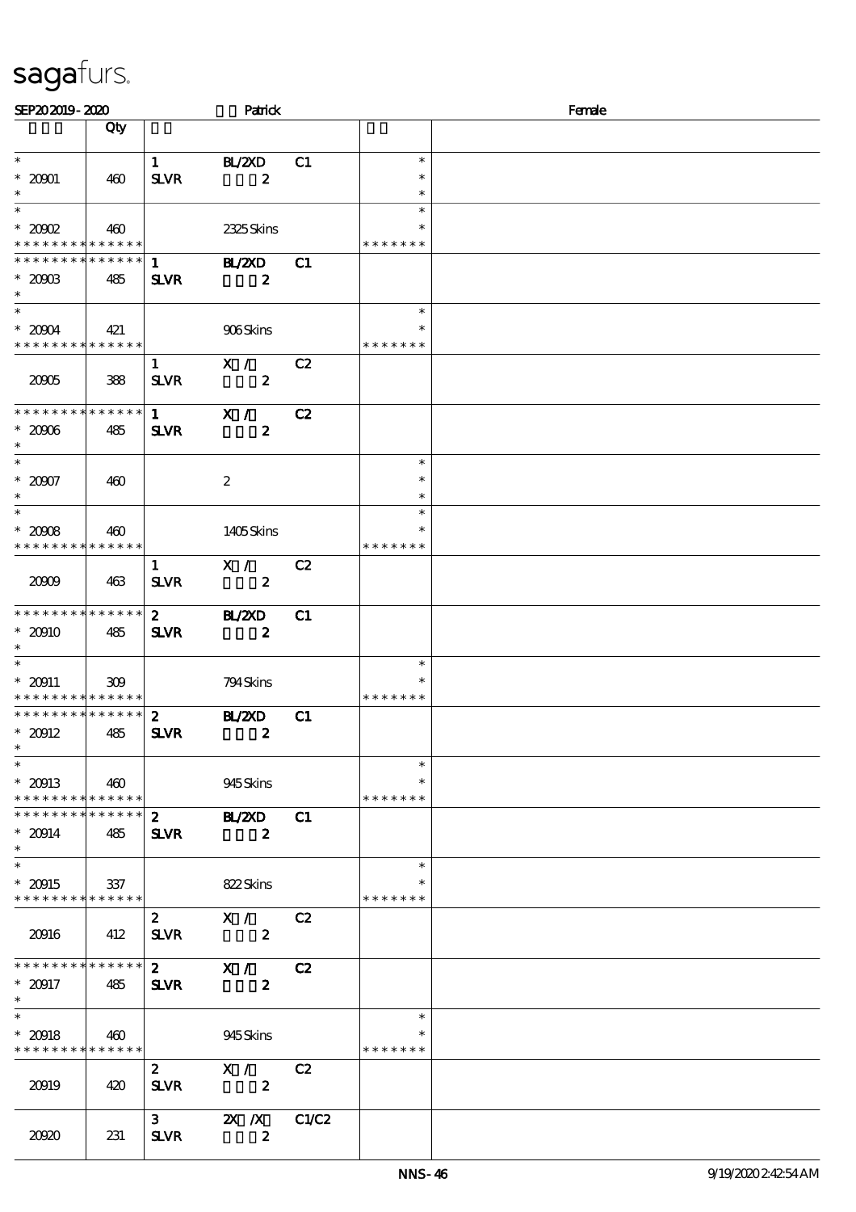sagafurs.

SEP20 2019 - 2020 Patrick Female

| | Qty | | | | | |
|---|---|---|---|---|---|---|
| * <br> * 20901 <br> * | 460 | 1 <br> SLVR | BL/2XD <br> 2 | C1 | * <br> * <br> * | |
| * <br> * 20902 <br> * * * * * * * * * * * * * * | 460 | | 2325 Skins | | * <br> * <br> * * * * * * * | |
| * * * * * * * * * * * * * * <br> * 20903 <br> * | 485 | 1 <br> SLVR | BL/2XD <br> 2 | C1 | | |
| * <br> * 20904 <br> * * * * * * * * * * * * * * | 421 | | 906 Skins | | * <br> * <br> * * * * * * * | |
| 20905 | 388 | 1 <br> SLVR | X / <br> 2 | C2 | | |
| * * * * * * * * * * * * * * <br> * 20906 <br> * | 485 | 1 <br> SLVR | X / <br> 2 | C2 | | |
| * <br> * 20907 <br> * | 460 | | 2 | | * <br> * <br> * | |
| * <br> * 20908 <br> * * * * * * * * * * * * * * | 460 | | 1405 Skins | | * <br> * <br> * * * * * * * | |
| 20909 | 463 | 1 <br> SLVR | X / <br> 2 | C2 | | |
| * * * * * * * * * * * * * * <br> * 20910 <br> * | 485 | 2 <br> SLVR | BL/2XD <br> 2 | C1 | | |
| * <br> * 20911 <br> * * * * * * * * * * * * * * | 309 | | 794 Skins | | * <br> * <br> * * * * * * * | |
| * * * * * * * * * * * * * * <br> * 20912 <br> * | 485 | 2 <br> SLVR | BL/2XD <br> 2 | C1 | | |
| * <br> * 20913 <br> * * * * * * * * * * * * * * | 460 | | 945 Skins | | * <br> * <br> * * * * * * * | |
| * * * * * * * * * * * * * * <br> * 20914 <br> * | 485 | 2 <br> SLVR | BL/2XD <br> 2 | C1 | | |
| * <br> * 20915 <br> * * * * * * * * * * * * * * | 337 | | 822 Skins | | * <br> * <br> * * * * * * * | |
| 20916 | 412 | 2 <br> SLVR | X / <br> 2 | C2 | | |
| * * * * * * * * * * * * * * <br> * 20917 <br> * | 485 | 2 <br> SLVR | X / <br> 2 | C2 | | |
| * <br> * 20918 <br> * * * * * * * * * * * * * * | 460 | | 945 Skins | | * <br> * <br> * * * * * * * | |
| 20919 | 420 | 2 <br> SLVR | X / <br> 2 | C2 | | |
| 20920 | 231 | 3 <br> SLVR | 2X /X <br> 2 | C1/C2 | | |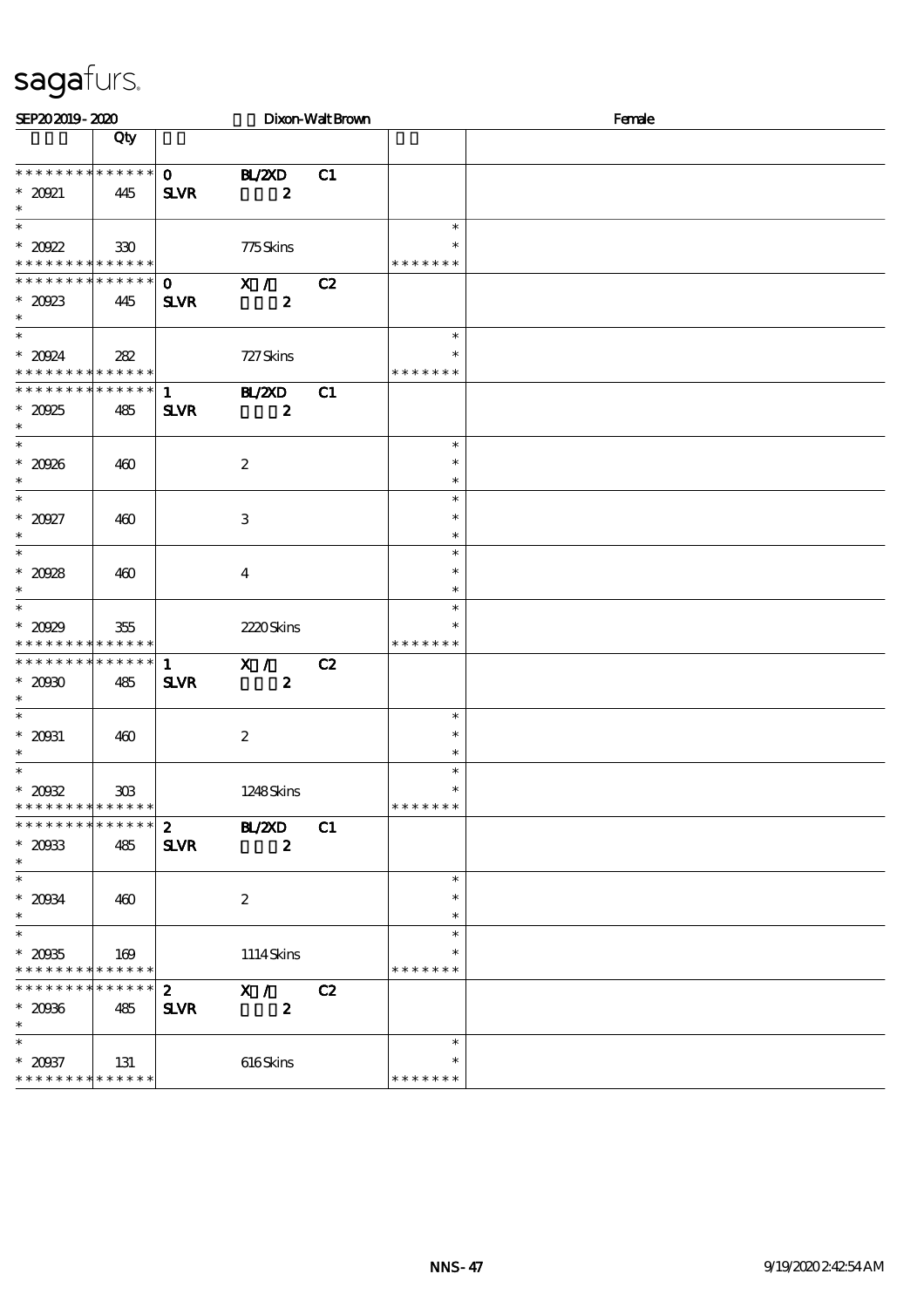sagafurs.

SEP20 2019 - 2020 Dixon-Walt Brown Female

| | Qty | | | | | |
|---|---|---|---|---|---|---|
| * * * * * * * * * * * * * * | | 0 | BL/2XD | C1 | | |
| * 20921 | 445 | SLVR | 2 | | | |
| * | | | | | | |
| * | | | | | * | |
| * 20922 | 330 | | 775 Skins | | * | |
| * * * * * * * * * * * * * * | | | | | * * * * * * * | |
| * * * * * * * * * * * * * * | | 0 | X / | C2 | | |
| * 20923 | 445 | SLVR | 2 | | | |
| * | | | | | | |
| * | | | | | * | |
| * 20924 | 282 | | 727 Skins | | * | |
| * * * * * * * * * * * * * * | | | | | * * * * * * * | |
| * * * * * * * * * * * * * * | | 1 | BL/2XD | C1 | | |
| * 20925 | 485 | SLVR | 2 | | | |
| * | | | | | | |
| * | | | | | * | |
| * 20926 | 460 | | 2 | | * | |
| * | | | | | * | |
| * | | | | | * | |
| * 20927 | 460 | | 3 | | * | |
| * | | | | | * | |
| * | | | | | * | |
| * 20928 | 460 | | 4 | | * | |
| * | | | | | * | |
| * | | | | | * | |
| * 20929 | 355 | | 2220 Skins | | * | |
| * * * * * * * * * * * * * * | | | | | * * * * * * * | |
| * * * * * * * * * * * * * * | | 1 | X / | C2 | | |
| * 20930 | 485 | SLVR | 2 | | | |
| * | | | | | | |
| * | | | | | * | |
| * 20931 | 460 | | 2 | | * | |
| * | | | | | * | |
| * | | | | | * | |
| * 20932 | 303 | | 1248 Skins | | * | |
| * * * * * * * * * * * * * * | | | | | * * * * * * * | |
| * * * * * * * * * * * * * * | | 2 | BL/2XD | C1 | | |
| * 20933 | 485 | SLVR | 2 | | | |
| * | | | | | | |
| * | | | | | * | |
| * 20934 | 460 | | 2 | | * | |
| * | | | | | * | |
| * | | | | | * | |
| * 20935 | 169 | | 1114 Skins | | * | |
| * * * * * * * * * * * * * * | | | | | * * * * * * * | |
| * * * * * * * * * * * * * * | | 2 | X / | C2 | | |
| * 20936 | 485 | SLVR | 2 | | | |
| * | | | | | | |
| * | | | | | * | |
| * 20937 | 131 | | 616 Skins | | * | |
| * * * * * * * * * * * * * * | | | | | * * * * * * * | |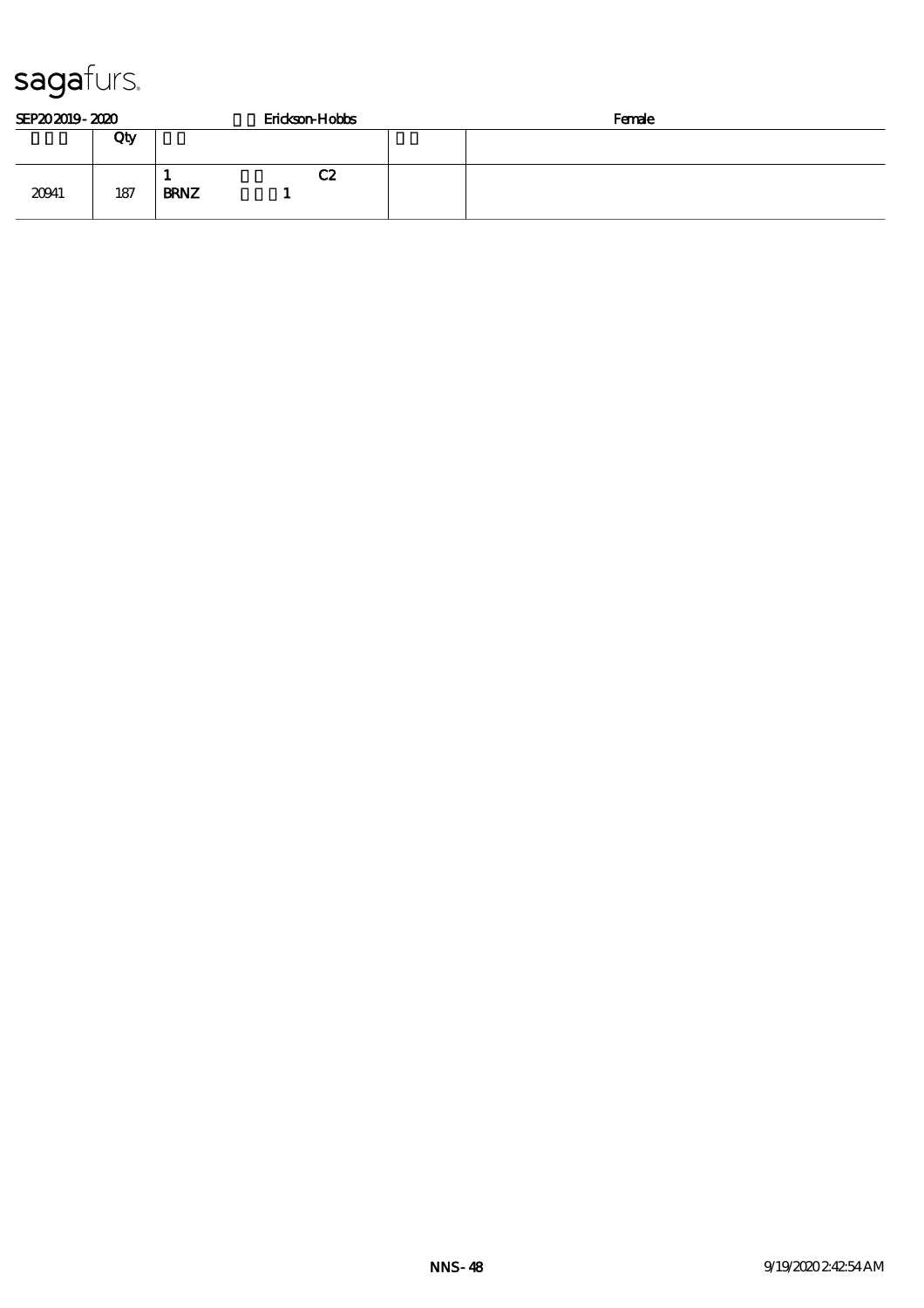sagafurs.

SEP20 2019 - 2020 Erickson-Hobbs Female

| | Qty | | |
|---|---|---|---|
| 20941 | 187 | 1 C2<br>BRNZ 1 | |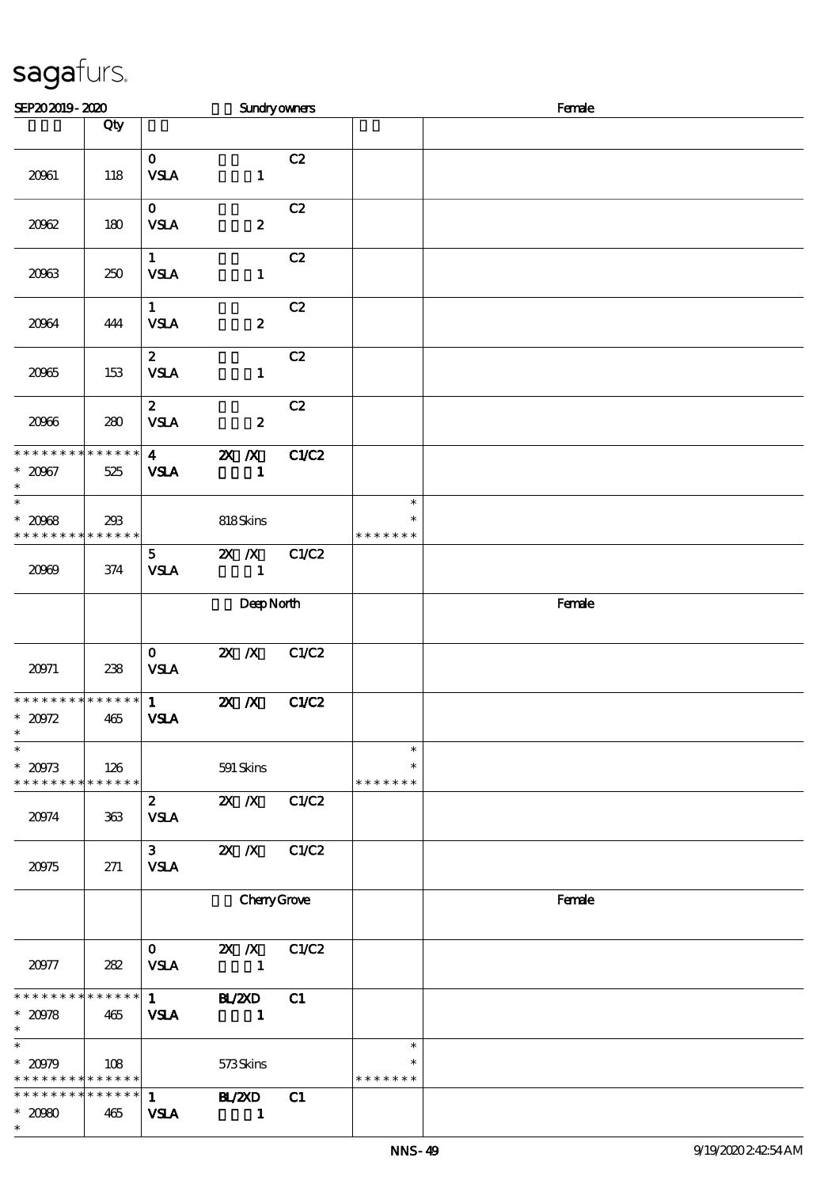sagafurs.

| SEP20 2019 - 2020 | | Sundry owners | | Female |
|---|---|---|---|---|
| | Qty | | | |
| 20961 | 118 | 0 VSLA 1 C2 | | |
| 20962 | 180 | 0 VSLA 2 C2 | | |
| 20963 | 250 | 1 VSLA 1 C2 | | |
| 20964 | 444 | 1 VSLA 2 C2 | | |
| 20965 | 153 | 2 VSLA 1 C2 | | |
| 20966 | 280 | 2 VSLA 2 C2 | | |
| * * * * * * * * * * * * * * <br>* 20967 <br>* | 525 | 4 2X /X C1/C2 <br>VSLA 1 | | |
| * <br>* 20968 <br>* * * * * * * * * * * * * * | 293 | 818 Skins | * <br>* <br>* * * * * * * | |
| 20969 | 374 | 5 2X /X C1/C2 <br>VSLA 1 | | |
| | | Deep North | | Female |
| 20971 | 238 | 0 2X /X C1/C2 <br>VSLA | | |
| * * * * * * * * * * * * * * <br>* 20972 <br>* | 465 | 1 2X /X C1/C2 <br>VSLA | | |
| * <br>* 20973 <br>* * * * * * * * * * * * * * | 126 | 591 Skins | * <br>* <br>* * * * * * * | |
| 20974 | 363 | 2 2X /X C1/C2 <br>VSLA | | |
| 20975 | 271 | 3 2X /X C1/C2 <br>VSLA | | |
| | | Cherry Grove | | Female |
| 20977 | 282 | 0 2X /X C1/C2 <br>VSLA 1 | | |
| * * * * * * * * * * * * * * <br>* 20978 <br>* | 465 | 1 BL/2XD C1 <br>VSLA 1 | | |
| * <br>* 20979 <br>* * * * * * * * * * * * * * | 108 | 573 Skins | * <br>* <br>* * * * * * * | |
| * * * * * * * * * * * * * * <br>* 20980 <br>* | 465 | 1 BL/2XD C1 <br>VSLA 1 | | |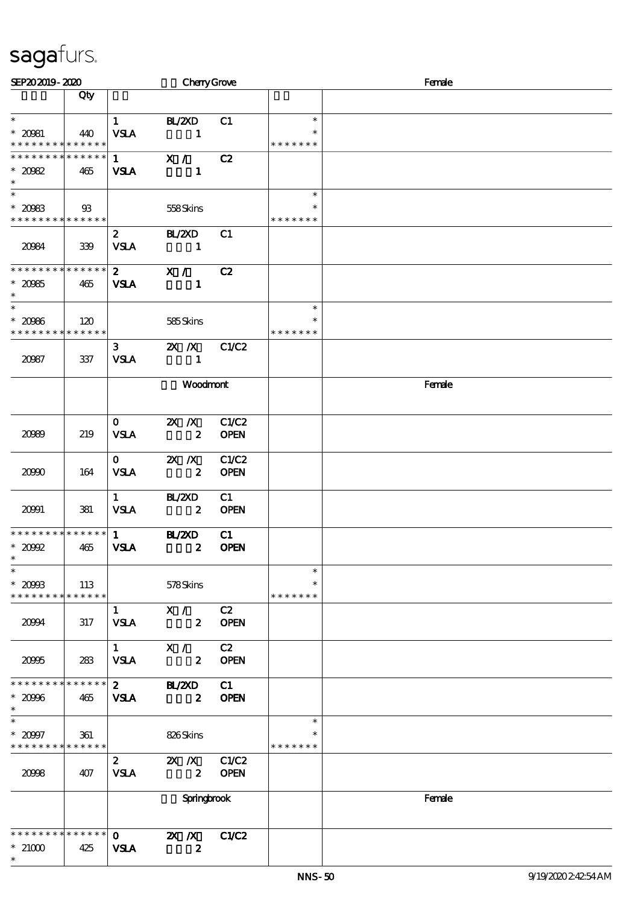sagafurs.

SEP20 2019 - 2020 Cherry Grove Female

| | Qty | | | | | |
|---|---|---|---|---|---|---|
| * | | 1 | BL/2XD | C1 | * | |
| * 20981 | 440 | VSLA | 1 | | * | |
| * * * * * * * * * * * * * * | | | | | * * * * * * * | |
| * * * * * * * * * * * * * * | | 1 | X / | C2 | | |
| * 20982 | 465 | VSLA | 1 | | | |
| * | | | | | | |
| * | | | | | * | |
| * 20983 | 93 | | 558 Skins | | * | |
| * * * * * * * * * * * * * * | | | | | * * * * * * * | |
| | | 2 | BL/2XD | C1 | | |
| 20984 | 339 | VSLA | 1 | | | |
| * * * * * * * * * * * * * * | | 2 | X / | C2 | | |
| * 20985 | 465 | VSLA | 1 | | | |
| * | | | | | | |
| * | | | | | * | |
| * 20986 | 120 | | 585 Skins | | * | |
| * * * * * * * * * * * * * * | | | | | * * * * * * * | |
| | | 3 | 2X /X | C1/C2 | | |
| 20987 | 337 | VSLA | 1 | | | |
| | | | Woodmont | | | Female |
| | | 0 | 2X /X | C1/C2 | | |
| 20989 | 219 | VSLA | 2 | OPEN | | |
| | | 0 | 2X /X | C1/C2 | | |
| 20990 | 164 | VSLA | 2 | OPEN | | |
| | | 1 | BL/2XD | C1 | | |
| 20991 | 381 | VSLA | 2 | OPEN | | |
| * * * * * * * * * * * * * * | | 1 | BL/2XD | C1 | | |
| * 20992 | 465 | VSLA | 2 | OPEN | | |
| * | | | | | | |
| * | | | | | * | |
| * 20993 | 113 | | 578 Skins | | * | |
| * * * * * * * * * * * * * * | | | | | * * * * * * * | |
| | | 1 | X / | C2 | | |
| 20994 | 317 | VSLA | 2 | OPEN | | |
| | | 1 | X / | C2 | | |
| 20995 | 283 | VSLA | 2 | OPEN | | |
| * * * * * * * * * * * * * * | | 2 | BL/2XD | C1 | | |
| * 20996 | 465 | VSLA | 2 | OPEN | | |
| * | | | | | | |
| * | | | | | * | |
| * 20997 | 361 | | 826 Skins | | * | |
| * * * * * * * * * * * * * * | | | | | * * * * * * * | |
| | | 2 | 2X /X | C1/C2 | | |
| 20998 | 407 | VSLA | 2 | OPEN | | |
| | | | Springbrook | | | Female |
| * * * * * * * * * * * * * * | | 0 | 2X /X | C1/C2 | | |
| * 21000 | 425 | VSLA | 2 | | | |
| * | | | | | | |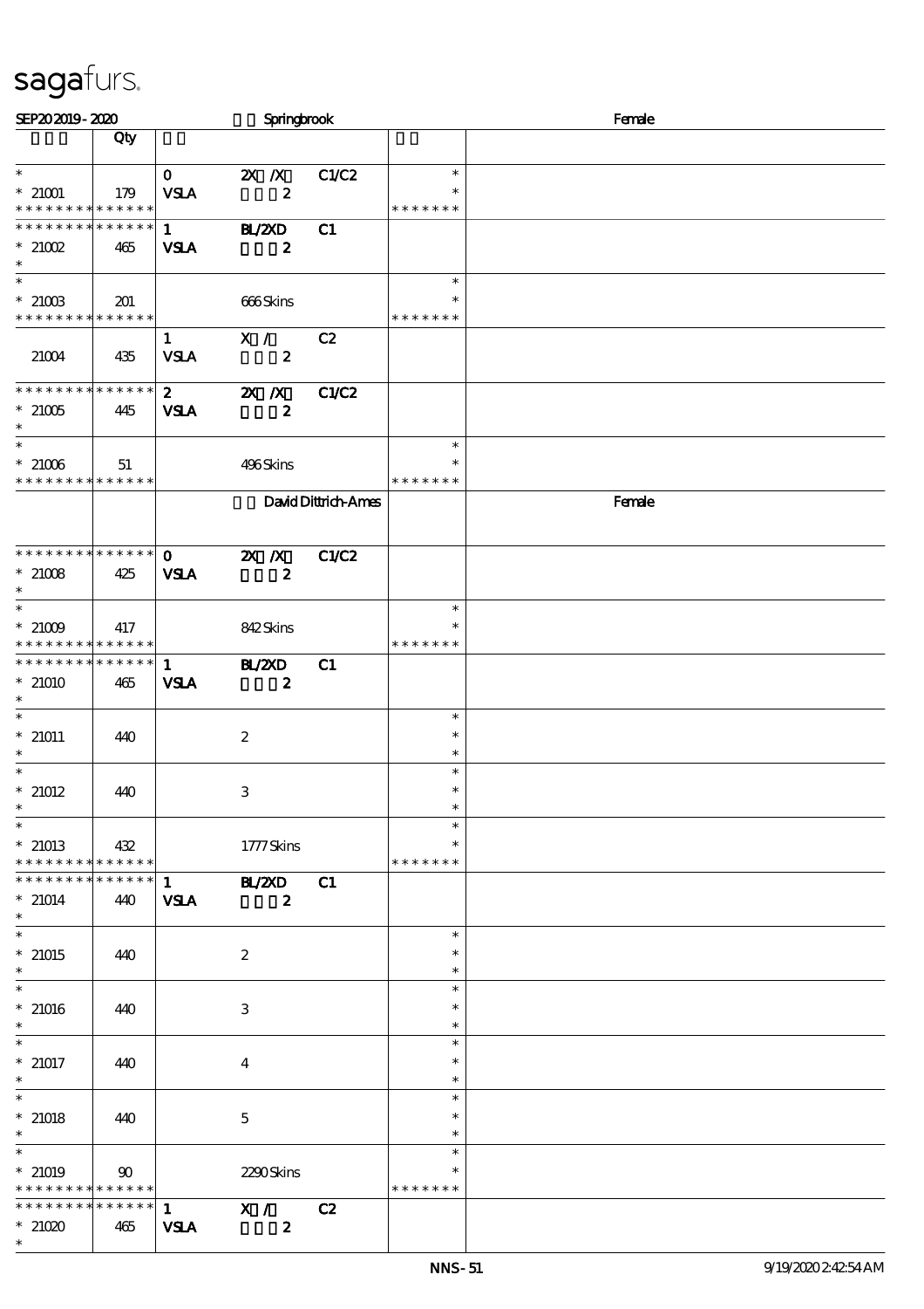sagafurs.

SEP20 2019 - 2020 Springbrook Female

| | Qty | | | | | |
|---|---|---|---|---|---|---|
| * | | 0 | 2X /X | C1/C2 | * | |
| * 21001 | 179 | VSLA | 2 | | * | |
| * * * * * * * * * * * * * * | | | | | * * * * * * * | |
| * * * * * * * * * * * * * * | | 1 | BL/2XD | C1 | | |
| * 21002 | 465 | VSLA | 2 | | | |
| * | | | | | | |
| * | | | | | * | |
| * 21003 | 201 | | 666 Skins | | * | |
| * * * * * * * * * * * * * * | | | | | * * * * * * * | |
| | | 1 | X / | C2 | | |
| 21004 | 435 | VSLA | 2 | | | |
| * * * * * * * * * * * * * * | | 2 | 2X /X | C1/C2 | | |
| * 21005 | 445 | VSLA | 2 | | | |
| * | | | | | | |
| * | | | | | * | |
| * 21006 | 51 | | 496 Skins | | * | |
| * * * * * * * * * * * * * * | | | | | * * * * * * * | |
| | | | David Dittrich-Ames | | | Female |
| * * * * * * * * * * * * * * | | 0 | 2X /X | C1/C2 | | |
| * 21008 | 425 | VSLA | 2 | | | |
| * | | | | | | |
| * | | | | | * | |
| * 21009 | 417 | | 842 Skins | | * | |
| * * * * * * * * * * * * * * | | | | | * * * * * * * | |
| * * * * * * * * * * * * * * | | 1 | BL/2XD | C1 | | |
| * 21010 | 465 | VSLA | 2 | | | |
| * | | | | | | |
| * | | | | | * | |
| * 21011 | 440 | | 2 | | * | |
| * | | | | | * | |
| * | | | | | * | |
| * 21012 | 440 | | 3 | | * | |
| * | | | | | * | |
| * | | | | | * | |
| * 21013 | 432 | | 1777 Skins | | * | |
| * * * * * * * * * * * * * * | | | | | * * * * * * * | |
| * * * * * * * * * * * * * * | | 1 | BL/2XD | C1 | | |
| * 21014 | 440 | VSLA | 2 | | | |
| * | | | | | | |
| * | | | | | * | |
| * 21015 | 440 | | 2 | | * | |
| * | | | | | * | |
| * | | | | | * | |
| * 21016 | 440 | | 3 | | * | |
| * | | | | | * | |
| * | | | | | * | |
| * 21017 | 440 | | 4 | | * | |
| * | | | | | * | |
| * | | | | | * | |
| * 21018 | 440 | | 5 | | * | |
| * | | | | | * | |
| * | | | | | * | |
| * 21019 | 90 | | 2290 Skins | | * | |
| * * * * * * * * * * * * * * | | | | | * * * * * * * | |
| * * * * * * * * * * * * * * | | 1 | X / | C2 | | |
| * 21020 | 465 | VSLA | 2 | | | |
| * | | | | | | |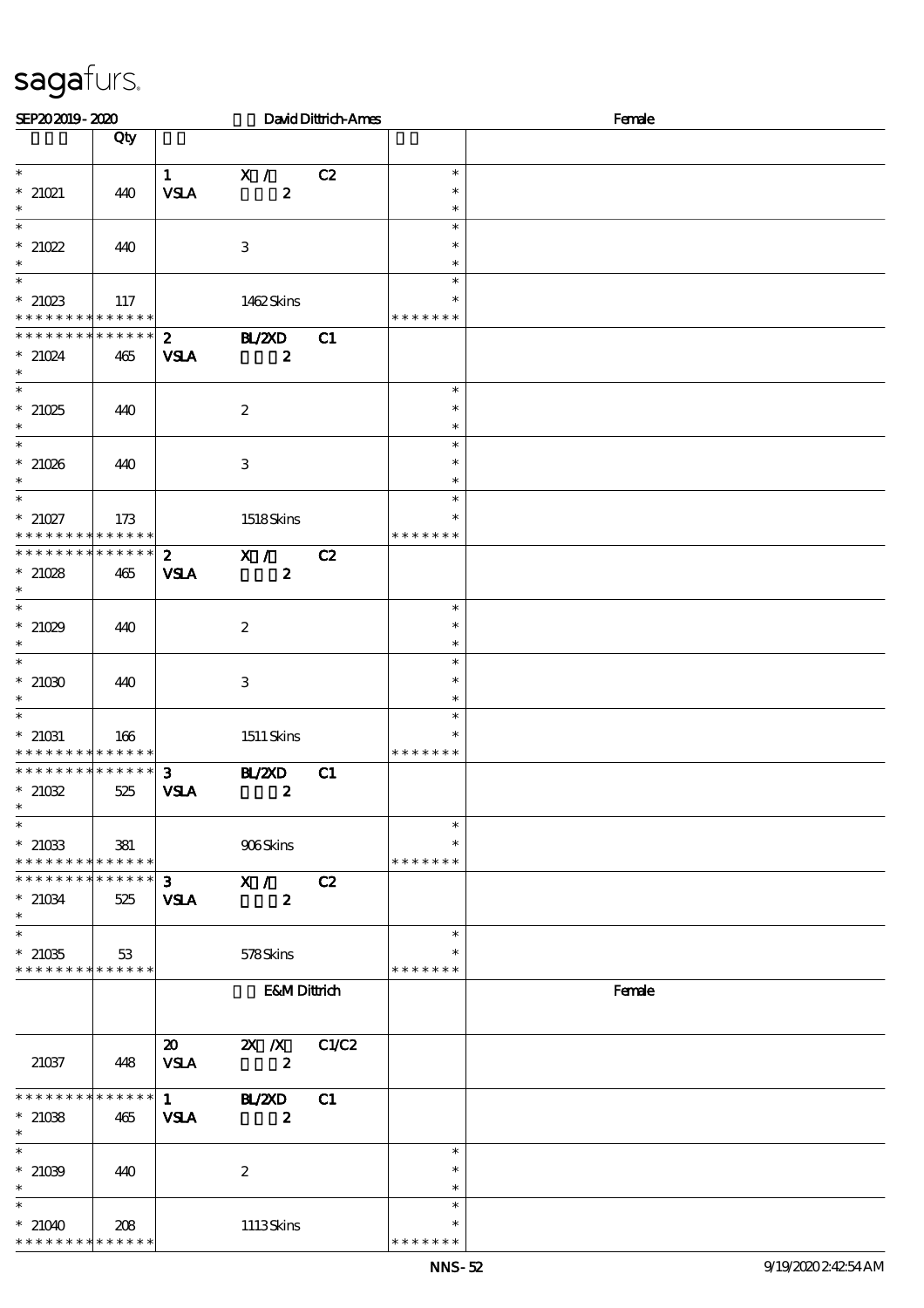sagafurs.

SEP20 2019 - 2020 &nbsp;&nbsp;&nbsp;&nbsp; David Dittrich-Ames &nbsp;&nbsp;&nbsp;&nbsp; Female

| | Qty | | | | | |
|---|---|---|---|---|---|---|
| * <br> * 21021 <br> * | 440 | 1 <br> VSLA | X / <br> 2 | C2 | * <br> * <br> * | |
| * <br> * 21022 <br> * | 440 | | 3 | | * <br> * <br> * | |
| * <br> * 21023 <br> * * * * * * * * * * * * * * | 117 | | 1462 Skins | | * <br> * <br> * * * * * * * | |
| * * * * * * * * * * * * * * <br> * 21024 <br> * | 465 | 2 <br> VSLA | BL/2XD <br> 2 | C1 | | |
| * <br> * 21025 <br> * | 440 | | 2 | | * <br> * <br> * | |
| * <br> * 21026 <br> * | 440 | | 3 | | * <br> * <br> * | |
| * <br> * 21027 <br> * * * * * * * * * * * * * * | 173 | | 1518 Skins | | * <br> * <br> * * * * * * * | |
| * * * * * * * * * * * * * * <br> * 21028 <br> * | 465 | 2 <br> VSLA | X / <br> 2 | C2 | | |
| * <br> * 21029 <br> * | 440 | | 2 | | * <br> * <br> * | |
| * <br> * 21030 <br> * | 440 | | 3 | | * <br> * <br> * | |
| * <br> * 21031 <br> * * * * * * * * * * * * * * | 166 | | 1511 Skins | | * <br> * <br> * * * * * * * | |
| * * * * * * * * * * * * * * <br> * 21032 <br> * | 525 | 3 <br> VSLA | BL/2XD <br> 2 | C1 | | |
| * <br> * 21033 <br> * * * * * * * * * * * * * * | 381 | | 906 Skins | | * <br> * <br> * * * * * * * | |
| * * * * * * * * * * * * * * <br> * 21034 <br> * | 525 | 3 <br> VSLA | X / <br> 2 | C2 | | |
| * <br> * 21035 <br> * * * * * * * * * * * * * * | 53 | | 578 Skins | | * <br> * <br> * * * * * * * | |
| | | | E&M Dittrich | | | Female |
| 21037 | 448 | 20 <br> VSLA | 2X /X <br> 2 | C1/C2 | | |
| * * * * * * * * * * * * * * <br> * 21038 <br> * | 465 | 1 <br> VSLA | BL/2XD <br> 2 | C1 | | |
| * <br> * 21039 <br> * | 440 | | 2 | | * <br> * <br> * | |
| * <br> * 21040 <br> * * * * * * * * * * * * * * | 208 | | 1113 Skins | | * <br> * <br> * * * * * * * | |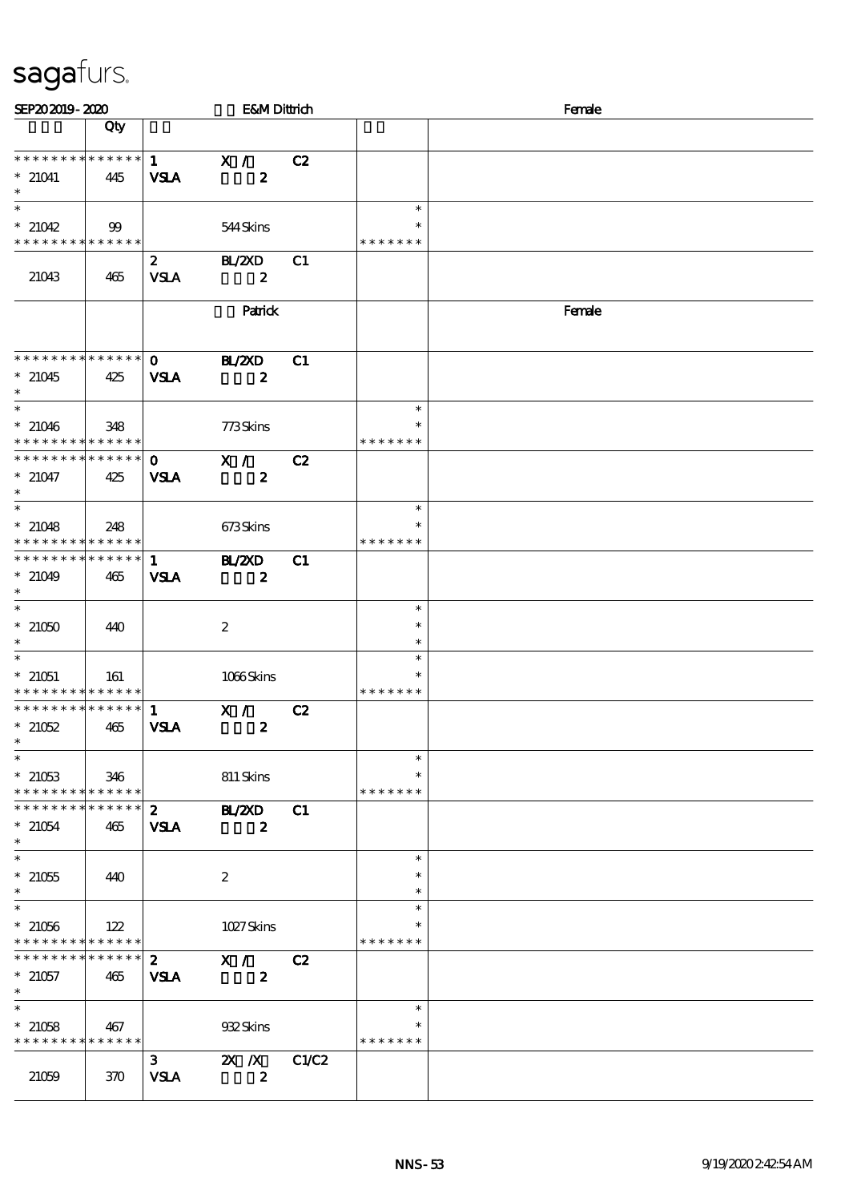sagafurs.

| SEP20 2019 - 2020 | | E&M Dittrich | | | Female |
|---|---|---|---|---|---|
| | Qty | | | | |
| * * * * * * * * * * * * * * | | 1 | X / | C2 | |
| * 21041 | 445 | VSLA | 2 | | |
| * | | | | | |
| * | | | | * | |
| * 21042 | 99 | | 544 Skins | * | |
| * * * * * * * * * * * * * * | | | | * * * * * * * | |
| | | 2 | BL/2XD | C1 | |
| 21043 | 465 | VSLA | 2 | | |
| | | | Patrick | | Female |
| * * * * * * * * * * * * * * | | 0 | BL/2XD | C1 | |
| * 21045 | 425 | VSLA | 2 | | |
| * | | | | | |
| * | | | | * | |
| * 21046 | 348 | | 773 Skins | * | |
| * * * * * * * * * * * * * * | | | | * * * * * * * | |
| * * * * * * * * * * * * * * | | 0 | X / | C2 | |
| * 21047 | 425 | VSLA | 2 | | |
| * | | | | | |
| * | | | | * | |
| * 21048 | 248 | | 673 Skins | * | |
| * * * * * * * * * * * * * * | | | | * * * * * * * | |
| * * * * * * * * * * * * * * | | 1 | BL/2XD | C1 | |
| * 21049 | 465 | VSLA | 2 | | |
| * | | | | | |
| * | | | | * | |
| * 21050 | 440 | | 2 | * | |
| * | | | | * | |
| * | | | | * | |
| * 21051 | 161 | | 1066 Skins | * | |
| * * * * * * * * * * * * * * | | | | * * * * * * * | |
| * * * * * * * * * * * * * * | | 1 | X / | C2 | |
| * 21052 | 465 | VSLA | 2 | | |
| * | | | | | |
| * | | | | * | |
| * 21053 | 346 | | 811 Skins | * | |
| * * * * * * * * * * * * * * | | | | * * * * * * * | |
| * * * * * * * * * * * * * * | | 2 | BL/2XD | C1 | |
| * 21054 | 465 | VSLA | 2 | | |
| * | | | | | |
| * | | | | * | |
| * 21055 | 440 | | 2 | * | |
| * | | | | * | |
| * | | | | * | |
| * 21056 | 122 | | 1027 Skins | * | |
| * * * * * * * * * * * * * * | | | | * * * * * * * | |
| * * * * * * * * * * * * * * | | 2 | X / | C2 | |
| * 21057 | 465 | VSLA | 2 | | |
| * | | | | | |
| * | | | | * | |
| * 21058 | 467 | | 932 Skins | * | |
| * * * * * * * * * * * * * * | | | | * * * * * * * | |
| | | 3 | 2X /X | C1/C2 | |
| 21059 | 370 | VSLA | 2 | | |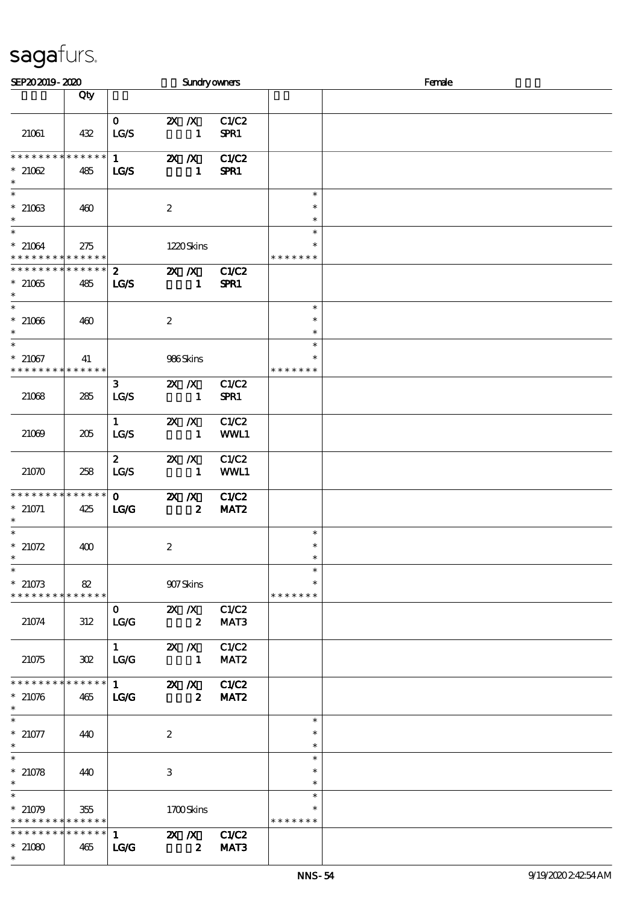# sagafurs.

SEP20 2019 - 2020 　　Sundry owners 　　Female

| | Qty | | | |
|---|---|---|---|---|
| 21061 | 432 | 0 LG/S 2X /X 1 C1/C2 SPR1 | | |
| * * * * * * * * * * * * * * <br>* 21062 <br>* | 485 | 1 LG/S 2X /X 1 C1/C2 SPR1 | | |
| * <br>* 21063 <br>* | 460 | 2 | * <br>* <br>* | |
| * <br>* 21064 <br>* * * * * * * * * * * * * * | 275 | 1220 Skins | * <br>* <br>* * * * * * * | |
| * * * * * * * * * * * * * * <br>* 21065 <br>* | 485 | 2 LG/S 2X /X 1 C1/C2 SPR1 | | |
| * <br>* 21066 <br>* | 460 | 2 | * <br>* <br>* | |
| * <br>* 21067 <br>* * * * * * * * * * * * * * | 41 | 986 Skins | * <br>* <br>* * * * * * * | |
| 21068 | 285 | 3 LG/S 2X /X 1 C1/C2 SPR1 | | |
| 21069 | 205 | 1 LG/S 2X /X 1 C1/C2 WWL1 | | |
| 21070 | 258 | 2 LG/S 2X /X 1 C1/C2 WWL1 | | |
| * * * * * * * * * * * * * * <br>* 21071 <br>* | 425 | 0 LG/G 2X /X 2 C1/C2 MAT2 | | |
| * <br>* 21072 <br>* | 400 | 2 | * <br>* <br>* | |
| * <br>* 21073 <br>* * * * * * * * * * * * * * | 82 | 907 Skins | * <br>* <br>* * * * * * * | |
| 21074 | 312 | 0 LG/G 2X /X 2 C1/C2 MAT3 | | |
| 21075 | 302 | 1 LG/G 2X /X 1 C1/C2 MAT2 | | |
| * * * * * * * * * * * * * * <br>* 21076 <br>* | 465 | 1 LG/G 2X /X 2 C1/C2 MAT2 | | |
| * <br>* 21077 <br>* | 440 | 2 | * <br>* <br>* | |
| * <br>* 21078 <br>* | 440 | 3 | * <br>* <br>* | |
| * <br>* 21079 <br>* * * * * * * * * * * * * * | 355 | 1700 Skins | * <br>* <br>* * * * * * * | |
| * * * * * * * * * * * * * * <br>* 21080 <br>* | 465 | 1 LG/G 2X /X 2 C1/C2 MAT3 | | |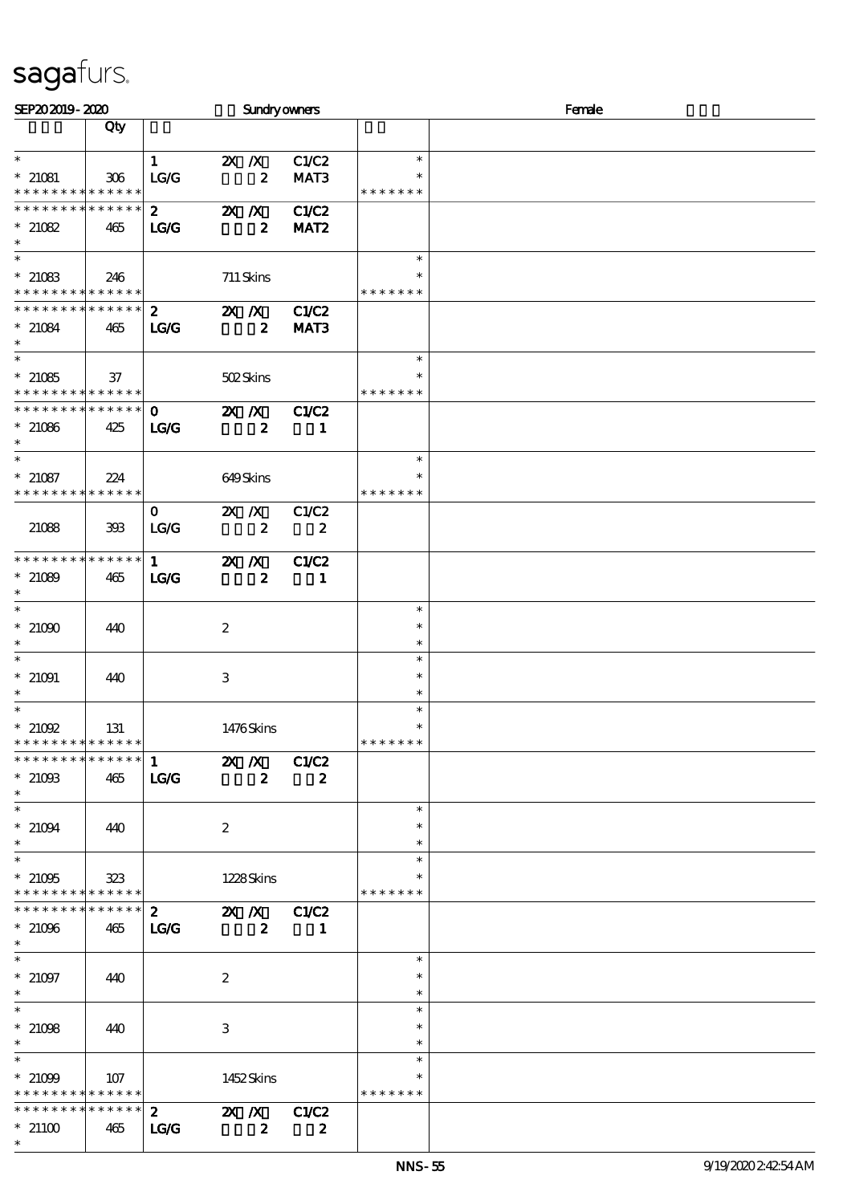sagafurs.

SEP20 2019 - 2020 Sundry owners Female

| | Qty | | | | | |
|---|---|---|---|---|---|---|
| * | | 1 | 2X /X | C1/C2 | * | |
| * 21081 | 306 | LG/G | 2 | MAT3 | * | |
| * * * * * * * * * * * * * * | | | | | * * * * * * * | |
| * * * * * * * * * * * * * * | | 2 | 2X /X | C1/C2 | | |
| * 21082 | 465 | LG/G | 2 | MAT2 | | |
| * | | | | | | |
| * | | | | | * | |
| * 21083 | 246 | | 711 Skins | | * | |
| * * * * * * * * * * * * * * | | | | | * * * * * * * | |
| * * * * * * * * * * * * * * | | 2 | 2X /X | C1/C2 | | |
| * 21084 | 465 | LG/G | 2 | MAT3 | | |
| * | | | | | | |
| * | | | | | * | |
| * 21085 | 37 | | 502 Skins | | * | |
| * * * * * * * * * * * * * * | | | | | * * * * * * * | |
| * * * * * * * * * * * * * * | | 0 | 2X /X | C1/C2 | | |
| * 21086 | 425 | LG/G | 2 | 1 | | |
| * | | | | | | |
| * | | | | | * | |
| * 21087 | 224 | | 649 Skins | | * | |
| * * * * * * * * * * * * * * | | | | | * * * * * * * | |
| | | 0 | 2X /X | C1/C2 | | |
| 21088 | 393 | LG/G | 2 | 2 | | |
| * * * * * * * * * * * * * * | | 1 | 2X /X | C1/C2 | | |
| * 21089 | 465 | LG/G | 2 | 1 | | |
| * | | | | | | |
| * | | | | | * | |
| * 21090 | 440 | | 2 | | * | |
| * | | | | | * | |
| * | | | | | * | |
| * 21091 | 440 | | 3 | | * | |
| * | | | | | * | |
| * | | | | | * | |
| * 21092 | 131 | | 1476 Skins | | * | |
| * * * * * * * * * * * * * * | | | | | * * * * * * * | |
| * * * * * * * * * * * * * * | | 1 | 2X /X | C1/C2 | | |
| * 21093 | 465 | LG/G | 2 | 2 | | |
| * | | | | | | |
| * | | | | | * | |
| * 21094 | 440 | | 2 | | * | |
| * | | | | | * | |
| * | | | | | * | |
| * 21095 | 323 | | 1228 Skins | | * | |
| * * * * * * * * * * * * * * | | | | | * * * * * * * | |
| * * * * * * * * * * * * * * | | 2 | 2X /X | C1/C2 | | |
| * 21096 | 465 | LG/G | 2 | 1 | | |
| * | | | | | | |
| * | | | | | * | |
| * 21097 | 440 | | 2 | | * | |
| * | | | | | * | |
| * | | | | | * | |
| * 21098 | 440 | | 3 | | * | |
| * | | | | | * | |
| * | | | | | * | |
| * 21099 | 107 | | 1452 Skins | | * | |
| * * * * * * * * * * * * * * | | | | | * * * * * * * | |
| * * * * * * * * * * * * * * | | 2 | 2X /X | C1/C2 | | |
| * 21100 | 465 | LG/G | 2 | 2 | | |
| * | | | | | | |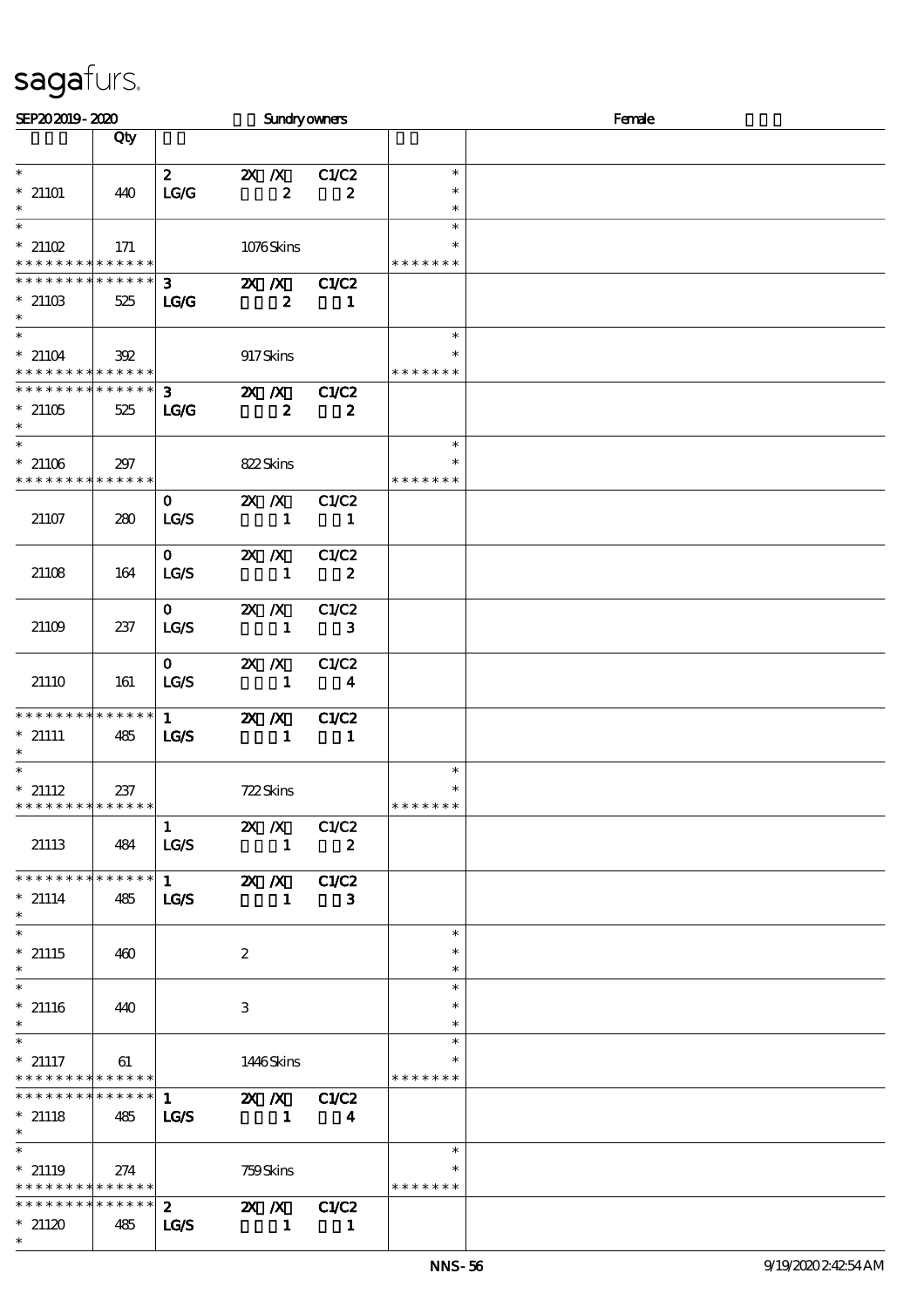# sagafurs.

SEP20 2019 - 2020 Sundry owners Female

| | Qty | | | | |
|---|---|---|---|---|---|
| * | | 2 | 2X /X | C1/C2 | * |
| * 21101 | 440 | LG/G | 2 | 2 | * |
| * | | | | | * |
| * | | | | | * |
| * 21102 | 171 | | 1076 Skins | | * |
| * * * * * * * * * * * * * * | | | | | * * * * * * * |
| * * * * * * * * * * * * * * | | 3 | 2X /X | C1/C2 | |
| * 21103 | 525 | LG/G | 2 | 1 | |
| * | | | | | |
| * | | | | | * |
| * 21104 | 392 | | 917 Skins | | * |
| * * * * * * * * * * * * * * | | | | | * * * * * * * |
| * * * * * * * * * * * * * * | | 3 | 2X /X | C1/C2 | |
| * 21105 | 525 | LG/G | 2 | 2 | |
| * | | | | | |
| * | | | | | * |
| * 21106 | 297 | | 822 Skins | | * |
| * * * * * * * * * * * * * * | | | | | * * * * * * * |
| | | 0 | 2X /X | C1/C2 | |
| 21107 | 280 | LG/S | 1 | 1 | |
| | | 0 | 2X /X | C1/C2 | |
| 21108 | 164 | LG/S | 1 | 2 | |
| | | 0 | 2X /X | C1/C2 | |
| 21109 | 237 | LG/S | 1 | 3 | |
| | | 0 | 2X /X | C1/C2 | |
| 21110 | 161 | LG/S | 1 | 4 | |
| * * * * * * * * * * * * * * | | 1 | 2X /X | C1/C2 | |
| * 21111 | 485 | LG/S | 1 | 1 | |
| * | | | | | |
| * | | | | | * |
| * 21112 | 237 | | 722 Skins | | * |
| * * * * * * * * * * * * * * | | | | | * * * * * * * |
| | | 1 | 2X /X | C1/C2 | |
| 21113 | 484 | LG/S | 1 | 2 | |
| * * * * * * * * * * * * * * | | 1 | 2X /X | C1/C2 | |
| * 21114 | 485 | LG/S | 1 | 3 | |
| * | | | | | |
| * | | | | | * |
| * 21115 | 460 | | 2 | | * |
| * | | | | | * |
| * | | | | | * |
| * 21116 | 440 | | 3 | | * |
| * | | | | | * |
| * | | | | | * |
| * 21117 | 61 | | 1446 Skins | | * |
| * * * * * * * * * * * * * * | | | | | * * * * * * * |
| * * * * * * * * * * * * * * | | 1 | 2X /X | C1/C2 | |
| * 21118 | 485 | LG/S | 1 | 4 | |
| * | | | | | |
| * | | | | | * |
| * 21119 | 274 | | 759 Skins | | * |
| * * * * * * * * * * * * * * | | | | | * * * * * * * |
| * * * * * * * * * * * * * * | | 2 | 2X /X | C1/C2 | |
| * 21120 | 485 | LG/S | 1 | 1 | |
| * | | | | | |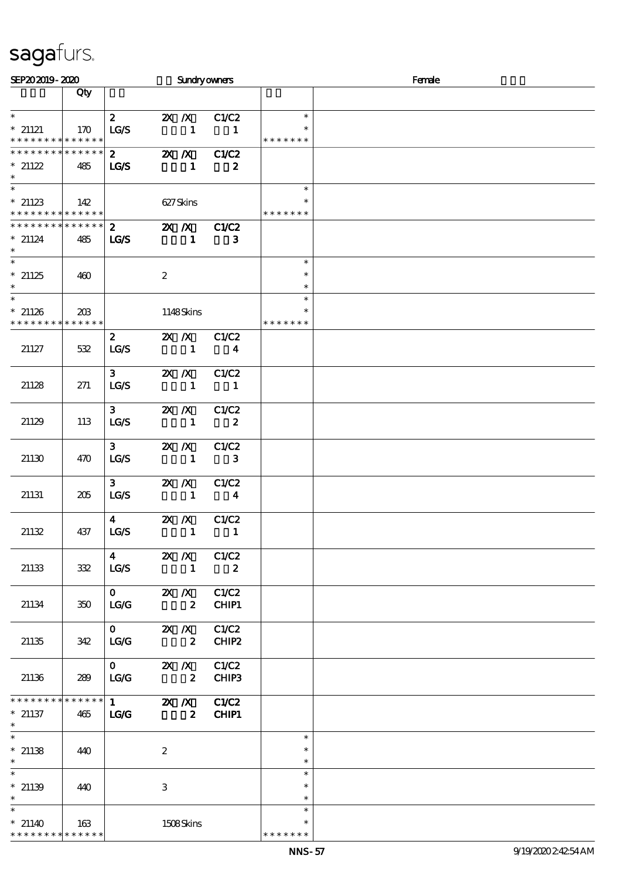sagafurs.

SEP20 2019 - 2020 Sundry owners Female

| | Qty | | | | | |
|---|---|---|---|---|---|---|
| * | | 2 | 2X /X | C1/C2 | * | |
| * 21121 | 170 | LG/S | 1 | 1 | * | |
| * * * * * * * * * * * * * * | | | | | * * * * * * * | |
| * * * * * * * * * * * * * * | | 2 | 2X /X | C1/C2 | | |
| * 21122 | 485 | LG/S | 1 | 2 | | |
| * | | | | | | |
| * | | | | | * | |
| * 21123 | 142 | | 627 Skins | | * | |
| * * * * * * * * * * * * * * | | | | | * * * * * * * | |
| * * * * * * * * * * * * * * | | 2 | 2X /X | C1/C2 | | |
| * 21124 | 485 | LG/S | 1 | 3 | | |
| * | | | | | | |
| * | | | | | * | |
| * 21125 | 460 | | 2 | | * | |
| * | | | | | * | |
| * | | | | | * | |
| * 21126 | 203 | | 1148 Skins | | * | |
| * * * * * * * * * * * * * * | | | | | * * * * * * * | |
| | | 2 | 2X /X | C1/C2 | | |
| 21127 | 532 | LG/S | 1 | 4 | | |
| | | 3 | 2X /X | C1/C2 | | |
| 21128 | 271 | LG/S | 1 | 1 | | |
| | | 3 | 2X /X | C1/C2 | | |
| 21129 | 113 | LG/S | 1 | 2 | | |
| | | 3 | 2X /X | C1/C2 | | |
| 21130 | 470 | LG/S | 1 | 3 | | |
| | | 3 | 2X /X | C1/C2 | | |
| 21131 | 205 | LG/S | 1 | 4 | | |
| | | 4 | 2X /X | C1/C2 | | |
| 21132 | 437 | LG/S | 1 | 1 | | |
| | | 4 | 2X /X | C1/C2 | | |
| 21133 | 332 | LG/S | 1 | 2 | | |
| | | 0 | 2X /X | C1/C2 | | |
| 21134 | 350 | LG/G | 2 | CHIP1 | | |
| | | 0 | 2X /X | C1/C2 | | |
| 21135 | 342 | LG/G | 2 | CHIP2 | | |
| | | 0 | 2X /X | C1/C2 | | |
| 21136 | 289 | LG/G | 2 | CHIP3 | | |
| * * * * * * * * * * * * * * | | 1 | 2X /X | C1/C2 | | |
| * 21137 | 465 | LG/G | 2 | CHIP1 | | |
| * | | | | | | |
| * | | | | | * | |
| * 21138 | 440 | | 2 | | * | |
| * | | | | | * | |
| * | | | | | * | |
| * 21139 | 440 | | 3 | | * | |
| * | | | | | * | |
| * | | | | | * | |
| * 21140 | 163 | | 1508 Skins | | * | |
| * * * * * * * * * * * * * * | | | | | * * * * * * * | |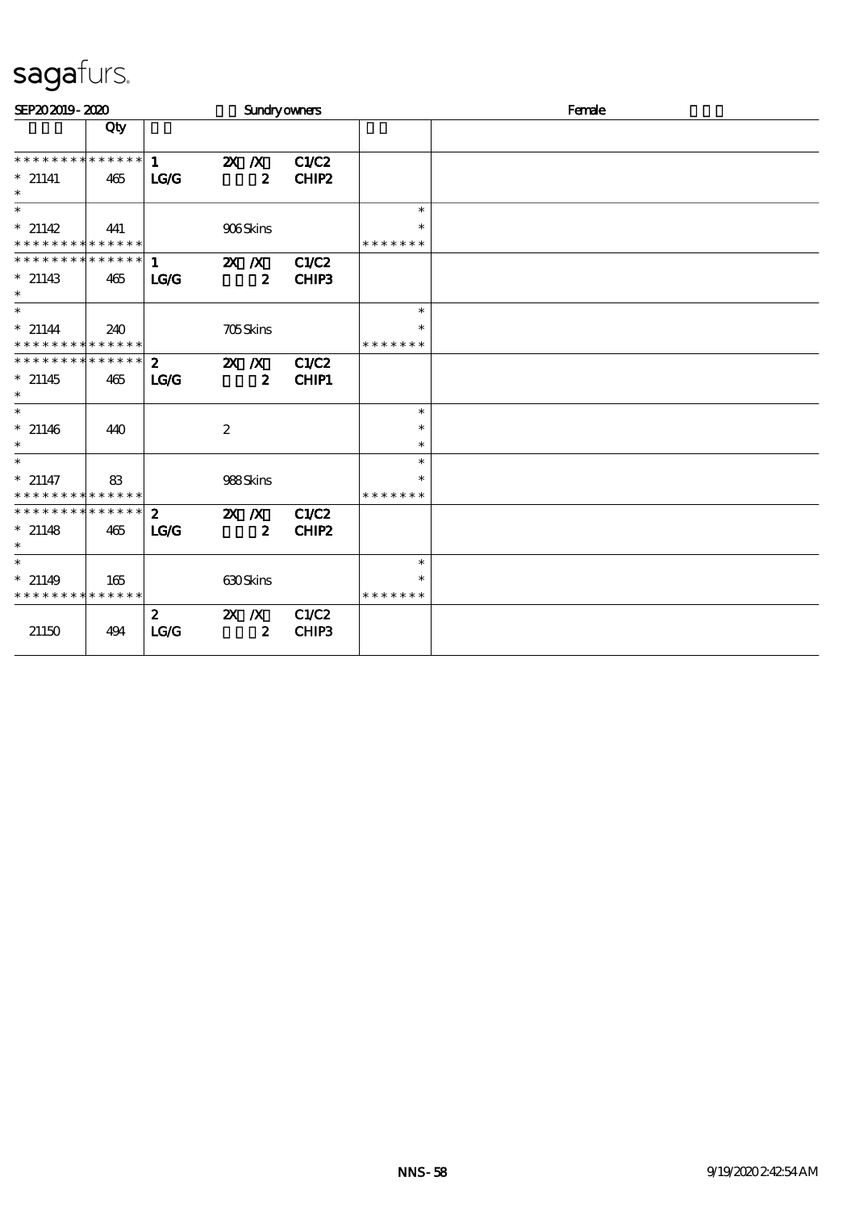sagafurs.

SEP20 2019 - 2020 Sundry owners Female

| | Qty | | | | | |
|---|---|---|---|---|---|---|
| * * * * * * * * * * * * * * | 1 | 2X /X | C1/C2 | | | |
| * 21141 | 465 | LG/G | 2 | CHIP2 | | |
| * | | | | | | |
| * | | | | | * | |
| * 21142 | 441 | | 906 Skins | | * | |
| * * * * * * * * * * * * * * | | | | | * * * * * * * | |
| * * * * * * * * * * * * * * | 1 | 2X /X | C1/C2 | | | |
| * 21143 | 465 | LG/G | 2 | CHIP3 | | |
| * | | | | | | |
| * | | | | | * | |
| * 21144 | 240 | | 705 Skins | | * | |
| * * * * * * * * * * * * * * | | | | | * * * * * * * | |
| * * * * * * * * * * * * * * | 2 | 2X /X | C1/C2 | | | |
| * 21145 | 465 | LG/G | 2 | CHIP1 | | |
| * | | | | | | |
| * | | | | | * | |
| * 21146 | 440 | | 2 | | * | |
| * | | | | | * | |
| * | | | | | * | |
| * 21147 | 83 | | 988 Skins | | * | |
| * * * * * * * * * * * * * * | | | | | * * * * * * * | |
| * * * * * * * * * * * * * * | 2 | 2X /X | C1/C2 | | | |
| * 21148 | 465 | LG/G | 2 | CHIP2 | | |
| * | | | | | | |
| * | | | | | * | |
| * 21149 | 165 | | 630 Skins | | * | |
| * * * * * * * * * * * * * * | | | | | * * * * * * * | |
| | | 2 | 2X /X | C1/C2 | | |
| 21150 | 494 | LG/G | 2 | CHIP3 | | |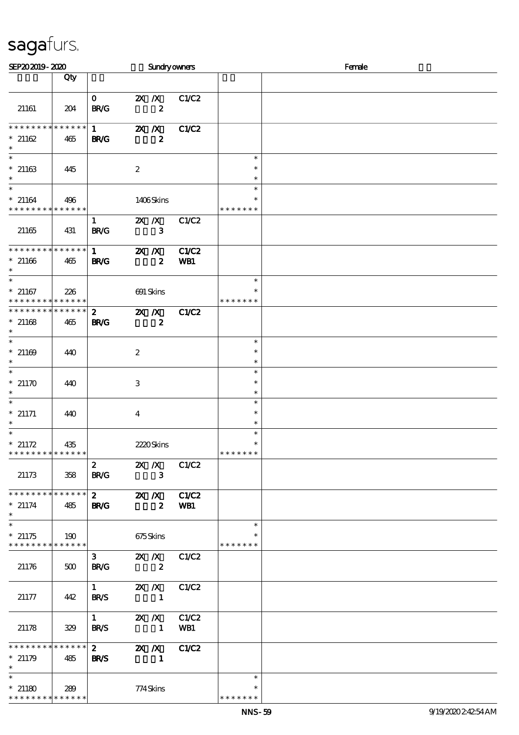SEP20 2019 - 2020 Sundry owners Female

| | Qty | | | | | |
|---|---|---|---|---|---|---|
| 21161 | 204 | 0 BR/G | 2X /X 2 | C1/C2 | | |
| * * * * * * * * * * * * * * 21162 * | 465 | 1 BR/G | 2X /X 2 | C1/C2 | | |
| * * 21163 * | 445 | | 2 | | * * * | |
| * * 21164 * * * * * * * * * * * * * | 496 | | 1406 Skins | | * * * * * * * * | |
| 21165 | 431 | 1 BR/G | 2X /X 3 | C1/C2 | | |
| * * * * * * * * * * * * * * 21166 * | 465 | 1 BR/G | 2X /X 2 | C1/C2 WB1 | | |
| * * 21167 * * * * * * * * * * * * * | 226 | | 691 Skins | | * * * * * * * * | |
| * * * * * * * * * * * * * * 21168 * | 465 | 2 BR/G | 2X /X 2 | C1/C2 | | |
| * * 21169 * | 440 | | 2 | | * * * | |
| * * 21170 * | 440 | | 3 | | * * * | |
| * * 21171 * | 440 | | 4 | | * * * | |
| * * 21172 * * * * * * * * * * * * * | 435 | | 2220 Skins | | * * * * * * * * | |
| 21173 | 358 | 2 BR/G | 2X /X 3 | C1/C2 | | |
| * * * * * * * * * * * * * * 21174 * | 485 | 2 BR/G | 2X /X 2 | C1/C2 WB1 | | |
| * * 21175 * * * * * * * * * * * * * | 190 | | 675 Skins | | * * * * * * * * | |
| 21176 | 500 | 3 BR/G | 2X /X 2 | C1/C2 | | |
| 21177 | 442 | 1 BR/S | 2X /X 1 | C1/C2 | | |
| 21178 | 329 | 1 BR/S | 2X /X 1 | C1/C2 WB1 | | |
| * * * * * * * * * * * * * * 21179 * | 485 | 2 BR/S | 2X /X 1 | C1/C2 | | |
| * * 21180 * * * * * * * * * * * * * | 289 | | 774 Skins | | * * * * * * * * | |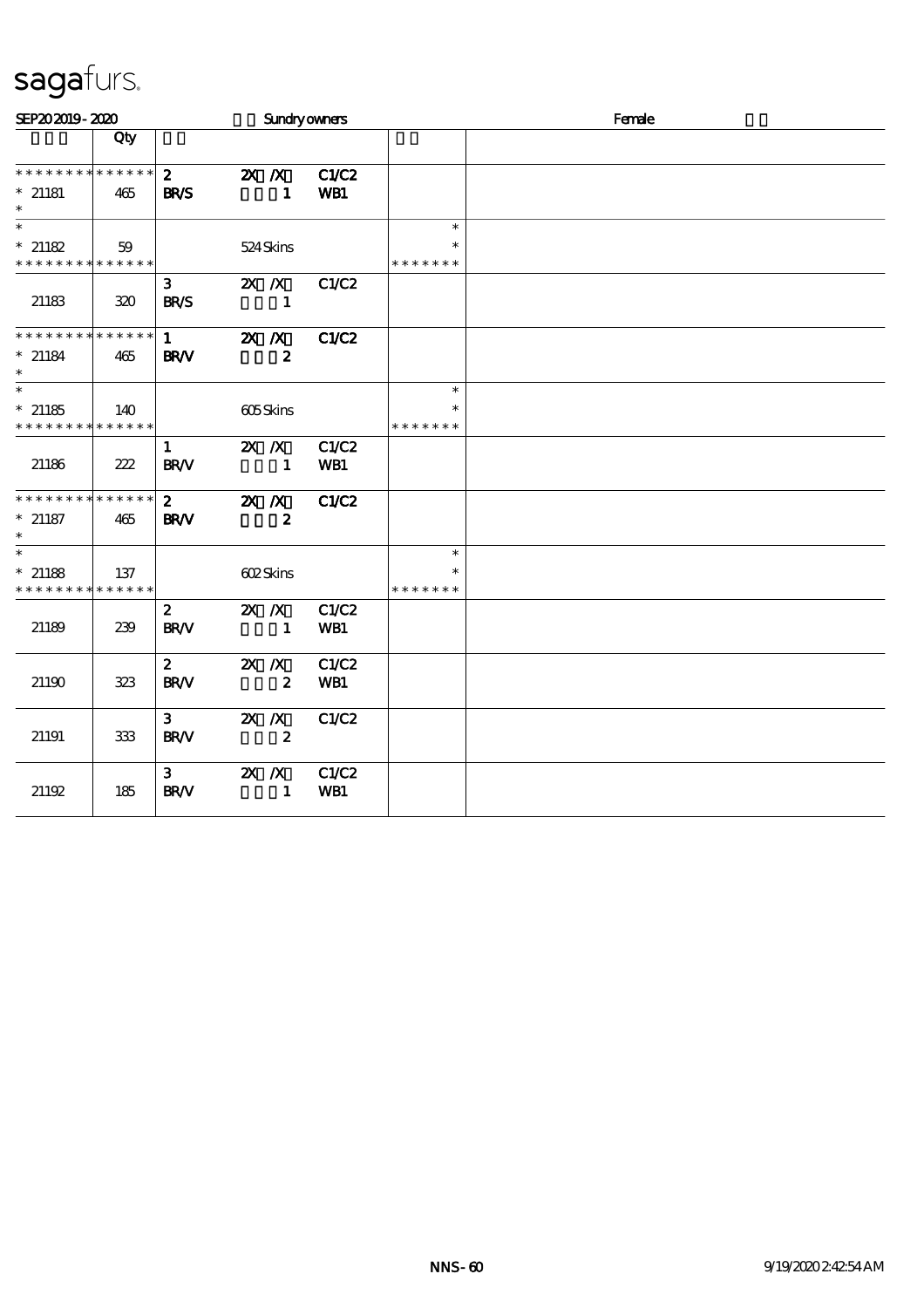sagafurs.

SEP20 2019 - 2020 Sundry owners Female

| | Qty | | | | | |
|---|---|---|---|---|---|---|
| * * * * * * * * * * * * * * | | 2 | 2X /X | C1/C2 | | |
| * 21181 | 465 | BR/S | 1 | WB1 | | |
| * | | | | | | |
| * | | | | | * | |
| * 21182 | 59 | | 524 Skins | | * | |
| * * * * * * * * * * * * * * | | | | | * * * * * * * | |
| | | 3 | 2X /X | C1/C2 | | |
| 21183 | 320 | BR/S | 1 | | | |
| * * * * * * * * * * * * * * | | 1 | 2X /X | C1/C2 | | |
| * 21184 | 465 | BR/V | 2 | | | |
| * | | | | | | |
| * | | | | | * | |
| * 21185 | 140 | | 605 Skins | | * | |
| * * * * * * * * * * * * * * | | | | | * * * * * * * | |
| | | 1 | 2X /X | C1/C2 | | |
| 21186 | 222 | BR/V | 1 | WB1 | | |
| * * * * * * * * * * * * * * | | 2 | 2X /X | C1/C2 | | |
| * 21187 | 465 | BR/V | 2 | | | |
| * | | | | | | |
| * | | | | | * | |
| * 21188 | 137 | | 602 Skins | | * | |
| * * * * * * * * * * * * * * | | | | | * * * * * * * | |
| | | 2 | 2X /X | C1/C2 | | |
| 21189 | 239 | BR/V | 1 | WB1 | | |
| | | 2 | 2X /X | C1/C2 | | |
| 21190 | 323 | BR/V | 2 | WB1 | | |
| | | 3 | 2X /X | C1/C2 | | |
| 21191 | 333 | BR/V | 2 | | | |
| | | 3 | 2X /X | C1/C2 | | |
| 21192 | 185 | BR/V | 1 | WB1 | | |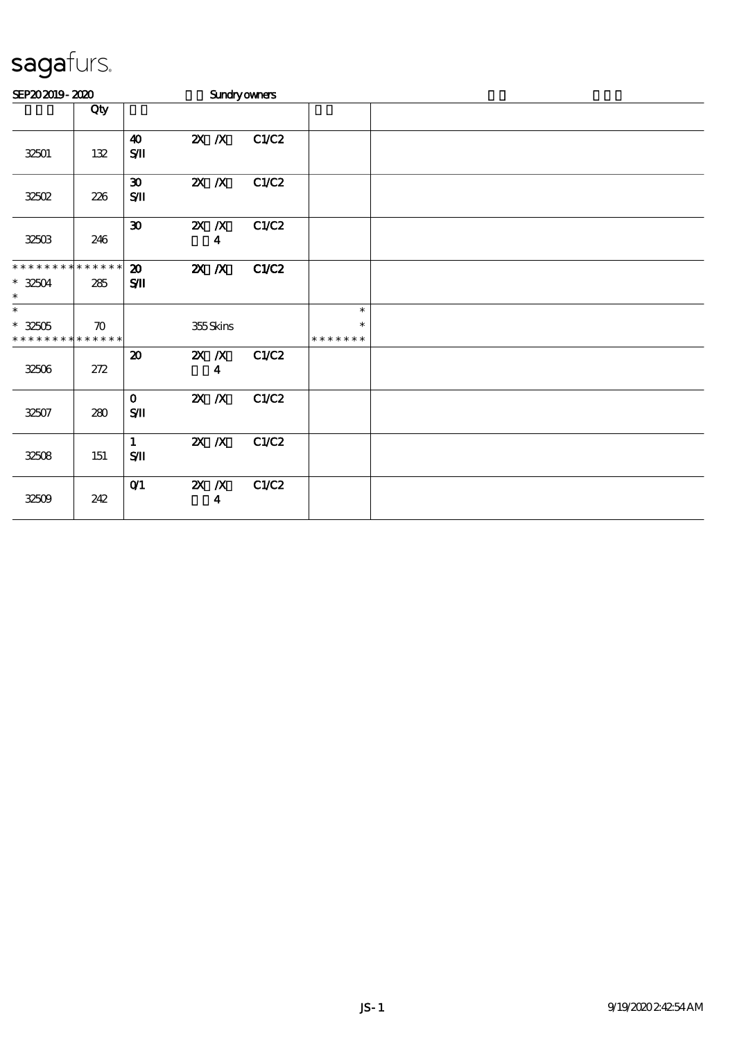sagafurs.

SEP20 2019 - 2020 Sundry owners

| | Qty | | | | | |
|---|---|---|---|---|---|---|
| 32501 | 132 | 40<br>S/II | 2X /X | C1/C2 | | |
| 32502 | 226 | 30<br>S/II | 2X /X | C1/C2 | | |
| 32503 | 246 | 30 | 2X /X<br>4 | C1/C2 | | |
| * * * * * * * * * * * * * *<br>* 32504<br>* | 285 | 20<br>S/II | 2X /X | C1/C2 | | |
| *<br>* 32505<br>* * * * * * * * * * * * * * | 70 | | 355 Skins | | *<br>*<br>* * * * * * * | |
| 32506 | 272 | 20 | 2X /X<br>4 | C1/C2 | | |
| 32507 | 280 | 0<br>S/II | 2X /X | C1/C2 | | |
| 32508 | 151 | 1<br>S/II | 2X /X | C1/C2 | | |
| 32509 | 242 | 0/1 | 2X /X<br>4 | C1/C2 | | |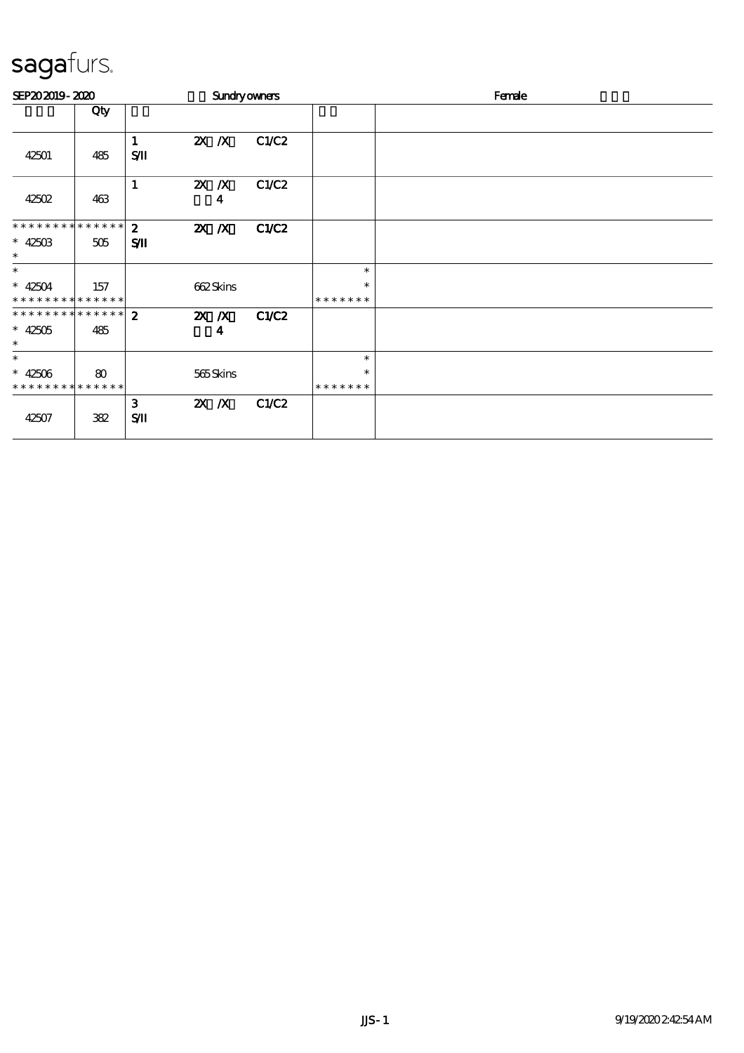sagafurs.

SEP20 2019 - 2020 Sundry owners Female

| | Qty | | | | |
|---|---|---|---|---|---|
| 42501 | 485 | 1 S/II 2X /X C1/C2 | | | |
| 42502 | 463 | 1 2X /X C1/C2 4 | | | |
| * * * * * * * * * * * * * * 42503 * | 505 | 2 S/II 2X /X C1/C2 | | | |
| * * 42504 * * * * * * * * * * * * * * | 157 | 662 Skins | * * * * * * * * * | | |
| * * * * * * * * * * * * * * 42505 * | 485 | 2 2X /X C1/C2 4 | | | |
| * * 42506 * * * * * * * * * * * * * * | 80 | 565 Skins | * * * * * * * * * | | |
| 42507 | 382 | 3 S/II 2X /X C1/C2 | | | |

JJS-1 9/19/2020 2:42:54 AM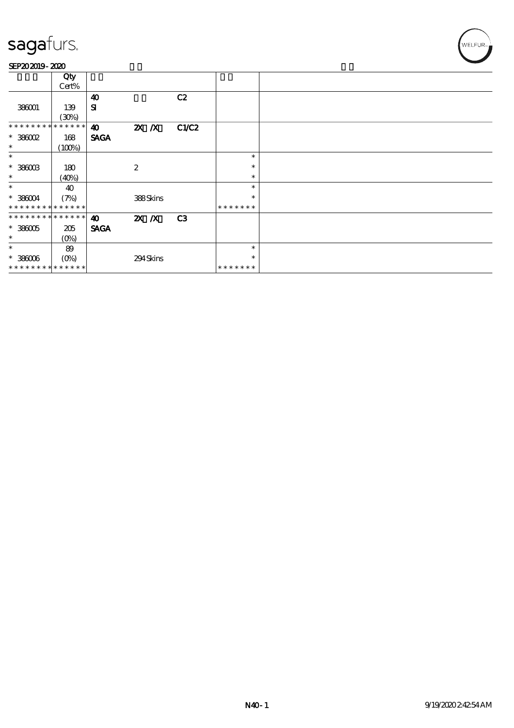SEP20 2019 - 2020

| | Qty Cert% | | | | | |
|---|---|---|---|---|---|---|
| 386001 | 139 (30%) | 40 SI | | C2 | | |
| * * * * * * * * * * * * * * | | 40 | 2X /X | C1/C2 | | |
| * 386002 * | 168 (100%) | SAGA | | | | |
| * | | | | | * | |
| * 386003 * | 180 (40%) | | 2 | | * * | |
| * | 40 | | | | * | |
| * 386004 | (7%) | | 388 Skins | | * | |
| * * * * * * * * * * * * * * | | | | | * * * * * * * | |
| * * * * * * * * * * * * * * | | 40 | 2X /X | C3 | | |
| * 386005 * | 205 (0%) | SAGA | | | | |
| * | 89 | | | | * | |
| * 386006 | (0%) | | 294 Skins | | * | |
| * * * * * * * * * * * * * * | | | | | * * * * * * * | |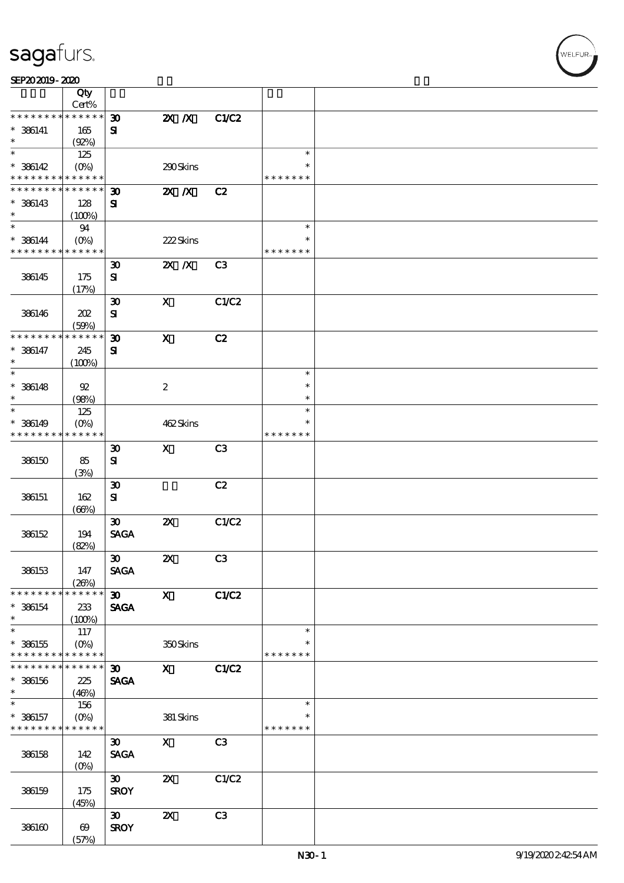| | Qty Cert% | | | | | |
|---|---|---|---|---|---|---|
| * * * * * * * * * * * * * * | | 30 | 2X /X | C1/C2 | | |
| * 386141 | 165 | SI | | | | |
| * | (92%) | | | | | |
| * | 125 | | | | * | |
| * 386142 | (0%) | | 290 Skins | | * | |
| * * * * * * * * * * * * * * | | | | | * * * * * * * | |
| * * * * * * * * * * * * * * | | 30 | 2X /X | C2 | | |
| * 386143 | 128 | SI | | | | |
| * | (100%) | | | | | |
| * | 94 | | | | * | |
| * 386144 | (0%) | | 222 Skins | | * | |
| * * * * * * * * * * * * * * | | | | | * * * * * * * | |
| 386145 | 175 (17%) | 30 SI | 2X /X | C3 | | |
| 386146 | 202 (59%) | 30 SI | X | C1/C2 | | |
| * * * * * * * * * * * * * * | | 30 | X | C2 | | |
| * 386147 | 245 | SI | | | | |
| * | (100%) | | | | | |
| * | | | | | * | |
| * 386148 | 92 | | 2 | | * | |
| * | (98%) | | | | * | |
| * | 125 | | | | * | |
| * 386149 | (0%) | | 462 Skins | | * | |
| * * * * * * * * * * * * * * | | | | | * * * * * * * | |
| 386150 | 85 (3%) | 30 SI | X | C3 | | |
| 386151 | 162 (66%) | 30 SI | | C2 | | |
| 386152 | 194 (82%) | 30 SAGA | 2X | C1/C2 | | |
| 386153 | 147 (26%) | 30 SAGA | 2X | C3 | | |
| * * * * * * * * * * * * * * | | 30 | X | C1/C2 | | |
| * 386154 | 233 | SAGA | | | | |
| * | (100%) | | | | | |
| * | 117 | | | | * | |
| * 386155 | (0%) | | 350 Skins | | * | |
| * * * * * * * * * * * * * * | | | | | * * * * * * * | |
| * * * * * * * * * * * * * * | | 30 | X | C1/C2 | | |
| * 386156 | 225 | SAGA | | | | |
| * | (46%) | | | | | |
| * | 156 | | | | * | |
| * 386157 | (0%) | | 381 Skins | | * | |
| * * * * * * * * * * * * * * | | | | | * * * * * * * | |
| 386158 | 142 (0%) | 30 SAGA | X | C3 | | |
| 386159 | 175 (45%) | 30 SROY | 2X | C1/C2 | | |
| 386160 | 69 (57%) | 30 SROY | 2X | C3 | | |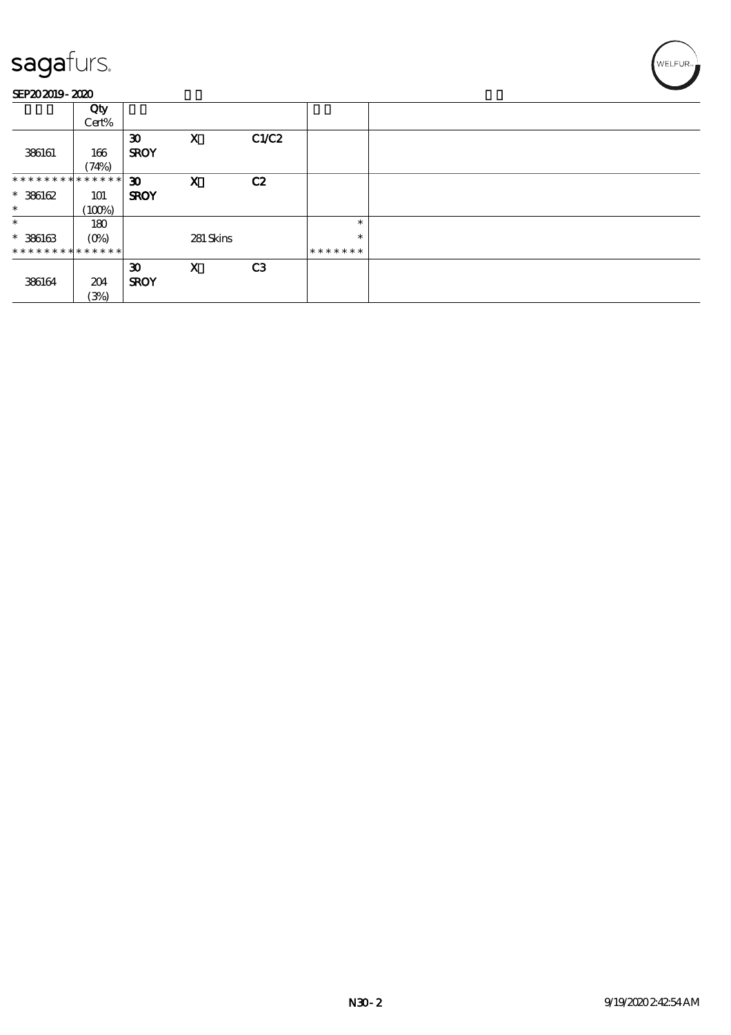sagafurs.

SEP20 2019 - 2020

| | Qty Cert% | | | | | |
|---|---|---|---|---|---|---|
| 386161 | 166 (74%) | 30 SROY | X | C1/C2 | | |
| * * * * * * * * * * * * * * 386162 * | 101 (100%) | 30 SROY | X | C2 | | |
| * * 386163 * * * * * * * * * * * * * | 180 (0%) | | 281 Skins | | * * * * * * * * * | |
| 386164 | 204 (3%) | 30 SROY | X | C3 | | |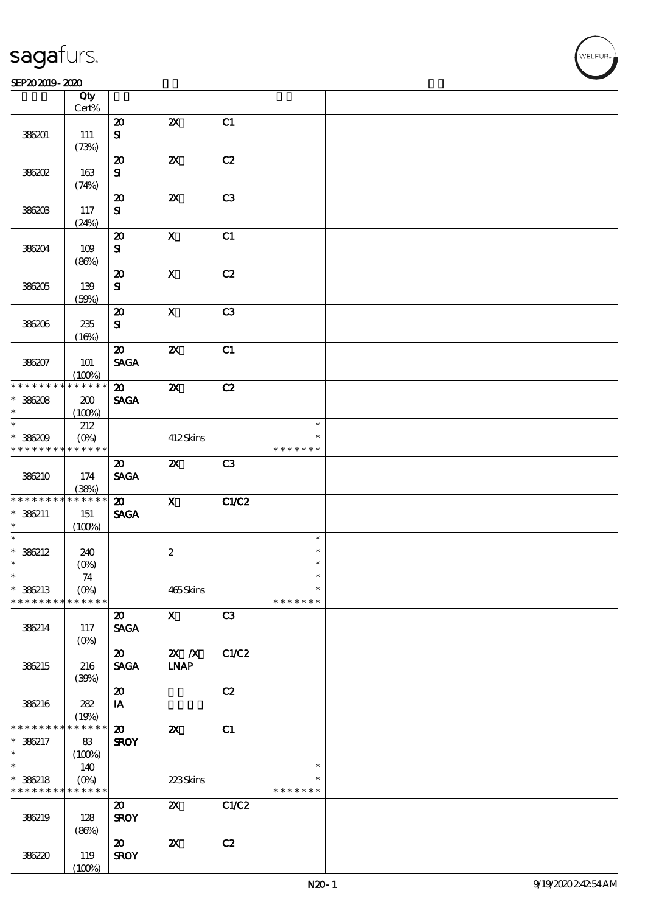| | Qty Cert% | | | | | |
|---|---|---|---|---|---|---|
| 386201 | 111 (73%) | 20 SI | 2X | C1 | | |
| 386202 | 163 (74%) | 20 SI | 2X | C2 | | |
| 386203 | 117 (24%) | 20 SI | 2X | C3 | | |
| 386204 | 109 (86%) | 20 SI | X | C1 | | |
| 386205 | 139 (59%) | 20 SI | X | C2 | | |
| 386206 | 235 (16%) | 20 SI | X | C3 | | |
| 386207 | 101 (100%) | 20 SAGA | 2X | C1 | | |
| * * * * * * * * * * * * * * * 386208 * | 200 (100%) | 20 SAGA | 2X | C2 | | |
| * * 386209 * * * * * * * * * * * * * * | 212 (0%) | | 412 Skins | | * * * * * * * * * | |
| 386210 | 174 (38%) | 20 SAGA | 2X | C3 | | |
| * * * * * * * * * * * * * * * 386211 * | 151 (100%) | 20 SAGA | X | C1/C2 | | |
| * * 386212 * | 240 (0%) | | 2 | | * * * | |
| * * 386213 * * * * * * * * * * * * * * | 74 (0%) | | 465 Skins | | * * * * * * * * * | |
| 386214 | 117 (0%) | 20 SAGA | X | C3 | | |
| 386215 | 216 (39%) | 20 SAGA | 2X /X LNAP | C1/C2 | | |
| 386216 | 282 (19%) | 20 IA | | C2 | | |
| * * * * * * * * * * * * * * * 386217 * | 83 (100%) | 20 SROY | 2X | C1 | | |
| * * 386218 * * * * * * * * * * * * * * | 140 (0%) | | 223 Skins | | * * * * * * * * * | |
| 386219 | 128 (86%) | 20 SROY | 2X | C1/C2 | | |
| 386220 | 119 (100%) | 20 SROY | 2X | C2 | | |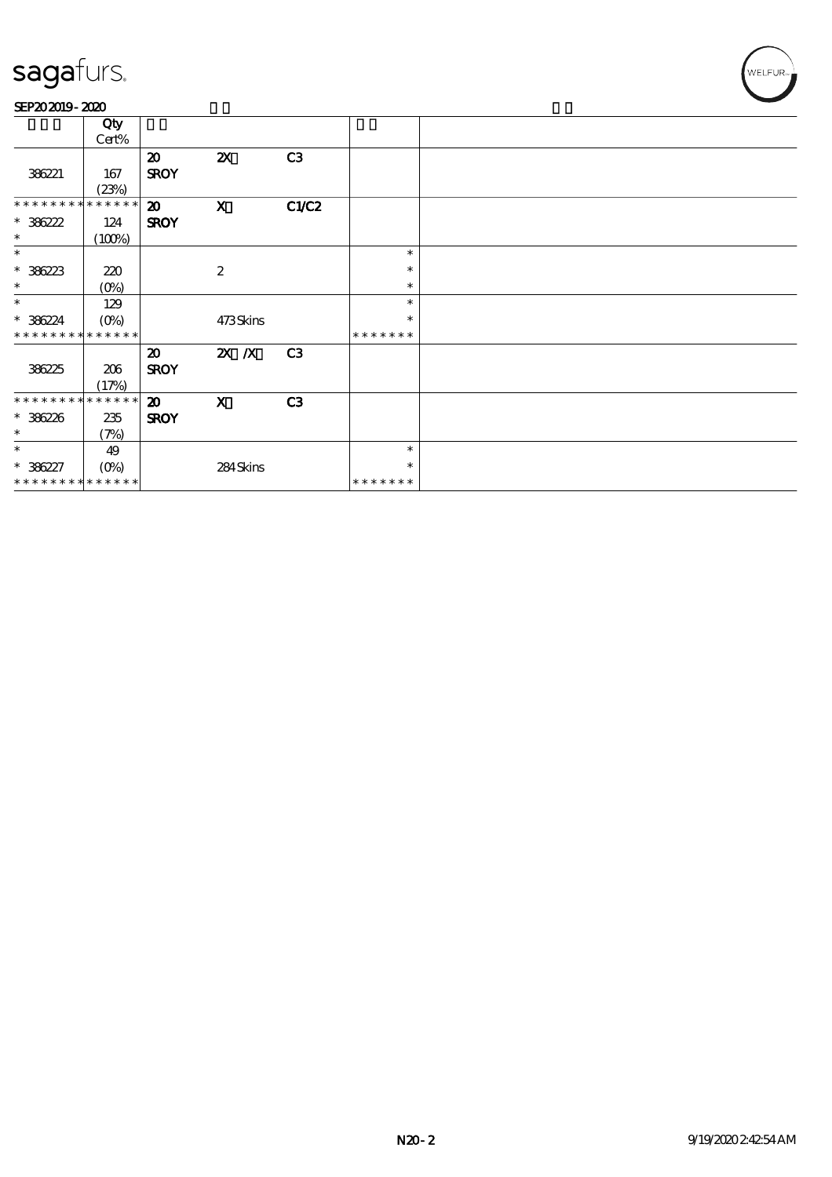sagafurs.

SEP20 2019 - 2020

| | Qty<br>Cert% | | | | | |
|---|---|---|---|---|---|---|
| 386221 | 167<br>(23%) | 20<br>SROY | 2X | C3 | | |
| * * * * * * * * * * * * * *<br>* 386222<br>* | 124<br>(100%) | 20<br>SROY | X | C1/C2 | | |
| *<br>* 386223<br>* | 220<br>(0%) | | 2 | | *<br>*<br>* | |
| *<br>* 386224<br>* * * * * * * * * * * * * * | 129<br>(0%) | | 473 Skins | | *<br>*<br>* * * * * * * | |
| 386225 | 206<br>(17%) | 20<br>SROY | 2X /X | C3 | | |
| * * * * * * * * * * * * * *<br>* 386226<br>* | 235<br>(7%) | 20<br>SROY | X | C3 | | |
| *<br>* 386227<br>* * * * * * * * * * * * * * | 49<br>(0%) | | 284 Skins | | *<br>*<br>* * * * * * * | |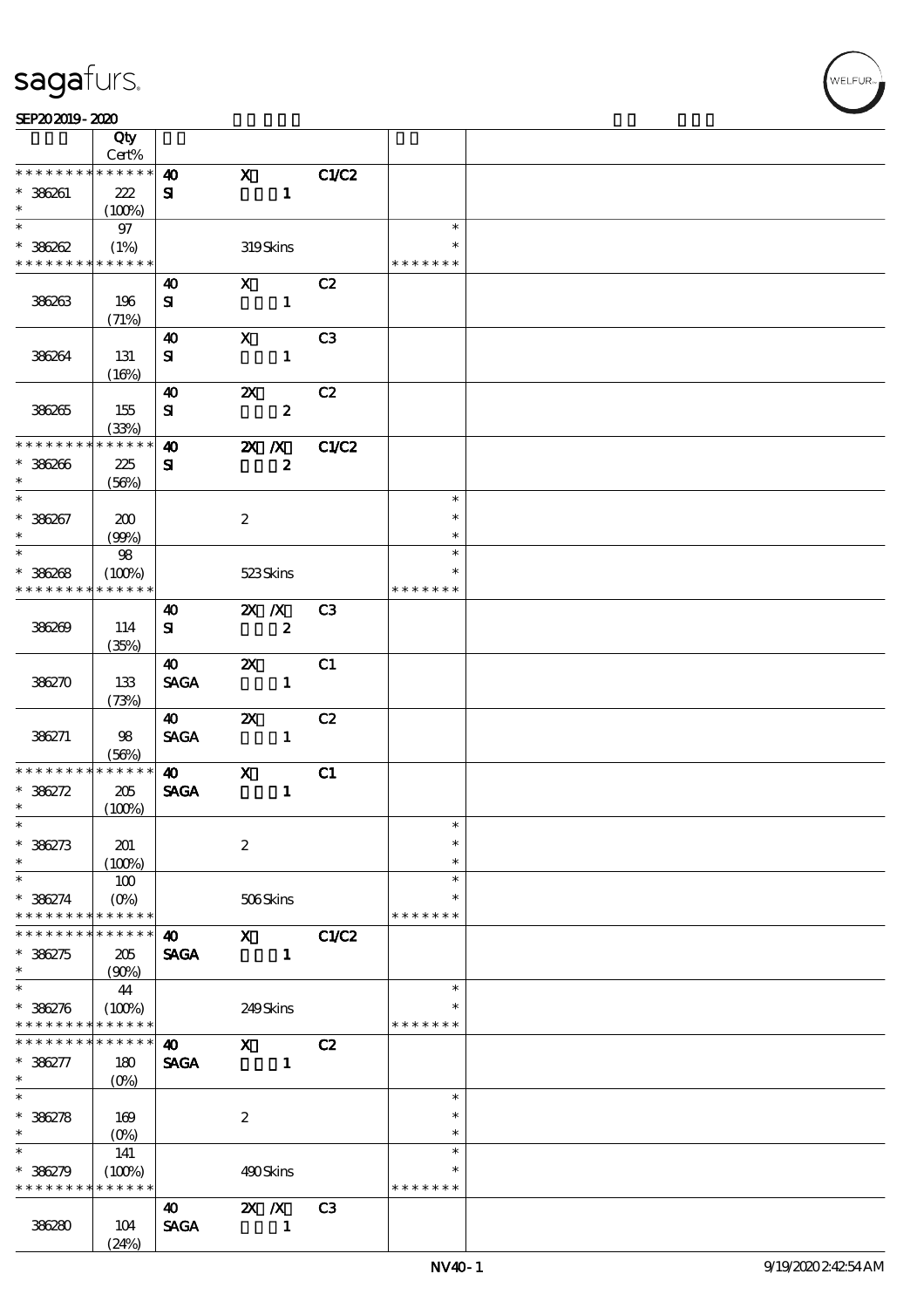| | Qty Cert% | | | | | |
|---|---|---|---|---|---|---|
| * * * * * * * * * * * * * * | 40 | X | C1/C2 | | |
| * 386261 * | 222 (100%) | SI | 1 | | | |
| * | 97 | | | | * | |
| * 386262 | (1%) | | 319 Skins | | * | |
| * * * * * * * * * * * * * * | | | | | * * * * * * * | |
| | | 40 | X | C2 | | |
| 386263 | 196 (71%) | SI | 1 | | | |
| | | 40 | X | C3 | | |
| 386264 | 131 (16%) | SI | 1 | | | |
| | | 40 | 2X | C2 | | |
| 386265 | 155 (33%) | SI | 2 | | | |
| * * * * * * * * * * * * * * | | 40 | 2X /X | C1/C2 | | |
| * 386266 * | 225 (56%) | SI | 2 | | | |
| * | | | | | * | |
| * 386267 * | 200 (99%) | | 2 | | * * | |
| * | 98 | | | | * | |
| * 386268 | (100%) | | 523 Skins | | * | |
| * * * * * * * * * * * * * * | | | | | * * * * * * * | |
| | | 40 | 2X /X | C3 | | |
| 386269 | 114 (35%) | SI | 2 | | | |
| | | 40 | 2X | C1 | | |
| 386270 | 133 (73%) | SAGA | 1 | | | |
| | | 40 | 2X | C2 | | |
| 386271 | 98 (56%) | SAGA | 1 | | | |
| * * * * * * * * * * * * * * | | 40 | X | C1 | | |
| * 386272 * | 205 (100%) | SAGA | 1 | | | |
| * | | | | | * | |
| * 386273 * | 201 (100%) | | 2 | | * * | |
| * | 100 | | | | * | |
| * 386274 | (0%) | | 506 Skins | | * | |
| * * * * * * * * * * * * * * | | | | | * * * * * * * | |
| * * * * * * * * * * * * * * | | 40 | X | C1/C2 | | |
| * 386275 * | 205 (90%) | SAGA | 1 | | | |
| * | 44 | | | | * | |
| * 386276 | (100%) | | 249 Skins | | * | |
| * * * * * * * * * * * * * * | | | | | * * * * * * * | |
| * * * * * * * * * * * * * * | | 40 | X | C2 | | |
| * 386277 * | 180 (0%) | SAGA | 1 | | | |
| * | | | | | * | |
| * 386278 * | 169 (0%) | | 2 | | * * | |
| * | 141 | | | | * | |
| * 386279 | (100%) | | 490 Skins | | * | |
| * * * * * * * * * * * * * * | | | | | * * * * * * * | |
| | | 40 | 2X /X | C3 | | |
| 386280 | 104 (24%) | SAGA | 1 | | | |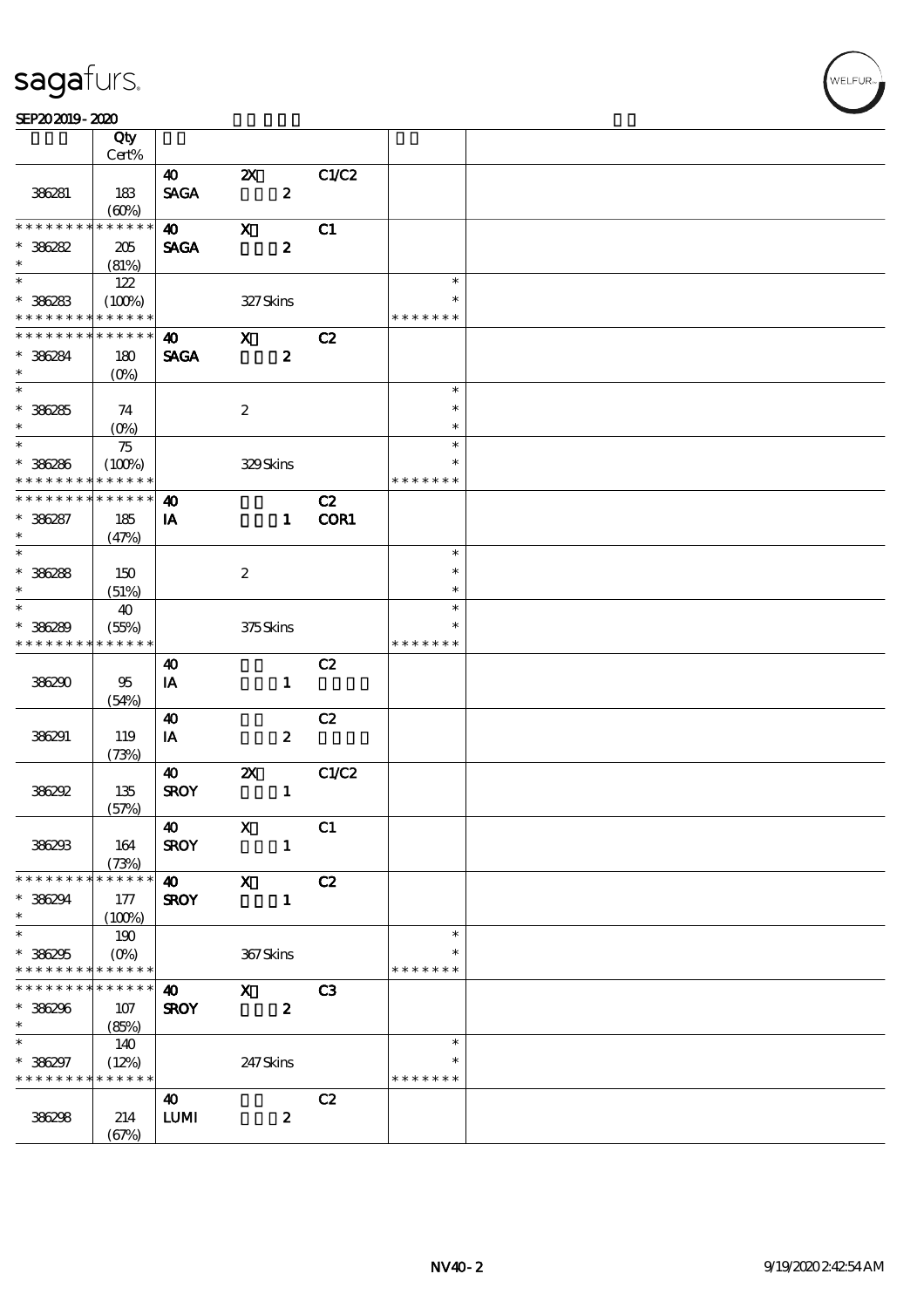| | Qty Cert% | | | | | |
|---|---|---|---|---|---|---|
| 386281 | 183 (60%) | 40 SAGA | 2X 2 | C1/C2 | | |
| * * * * * * * * * * * * * * 386282 * | 205 (81%) | 40 SAGA | X 2 | C1 | | |
| * * 386283 * * * * * * * * * * * * * | 122 (100%) | | 327 Skins | | * * * * * * * * * | |
| * * * * * * * * * * * * * * 386284 * | 180 (0%) | 40 SAGA | X 2 | C2 | | |
| * * 386285 * | 74 (0%) | | 2 | | * * * | |
| * * 386286 * * * * * * * * * * * * * | 75 (100%) | | 329 Skins | | * * * * * * * * * | |
| * * * * * * * * * * * * * * 386287 * | 185 (47%) | 40 IA | 1 | C2 COR1 | | |
| * * 386288 * | 150 (51%) | | 2 | | * * * | |
| * * 386289 * * * * * * * * * * * * * | 40 (55%) | | 375 Skins | | * * * * * * * * * | |
| 386290 | 95 (54%) | 40 IA | 1 | C2 | | |
| 386291 | 119 (73%) | 40 IA | 2 | C2 | | |
| 386292 | 135 (57%) | 40 SROY | 2X 1 | C1/C2 | | |
| 386293 | 164 (73%) | 40 SROY | X 1 | C1 | | |
| * * * * * * * * * * * * * * 386294 * | 177 (100%) | 40 SROY | X 1 | C2 | | |
| * * 386295 * * * * * * * * * * * * * | 190 (0%) | | 367 Skins | | * * * * * * * * * | |
| * * * * * * * * * * * * * * 386296 * | 107 (85%) | 40 SROY | X 2 | C3 | | |
| * * 386297 * * * * * * * * * * * * * | 140 (12%) | | 247 Skins | | * * * * * * * * * | |
| 386298 | 214 (67%) | 40 LUMI | 2 | C2 | | |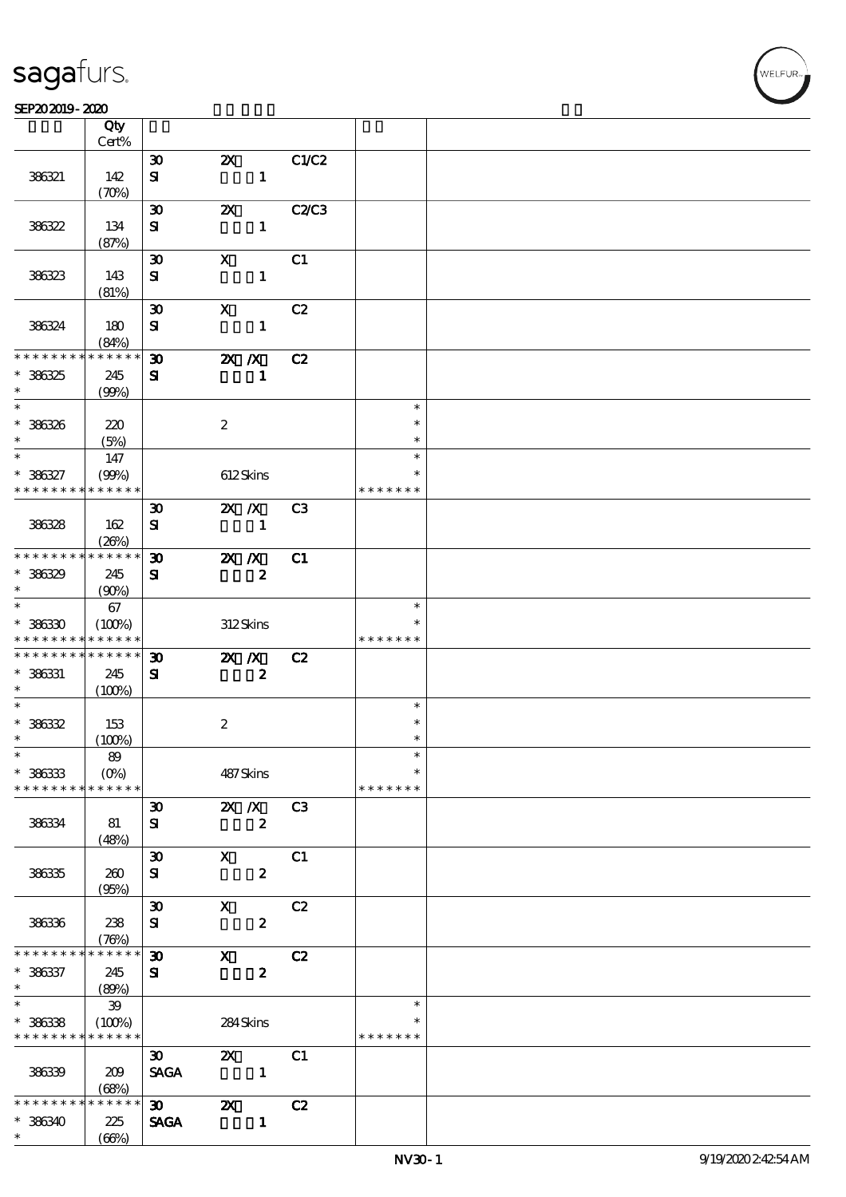| | Qty Cert% | | | | | |
|---|---|---|---|---|---|---|
| 386321 | 142 (70%) | 30 SI | 2X 1 | C1/C2 | | |
| 386322 | 134 (87%) | 30 SI | 2X 1 | C2/C3 | | |
| 386323 | 143 (81%) | 30 SI | X 1 | C1 | | |
| 386324 | 180 (84%) | 30 SI | X 1 | C2 | | |
| * * * * * * * * * * * * * * * 386325 * | 245 (99%) | 30 SI | 2X /X 1 | C2 | | |
| * * 386326 * | 220 (5%) | | 2 | | * * * | |
| * * 386327 * * * * * * * * * * * * * * | 147 (99%) | | 612 Skins | | * * * * * * * * * | |
| 386328 | 162 (26%) | 30 SI | 2X /X 1 | C3 | | |
| * * * * * * * * * * * * * * * 386329 * | 245 (90%) | 30 SI | 2X /X 2 | C1 | | |
| * * 386330 * * * * * * * * * * * * * * | 67 (100%) | | 312 Skins | | * * * * * * * * * | |
| * * * * * * * * * * * * * * * 386331 * | 245 (100%) | 30 SI | 2X /X 2 | C2 | | |
| * * 386332 * | 153 (100%) | | 2 | | * * * | |
| * * 386333 * * * * * * * * * * * * * * | 89 (0%) | | 487 Skins | | * * * * * * * * * | |
| 386334 | 81 (48%) | 30 SI | 2X /X 2 | C3 | | |
| 386335 | 260 (95%) | 30 SI | X 2 | C1 | | |
| 386336 | 238 (76%) | 30 SI | X 2 | C2 | | |
| * * * * * * * * * * * * * * * 386337 * | 245 (89%) | 30 SI | X 2 | C2 | | |
| * * 386338 * * * * * * * * * * * * * * | 39 (100%) | | 284 Skins | | * * * * * * * * * | |
| 386339 | 209 (68%) | 30 SAGA | 2X 1 | C1 | | |
| * * * * * * * * * * * * * * * 386340 * | 225 (66%) | 30 SAGA | 2X 1 | C2 | | |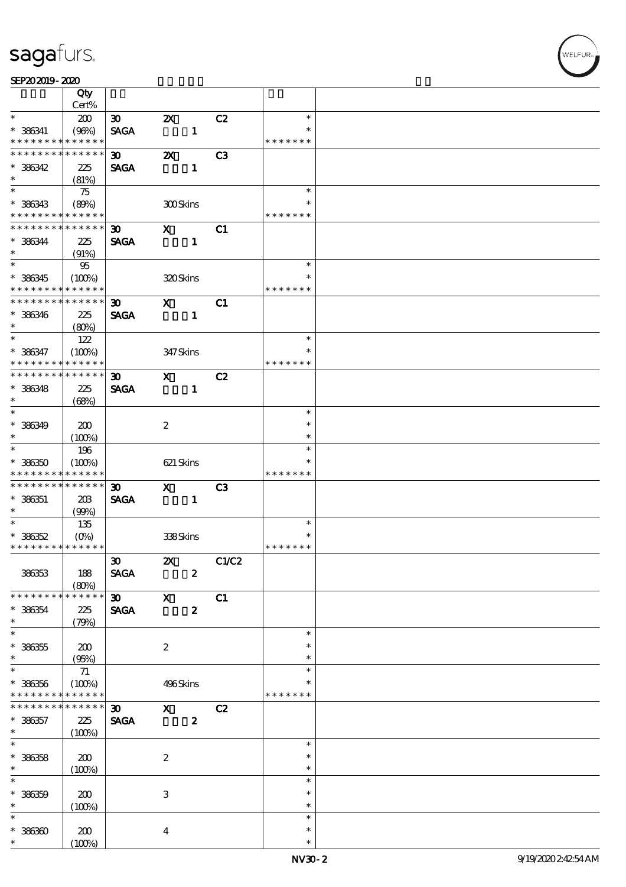| | Qty Cert% | | | | | |
|---|---|---|---|---|---|---|
| * | 200 | 30 | 2X | C2 | * | |
| * 386341 | (96%) | SAGA | 1 | | * | |
| * * * * * * * * * * * * * * | | | | | * * * * * * * | |
| * * * * * * * * * * * * * * | | 30 | 2X | C3 | | |
| * 386342 | 225 | SAGA | 1 | | | |
| * | (81%) | | | | | |
| * | 75 | | | | * | |
| * 386343 | (89%) | | 300 Skins | | * | |
| * * * * * * * * * * * * * * | | | | | * * * * * * * | |
| * * * * * * * * * * * * * * | | 30 | X | C1 | | |
| * 386344 | 225 | SAGA | 1 | | | |
| * | (91%) | | | | | |
| * | 95 | | | | * | |
| * 386345 | (100%) | | 320 Skins | | * | |
| * * * * * * * * * * * * * * | | | | | * * * * * * * | |
| * * * * * * * * * * * * * * | | 30 | X | C1 | | |
| * 386346 | 225 | SAGA | 1 | | | |
| * | (80%) | | | | | |
| * | 122 | | | | * | |
| * 386347 | (100%) | | 347 Skins | | * | |
| * * * * * * * * * * * * * * | | | | | * * * * * * * | |
| * * * * * * * * * * * * * * | | 30 | X | C2 | | |
| * 386348 | 225 | SAGA | 1 | | | |
| * | (68%) | | | | | |
| * | | | | | * | |
| * 386349 | 200 | | 2 | | * | |
| * | (100%) | | | | * | |
| * | 196 | | | | * | |
| * 386350 | (100%) | | 621 Skins | | * | |
| * * * * * * * * * * * * * * | | | | | * * * * * * * | |
| * * * * * * * * * * * * * * | | 30 | X | C3 | | |
| * 386351 | 203 | SAGA | 1 | | | |
| * | (99%) | | | | | |
| * | 135 | | | | * | |
| * 386352 | (0%) | | 338 Skins | | * | |
| * * * * * * * * * * * * * * | | | | | * * * * * * * | |
| | | 30 | 2X | C1/C2 | | |
| 386353 | 188 | SAGA | 2 | | | |
| | (80%) | | | | | |
| * * * * * * * * * * * * * * | | 30 | X | C1 | | |
| * 386354 | 225 | SAGA | 2 | | | |
| * | (79%) | | | | | |
| * | | | | | * | |
| * 386355 | 200 | | 2 | | * | |
| * | (95%) | | | | * | |
| * | 71 | | | | * | |
| * 386356 | (100%) | | 496 Skins | | * | |
| * * * * * * * * * * * * * * | | | | | * * * * * * * | |
| * * * * * * * * * * * * * * | | 30 | X | C2 | | |
| * 386357 | 225 | SAGA | 2 | | | |
| * | (100%) | | | | | |
| * | | | | | * | |
| * 386358 | 200 | | 2 | | * | |
| * | (100%) | | | | * | |
| * | | | | | * | |
| * 386359 | 200 | | 3 | | * | |
| * | (100%) | | | | * | |
| * | | | | | * | |
| * 386360 | 200 | | 4 | | * | |
| * | (100%) | | | | * | |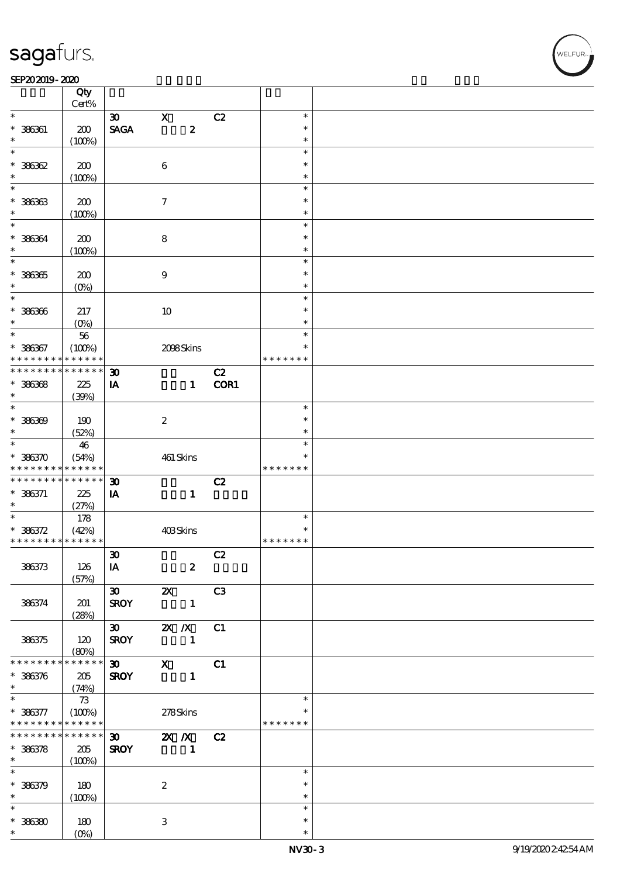| | Qty Cert% | | | | | |
|---|---|---|---|---|---|---|
| * | | 30 | X | C2 | * | |
| * 386361 | 200 | SAGA | 2 | | * | |
| * | (100%) | | | | * | |
| * | | | | | * | |
| * 386362 | 200 | | 6 | | * | |
| * | (100%) | | | | * | |
| * | | | | | * | |
| * 386363 | 200 | | 7 | | * | |
| * | (100%) | | | | * | |
| * | | | | | * | |
| * 386364 | 200 | | 8 | | * | |
| * | (100%) | | | | * | |
| * | | | | | * | |
| * 386365 | 200 | | 9 | | * | |
| * | (0%) | | | | * | |
| * | | | | | * | |
| * 386366 | 217 | | 10 | | * | |
| * | (0%) | | | | * | |
| * | 56 | | | | * | |
| * 386367 | (100%) | | 2098 Skins | | * | |
| * * * * * * * * * * * * * * | | | | | * * * * * * * | |
| * * * * * * * * * * * * * * | | 30 | | C2 | | |
| * 386368 | 225 | IA | 1 | COR1 | | |
| * | (39%) | | | | | |
| * | | | | | * | |
| * 386369 | 190 | | 2 | | * | |
| * | (52%) | | | | * | |
| * | 46 | | | | * | |
| * 386370 | (54%) | | 461 Skins | | * | |
| * * * * * * * * * * * * * * | | | | | * * * * * * * | |
| * * * * * * * * * * * * * * | | 30 | | C2 | | |
| * 386371 | 225 | IA | 1 | | | |
| * | (27%) | | | | | |
| * | 178 | | | | * | |
| * 386372 | (42%) | | 403 Skins | | * | |
| * * * * * * * * * * * * * * | | | | | * * * * * * * | |
| | | 30 | | C2 | | |
| 386373 | 126 | IA | 2 | | | |
| | (57%) | | | | | |
| | | 30 | 2X | C3 | | |
| 386374 | 201 | SROY | 1 | | | |
| | (28%) | | | | | |
| | | 30 | 2X /X | C1 | | |
| 386375 | 120 | SROY | 1 | | | |
| | (80%) | | | | | |
| * * * * * * * * * * * * * * | | 30 | X | C1 | | |
| * 386376 | 205 | SROY | 1 | | | |
| * | (74%) | | | | | |
| * | 73 | | | | * | |
| * 386377 | (100%) | | 278 Skins | | * | |
| * * * * * * * * * * * * * * | | | | | * * * * * * * | |
| * * * * * * * * * * * * * * | | 30 | 2X /X | C2 | | |
| * 386378 | 205 | SROY | 1 | | | |
| * | (100%) | | | | | |
| * | | | | | * | |
| * 386379 | 180 | | 2 | | * | |
| * | (100%) | | | | * | |
| * | | | | | * | |
| * 386380 | 180 | | 3 | | * | |
| * | (0%) | | | | * | |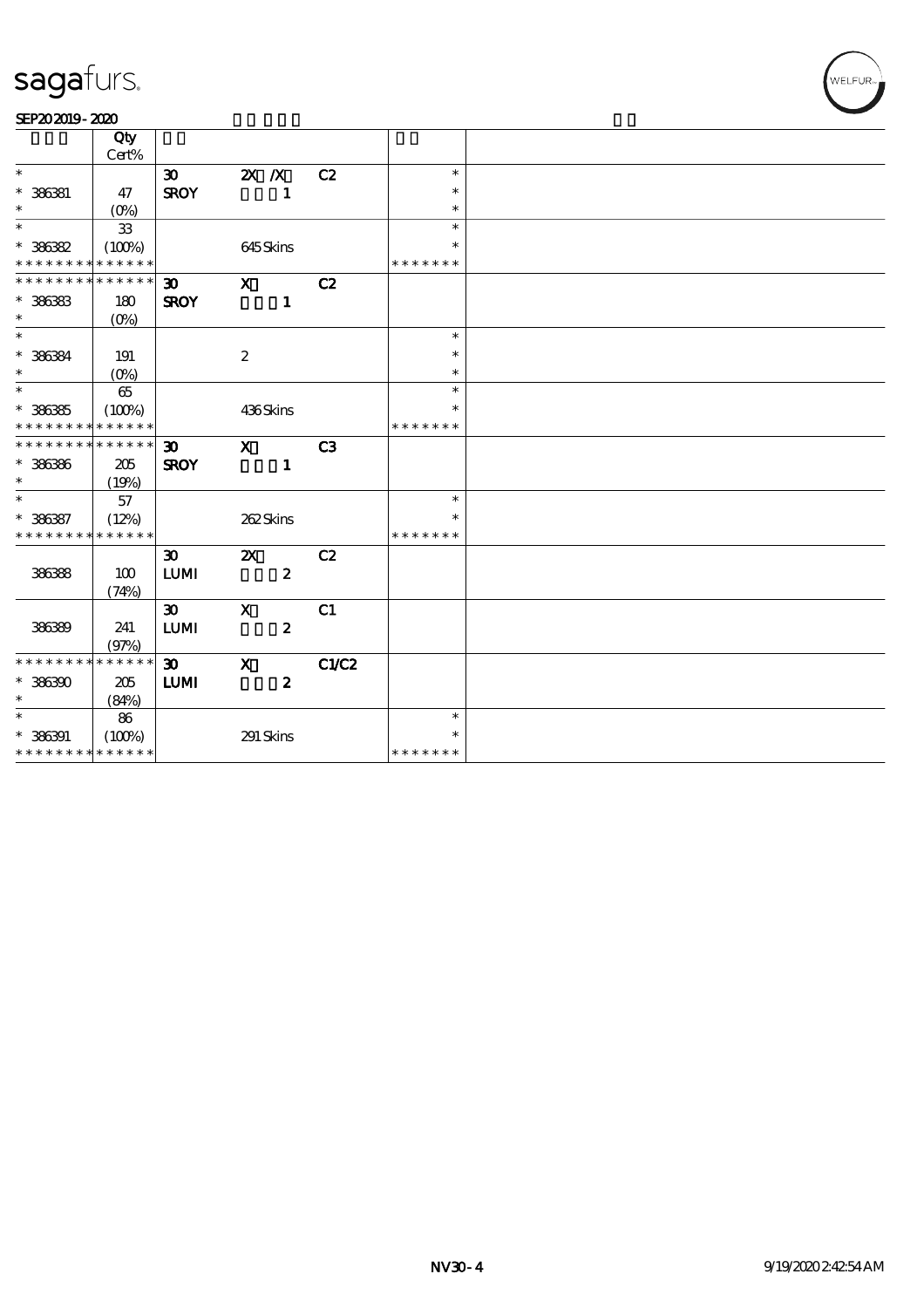sagafurs.

SEP20 2019 - 2020

| | Qty Cert% | | | | | |
|---|---|---|---|---|---|---|
| * | | 30 | 2X /X | C2 | * | |
| * 386381 | 47 | SROY | 1 | | * | |
| * | (0%) | | | | * | |
| * | 33 | | | | * | |
| * 386382 | (100%) | | 645 Skins | | * | |
| * * * * * * * * * * * * * * | | | | | * * * * * * * | |
| * * * * * * * * * * * * * * | | 30 | X | C2 | | |
| * 386383 | 180 | SROY | 1 | | | |
| * | (0%) | | | | | |
| * | | | | | * | |
| * 386384 | 191 | | 2 | | * | |
| * | (0%) | | | | * | |
| * | 65 | | | | * | |
| * 386385 | (100%) | | 436 Skins | | * | |
| * * * * * * * * * * * * * * | | | | | * * * * * * * | |
| * * * * * * * * * * * * * * | | 30 | X | C3 | | |
| * 386386 | 205 | SROY | 1 | | | |
| * | (19%) | | | | | |
| * | 57 | | | | * | |
| * 386387 | (12%) | | 262 Skins | | * | |
| * * * * * * * * * * * * * * | | | | | * * * * * * * | |
| | | 30 | 2X | C2 | | |
| 386388 | 100 | LUMI | 2 | | | |
| | (74%) | | | | | |
| | | 30 | X | C1 | | |
| 386389 | 241 | LUMI | 2 | | | |
| | (97%) | | | | | |
| * * * * * * * * * * * * * * | | 30 | X | C1/C2 | | |
| * 386390 | 205 | LUMI | 2 | | | |
| * | (84%) | | | | | |
| * | 86 | | | | * | |
| * 386391 | (100%) | | 291 Skins | | * | |
| * * * * * * * * * * * * * * | | | | | * * * * * * * | |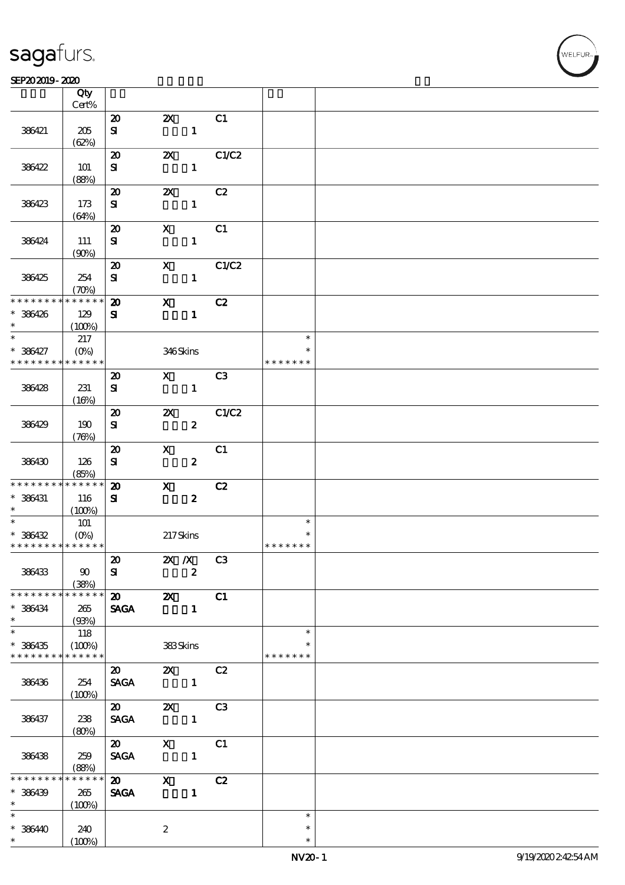| | Qty Cert% | | | | | |
|---|---|---|---|---|---|---|
| 386421 | 205 (62%) | 20 SI | 2X 1 | C1 | | |
| 386422 | 101 (88%) | 20 SI | 2X 1 | C1/C2 | | |
| 386423 | 173 (64%) | 20 SI | 2X 1 | C2 | | |
| 386424 | 111 (90%) | 20 SI | X 1 | C1 | | |
| 386425 | 254 (70%) | 20 SI | X 1 | C1/C2 | | |
| * * * * * * * * * * * * * * * 386426 * | 129 (100%) | 20 SI | X 1 | C2 | | |
| * * 386427 * * * * * * * * * * * * * * | 217 (0%) | | 346 Skins | | * * * * * * * * * | |
| 386428 | 231 (16%) | 20 SI | X 1 | C3 | | |
| 386429 | 190 (76%) | 20 SI | 2X 2 | C1/C2 | | |
| 386430 | 126 (85%) | 20 SI | X 2 | C1 | | |
| * * * * * * * * * * * * * * * 386431 * | 116 (100%) | 20 SI | X 2 | C2 | | |
| * * 386432 * * * * * * * * * * * * * * | 101 (0%) | | 217 Skins | | * * * * * * * * * | |
| 386433 | 90 (38%) | 20 SI | 2X /X 2 | C3 | | |
| * * * * * * * * * * * * * * * 386434 * | 265 (93%) | 20 SAGA | 2X 1 | C1 | | |
| * * 386435 * * * * * * * * * * * * * * | 118 (100%) | | 383 Skins | | * * * * * * * * * | |
| 386436 | 254 (100%) | 20 SAGA | 2X 1 | C2 | | |
| 386437 | 238 (80%) | 20 SAGA | 2X 1 | C3 | | |
| 386438 | 259 (88%) | 20 SAGA | X 1 | C1 | | |
| * * * * * * * * * * * * * * * 386439 * | 265 (100%) | 20 SAGA | X 1 | C2 | | |
| * * 386440 * | 240 (100%) | | 2 | | * * * | |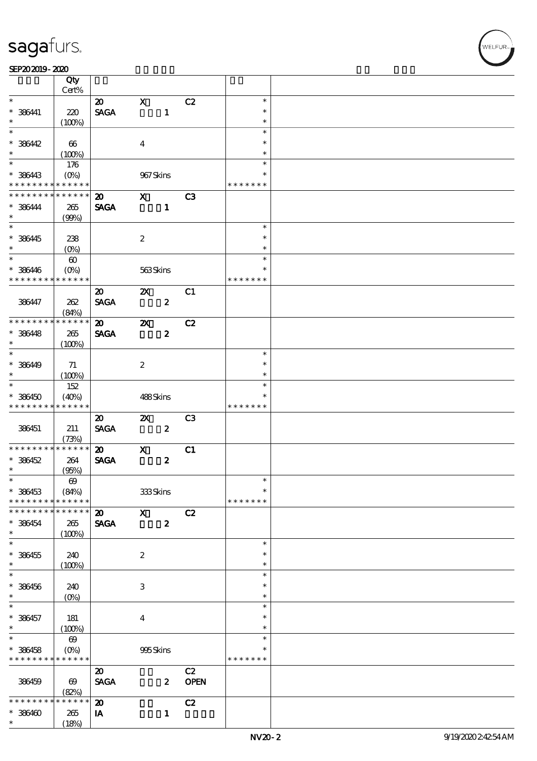| | Qty Cert% | | | | | |
|---|---|---|---|---|---|---|
| * * 386441 * | 220 (100%) | 20 SAGA | X 1 | C2 | * * * | |
| * * 386442 * | 66 (100%) | | 4 | | * * * | |
| * * 386443 * * * * * * * * * * * * * | 176 (0%) | | 967 Skins | | * * * * * * * * * | |
| * * * * * * * * * * * * * * 386444 * | 265 (99%) | 20 SAGA | X 1 | C3 | | |
| * * 386445 * | 238 (0%) | | 2 | | * * * | |
| * * 386446 * * * * * * * * * * * * * | 60 (0%) | | 563 Skins | | * * * * * * * * * | |
| 386447 | 262 (84%) | 20 SAGA | 2X 2 | C1 | | |
| * * * * * * * * * * * * * * 386448 * | 265 (100%) | 20 SAGA | 2X 2 | C2 | | |
| * * 386449 * | 71 (100%) | | 2 | | * * * | |
| * * 386450 * * * * * * * * * * * * * | 152 (40%) | | 488 Skins | | * * * * * * * * * | |
| 386451 | 211 (73%) | 20 SAGA | 2X 2 | C3 | | |
| * * * * * * * * * * * * * * 386452 * | 264 (95%) | 20 SAGA | X 2 | C1 | | |
| * * 386453 * * * * * * * * * * * * * | 69 (84%) | | 333 Skins | | * * * * * * * * * | |
| * * * * * * * * * * * * * * 386454 * | 265 (100%) | 20 SAGA | X 2 | C2 | | |
| * * 386455 * | 240 (100%) | | 2 | | * * * | |
| * * 386456 * | 240 (0%) | | 3 | | * * * | |
| * * 386457 * | 181 (100%) | | 4 | | * * * | |
| * * 386458 * * * * * * * * * * * * * | 69 (0%) | | 995 Skins | | * * * * * * * * * | |
| 386459 | 69 (82%) | 20 SAGA | 2 | C2 OPEN | | |
| * * * * * * * * * * * * * * 386460 * | 265 (18%) | 20 IA | 1 | C2 | | |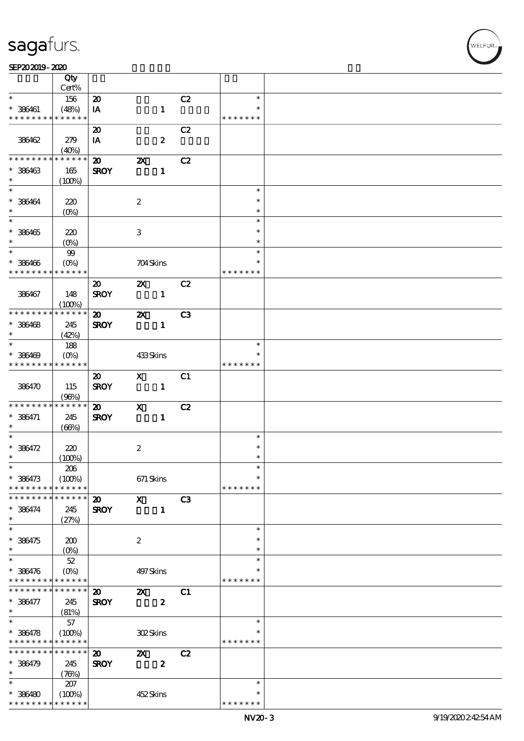| | Qty Cert% | | | | | |
|---|---|---|---|---|---|---|
| * * 386461 * * * * * * * * * * * * * | 156 (48%) | 20 IA | 1 | C2 | * * * * * * * * * | |
| 386462 | 279 (40%) | 20 IA | 2 | C2 | | |
| * * * * * * * * * * * * * * 386463 * | 165 (100%) | 20 SROY | 2X 1 | C2 | | |
| * * 386464 * | 220 (0%) | | 2 | | * * * | |
| * * 386465 * | 220 (0%) | | 3 | | * * * | |
| * * 386466 * * * * * * * * * * * * * | 99 (0%) | | 704 Skins | | * * * * * * * * * | |
| 386467 | 148 (100%) | 20 SROY | 2X 1 | C2 | | |
| * * * * * * * * * * * * * * 386468 * | 245 (42%) | 20 SROY | 2X 1 | C3 | | |
| * * 386469 * * * * * * * * * * * * * | 188 (0%) | | 433 Skins | | * * * * * * * * * | |
| 386470 | 115 (96%) | 20 SROY | X 1 | C1 | | |
| * * * * * * * * * * * * * * 386471 * | 245 (66%) | 20 SROY | X 1 | C2 | | |
| * * 386472 * | 220 (100%) | | 2 | | * * * | |
| * * 386473 * * * * * * * * * * * * * | 206 (100%) | | 671 Skins | | * * * * * * * * * | |
| * * * * * * * * * * * * * * 386474 * | 245 (27%) | 20 SROY | X 1 | C3 | | |
| * * 386475 * | 200 (0%) | | 2 | | * * * | |
| * * 386476 * * * * * * * * * * * * * | 52 (0%) | | 497 Skins | | * * * * * * * * * | |
| * * * * * * * * * * * * * * 386477 * | 245 (81%) | 20 SROY | 2X 2 | C1 | | |
| * * 386478 * * * * * * * * * * * * * | 57 (100%) | | 302 Skins | | * * * * * * * * * | |
| * * * * * * * * * * * * * * 386479 * | 245 (76%) | 20 SROY | 2X 2 | C2 | | |
| * * 386480 * * * * * * * * * * * * * | 207 (100%) | | 452 Skins | | * * * * * * * * * | |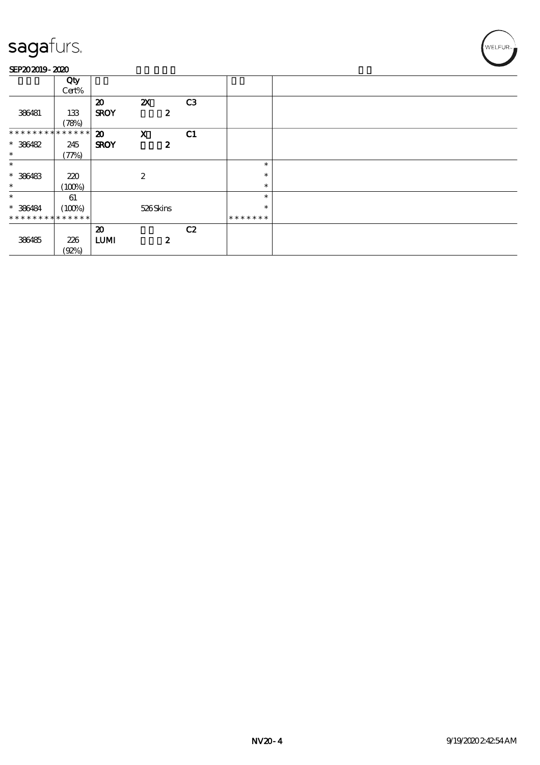| | Qty Cert% | | | | | |
|---|---|---|---|---|---|---|
| 386481 | 133 (78%) | 20 SROY | 2X 2 | C3 | | |
| * * * * * * * * * * * * * * * 386482 * | 245 (77%) | 20 SROY | X 2 | C1 | | |
| * * 386483 * | 220 (100%) | | 2 | | * * * | |
| * * 386484 * * * * * * * * * * * * * * | 61 (100%) | | 526 Skins | | * * * * * * * * * | |
| 386485 | 226 (92%) | 20 LUMI | 2 | C2 | | |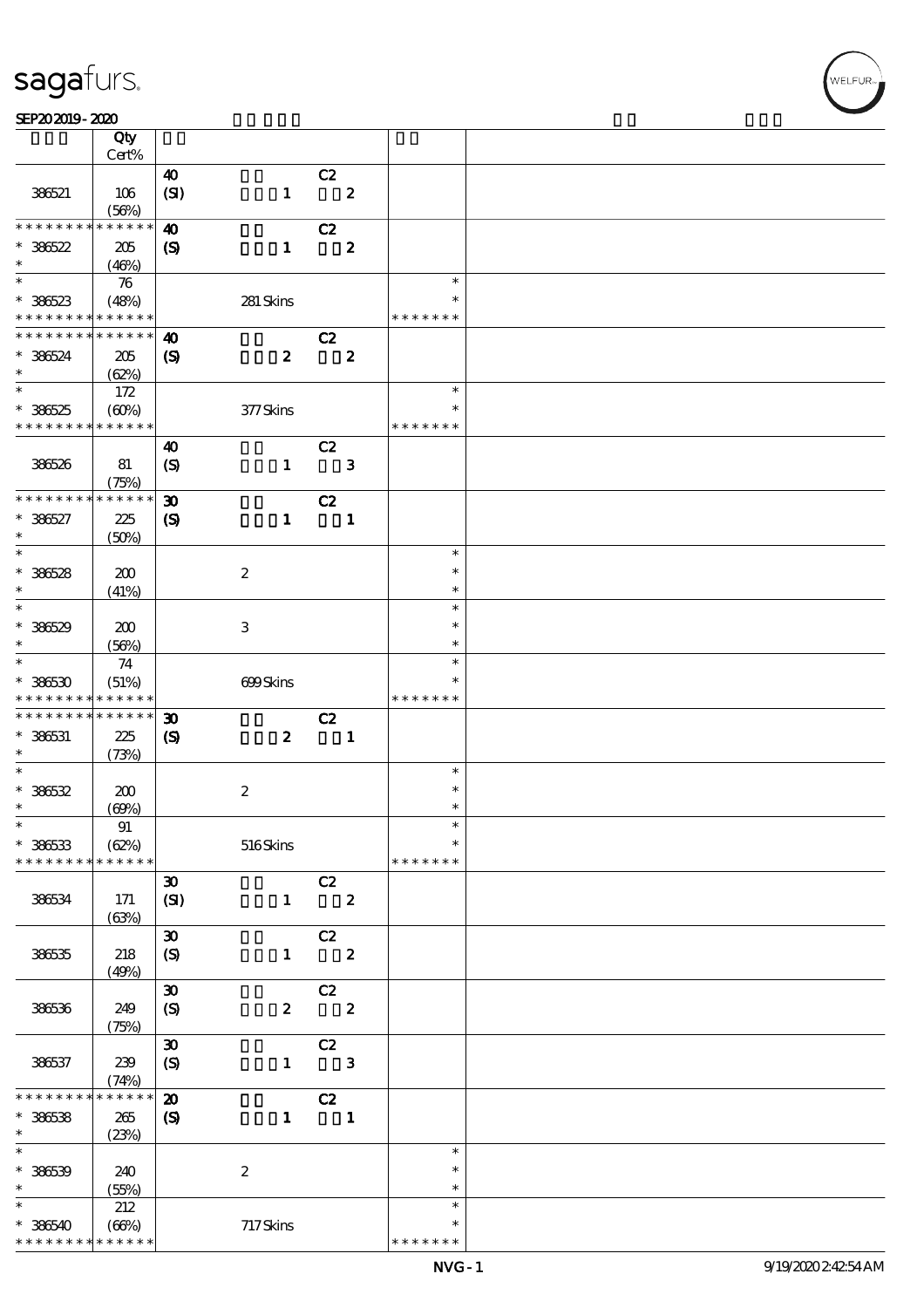# sagafurs.

SEP20 2019 - 2020

| | Qty Cert% | | | |
|---|---|---|---|---|
| 386521 | 106 (56%) | 40 (SI) 1 C2 2 | | |
| * * * * * * * * * * * * * * 386522 * | 205 (46%) | 40 (S) 1 C2 2 | | |
| * * 386523 * * * * * * * * * * * * * * | 76 (48%) | 281 Skins | * * * * * * * * * | |
| * * * * * * * * * * * * * * 386524 * | 205 (62%) | 40 (S) 2 C2 2 | | |
| * * 386525 * * * * * * * * * * * * * * | 172 (60%) | 377 Skins | * * * * * * * * * | |
| 386526 | 81 (75%) | 40 (S) 1 C2 3 | | |
| * * * * * * * * * * * * * * 386527 * | 225 (50%) | 30 (S) 1 C2 1 | | |
| * * 386528 * | 200 (41%) | 2 | * * * | |
| * * 386529 * | 200 (56%) | 3 | * * * | |
| * * 386530 * * * * * * * * * * * * * * | 74 (51%) | 699 Skins | * * * * * * * * * | |
| * * * * * * * * * * * * * * 386531 * | 225 (73%) | 30 (S) 2 C2 1 | | |
| * * 386532 * | 200 (69%) | 2 | * * * | |
| * * 386533 * * * * * * * * * * * * * * | 91 (62%) | 516 Skins | * * * * * * * * * | |
| 386534 | 171 (63%) | 30 (SI) 1 C2 2 | | |
| 386535 | 218 (49%) | 30 (S) 1 C2 2 | | |
| 386536 | 249 (75%) | 30 (S) 2 C2 2 | | |
| 386537 | 239 (74%) | 30 (S) 1 C2 3 | | |
| * * * * * * * * * * * * * * 386538 * | 265 (23%) | 20 (S) 1 C2 1 | | |
| * * 386539 * | 240 (55%) | 2 | * * * | |
| * * 386540 * * * * * * * * * * * * * * | 212 (66%) | 717 Skins | * * * * * * * * * | |

NVG - 1 9/19/2020 2:42:54 AM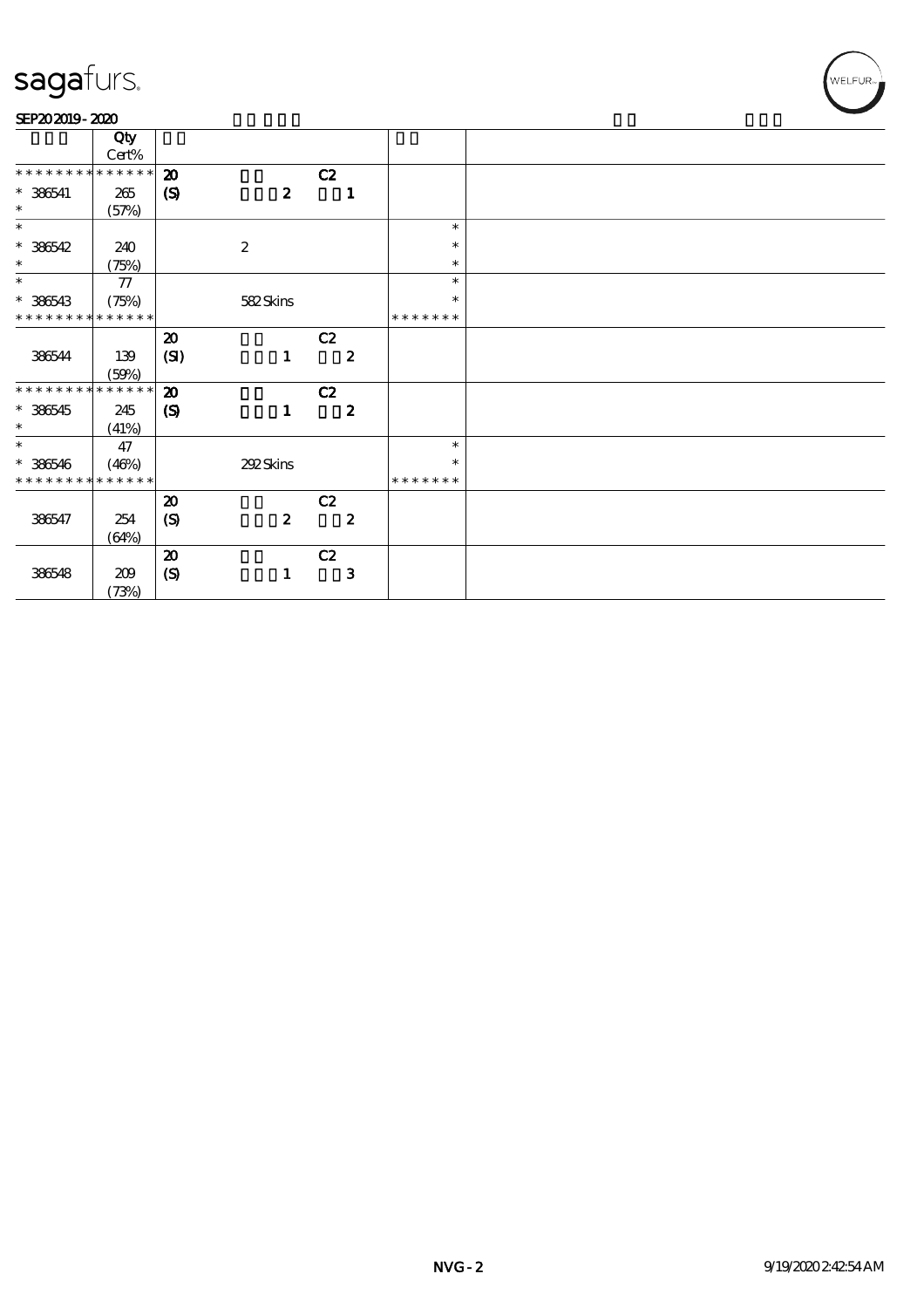# sagafurs.

SEP20 2019 - 2020

| | Qty Cert% | | | | | |
|---|---|---|---|---|---|---|
| * * * * * * * * * * * * * * | 20 | | C2 | | | |
| * 386541 | 265 | (S) | 2 | 1 | | |
| * | (57%) | | | | | |
| * | | | | | * | |
| * 386542 | 240 | | 2 | | * | |
| * | (75%) | | | | * | |
| * | 77 | | | | * | |
| * 386543 | (75%) | | 582 Skins | | * | |
| * * * * * * * * * * * * * * | | | | | * * * * * * * | |
| | | 20 | | C2 | | |
| 386544 | 139 | (SI) | 1 | 2 | | |
| | (59%) | | | | | |
| * * * * * * * * * * * * * * | | 20 | | C2 | | |
| * 386545 | 245 | (S) | 1 | 2 | | |
| * | (41%) | | | | | |
| * | 47 | | | | * | |
| * 386546 | (46%) | | 292 Skins | | * | |
| * * * * * * * * * * * * * * | | | | | * * * * * * * | |
| | | 20 | | C2 | | |
| 386547 | 254 | (S) | 2 | 2 | | |
| | (64%) | | | | | |
| | | 20 | | C2 | | |
| 386548 | 209 | (S) | 1 | 3 | | |
| | (73%) | | | | | |

NVG - 2 9/19/2020 2:42:54 AM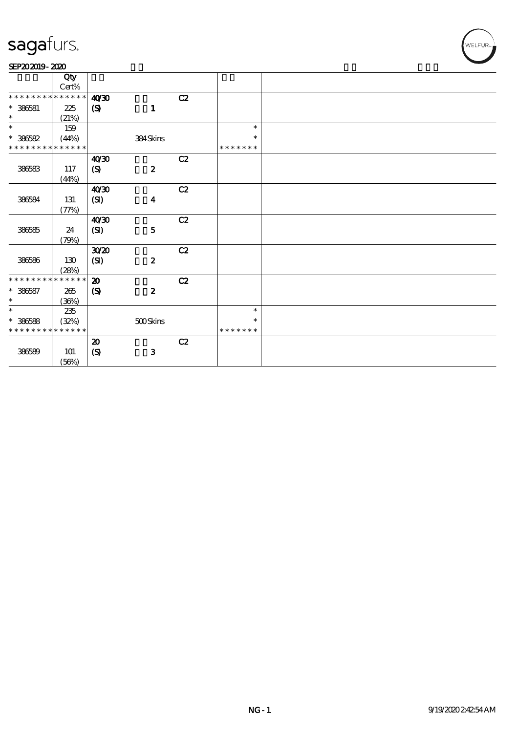sagafurs.

SEP20 2019 - 2020

| | Qty<br>Cert% | | | |
|---|---|---|---|---|
| * * * * * * * * * * * * * * | 40/30 | | C2 | |
| * 386581 | 225 | (S) 1 | | |
| * | (21%) | | | |
| * | 159 | | | * |
| * 386582 | (44%) | 384 Skins | | * |
| * * * * * * * * * * * * * * | | | | * * * * * * * |
| | | 40/30 | C2 | |
| 386583 | 117 | (S) 2 | | |
| | (44%) | | | |
| | | 40/30 | C2 | |
| 386584 | 131 | (SI) 4 | | |
| | (77%) | | | |
| | | 40/30 | C2 | |
| 386585 | 24 | (SI) 5 | | |
| | (79%) | | | |
| | | 30/20 | C2 | |
| 386586 | 130 | (SI) 2 | | |
| | (28%) | | | |
| * * * * * * * * * * * * * * | | 20 | C2 | |
| * 386587 | 265 | (S) 2 | | |
| * | (36%) | | | |
| * | 235 | | | * |
| * 386588 | (32%) | 500 Skins | | * |
| * * * * * * * * * * * * * * | | | | * * * * * * * |
| | | 20 | C2 | |
| 386589 | 101 | (S) 3 | | |
| | (56%) | | | |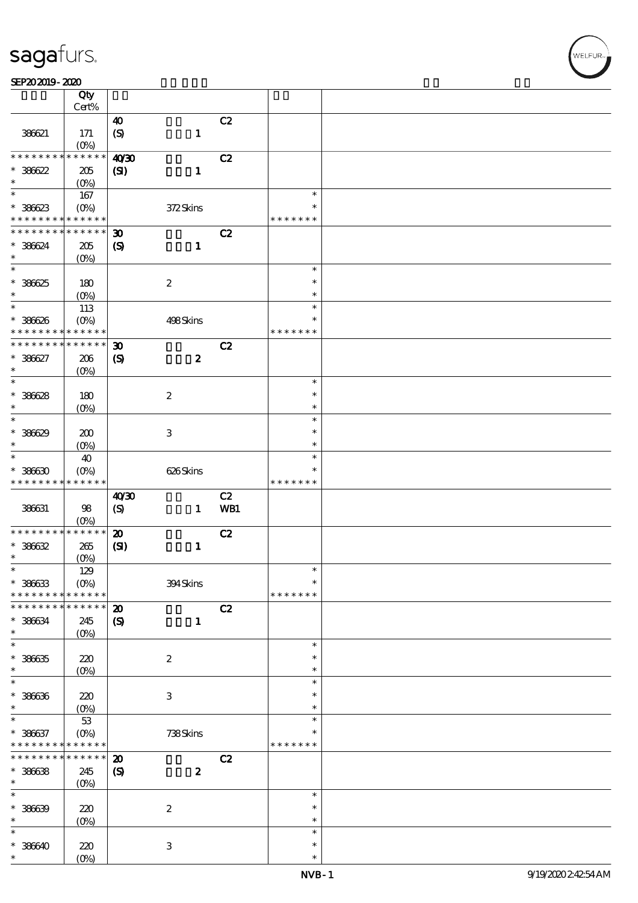| | Qty Cert% | | | | |
|---|---|---|---|---|---|
| 386621 | 171 (0%) | 40 (S) 1 | C2 | | |
| * * * * * * * * * * * * * * 386622 * | 205 (0%) | 40/30 (SI) 1 | C2 | | |
| * * 386623 * * * * * * * * * * * * * | 167 (0%) | 372 Skins | | * * * * * * * * * | |
| * * * * * * * * * * * * * * 386624 * | 205 (0%) | 30 (S) 1 | C2 | | |
| * * 386625 * | 180 (0%) | 2 | | * * * | |
| * * 386626 * * * * * * * * * * * * * | 113 (0%) | 498 Skins | | * * * * * * * * * | |
| * * * * * * * * * * * * * * 386627 * | 206 (0%) | 30 (S) 2 | C2 | | |
| * * 386628 * | 180 (0%) | 2 | | * * * | |
| * * 386629 * | 200 (0%) | 3 | | * * * | |
| * * 386630 * * * * * * * * * * * * * | 40 (0%) | 626 Skins | | * * * * * * * * * | |
| 386631 | 98 (0%) | 40/30 (S) 1 | C2 WB1 | | |
| * * * * * * * * * * * * * * 386632 * | 265 (0%) | 20 (SI) 1 | C2 | | |
| * * 386633 * * * * * * * * * * * * * | 129 (0%) | 394 Skins | | * * * * * * * * * | |
| * * * * * * * * * * * * * * 386634 * | 245 (0%) | 20 (S) 1 | C2 | | |
| * * 386635 * | 220 (0%) | 2 | | * * * | |
| * * 386636 * | 220 (0%) | 3 | | * * * | |
| * * 386637 * * * * * * * * * * * * * | 53 (0%) | 738 Skins | | * * * * * * * * * | |
| * * * * * * * * * * * * * * 386638 * | 245 (0%) | 20 (S) 2 | C2 | | |
| * * 386639 * | 220 (0%) | 2 | | * * * | |
| * * 386640 * | 220 (0%) | 3 | | * * * | |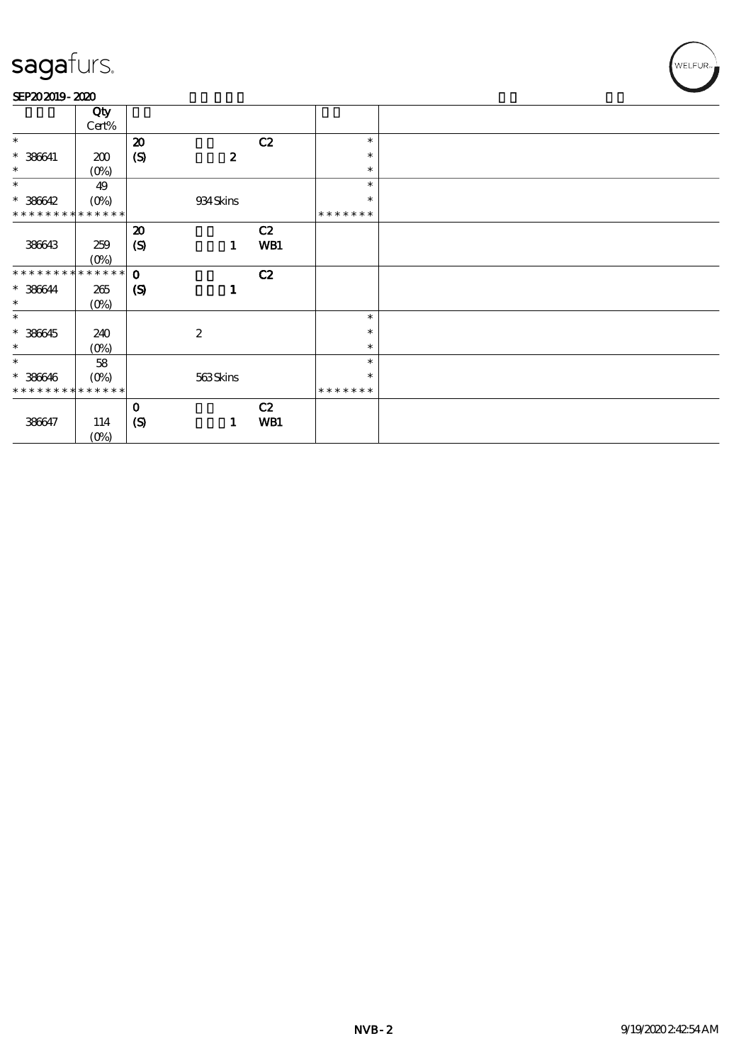sagafurs.

SEP20 2019 - 2020

| | Qty Cert% | | | | | |
|---|---|---|---|---|---|---|
| * | | 20 | | C2 | * | |
| * 386641 | 200 | (S) | 2 | | * | |
| * | (0%) | | | | * | |
| * | 49 | | | | * | |
| * 386642 | (0%) | | 934 Skins | | * | |
| * * * * * * * * * * * * * * | | | | | * * * * * * * | |
| | | 20 | | C2 | | |
| 386643 | 259 | (S) | 1 | WB1 | | |
| | (0%) | | | | | |
| * * * * * * * * * * * * * * | | 0 | | C2 | | |
| * 386644 | 265 | (S) | 1 | | | |
| * | (0%) | | | | | |
| * | | | | | * | |
| * 386645 | 240 | | 2 | | * | |
| * | (0%) | | | | * | |
| * | 58 | | | | * | |
| * 386646 | (0%) | | 563 Skins | | * | |
| * * * * * * * * * * * * * * | | | | | * * * * * * * | |
| | | 0 | | C2 | | |
| 386647 | 114 | (S) | 1 | WB1 | | |
| | (0%) | | | | | |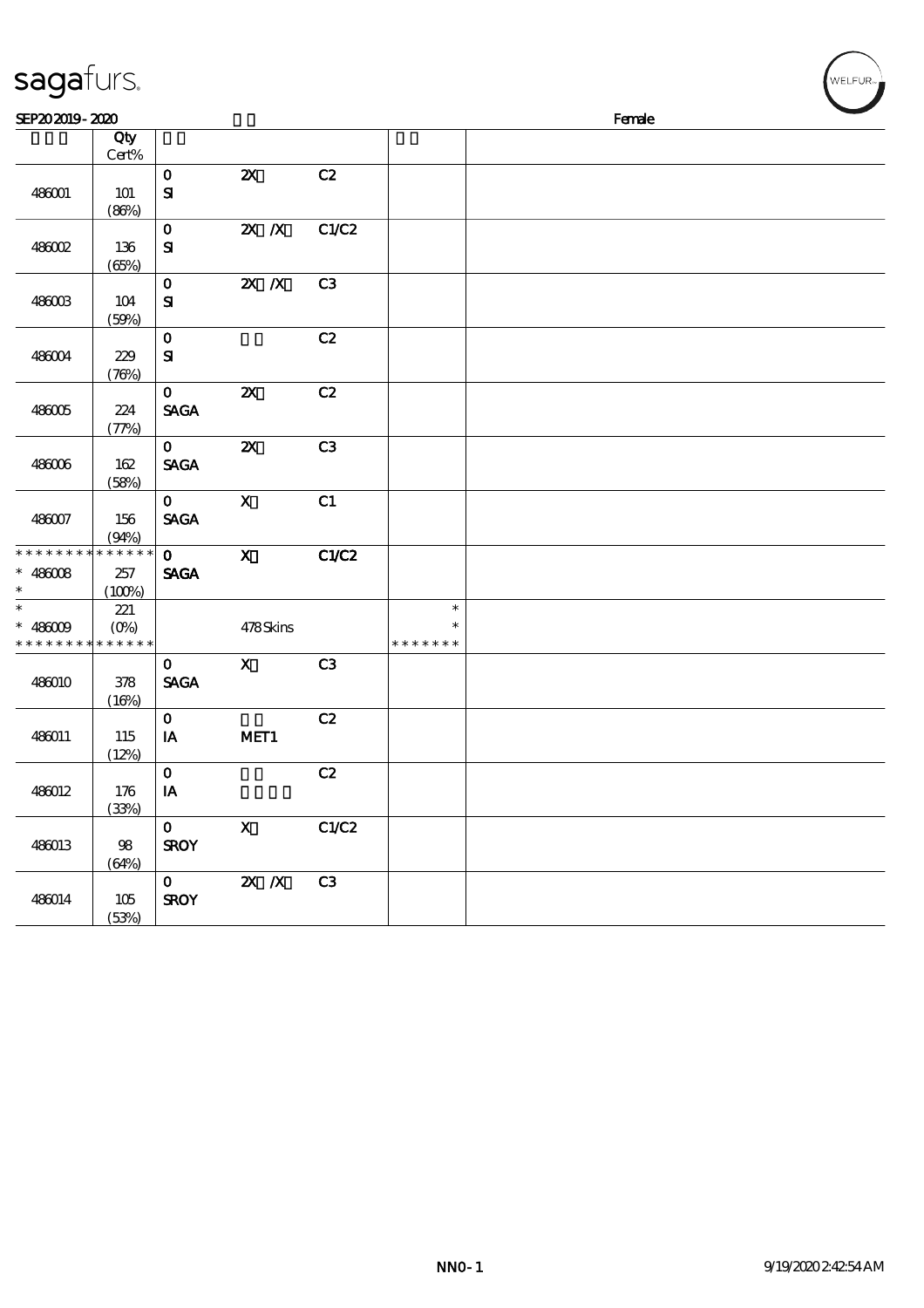sagafurs.

SEP20 2019 - 2020 Female

| | Qty Cert% | | | | | |
|---|---|---|---|---|---|---|
| 486001 | 101 (86%) | 0 SI | 2X | C2 | | |
| 486002 | 136 (65%) | 0 SI | 2X /X | C1/C2 | | |
| 486003 | 104 (59%) | 0 SI | 2X /X | C3 | | |
| 486004 | 229 (76%) | 0 SI | | C2 | | |
| 486005 | 224 (77%) | 0 SAGA | 2X | C2 | | |
| 486006 | 162 (58%) | 0 SAGA | 2X | C3 | | |
| 486007 | 156 (94%) | 0 SAGA | X | C1 | | |
| * * * * * * * * * * * * * * * 486008 * | 257 (100%) | 0 SAGA | X | C1/C2 | | |
| * * 486009 * * * * * * * * * * * * * * | 221 (0%) | | 478 Skins | | * * * * * * * * * | |
| 486010 | 378 (16%) | 0 SAGA | X | C3 | | |
| 486011 | 115 (12%) | 0 IA | MET1 | C2 | | |
| 486012 | 176 (33%) | 0 IA | | C2 | | |
| 486013 | 98 (64%) | 0 SROY | X | C1/C2 | | |
| 486014 | 105 (53%) | 0 SROY | 2X /X | C3 | | |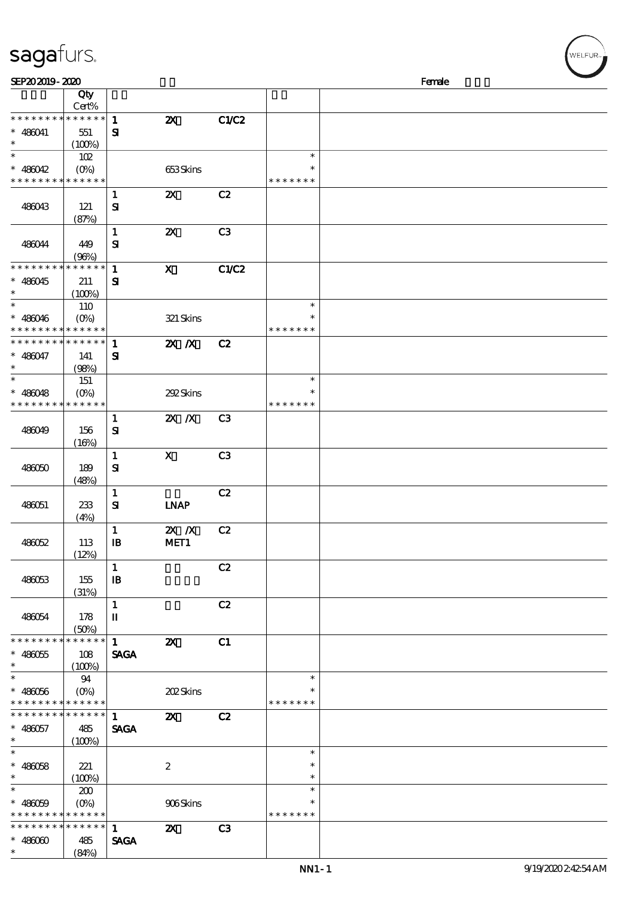| | Qty<br>Cert% | | | | | |
|---|---|---|---|---|---|---|
| * * * * * * * * * * * * * * | | 1 | 2X | C1/C2 | | |
| * 486041 | 551 | SI | | | | |
| * | (100%) | | | | | |
| * | 102 | | | | * | |
| * 486042 | (0%) | | 653 Skins | | * | |
| * * * * * * * * * * * * * * | | | | | * * * * * * * | |
| | | 1 | 2X | C2 | | |
| 486043 | 121 | SI | | | | |
| | (87%) | | | | | |
| | | 1 | 2X | C3 | | |
| 486044 | 449 | SI | | | | |
| | (96%) | | | | | |
| * * * * * * * * * * * * * * | | 1 | X | C1/C2 | | |
| * 486045 | 211 | SI | | | | |
| * | (100%) | | | | | |
| * | 110 | | | | * | |
| * 486046 | (0%) | | 321 Skins | | * | |
| * * * * * * * * * * * * * * | | | | | * * * * * * * | |
| * * * * * * * * * * * * * * | | 1 | 2X /X | C2 | | |
| * 486047 | 141 | SI | | | | |
| * | (98%) | | | | | |
| * | 151 | | | | * | |
| * 486048 | (0%) | | 292 Skins | | * | |
| * * * * * * * * * * * * * * | | | | | * * * * * * * | |
| | | 1 | 2X /X | C3 | | |
| 486049 | 156 | SI | | | | |
| | (16%) | | | | | |
| | | 1 | X | C3 | | |
| 486050 | 189 | SI | | | | |
| | (48%) | | | | | |
| | | 1 | | C2 | | |
| 486051 | 233 | SI | LNAP | | | |
| | (4%) | | | | | |
| | | 1 | 2X /X | C2 | | |
| 486052 | 113 | IB | MET1 | | | |
| | (12%) | | | | | |
| | | 1 | | C2 | | |
| 486053 | 155 | IB | | | | |
| | (31%) | | | | | |
| | | 1 | | C2 | | |
| 486054 | 178 | II | | | | |
| | (50%) | | | | | |
| * * * * * * * * * * * * * * | | 1 | 2X | C1 | | |
| * 486055 | 108 | SAGA | | | | |
| * | (100%) | | | | | |
| * | 94 | | | | * | |
| * 486056 | (0%) | | 202 Skins | | * | |
| * * * * * * * * * * * * * * | | | | | * * * * * * * | |
| * * * * * * * * * * * * * * | | 1 | 2X | C2 | | |
| * 486057 | 485 | SAGA | | | | |
| * | (100%) | | | | | |
| * | | | | | * | |
| * 486058 | 221 | | 2 | | * | |
| * | (100%) | | | | * | |
| * | 200 | | | | * | |
| * 486059 | (0%) | | 906 Skins | | * | |
| * * * * * * * * * * * * * * | | | | | * * * * * * * | |
| * * * * * * * * * * * * * * | | 1 | 2X | C3 | | |
| * 486060 | 485 | SAGA | | | | |
| * | (84%) | | | | | |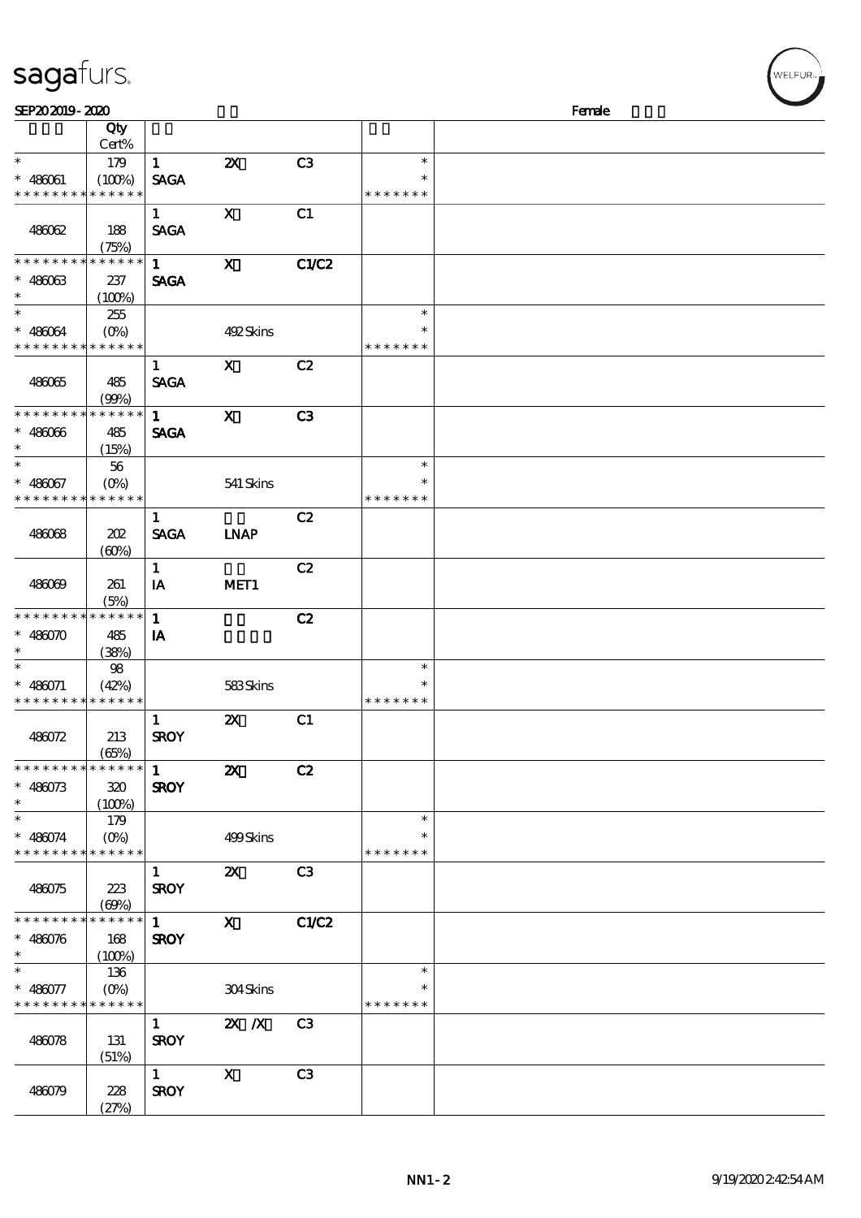| | Qty Cert% | | | | | |
|---|---|---|---|---|---|---|
| * | 179 | 1 | 2X | C3 | * | |
| * 486061 | (100%) | SAGA | | | * | |
| * * * * * * * * * * * * * * | | | | | * * * * * * * | |
| | | 1 | X | C1 | | |
| 486062 | 188 (75%) | SAGA | | | | |
| * * * * * * * * * * * * * * | | 1 | X | C1/C2 | | |
| * 486063 | 237 | SAGA | | | | |
| * | (100%) | | | | | |
| * | 255 | | | | * | |
| * 486064 | (0%) | | 492 Skins | | * | |
| * * * * * * * * * * * * * * | | | | | * * * * * * * | |
| | | 1 | X | C2 | | |
| 486065 | 485 (99%) | SAGA | | | | |
| * * * * * * * * * * * * * * | | 1 | X | C3 | | |
| * 486066 | 485 | SAGA | | | | |
| * | (15%) | | | | | |
| * | 56 | | | | * | |
| * 486067 | (0%) | | 541 Skins | | * | |
| * * * * * * * * * * * * * * | | | | | * * * * * * * | |
| | | 1 | | C2 | | |
| 486068 | 202 (60%) | SAGA | LNAP | | | |
| | | 1 | | C2 | | |
| 486069 | 261 (5%) | IA | MET1 | | | |
| * * * * * * * * * * * * * * | | 1 | | C2 | | |
| * 486070 | 485 | IA | | | | |
| * | (38%) | | | | | |
| * | 98 | | | | * | |
| * 486071 | (42%) | | 583 Skins | | * | |
| * * * * * * * * * * * * * * | | | | | * * * * * * * | |
| | | 1 | 2X | C1 | | |
| 486072 | 213 (65%) | SROY | | | | |
| * * * * * * * * * * * * * * | | 1 | 2X | C2 | | |
| * 486073 | 320 | SROY | | | | |
| * | (100%) | | | | | |
| * | 179 | | | | * | |
| * 486074 | (0%) | | 499 Skins | | * | |
| * * * * * * * * * * * * * * | | | | | * * * * * * * | |
| | | 1 | 2X | C3 | | |
| 486075 | 223 (69%) | SROY | | | | |
| * * * * * * * * * * * * * * | | 1 | X | C1/C2 | | |
| * 486076 | 168 | SROY | | | | |
| * | (100%) | | | | | |
| * | 136 | | | | * | |
| * 486077 | (0%) | | 304 Skins | | * | |
| * * * * * * * * * * * * * * | | | | | * * * * * * * | |
| | | 1 | 2X /X | C3 | | |
| 486078 | 131 (51%) | SROY | | | | |
| | | 1 | X | C3 | | |
| 486079 | 228 (27%) | SROY | | | | |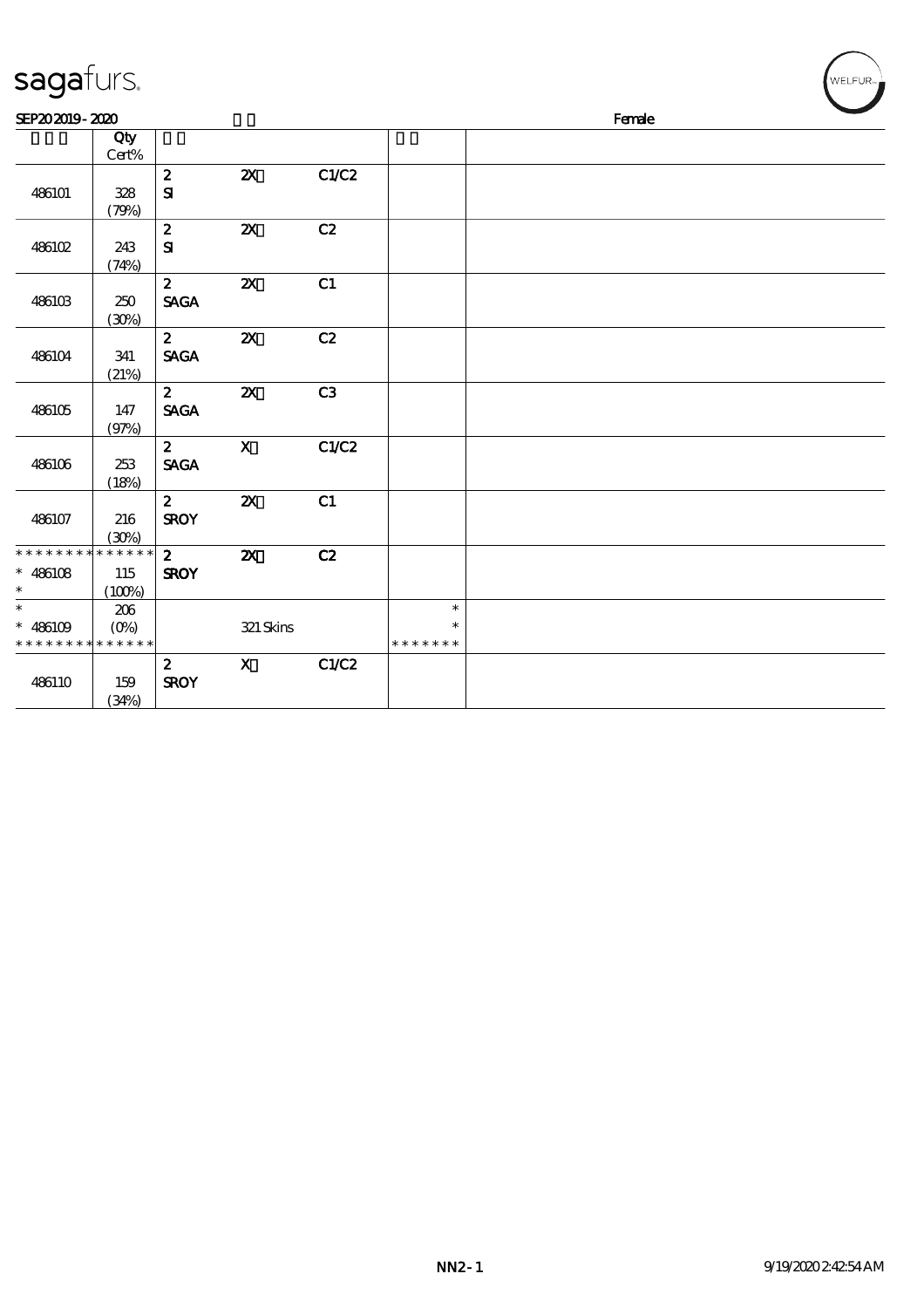sagafurs.

SEP20 2019 - 2020 Female

| | Qty Cert% | | | | | |
|---|---|---|---|---|---|---|
| 486101 | 328 (79%) | 2 SI | 2X | C1/C2 | | |
| 486102 | 243 (74%) | 2 SI | 2X | C2 | | |
| 486103 | 250 (30%) | 2 SAGA | 2X | C1 | | |
| 486104 | 341 (21%) | 2 SAGA | 2X | C2 | | |
| 486105 | 147 (97%) | 2 SAGA | 2X | C3 | | |
| 486106 | 253 (18%) | 2 SAGA | X | C1/C2 | | |
| 486107 | 216 (30%) | 2 SROY | 2X | C1 | | |
| * * * * * * * * * * * * * * * 486108 * | 115 (100%) | 2 SROY | 2X | C2 | | |
| * * 486109 * * * * * * * * * * * * * | 206 (0%) | | 321 Skins | | * * * * * * * * * | |
| 486110 | 159 (34%) | 2 SROY | X | C1/C2 | | |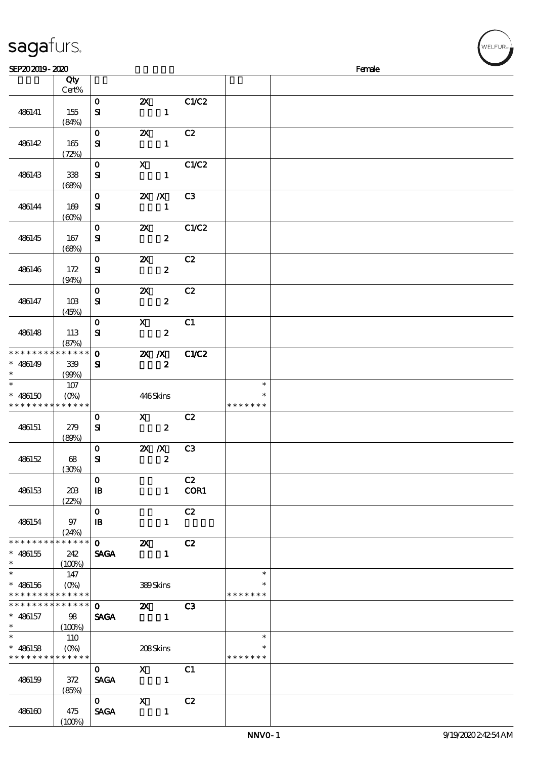sagafurs.

SEP20 2019 - 2020 Female

| | Qty Cert% | | | | | |
|---|---|---|---|---|---|---|
| 486141 | 155 (84%) | 0 SI | 2X 1 | C1/C2 | | |
| 486142 | 165 (72%) | 0 SI | 2X 1 | C2 | | |
| 486143 | 338 (68%) | 0 SI | X 1 | C1/C2 | | |
| 486144 | 169 (60%) | 0 SI | 2X /X 1 | C3 | | |
| 486145 | 167 (68%) | 0 SI | 2X 2 | C1/C2 | | |
| 486146 | 172 (94%) | 0 SI | 2X 2 | C2 | | |
| 486147 | 103 (45%) | 0 SI | 2X 2 | C2 | | |
| 486148 | 113 (87%) | 0 SI | X 2 | C1 | | |
| * * * * * * * * * * * * * * * 486149 * | 339 (99%) | 0 SI | 2X /X 2 | C1/C2 | | |
| * * 486150 * * * * * * * * * * * * * | 107 (0%) | | 446 Skins | | * * * * * * * * * | |
| 486151 | 279 (89%) | 0 SI | X 2 | C2 | | |
| 486152 | 68 (30%) | 0 SI | 2X /X 2 | C3 | | |
| 486153 | 203 (22%) | 0 IB | 1 | C2 COR1 | | |
| 486154 | 97 (24%) | 0 IB | 1 | C2 | | |
| * * * * * * * * * * * * * * * 486155 * | 242 (100%) | 0 SAGA | 2X 1 | C2 | | |
| * * 486156 * * * * * * * * * * * * * | 147 (0%) | | 389 Skins | | * * * * * * * * * | |
| * * * * * * * * * * * * * * * 486157 * | 98 (100%) | 0 SAGA | 2X 1 | C3 | | |
| * * 486158 * * * * * * * * * * * * * | 110 (0%) | | 208 Skins | | * * * * * * * * * | |
| 486159 | 372 (85%) | 0 SAGA | X 1 | C1 | | |
| 486160 | 475 (100%) | 0 SAGA | X 1 | C2 | | |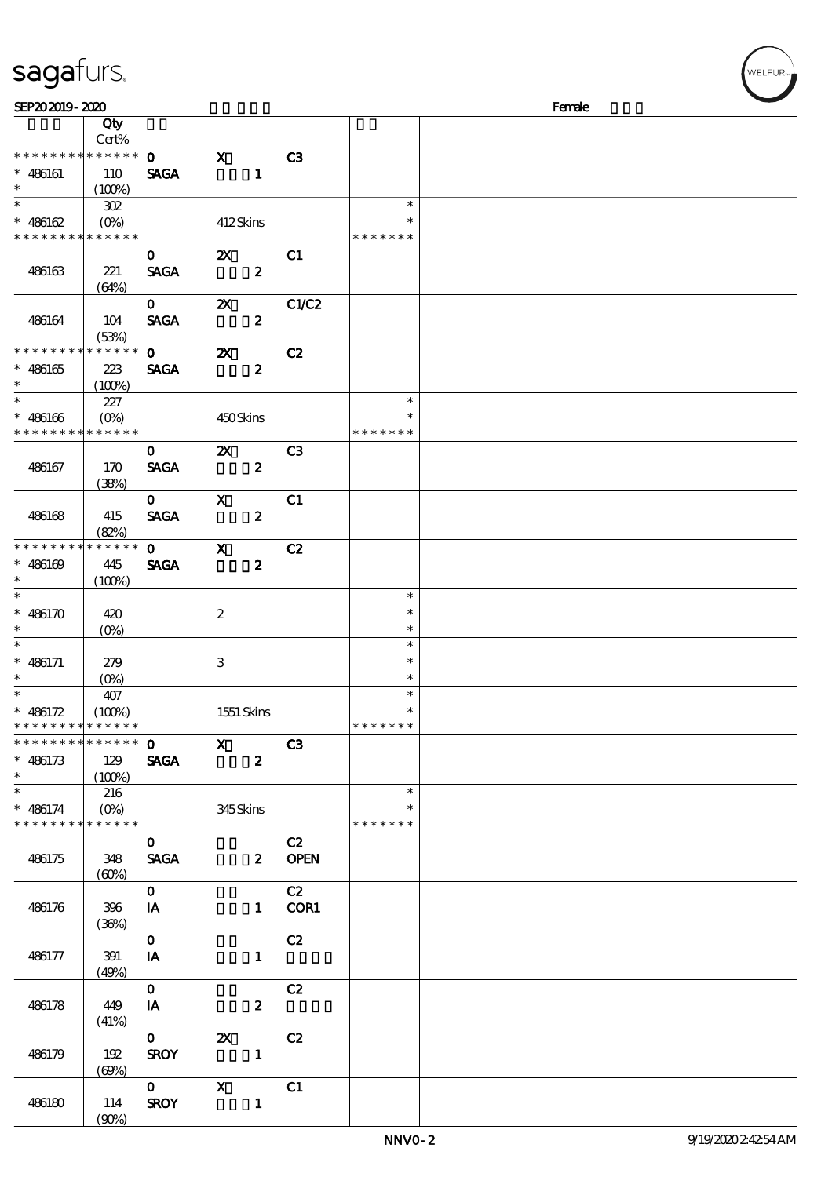sagafurs.

SEP20 2019 - 2020 Female

| | Qty Cert% | | | | | |
|---|---|---|---|---|---|---|
| * * * * * * * * * * * * * * | | 0 | X | C3 | | |
| * 486161 | 110 | SAGA | 1 | | | |
| * | (100%) | | | | | |
| * | 302 | | | | * | |
| * 486162 | (0%) | | 412 Skins | | * | |
| * * * * * * * * * * * * * * | | | | | * * * * * * * | |
| | | 0 | 2X | C1 | | |
| 486163 | 221 (64%) | SAGA | 2 | | | |
| | | 0 | 2X | C1/C2 | | |
| 486164 | 104 (53%) | SAGA | 2 | | | |
| * * * * * * * * * * * * * * | | 0 | 2X | C2 | | |
| * 486165 | 223 | SAGA | 2 | | | |
| * | (100%) | | | | | |
| * | 227 | | | | * | |
| * 486166 | (0%) | | 450 Skins | | * | |
| * * * * * * * * * * * * * * | | | | | * * * * * * * | |
| | | 0 | 2X | C3 | | |
| 486167 | 170 (38%) | SAGA | 2 | | | |
| | | 0 | X | C1 | | |
| 486168 | 415 (82%) | SAGA | 2 | | | |
| * * * * * * * * * * * * * * | | 0 | X | C2 | | |
| * 486169 | 445 | SAGA | 2 | | | |
| * | (100%) | | | | | |
| * | | | | | * | |
| * 486170 | 420 | | 2 | | * | |
| * | (0%) | | | | * | |
| * | | | | | * | |
| * 486171 | 279 | | 3 | | * | |
| * | (0%) | | | | * | |
| * | 407 | | | | * | |
| * 486172 | (100%) | | 1551 Skins | | * | |
| * * * * * * * * * * * * * * | | | | | * * * * * * * | |
| * * * * * * * * * * * * * * | | 0 | X | C3 | | |
| * 486173 | 129 | SAGA | 2 | | | |
| * | (100%) | | | | | |
| * | 216 | | | | * | |
| * 486174 | (0%) | | 345 Skins | | * | |
| * * * * * * * * * * * * * * | | | | | * * * * * * * | |
| | | 0 | | C2 | | |
| 486175 | 348 (60%) | SAGA | 2 | OPEN | | |
| | | 0 | | C2 | | |
| 486176 | 396 (36%) | IA | 1 | COR1 | | |
| | | 0 | | C2 | | |
| 486177 | 391 (49%) | IA | 1 | | | |
| | | 0 | | C2 | | |
| 486178 | 449 (41%) | IA | 2 | | | |
| | | 0 | 2X | C2 | | |
| 486179 | 192 (69%) | SROY | 1 | | | |
| | | 0 | X | C1 | | |
| 486180 | 114 (90%) | SROY | 1 | | | |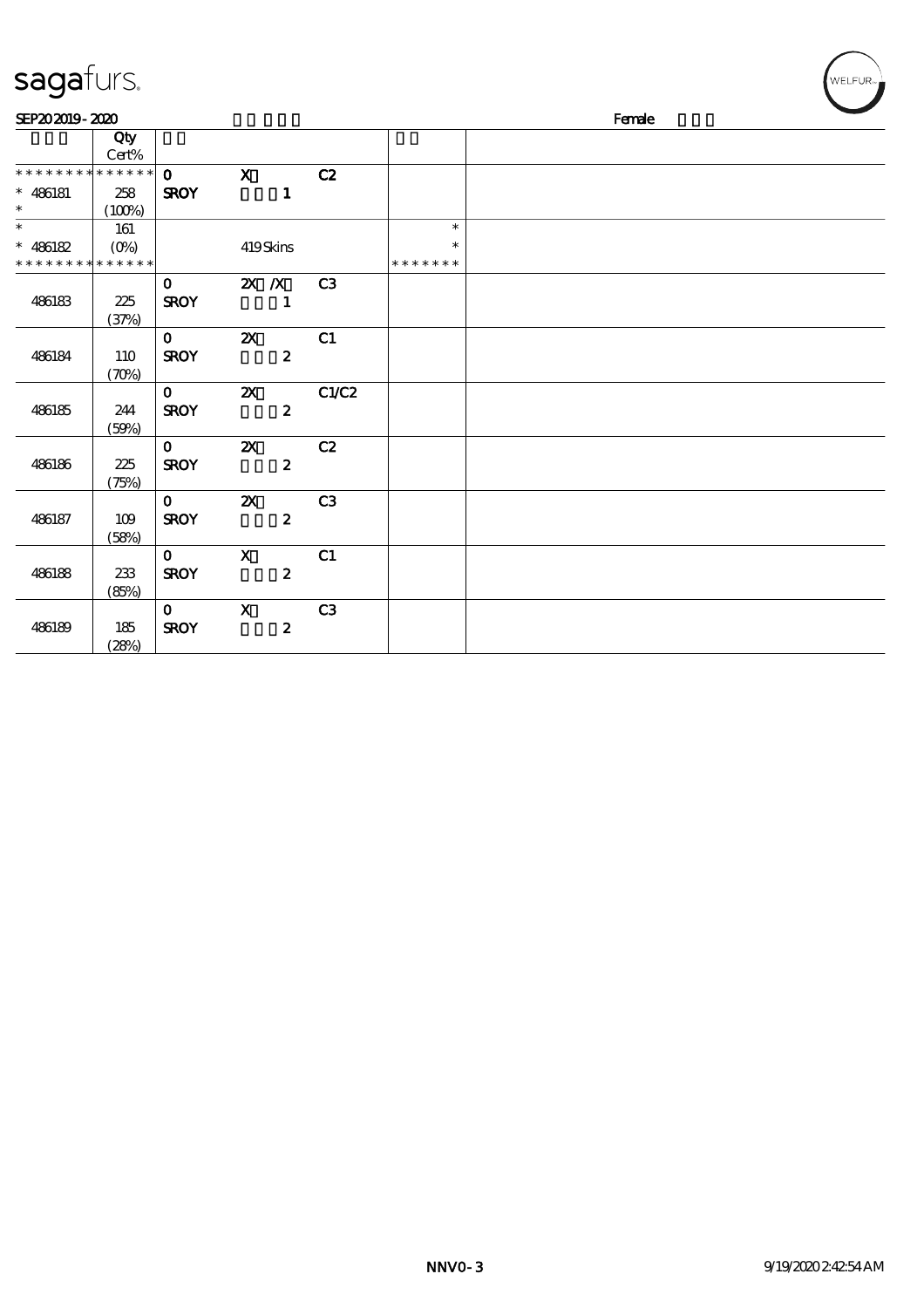sagafurs.

SEP20 2019 - 2020 Female

| | Qty Cert% | | | | | |
|---|---|---|---|---|---|---|
| * * * * * * * * * * * * * * | | 0 | X | C2 | | |
| * 486181 | 258 | SROY | 1 | | | |
| * | (100%) | | | | | |
| * | 161 | | | | * | |
| * 486182 | (0%) | | 419 Skins | | * | |
| * * * * * * * * * * * * * * | | | | | * * * * * * * | |
| | | 0 | 2X /X | C3 | | |
| 486183 | 225 | SROY | 1 | | | |
| | (37%) | | | | | |
| | | 0 | 2X | C1 | | |
| 486184 | 110 | SROY | 2 | | | |
| | (70%) | | | | | |
| | | 0 | 2X | C1/C2 | | |
| 486185 | 244 | SROY | 2 | | | |
| | (59%) | | | | | |
| | | 0 | 2X | C2 | | |
| 486186 | 225 | SROY | 2 | | | |
| | (75%) | | | | | |
| | | 0 | 2X | C3 | | |
| 486187 | 109 | SROY | 2 | | | |
| | (58%) | | | | | |
| | | 0 | X | C1 | | |
| 486188 | 233 | SROY | 2 | | | |
| | (85%) | | | | | |
| | | 0 | X | C3 | | |
| 486189 | 185 | SROY | 2 | | | |
| | (28%) | | | | | |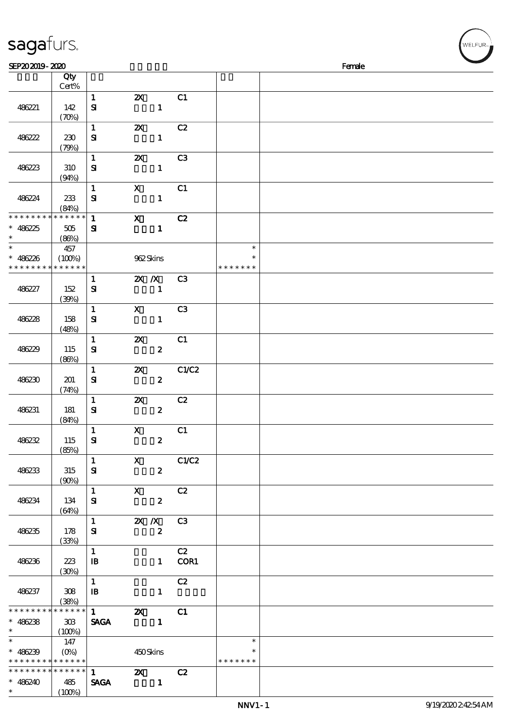SEP20 2019 - 2020 Female

| | Qty Cert% | | | | | |
|---|---|---|---|---|---|---|
| 486221 | 142 (70%) | 1 SI | 2X 1 | C1 | | |
| 486222 | 230 (79%) | 1 SI | 2X 1 | C2 | | |
| 486223 | 310 (94%) | 1 SI | 2X 1 | C3 | | |
| 486224 | 233 (84%) | 1 SI | X 1 | C1 | | |
| * * * * * * * * * * * * * * 486225 * | 505 (86%) | 1 SI | X 1 | C2 | | |
| * 486226 * * * * * * * * * * * * * * | 457 (100%) | | 962 Skins | | * * * * * * * * * | |
| 486227 | 152 (39%) | 1 SI | 2X /X 1 | C3 | | |
| 486228 | 158 (48%) | 1 SI | X 1 | C3 | | |
| 486229 | 115 (86%) | 1 SI | 2X 2 | C1 | | |
| 486230 | 201 (74%) | 1 SI | 2X 2 | C1/C2 | | |
| 486231 | 181 (84%) | 1 SI | 2X 2 | C2 | | |
| 486232 | 115 (85%) | 1 SI | X 2 | C1 | | |
| 486233 | 315 (90%) | 1 SI | X 2 | C1/C2 | | |
| 486234 | 134 (64%) | 1 SI | X 2 | C2 | | |
| 486235 | 178 (33%) | 1 SI | 2X /X 2 | C3 | | |
| 486236 | 223 (30%) | 1 IB | 1 | C2 COR1 | | |
| 486237 | 308 (38%) | 1 IB | 1 | C2 | | |
| * * * * * * * * * * * * * * 486238 * | 303 (100%) | 1 SAGA | 2X 1 | C1 | | |
| * 486239 * * * * * * * * * * * * * * | 147 (0%) | | 450 Skins | | * * * * * * * * * | |
| * * * * * * * * * * * * * * 486240 * | 485 (100%) | 1 SAGA | 2X 1 | C2 | | |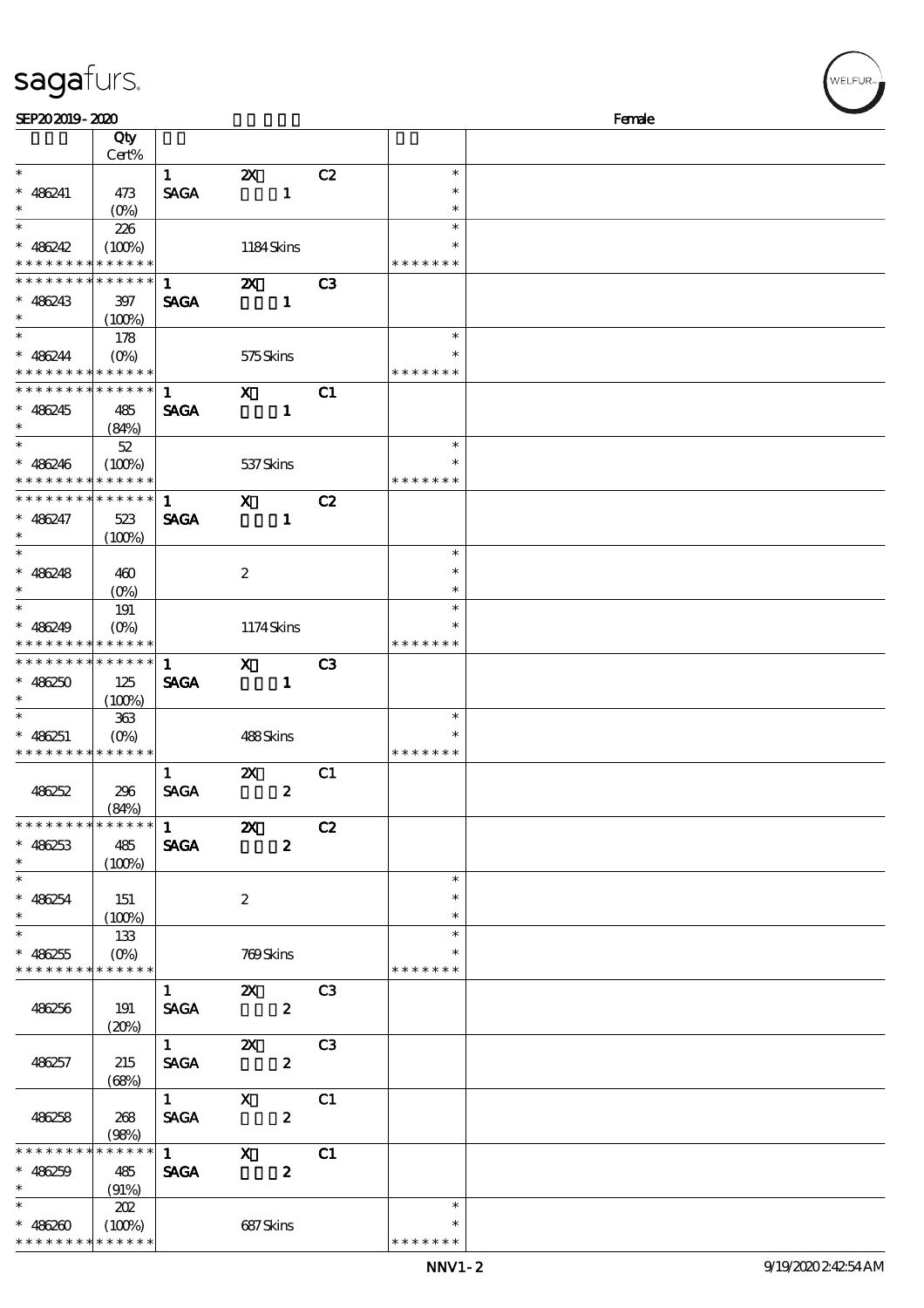SEP20 2019 - 2020 Female

| | Qty Cert% | | | | | |
|---|---|---|---|---|---|---|
| * | | 1 | 2X | C2 | * | |
| * 486241 | 473 | SAGA | 1 | | * | |
| * | (0%) | | | | * | |
| * | 226 | | | | * | |
| * 486242 | (100%) | | 1184 Skins | | * | |
| * * * * * * * * * * * * * * | | | | | * * * * * * * | |
| * * * * * * * * * * * * * * | | 1 | 2X | C3 | | |
| * 486243 | 397 | SAGA | 1 | | | |
| * | (100%) | | | | | |
| * | 178 | | | | * | |
| * 486244 | (0%) | | 575 Skins | | * | |
| * * * * * * * * * * * * * * | | | | | * * * * * * * | |
| * * * * * * * * * * * * * * | | 1 | X | C1 | | |
| * 486245 | 485 | SAGA | 1 | | | |
| * | (84%) | | | | | |
| * | 52 | | | | * | |
| * 486246 | (100%) | | 537 Skins | | * | |
| * * * * * * * * * * * * * * | | | | | * * * * * * * | |
| * * * * * * * * * * * * * * | | 1 | X | C2 | | |
| * 486247 | 523 | SAGA | 1 | | | |
| * | (100%) | | | | | |
| * | | | | | * | |
| * 486248 | 460 | | 2 | | * | |
| * | (0%) | | | | * | |
| * | 191 | | | | * | |
| * 486249 | (0%) | | 1174 Skins | | * | |
| * * * * * * * * * * * * * * | | | | | * * * * * * * | |
| * * * * * * * * * * * * * * | | 1 | X | C3 | | |
| * 486250 | 125 | SAGA | 1 | | | |
| * | (100%) | | | | | |
| * | 363 | | | | * | |
| * 486251 | (0%) | | 488 Skins | | * | |
| * * * * * * * * * * * * * * | | | | | * * * * * * * | |
| | | 1 | 2X | C1 | | |
| 486252 | 296 | SAGA | 2 | | | |
| | (84%) | | | | | |
| * * * * * * * * * * * * * * | | 1 | 2X | C2 | | |
| * 486253 | 485 | SAGA | 2 | | | |
| * | (100%) | | | | | |
| * | | | | | * | |
| * 486254 | 151 | | 2 | | * | |
| * | (100%) | | | | * | |
| * | 133 | | | | * | |
| * 486255 | (0%) | | 769 Skins | | * | |
| * * * * * * * * * * * * * * | | | | | * * * * * * * | |
| | | 1 | 2X | C3 | | |
| 486256 | 191 | SAGA | 2 | | | |
| | (20%) | | | | | |
| | | 1 | 2X | C3 | | |
| 486257 | 215 | SAGA | 2 | | | |
| | (68%) | | | | | |
| | | 1 | X | C1 | | |
| 486258 | 268 | SAGA | 2 | | | |
| | (98%) | | | | | |
| * * * * * * * * * * * * * * | | 1 | X | C1 | | |
| * 486259 | 485 | SAGA | 2 | | | |
| * | (91%) | | | | | |
| * | 202 | | | | * | |
| * 486260 | (100%) | | 687 Skins | | * | |
| * * * * * * * * * * * * * * | | | | | * * * * * * * | |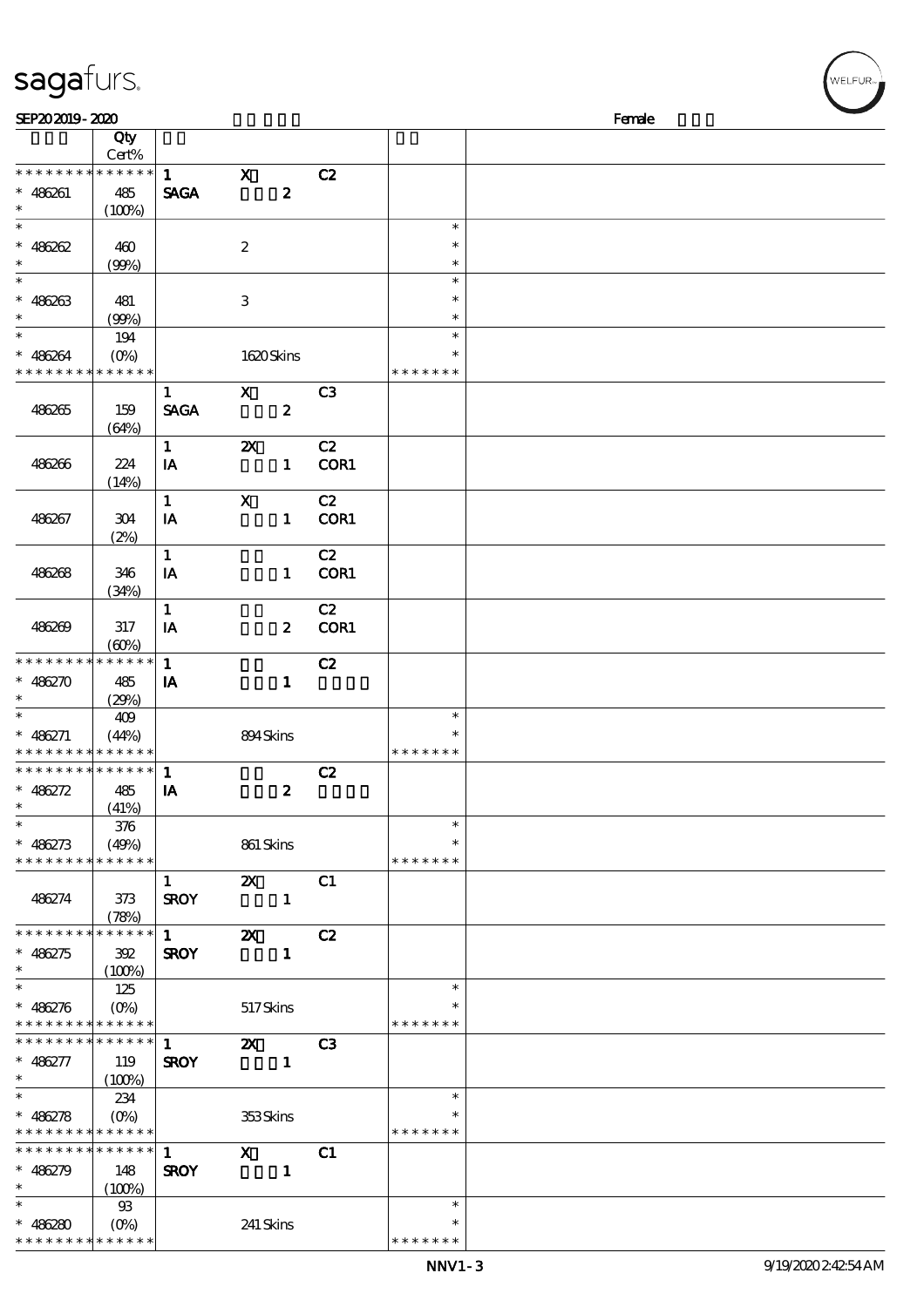| | Qty Cert% | | | | | |
|---|---|---|---|---|---|---|
| * * * * * * * * * * * * * * | | 1 | X | C2 | | |
| * 486261 | 485 | SAGA | 2 | | | |
| * | (100%) | | | | | |
| * | | | | | * | |
| * 486262 | 460 | | 2 | | * | |
| * | (99%) | | | | * | |
| * | | | | | * | |
| * 486263 | 481 | | 3 | | * | |
| * | (99%) | | | | * | |
| * | 194 | | | | * | |
| * 486264 | (0%) | | 1620 Skins | | * | |
| * * * * * * * * * * * * * * | | | | | * * * * * * * | |
| | | 1 | X | C3 | | |
| 486265 | 159 (64%) | SAGA | 2 | | | |
| | | 1 | 2X | C2 | | |
| 486266 | 224 (14%) | IA | 1 | COR1 | | |
| | | 1 | X | C2 | | |
| 486267 | 304 (2%) | IA | 1 | COR1 | | |
| | | 1 | | C2 | | |
| 486268 | 346 (34%) | IA | 1 | COR1 | | |
| | | 1 | | C2 | | |
| 486269 | 317 (60%) | IA | 2 | COR1 | | |
| * * * * * * * * * * * * * * | | 1 | | C2 | | |
| * 486270 | 485 | IA | 1 | | | |
| * | (29%) | | | | | |
| * | 409 | | | | * | |
| * 486271 | (44%) | | 894 Skins | | * | |
| * * * * * * * * * * * * * * | | | | | * * * * * * * | |
| * * * * * * * * * * * * * * | | 1 | | C2 | | |
| * 486272 | 485 | IA | 2 | | | |
| * | (41%) | | | | | |
| * | 376 | | | | * | |
| * 486273 | (49%) | | 861 Skins | | * | |
| * * * * * * * * * * * * * * | | | | | * * * * * * * | |
| | | 1 | 2X | C1 | | |
| 486274 | 373 (78%) | SROY | 1 | | | |
| * * * * * * * * * * * * * * | | 1 | 2X | C2 | | |
| * 486275 | 392 | SROY | 1 | | | |
| * | (100%) | | | | | |
| * | 125 | | | | * | |
| * 486276 | (0%) | | 517 Skins | | * | |
| * * * * * * * * * * * * * * | | | | | * * * * * * * | |
| * * * * * * * * * * * * * * | | 1 | 2X | C3 | | |
| * 486277 | 119 | SROY | 1 | | | |
| * | (100%) | | | | | |
| * | 234 | | | | * | |
| * 486278 | (0%) | | 353 Skins | | * | |
| * * * * * * * * * * * * * * | | | | | * * * * * * * | |
| * * * * * * * * * * * * * * | | 1 | X | C1 | | |
| * 486279 | 148 | SROY | 1 | | | |
| * | (100%) | | | | | |
| * | 93 | | | | * | |
| * 486280 | (0%) | | 241 Skins | | * | |
| * * * * * * * * * * * * * * | | | | | * * * * * * * | |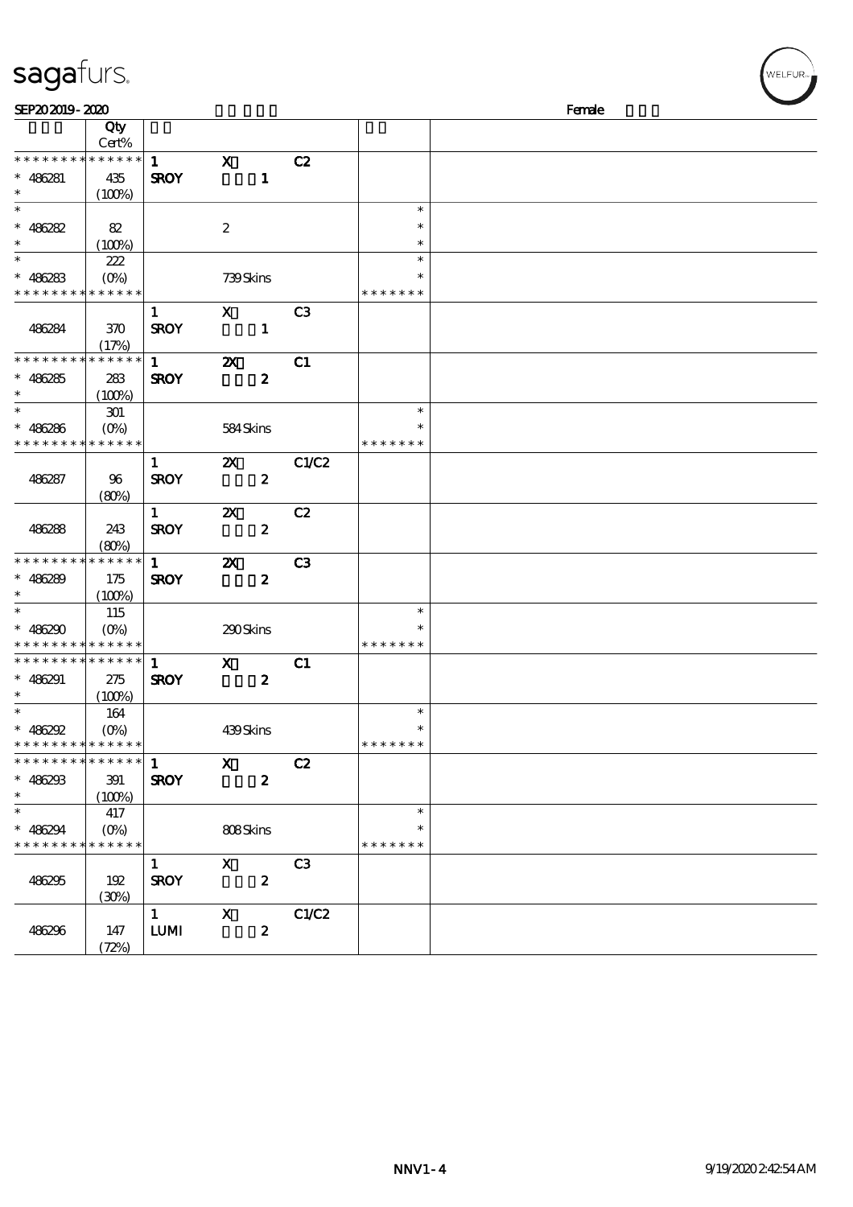SEP20 2019 - 2020 Female

| | Qty Cert% | | | | | |
|---|---|---|---|---|---|---|
| * * * * * * * * * * * * * * | | 1 | X | C2 | | |
| * 486281 | 435 | SROY | 1 | | | |
| * | (100%) | | | | | |
| * | | | | | * | |
| * 486282 | 82 | | 2 | | * | |
| * | (100%) | | | | * | |
| * | 222 | | | | * | |
| * 486283 | (0%) | | 739 Skins | | * | |
| * * * * * * * * * * * * * * | | | | | * * * * * * * | |
| | | 1 | X | C3 | | |
| 486284 | 370 | SROY | 1 | | | |
| | (17%) | | | | | |
| * * * * * * * * * * * * * * | | 1 | 2X | C1 | | |
| * 486285 | 283 | SROY | 2 | | | |
| * | (100%) | | | | | |
| * | 301 | | | | * | |
| * 486286 | (0%) | | 584 Skins | | * | |
| * * * * * * * * * * * * * * | | | | | * * * * * * * | |
| | | 1 | 2X | C1/C2 | | |
| 486287 | 96 | SROY | 2 | | | |
| | (80%) | | | | | |
| | | 1 | 2X | C2 | | |
| 486288 | 243 | SROY | 2 | | | |
| | (80%) | | | | | |
| * * * * * * * * * * * * * * | | 1 | 2X | C3 | | |
| * 486289 | 175 | SROY | 2 | | | |
| * | (100%) | | | | | |
| * | 115 | | | | * | |
| * 486290 | (0%) | | 290 Skins | | * | |
| * * * * * * * * * * * * * * | | | | | * * * * * * * | |
| * * * * * * * * * * * * * * | | 1 | X | C1 | | |
| * 486291 | 275 | SROY | 2 | | | |
| * | (100%) | | | | | |
| * | 164 | | | | * | |
| * 486292 | (0%) | | 439 Skins | | * | |
| * * * * * * * * * * * * * * | | | | | * * * * * * * | |
| * * * * * * * * * * * * * * | | 1 | X | C2 | | |
| * 486293 | 391 | SROY | 2 | | | |
| * | (100%) | | | | | |
| * | 417 | | | | * | |
| * 486294 | (0%) | | 808 Skins | | * | |
| * * * * * * * * * * * * * * | | | | | * * * * * * * | |
| | | 1 | X | C3 | | |
| 486295 | 192 | SROY | 2 | | | |
| | (30%) | | | | | |
| | | 1 | X | C1/C2 | | |
| 486296 | 147 | LUMI | 2 | | | |
| | (72%) | | | | | |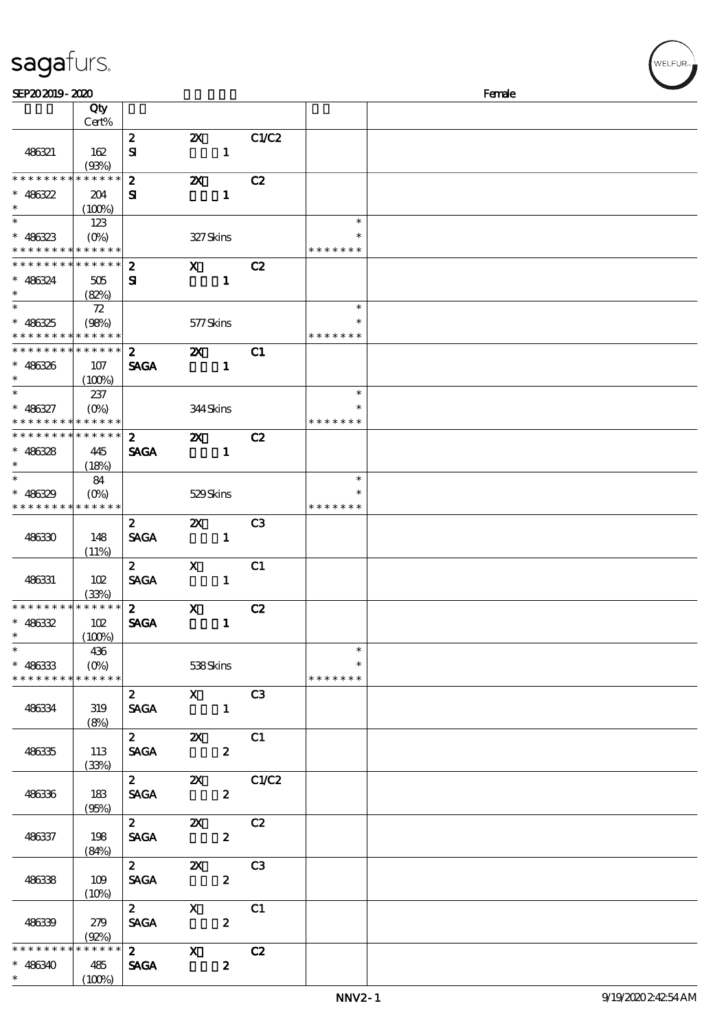sagafurs.

SEP20 2019 - 2020 Female

| | Qty Cert% | | | | | |
|---|---|---|---|---|---|---|
| 486321 | 162 (93%) | 2 SI | 2X 1 | C1/C2 | | |
| * * * * * * * * * * * * * * 486322 * | 204 (100%) | 2 SI | 2X 1 | C2 | | |
| * * 486323 * * * * * * * * * * * * * | 123 (0%) | | 327 Skins | | * * * * * * * * * | |
| * * * * * * * * * * * * * * 486324 * | 505 (82%) | 2 SI | X 1 | C2 | | |
| * * 486325 * * * * * * * * * * * * * | 72 (98%) | | 577 Skins | | * * * * * * * * * | |
| * * * * * * * * * * * * * * 486326 * | 107 (100%) | 2 SAGA | 2X 1 | C1 | | |
| * * 486327 * * * * * * * * * * * * * | 237 (0%) | | 344 Skins | | * * * * * * * * * | |
| * * * * * * * * * * * * * * 486328 * | 445 (18%) | 2 SAGA | 2X 1 | C2 | | |
| * * 486329 * * * * * * * * * * * * * | 84 (0%) | | 529 Skins | | * * * * * * * * * | |
| 486330 | 148 (11%) | 2 SAGA | 2X 1 | C3 | | |
| 486331 | 102 (33%) | 2 SAGA | X 1 | C1 | | |
| * * * * * * * * * * * * * * 486332 * | 102 (100%) | 2 SAGA | X 1 | C2 | | |
| * * 486333 * * * * * * * * * * * * * | 436 (0%) | | 538 Skins | | * * * * * * * * * | |
| 486334 | 319 (8%) | 2 SAGA | X 1 | C3 | | |
| 486335 | 113 (33%) | 2 SAGA | 2X 2 | C1 | | |
| 486336 | 183 (95%) | 2 SAGA | 2X 2 | C1/C2 | | |
| 486337 | 198 (84%) | 2 SAGA | 2X 2 | C2 | | |
| 486338 | 109 (10%) | 2 SAGA | 2X 2 | C3 | | |
| 486339 | 279 (92%) | 2 SAGA | X 2 | C1 | | |
| * * * * * * * * * * * * * * 486340 * | 485 (100%) | 2 SAGA | X 2 | C2 | | |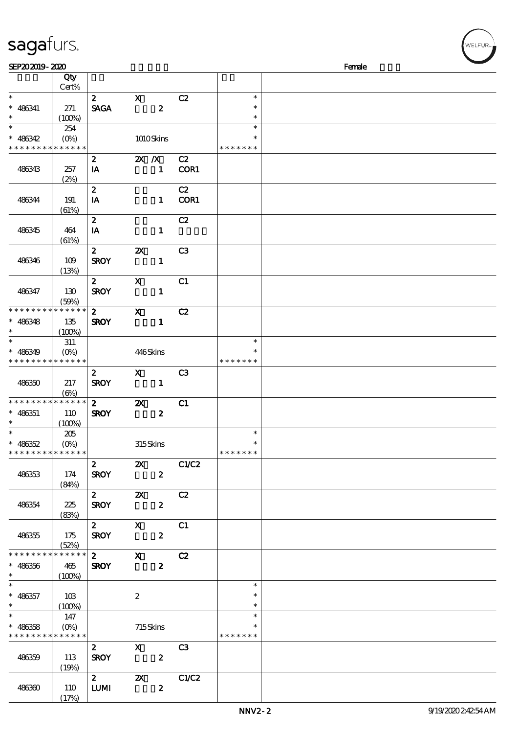| | Qty Cert% | | | | | |
|---|---|---|---|---|---|---|
| * | | 2 | X | C2 | * | |
| * 486341 | 271 | SAGA | 2 | | * | |
| * | (100%) | | | | * | |
| * | 254 | | | | * | |
| * 486342 | (0%) | | 1010 Skins | | * | |
| * * * * * * * * * * * * * * | | | | | * * * * * * * | |
| | | 2 | 2X /X | C2 | | |
| 486343 | 257 | IA | 1 | COR1 | | |
| | (2%) | | | | | |
| | | 2 | | C2 | | |
| 486344 | 191 | IA | 1 | COR1 | | |
| | (61%) | | | | | |
| | | 2 | | C2 | | |
| 486345 | 464 | IA | 1 | | | |
| | (61%) | | | | | |
| | | 2 | 2X | C3 | | |
| 486346 | 109 | SROY | 1 | | | |
| | (13%) | | | | | |
| | | 2 | X | C1 | | |
| 486347 | 130 | SROY | 1 | | | |
| | (59%) | | | | | |
| * * * * * * * * * * * * * * | | 2 | X | C2 | | |
| * 486348 | 135 | SROY | 1 | | | |
| * | (100%) | | | | | |
| * | 311 | | | | * | |
| * 486349 | (0%) | | 446 Skins | | * | |
| * * * * * * * * * * * * * * | | | | | * * * * * * * | |
| | | 2 | X | C3 | | |
| 486350 | 217 | SROY | 1 | | | |
| | (6%) | | | | | |
| * * * * * * * * * * * * * * | | 2 | 2X | C1 | | |
| * 486351 | 110 | SROY | 2 | | | |
| * | (100%) | | | | | |
| * | 205 | | | | * | |
| * 486352 | (0%) | | 315 Skins | | * | |
| * * * * * * * * * * * * * * | | | | | * * * * * * * | |
| | | 2 | 2X | C1/C2 | | |
| 486353 | 174 | SROY | 2 | | | |
| | (84%) | | | | | |
| | | 2 | 2X | C2 | | |
| 486354 | 225 | SROY | 2 | | | |
| | (83%) | | | | | |
| | | 2 | X | C1 | | |
| 486355 | 175 | SROY | 2 | | | |
| | (52%) | | | | | |
| * * * * * * * * * * * * * * | | 2 | X | C2 | | |
| * 486356 | 465 | SROY | 2 | | | |
| * | (100%) | | | | | |
| * | | | | | * | |
| * 486357 | 103 | | 2 | | * | |
| * | (100%) | | | | * | |
| * | 147 | | | | * | |
| * 486358 | (0%) | | 715 Skins | | * | |
| * * * * * * * * * * * * * * | | | | | * * * * * * * | |
| | | 2 | X | C3 | | |
| 486359 | 113 | SROY | 2 | | | |
| | (19%) | | | | | |
| | | 2 | 2X | C1/C2 | | |
| 486360 | 110 | LUMI | 2 | | | |
| | (17%) | | | | | |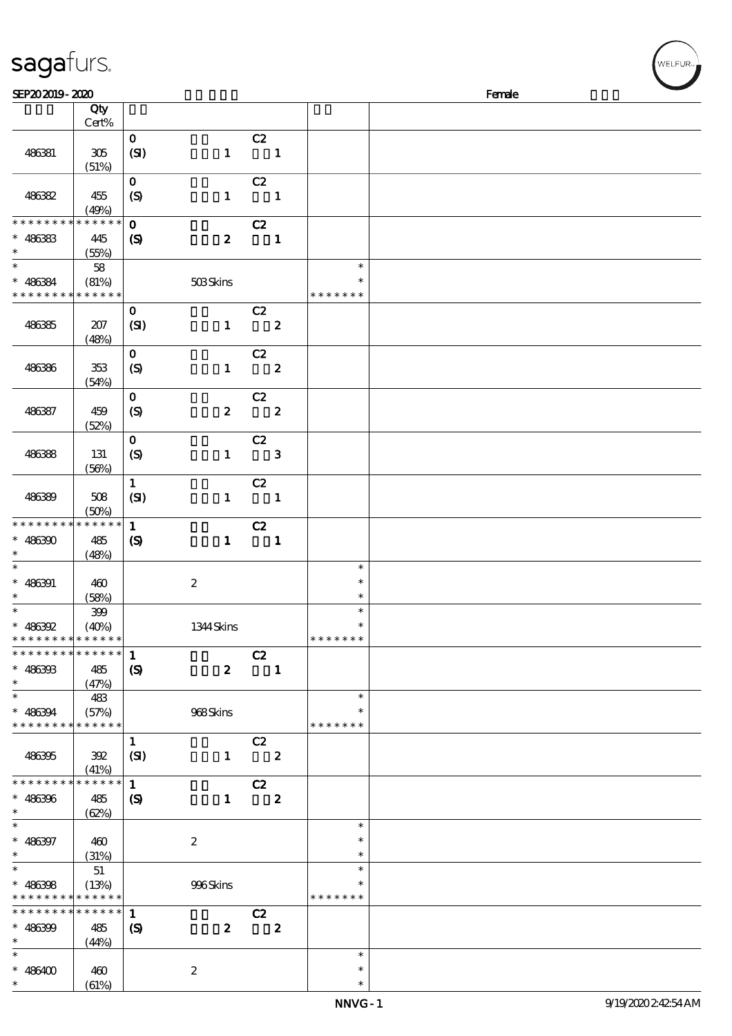| | Qty Cert% | | | | |
|---|---|---|---|---|---|
| 486381 | 305 (51%) | 0 (SI) 1 C2 1 | | | |
| 486382 | 455 (49%) | 0 (S) 1 C2 1 | | | |
| * * * * * * * * * * * * * * * 486383 * | 445 (55%) | 0 (S) 2 C2 1 | | | |
| * * 486384 * * * * * * * * * * * * * | 58 (81%) | 503 Skins | * * * * * * * * * | | |
| 486385 | 207 (48%) | 0 (SI) 1 C2 2 | | | |
| 486386 | 353 (54%) | 0 (S) 1 C2 2 | | | |
| 486387 | 459 (52%) | 0 (S) 2 C2 2 | | | |
| 486388 | 131 (56%) | 0 (S) 1 C2 3 | | | |
| 486389 | 508 (50%) | 1 (SI) 1 C2 1 | | | |
| * * * * * * * * * * * * * * * 486390 * | 485 (48%) | 1 (S) 1 C2 1 | | | |
| * * 486391 * | 460 (58%) | 2 | * * * | | |
| * * 486392 * * * * * * * * * * * * * | 399 (40%) | 1344 Skins | * * * * * * * * * | | |
| * * * * * * * * * * * * * * * 486393 * | 485 (47%) | 1 (S) 2 C2 1 | | | |
| * * 486394 * * * * * * * * * * * * * | 483 (57%) | 968 Skins | * * * * * * * * * | | |
| 486395 | 392 (41%) | 1 (SI) 1 C2 2 | | | |
| * * * * * * * * * * * * * * * 486396 * | 485 (62%) | 1 (S) 1 C2 2 | | | |
| * * 486397 * | 460 (31%) | 2 | * * * | | |
| * * 486398 * * * * * * * * * * * * * | 51 (13%) | 996 Skins | * * * * * * * * * | | |
| * * * * * * * * * * * * * * * 486399 * | 485 (44%) | 1 (S) 2 C2 2 | | | |
| * * 486400 * | 460 (61%) | 2 | * * * | | |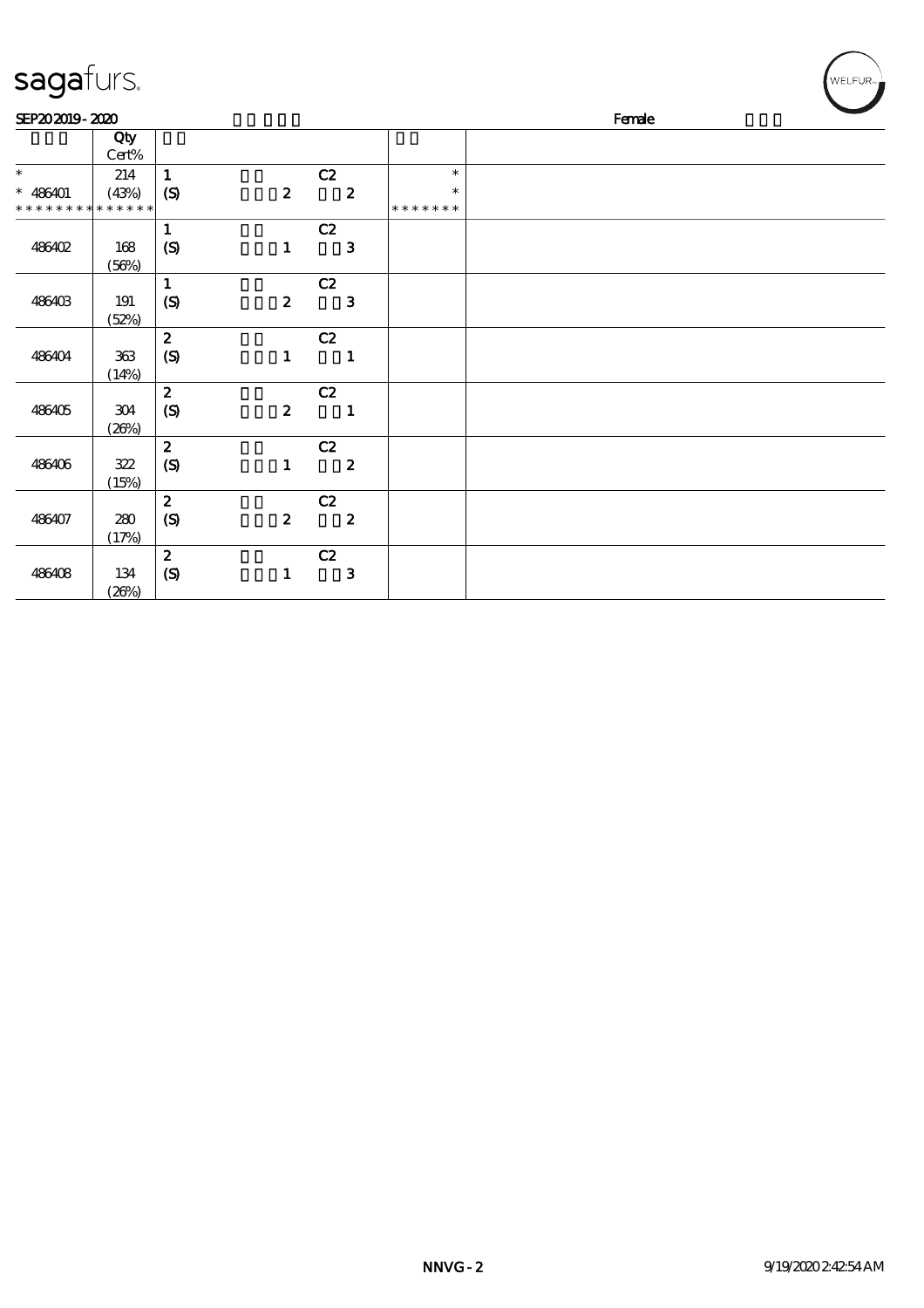SEP20 2019 - 2020 Female

| | Qty Cert% | | | | | |
|---|---|---|---|---|---|---|
| * | 214 | 1 | | C2 | * | |
| * 486401 | (43%) | (S) | 2 | 2 | * | |
| * * * * * * * * * * * * * | | | | | * * * * * * * | |
| 486402 | 168 (56%) | 1 (S) | 1 | C2 3 | | |
| 486403 | 191 (52%) | 1 (S) | 2 | C2 3 | | |
| 486404 | 363 (14%) | 2 (S) | 1 | C2 1 | | |
| 486405 | 304 (26%) | 2 (S) | 2 | C2 1 | | |
| 486406 | 322 (15%) | 2 (S) | 1 | C2 2 | | |
| 486407 | 280 (17%) | 2 (S) | 2 | C2 2 | | |
| 486408 | 134 (26%) | 2 (S) | 1 | C2 3 | | |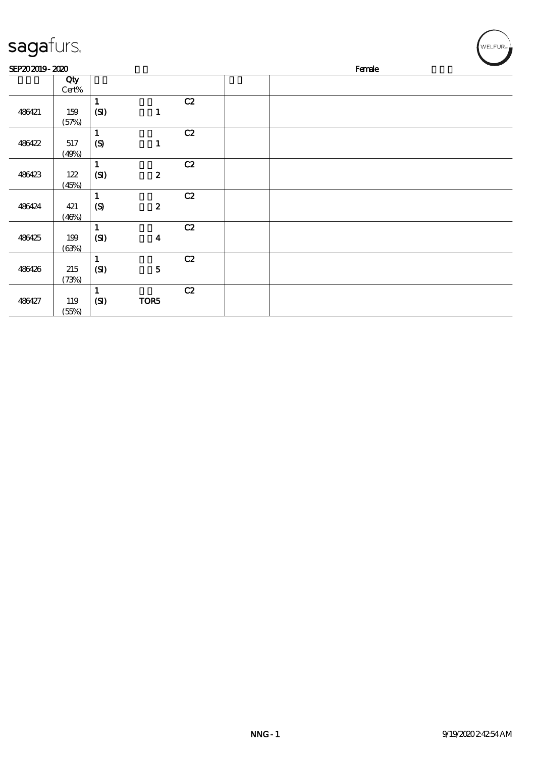SEP20 2019 - 2020 Female

| | Qty Cert% | | | |
|---|---|---|---|---|
| 486421 | 159 (57%) | 1 (SI) 1 C2 | | |
| 486422 | 517 (49%) | 1 (S) 1 C2 | | |
| 486423 | 122 (45%) | 1 (SI) 2 C2 | | |
| 486424 | 421 (46%) | 1 (S) 2 C2 | | |
| 486425 | 199 (63%) | 1 (SI) 4 C2 | | |
| 486426 | 215 (73%) | 1 (SI) 5 C2 | | |
| 486427 | 119 (55%) | 1 (SI) TOR5 C2 | | |

NNG - 1 9/19/2020 2:42:54 AM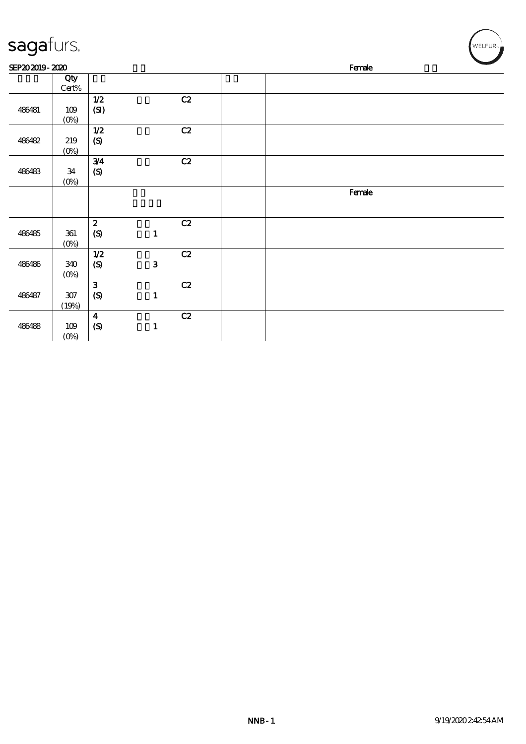sagafurs.

SEP20 2019 - 2020 Female

| | Qty Cert% | | | | | |
|---|---|---|---|---|---|---|
| 486481 | 109 (0%) | 1/2 (SI) | | C2 | | |
| 486482 | 219 (0%) | 1/2 (S) | | C2 | | |
| 486483 | 34 (0%) | 3/4 (S) | | C2 | | |
| | | | | | | Female |
| 486485 | 361 (0%) | 2 (S) | 1 | C2 | | |
| 486486 | 340 (0%) | 1/2 (S) | 3 | C2 | | |
| 486487 | 307 (19%) | 3 (S) | 1 | C2 | | |
| 486488 | 109 (0%) | 4 (S) | 1 | C2 | | |

NNB-1 9/19/2020 2:42:54 AM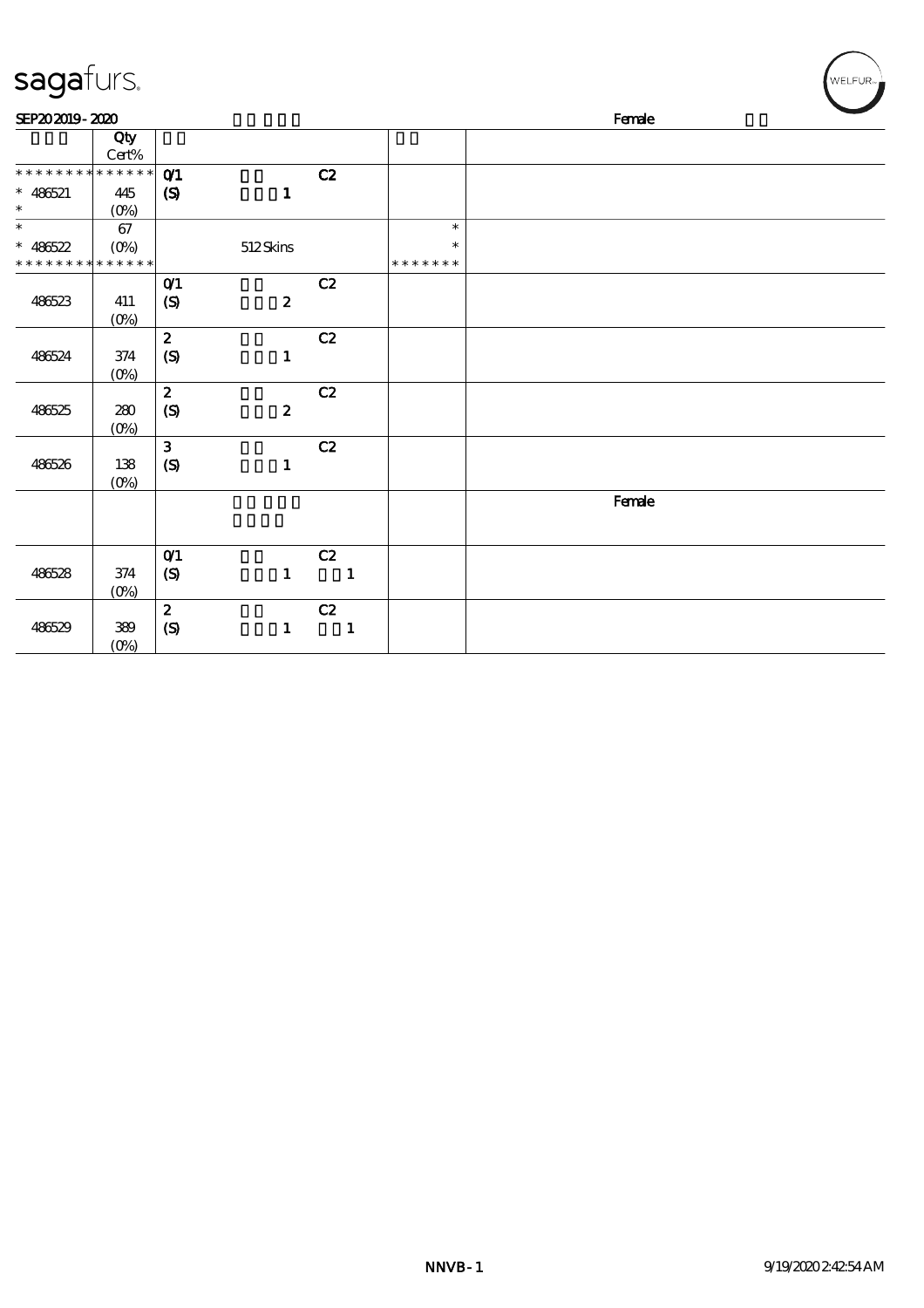sagafurs.

SEP20 2019 - 2020 Female

| | Qty Cert% | | | | | |
|---|---|---|---|---|---|---|
| * * * * * * * * * * * * * * | 0/1 | | C2 | | | |
| * 486521 | 445 | (S) | 1 | | | |
| * | (0%) | | | | | |
| * | 67 | | | | * | |
| * 486522 | (0%) | | 512 Skins | | * | |
| * * * * * * * * * * * * * * | | | | | * * * * * * * | |
| | | 0/1 | | C2 | | |
| 486523 | 411 | (S) | 2 | | | |
| | (0%) | | | | | |
| | | 2 | | C2 | | |
| 486524 | 374 | (S) | 1 | | | |
| | (0%) | | | | | |
| | | 2 | | C2 | | |
| 486525 | 280 | (S) | 2 | | | |
| | (0%) | | | | | |
| | | 3 | | C2 | | |
| 486526 | 138 | (S) | 1 | | | |
| | (0%) | | | | | |
| | | | | | | Female |
| | | 0/1 | | C2 | | |
| 486528 | 374 | (S) | 1 | 1 | | |
| | (0%) | | | | | |
| | | 2 | | C2 | | |
| 486529 | 389 | (S) | 1 | 1 | | |
| | (0%) | | | | | |

NNVB - 1 9/19/2020 2:42:54 AM